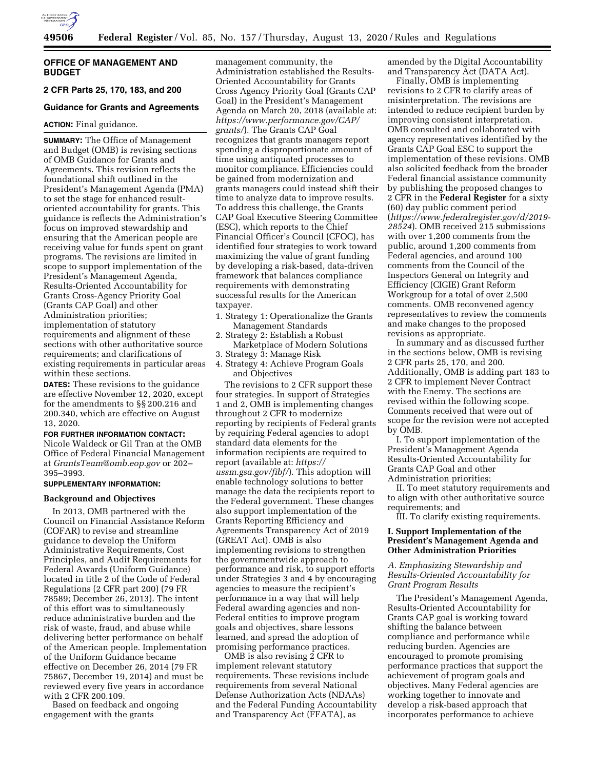## OFFICE OF MANAGEMENT AND BUDGET

### 2 CFR Parts 25, 170, 183, and 200

### Guidance for Grants and Agreements

**ACTION:** Final guidance.

**SUMMARY:** The Office of Management and Budget (OMB) is revising sections of OMB Guidance for Grants and Agreements. This revision reflects the foundational shift outlined in the President's Management Agenda (PMA) to set the stage for enhanced result-oriented accountability for grants. This guidance is reflects the Administration's focus on improved stewardship and ensuring that the American people are receiving value for funds spent on grant programs. The revisions are limited in scope to support implementation of the President's Management Agenda, Results-Oriented Accountability for Grants Cross-Agency Priority Goal (Grants CAP Goal) and other Administration priorities; implementation of statutory requirements and alignment of these sections with other authoritative source requirements; and clarifications of existing requirements in particular areas within these sections.

**DATES:** These revisions to the guidance are effective November 12, 2020, except for the amendments to §§ 200.216 and 200.340, which are effective on August 13, 2020.

**FOR FURTHER INFORMATION CONTACT:** Nicole Waldeck or Gil Tran at the OMB Office of Federal Financial Management at *GrantsTeam@omb.eop.gov* or 202–395–3993.

**SUPPLEMENTARY INFORMATION:**

**Background and Objectives**

In 2013, OMB partnered with the Council on Financial Assistance Reform (COFAR) to revise and streamline guidance to develop the Uniform Administrative Requirements, Cost Principles, and Audit Requirements for Federal Awards (Uniform Guidance) located in title 2 of the Code of Federal Regulations (2 CFR part 200) (79 FR 78589; December 26, 2013). The intent of this effort was to simultaneously reduce administrative burden and the risk of waste, fraud, and abuse while delivering better performance on behalf of the American people. Implementation of the Uniform Guidance became effective on December 26, 2014 (79 FR 75867, December 19, 2014) and must be reviewed every five years in accordance with 2 CFR 200.109.

Based on feedback and ongoing engagement with the grants management community, the Administration established the Results-Oriented Accountability for Grants Cross Agency Priority Goal (Grants CAP Goal) in the President's Management Agenda on March 20, 2018 (available at: *https://www.performance.gov/CAP/grants/*). The Grants CAP Goal recognizes that grants managers report spending a disproportionate amount of time using antiquated processes to monitor compliance. Efficiencies could be gained from modernization and grants managers could instead shift their time to analyze data to improve results. To address this challenge, the Grants CAP Goal Executive Steering Committee (ESC), which reports to the Chief Financial Officer's Council (CFOC), has identified four strategies to work toward maximizing the value of grant funding by developing a risk-based, data-driven framework that balances compliance requirements with demonstrating successful results for the American taxpayer.

1. Strategy 1: Operationalize the Grants Management Standards
2. Strategy 2: Establish a Robust Marketplace of Modern Solutions
3. Strategy 3: Manage Risk
4. Strategy 4: Achieve Program Goals and Objectives

The revisions to 2 CFR support these four strategies. In support of Strategies 1 and 2, OMB is implementing changes throughout 2 CFR to modernize reporting by recipients of Federal grants by requiring Federal agencies to adopt standard data elements for the information recipients are required to report (available at: *https://ussm.gsa.gov/fibf/*). This adoption will enable technology solutions to better manage the data the recipients report to the Federal government. These changes also support implementation of the Grants Reporting Efficiency and Agreements Transparency Act of 2019 (GREAT Act). OMB is also implementing revisions to strengthen the governmentwide approach to performance and risk, to support efforts under Strategies 3 and 4 by encouraging agencies to measure the recipient's performance in a way that will help Federal awarding agencies and non-Federal entities to improve program goals and objectives, share lessons learned, and spread the adoption of promising performance practices.

OMB is also revising 2 CFR to implement relevant statutory requirements. These revisions include requirements from several National Defense Authorization Acts (NDAAs) and the Federal Funding Accountability and Transparency Act (FFATA), as amended by the Digital Accountability and Transparency Act (DATA Act).

Finally, OMB is implementing revisions to 2 CFR to clarify areas of misinterpretation. The revisions are intended to reduce recipient burden by improving consistent interpretation. OMB consulted and collaborated with agency representatives identified by the Grants CAP Goal ESC to support the implementation of these revisions. OMB also solicited feedback from the broader Federal financial assistance community by publishing the proposed changes to 2 CFR in the **Federal Register** for a sixty (60) day public comment period (*https://www.federalregister.gov/d/2019-28524*). OMB received 215 submissions with over 1,200 comments from the public, around 1,200 comments from Federal agencies, and around 100 comments from the Council of the Inspectors General on Integrity and Efficiency (CIGIE) Grant Reform Workgroup for a total of over 2,500 comments. OMB reconvened agency representatives to review the comments and make changes to the proposed revisions as appropriate.

In summary and as discussed further in the sections below, OMB is revising 2 CFR parts 25, 170, and 200. Additionally, OMB is adding part 183 to 2 CFR to implement Never Contract with the Enemy. The sections are revised within the following scope. Comments received that were out of scope for the revision were not accepted by OMB.

I. To support implementation of the President's Management Agenda Results-Oriented Accountability for Grants CAP Goal and other Administration priorities;

II. To meet statutory requirements and to align with other authoritative source requirements; and

III. To clarify existing requirements.

### I. Support Implementation of the President's Management Agenda and Other Administration Priorities

#### *A. Emphasizing Stewardship and Results-Oriented Accountability for Grant Program Results*

The President's Management Agenda, Results-Oriented Accountability for Grants CAP goal is working toward shifting the balance between compliance and performance while reducing burden. Agencies are encouraged to promote promising performance practices that support the achievement of program goals and objectives. Many Federal agencies are working together to innovate and develop a risk-based approach that incorporates performance to achieve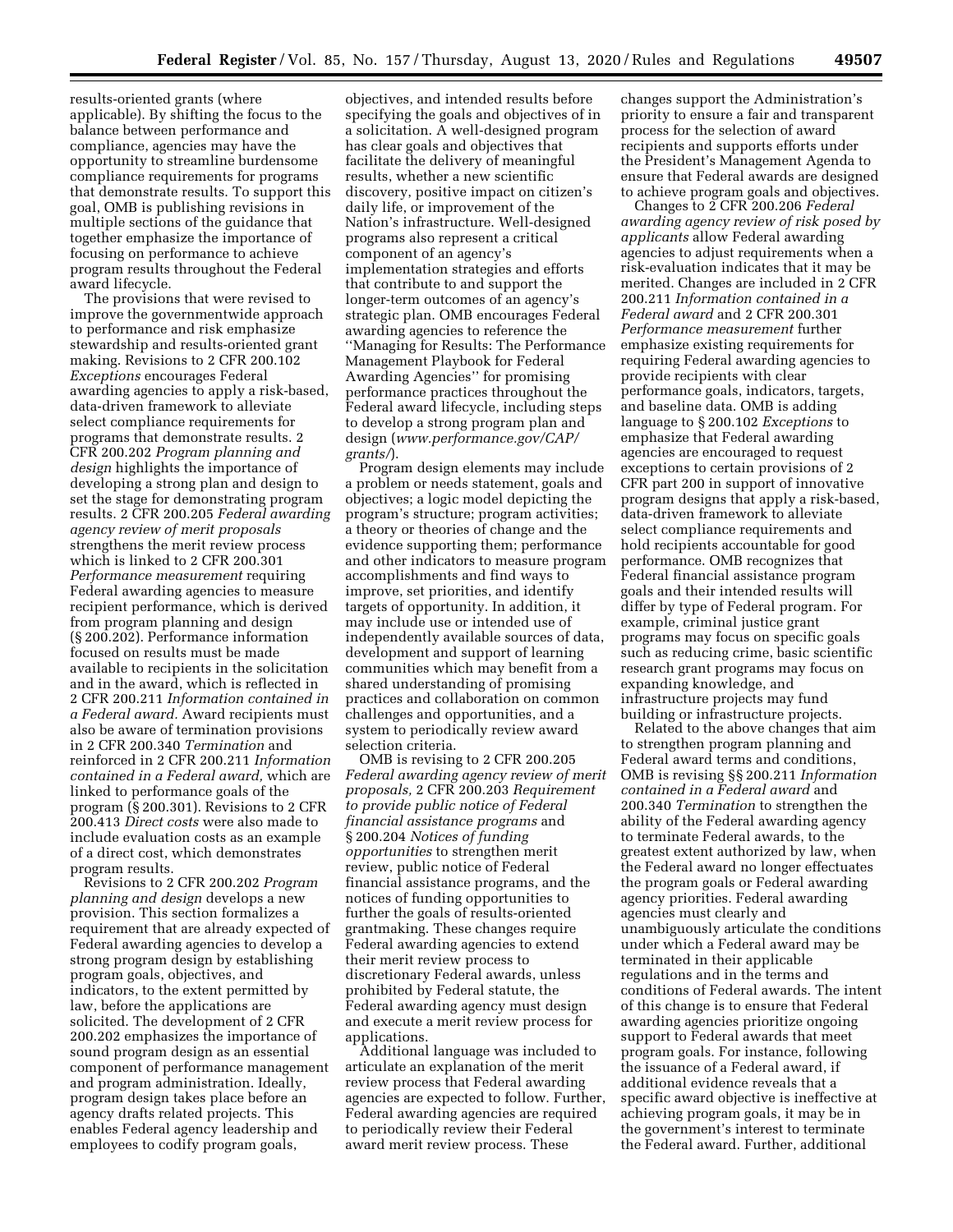results-oriented grants (where applicable). By shifting the focus to the balance between performance and compliance, agencies may have the opportunity to streamline burdensome compliance requirements for programs that demonstrate results. To support this goal, OMB is publishing revisions in multiple sections of the guidance that together emphasize the importance of focusing on performance to achieve program results throughout the Federal award lifecycle.

The provisions that were revised to improve the governmentwide approach to performance and risk emphasize stewardship and results-oriented grant making. Revisions to 2 CFR 200.102 *Exceptions* encourages Federal awarding agencies to apply a risk-based, data-driven framework to alleviate select compliance requirements for programs that demonstrate results. 2 CFR 200.202 *Program planning and design* highlights the importance of developing a strong plan and design to set the stage for demonstrating program results. 2 CFR 200.205 *Federal awarding agency review of merit proposals* strengthens the merit review process which is linked to 2 CFR 200.301 *Performance measurement* requiring Federal awarding agencies to measure recipient performance, which is derived from program planning and design (§ 200.202). Performance information focused on results must be made available to recipients in the solicitation and in the award, which is reflected in 2 CFR 200.211 *Information contained in a Federal award.* Award recipients must also be aware of termination provisions in 2 CFR 200.340 *Termination* and reinforced in 2 CFR 200.211 *Information contained in a Federal award,* which are linked to performance goals of the program (§ 200.301). Revisions to 2 CFR 200.413 *Direct costs* were also made to include evaluation costs as an example of a direct cost, which demonstrates program results.

Revisions to 2 CFR 200.202 *Program planning and design* develops a new provision. This section formalizes a requirement that are already expected of Federal awarding agencies to develop a strong program design by establishing program goals, objectives, and indicators, to the extent permitted by law, before the applications are solicited. The development of 2 CFR 200.202 emphasizes the importance of sound program design as an essential component of performance management and program administration. Ideally, program design takes place before an agency drafts related projects. This enables Federal agency leadership and employees to codify program goals, objectives, and intended results before specifying the goals and objectives of in a solicitation. A well-designed program has clear goals and objectives that facilitate the delivery of meaningful results, whether a new scientific discovery, positive impact on citizen's daily life, or improvement of the Nation's infrastructure. Well-designed programs also represent a critical component of an agency's implementation strategies and efforts that contribute to and support the longer-term outcomes of an agency's strategic plan. OMB encourages Federal awarding agencies to reference the "Managing for Results: The Performance Management Playbook for Federal Awarding Agencies" for promising performance practices throughout the Federal award lifecycle, including steps to develop a strong program plan and design (*www.performance.gov/CAP/grants/*).

Program design elements may include a problem or needs statement, goals and objectives; a logic model depicting the program's structure; program activities; a theory or theories of change and the evidence supporting them; performance and other indicators to measure program accomplishments and find ways to improve, set priorities, and identify targets of opportunity. In addition, it may include use or intended use of independently available sources of data, development and support of learning communities which may benefit from a shared understanding of promising practices and collaboration on common challenges and opportunities, and a system to periodically review award selection criteria.

OMB is revising to 2 CFR 200.205 *Federal awarding agency review of merit proposals,* 2 CFR 200.203 *Requirement to provide public notice of Federal financial assistance programs* and § 200.204 *Notices of funding opportunities* to strengthen merit review, public notice of Federal financial assistance programs, and the notices of funding opportunities to further the goals of results-oriented grantmaking. These changes require Federal awarding agencies to extend their merit review process to discretionary Federal awards, unless prohibited by Federal statute, the Federal awarding agency must design and execute a merit review process for applications.

Additional language was included to articulate an explanation of the merit review process that Federal awarding agencies are expected to follow. Further, Federal awarding agencies are required to periodically review their Federal award merit review process. These changes support the Administration's priority to ensure a fair and transparent process for the selection of award recipients and supports efforts under the President's Management Agenda to ensure that Federal awards are designed to achieve program goals and objectives.

Changes to 2 CFR 200.206 *Federal awarding agency review of risk posed by applicants* allow Federal awarding agencies to adjust requirements when a risk-evaluation indicates that it may be merited. Changes are included in 2 CFR 200.211 *Information contained in a Federal award* and 2 CFR 200.301 *Performance measurement* further emphasize existing requirements for requiring Federal awarding agencies to provide recipients with clear performance goals, indicators, targets, and baseline data. OMB is adding language to § 200.102 *Exceptions* to emphasize that Federal awarding agencies are encouraged to request exceptions to certain provisions of 2 CFR part 200 in support of innovative program designs that apply a risk-based, data-driven framework to alleviate select compliance requirements and hold recipients accountable for good performance. OMB recognizes that Federal financial assistance program goals and their intended results will differ by type of Federal program. For example, criminal justice grant programs may focus on specific goals such as reducing crime, basic scientific research grant programs may focus on expanding knowledge, and infrastructure projects may fund building or infrastructure projects.

Related to the above changes that aim to strengthen program planning and Federal award terms and conditions, OMB is revising §§ 200.211 *Information contained in a Federal award* and 200.340 *Termination* to strengthen the ability of the Federal awarding agency to terminate Federal awards, to the greatest extent authorized by law, when the Federal award no longer effectuates the program goals or Federal awarding agency priorities. Federal awarding agencies must clearly and unambiguously articulate the conditions under which a Federal award may be terminated in their applicable regulations and in the terms and conditions of Federal awards. The intent of this change is to ensure that Federal awarding agencies prioritize ongoing support to Federal awards that meet program goals. For instance, following the issuance of a Federal award, if additional evidence reveals that a specific award objective is ineffective at achieving program goals, it may be in the government's interest to terminate the Federal award. Further, additional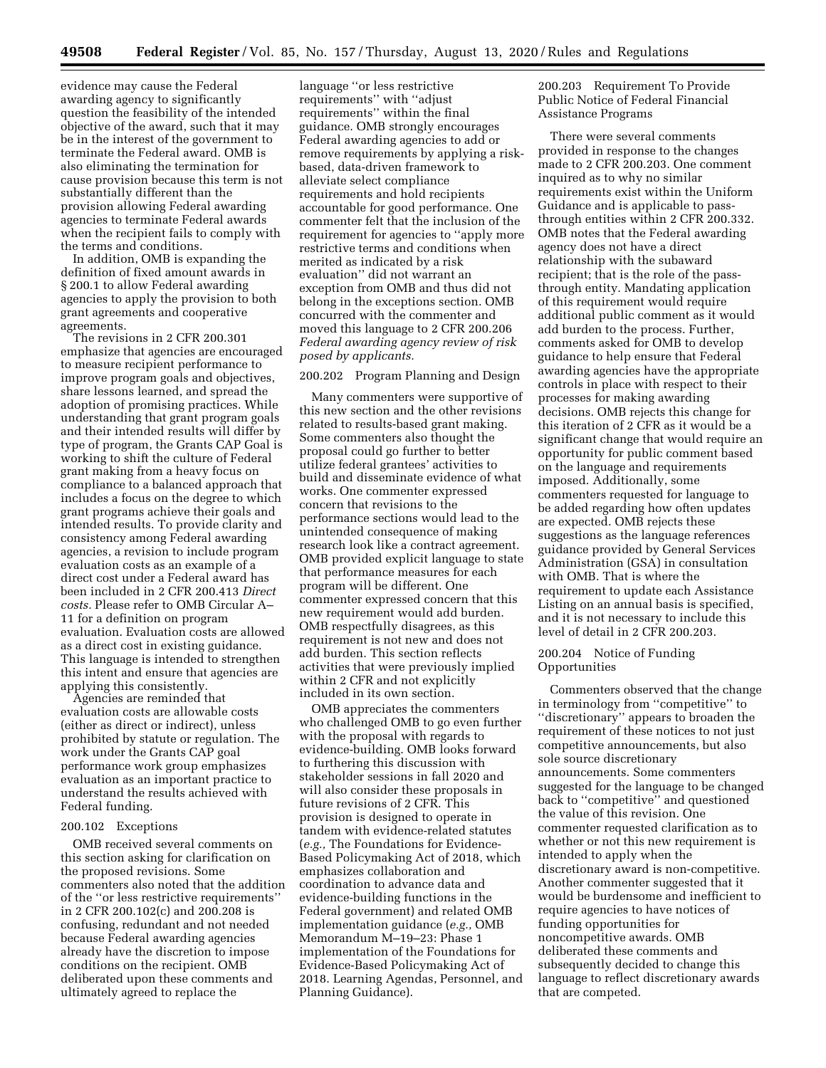evidence may cause the Federal awarding agency to significantly question the feasibility of the intended objective of the award, such that it may be in the interest of the government to terminate the Federal award. OMB is also eliminating the termination for cause provision because this term is not substantially different than the provision allowing Federal awarding agencies to terminate Federal awards when the recipient fails to comply with the terms and conditions.

In addition, OMB is expanding the definition of fixed amount awards in § 200.1 to allow Federal awarding agencies to apply the provision to both grant agreements and cooperative agreements.

The revisions in 2 CFR 200.301 emphasize that agencies are encouraged to measure recipient performance to improve program goals and objectives, share lessons learned, and spread the adoption of promising practices. While understanding that grant program goals and their intended results will differ by type of program, the Grants CAP Goal is working to shift the culture of Federal grant making from a heavy focus on compliance to a balanced approach that includes a focus on the degree to which grant programs achieve their goals and intended results. To provide clarity and consistency among Federal awarding agencies, a revision to include program evaluation costs as an example of a direct cost under a Federal award has been included in 2 CFR 200.413 *Direct costs.* Please refer to OMB Circular A–11 for a definition on program evaluation. Evaluation costs are allowed as a direct cost in existing guidance. This language is intended to strengthen this intent and ensure that agencies are applying this consistently.

Agencies are reminded that evaluation costs are allowable costs (either as direct or indirect), unless prohibited by statute or regulation. The work under the Grants CAP goal performance work group emphasizes evaluation as an important practice to understand the results achieved with Federal funding.

## 200.102 Exceptions

OMB received several comments on this section asking for clarification on the proposed revisions. Some commenters also noted that the addition of the "or less restrictive requirements" in 2 CFR 200.102(c) and 200.208 is confusing, redundant and not needed because Federal awarding agencies already have the discretion to impose conditions on the recipient. OMB deliberated upon these comments and ultimately agreed to replace the language "or less restrictive requirements" with "adjust requirements" within the final guidance. OMB strongly encourages Federal awarding agencies to add or remove requirements by applying a risk-based, data-driven framework to alleviate select compliance requirements and hold recipients accountable for good performance. One commenter felt that the inclusion of the requirement for agencies to "apply more restrictive terms and conditions when merited as indicated by a risk evaluation" did not warrant an exception from OMB and thus did not belong in the exceptions section. OMB concurred with the commenter and moved this language to 2 CFR 200.206 *Federal awarding agency review of risk posed by applicants.*

## 200.202 Program Planning and Design

Many commenters were supportive of this new section and the other revisions related to results-based grant making. Some commenters also thought the proposal could go further to better utilize federal grantees' activities to build and disseminate evidence of what works. One commenter expressed concern that revisions to the performance sections would lead to the unintended consequence of making research look like a contract agreement. OMB provided explicit language to state that performance measures for each program will be different. One commenter expressed concern that this new requirement would add burden. OMB respectfully disagrees, as this requirement is not new and does not add burden. This section reflects activities that were previously implied within 2 CFR and not explicitly included in its own section.

OMB appreciates the commenters who challenged OMB to go even further with the proposal with regards to evidence-building. OMB looks forward to furthering this discussion with stakeholder sessions in fall 2020 and will also consider these proposals in future revisions of 2 CFR. This provision is designed to operate in tandem with evidence-related statutes (*e.g.,* The Foundations for Evidence-Based Policymaking Act of 2018, which emphasizes collaboration and coordination to advance data and evidence-building functions in the Federal government) and related OMB implementation guidance (*e.g.,* OMB Memorandum M–19–23: Phase 1 implementation of the Foundations for Evidence-Based Policymaking Act of 2018. Learning Agendas, Personnel, and Planning Guidance).

## 200.203 Requirement To Provide Public Notice of Federal Financial Assistance Programs

There were several comments provided in response to the changes made to 2 CFR 200.203. One comment inquired as to why no similar requirements exist within the Uniform Guidance and is applicable to pass-through entities within 2 CFR 200.332. OMB notes that the Federal awarding agency does not have a direct relationship with the subaward recipient; that is the role of the pass-through entity. Mandating application of this requirement would require additional public comment as it would add burden to the process. Further, comments asked for OMB to develop guidance to help ensure that Federal awarding agencies have the appropriate controls in place with respect to their processes for making awarding decisions. OMB rejects this change for this iteration of 2 CFR as it would be a significant change that would require an opportunity for public comment based on the language and requirements imposed. Additionally, some commenters requested for language to be added regarding how often updates are expected. OMB rejects these suggestions as the language references guidance provided by General Services Administration (GSA) in consultation with OMB. That is where the requirement to update each Assistance Listing on an annual basis is specified, and it is not necessary to include this level of detail in 2 CFR 200.203.

## 200.204 Notice of Funding Opportunities

Commenters observed that the change in terminology from "competitive" to "discretionary" appears to broaden the requirement of these notices to not just competitive announcements, but also sole source discretionary announcements. Some commenters suggested for the language to be changed back to "competitive" and questioned the value of this revision. One commenter requested clarification as to whether or not this new requirement is intended to apply when the discretionary award is non-competitive. Another commenter suggested that it would be burdensome and inefficient to require agencies to have notices of funding opportunities for noncompetitive awards. OMB deliberated these comments and subsequently decided to change this language to reflect discretionary awards that are competed.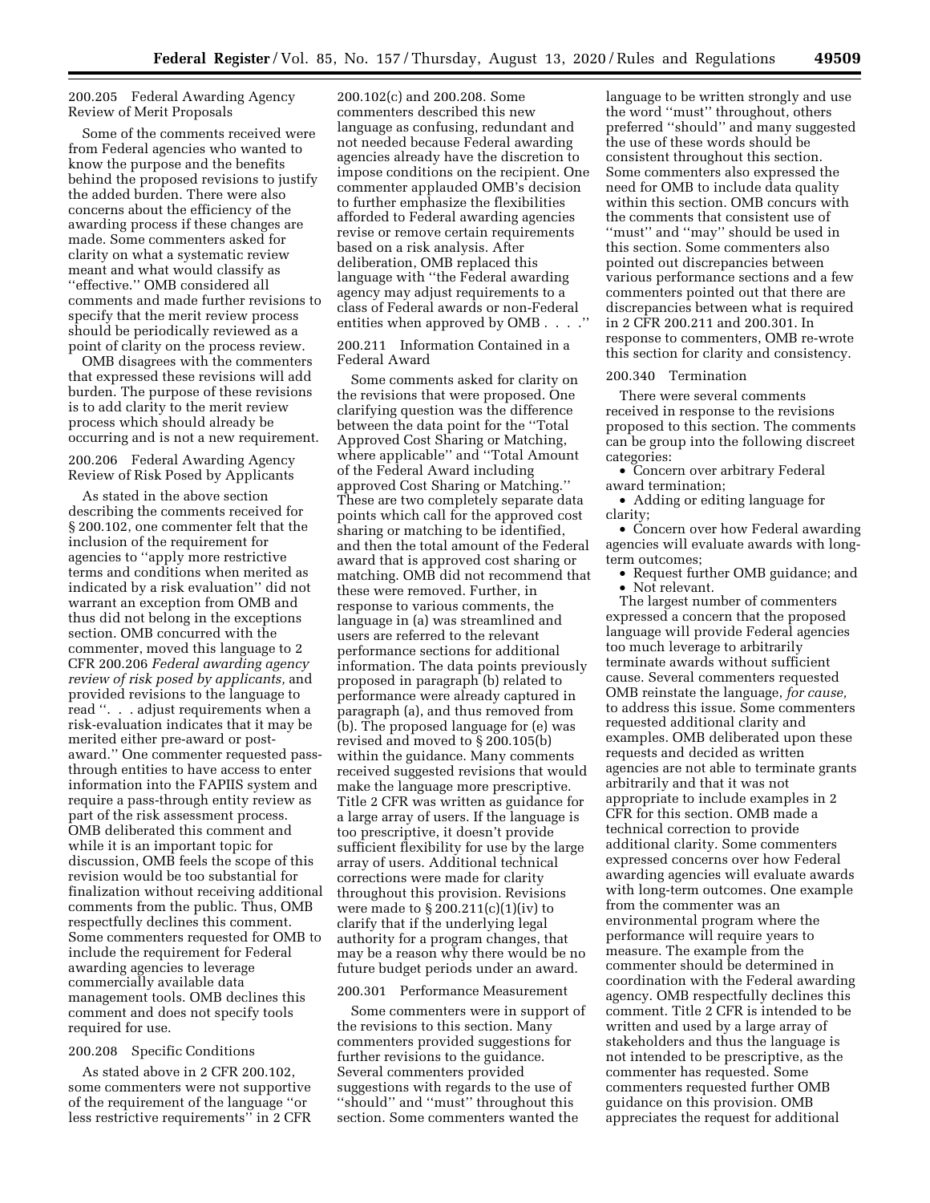### 200.205 Federal Awarding Agency Review of Merit Proposals

Some of the comments received were from Federal agencies who wanted to know the purpose and the benefits behind the proposed revisions to justify the added burden. There were also concerns about the efficiency of the awarding process if these changes are made. Some commenters asked for clarity on what a systematic review meant and what would classify as ''effective.'' OMB considered all comments and made further revisions to specify that the merit review process should be periodically reviewed as a point of clarity on the process review.

OMB disagrees with the commenters that expressed these revisions will add burden. The purpose of these revisions is to add clarity to the merit review process which should already be occurring and is not a new requirement.

### 200.206 Federal Awarding Agency Review of Risk Posed by Applicants

As stated in the above section describing the comments received for § 200.102, one commenter felt that the inclusion of the requirement for agencies to ''apply more restrictive terms and conditions when merited as indicated by a risk evaluation'' did not warrant an exception from OMB and thus did not belong in the exceptions section. OMB concurred with the commenter, moved this language to 2 CFR 200.206 *Federal awarding agency review of risk posed by applicants,* and provided revisions to the language to read ''. . . adjust requirements when a risk-evaluation indicates that it may be merited either pre-award or post-award.'' One commenter requested pass-through entities to have access to enter information into the FAPIIS system and require a pass-through entity review as part of the risk assessment process. OMB deliberated this comment and while it is an important topic for discussion, OMB feels the scope of this revision would be too substantial for finalization without receiving additional comments from the public. Thus, OMB respectfully declines this comment. Some commenters requested for OMB to include the requirement for Federal awarding agencies to leverage commercially available data management tools. OMB declines this comment and does not specify tools required for use.

### 200.208 Specific Conditions

As stated above in 2 CFR 200.102, some commenters were not supportive of the requirement of the language ''or less restrictive requirements'' in 2 CFR 200.102(c) and 200.208. Some commenters described this new language as confusing, redundant and not needed because Federal awarding agencies already have the discretion to impose conditions on the recipient. One commenter applauded OMB's decision to further emphasize the flexibilities afforded to Federal awarding agencies revise or remove certain requirements based on a risk analysis. After deliberation, OMB replaced this language with ''the Federal awarding agency may adjust requirements to a class of Federal awards or non-Federal entities when approved by OMB . . . .''

### 200.211 Information Contained in a Federal Award

Some comments asked for clarity on the revisions that were proposed. One clarifying question was the difference between the data point for the ''Total Approved Cost Sharing or Matching, where applicable'' and ''Total Amount of the Federal Award including approved Cost Sharing or Matching.'' These are two completely separate data points which call for the approved cost sharing or matching to be identified, and then the total amount of the Federal award that is approved cost sharing or matching. OMB did not recommend that these were removed. Further, in response to various comments, the language in (a) was streamlined and users are referred to the relevant performance sections for additional information. The data points previously proposed in paragraph (b) related to performance were already captured in paragraph (a), and thus removed from (b). The proposed language for (e) was revised and moved to § 200.105(b) within the guidance. Many comments received suggested revisions that would make the language more prescriptive. Title 2 CFR was written as guidance for a large array of users. If the language is too prescriptive, it doesn't provide sufficient flexibility for use by the large array of users. Additional technical corrections were made for clarity throughout this provision. Revisions were made to § 200.211(c)(1)(iv) to clarify that if the underlying legal authority for a program changes, that may be a reason why there would be no future budget periods under an award.

### 200.301 Performance Measurement

Some commenters were in support of the revisions to this section. Many commenters provided suggestions for further revisions to the guidance. Several commenters provided suggestions with regards to the use of ''should'' and ''must'' throughout this section. Some commenters wanted the language to be written strongly and use the word ''must'' throughout, others preferred ''should'' and many suggested the use of these words should be consistent throughout this section. Some commenters also expressed the need for OMB to include data quality within this section. OMB concurs with the comments that consistent use of ''must'' and ''may'' should be used in this section. Some commenters also pointed out discrepancies between various performance sections and a few commenters pointed out that there are discrepancies between what is required in 2 CFR 200.211 and 200.301. In response to commenters, OMB re-wrote this section for clarity and consistency.

### 200.340 Termination

There were several comments received in response to the revisions proposed to this section. The comments can be group into the following discreet categories:

- Concern over arbitrary Federal award termination;
- Adding or editing language for clarity;
- Concern over how Federal awarding agencies will evaluate awards with long-term outcomes;
- Request further OMB guidance; and
- Not relevant.

The largest number of commenters expressed a concern that the proposed language will provide Federal agencies too much leverage to arbitrarily terminate awards without sufficient cause. Several commenters requested OMB reinstate the language, *for cause,* to address this issue. Some commenters requested additional clarity and examples. OMB deliberated upon these requests and decided as written agencies are not able to terminate grants arbitrarily and that it was not appropriate to include examples in 2 CFR for this section. OMB made a technical correction to provide additional clarity. Some commenters expressed concerns over how Federal awarding agencies will evaluate awards with long-term outcomes. One example from the commenter was an environmental program where the performance will require years to measure. The example from the commenter should be determined in coordination with the Federal awarding agency. OMB respectfully declines this comment. Title 2 CFR is intended to be written and used by a large array of stakeholders and thus the language is not intended to be prescriptive, as the commenter has requested. Some commenters requested further OMB guidance on this provision. OMB appreciates the request for additional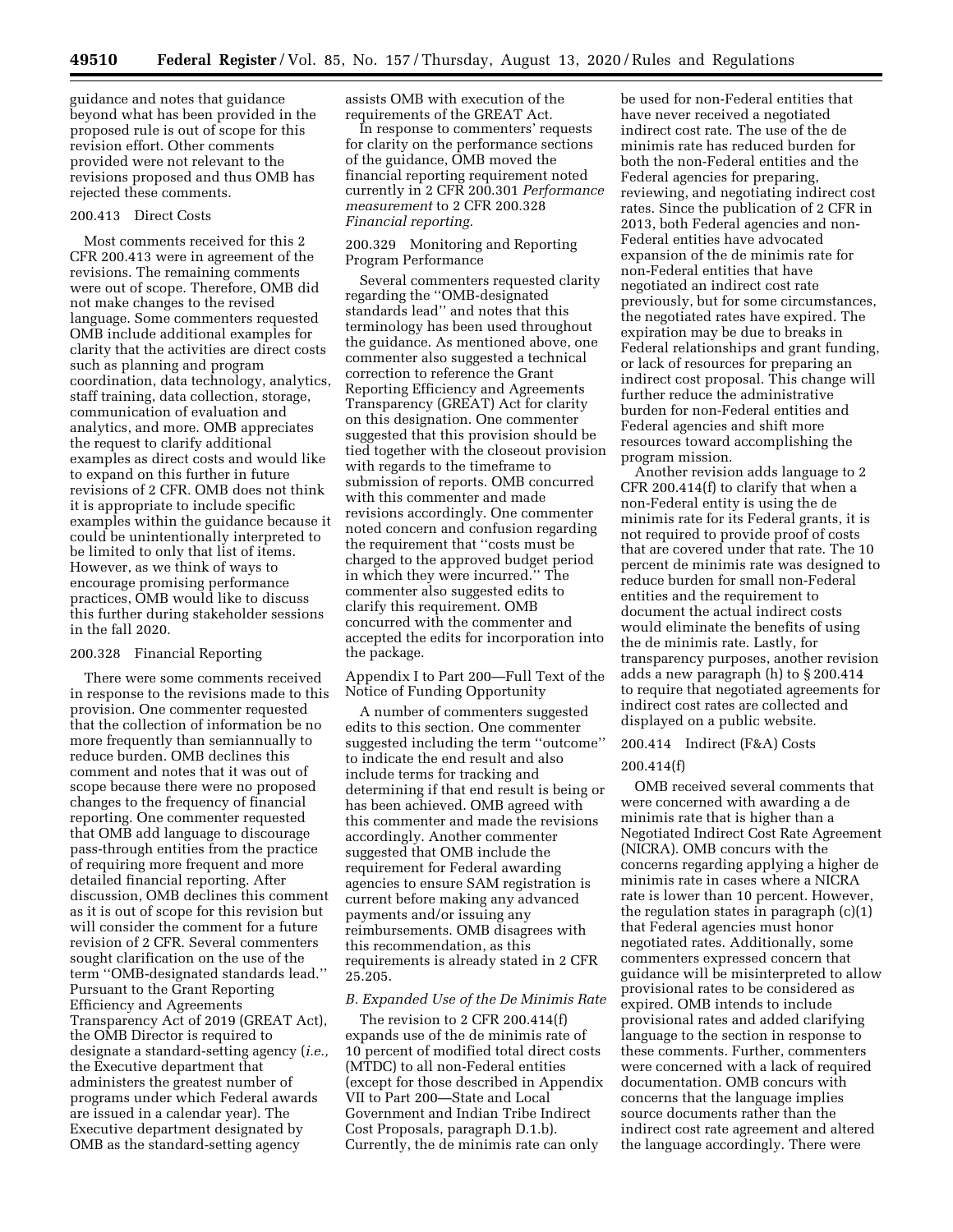guidance and notes that guidance beyond what has been provided in the proposed rule is out of scope for this revision effort. Other comments provided were not relevant to the revisions proposed and thus OMB has rejected these comments.

200.413 Direct Costs

Most comments received for this 2 CFR 200.413 were in agreement of the revisions. The remaining comments were out of scope. Therefore, OMB did not make changes to the revised language. Some commenters requested OMB include additional examples for clarity that the activities are direct costs such as planning and program coordination, data technology, analytics, staff training, data collection, storage, communication of evaluation and analytics, and more. OMB appreciates the request to clarify additional examples as direct costs and would like to expand on this further in future revisions of 2 CFR. OMB does not think it is appropriate to include specific examples within the guidance because it could be unintentionally interpreted to be limited to only that list of items. However, as we think of ways to encourage promising performance practices, OMB would like to discuss this further during stakeholder sessions in the fall 2020.

200.328 Financial Reporting

There were some comments received in response to the revisions made to this provision. One commenter requested that the collection of information be no more frequently than semiannually to reduce burden. OMB declines this comment and notes that it was out of scope because there were no proposed changes to the frequency of financial reporting. One commenter requested that OMB add language to discourage pass-through entities from the practice of requiring more frequent and more detailed financial reporting. After discussion, OMB declines this comment as it is out of scope for this revision but will consider the comment for a future revision of 2 CFR. Several commenters sought clarification on the use of the term ''OMB-designated standards lead.'' Pursuant to the Grant Reporting Efficiency and Agreements Transparency Act of 2019 (GREAT Act), the OMB Director is required to designate a standard-setting agency (*i.e.,* the Executive department that administers the greatest number of programs under which Federal awards are issued in a calendar year). The Executive department designated by OMB as the standard-setting agency assists OMB with execution of the requirements of the GREAT Act.

In response to commenters' requests for clarity on the performance sections of the guidance, OMB moved the financial reporting requirement noted currently in 2 CFR 200.301 *Performance measurement* to 2 CFR 200.328 *Financial reporting.*

200.329 Monitoring and Reporting Program Performance

Several commenters requested clarity regarding the ''OMB-designated standards lead'' and notes that this terminology has been used throughout the guidance. As mentioned above, one commenter also suggested a technical correction to reference the Grant Reporting Efficiency and Agreements Transparency (GREAT) Act for clarity on this designation. One commenter suggested that this provision should be tied together with the closeout provision with regards to the timeframe to submission of reports. OMB concurred with this commenter and made revisions accordingly. One commenter noted concern and confusion regarding the requirement that ''costs must be charged to the approved budget period in which they were incurred.'' The commenter also suggested edits to clarify this requirement. OMB concurred with the commenter and accepted the edits for incorporation into the package.

Appendix I to Part 200—Full Text of the Notice of Funding Opportunity

A number of commenters suggested edits to this section. One commenter suggested including the term ''outcome'' to indicate the end result and also include terms for tracking and determining if that end result is being or has been achieved. OMB agreed with this commenter and made the revisions accordingly. Another commenter suggested that OMB include the requirement for Federal awarding agencies to ensure SAM registration is current before making any advanced payments and/or issuing any reimbursements. OMB disagrees with this recommendation, as this requirements is already stated in 2 CFR 25.205.

*B. Expanded Use of the De Minimis Rate*

The revision to 2 CFR 200.414(f) expands use of the de minimis rate of 10 percent of modified total direct costs (MTDC) to all non-Federal entities (except for those described in Appendix VII to Part 200—State and Local Government and Indian Tribe Indirect Cost Proposals, paragraph D.1.b). Currently, the de minimis rate can only be used for non-Federal entities that have never received a negotiated indirect cost rate. The use of the de minimis rate has reduced burden for both the non-Federal entities and the Federal agencies for preparing, reviewing, and negotiating indirect cost rates. Since the publication of 2 CFR in 2013, both Federal agencies and non-Federal entities have advocated expansion of the de minimis rate for non-Federal entities that have negotiated an indirect cost rate previously, but for some circumstances, the negotiated rates have expired. The expiration may be due to breaks in Federal relationships and grant funding, or lack of resources for preparing an indirect cost proposal. This change will further reduce the administrative burden for non-Federal entities and Federal agencies and shift more resources toward accomplishing the program mission.

Another revision adds language to 2 CFR 200.414(f) to clarify that when a non-Federal entity is using the de minimis rate for its Federal grants, it is not required to provide proof of costs that are covered under that rate. The 10 percent de minimis rate was designed to reduce burden for small non-Federal entities and the requirement to document the actual indirect costs would eliminate the benefits of using the de minimis rate. Lastly, for transparency purposes, another revision adds a new paragraph (h) to § 200.414 to require that negotiated agreements for indirect cost rates are collected and displayed on a public website.

200.414 Indirect (F&A) Costs

200.414(f)

OMB received several comments that were concerned with awarding a de minimis rate that is higher than a Negotiated Indirect Cost Rate Agreement (NICRA). OMB concurs with the concerns regarding applying a higher de minimis rate in cases where a NICRA rate is lower than 10 percent. However, the regulation states in paragraph (c)(1) that Federal agencies must honor negotiated rates. Additionally, some commenters expressed concern that guidance will be misinterpreted to allow provisional rates to be considered as expired. OMB intends to include provisional rates and added clarifying language to the section in response to these comments. Further, commenters were concerned with a lack of required documentation. OMB concurs with concerns that the language implies source documents rather than the indirect cost rate agreement and altered the language accordingly. There were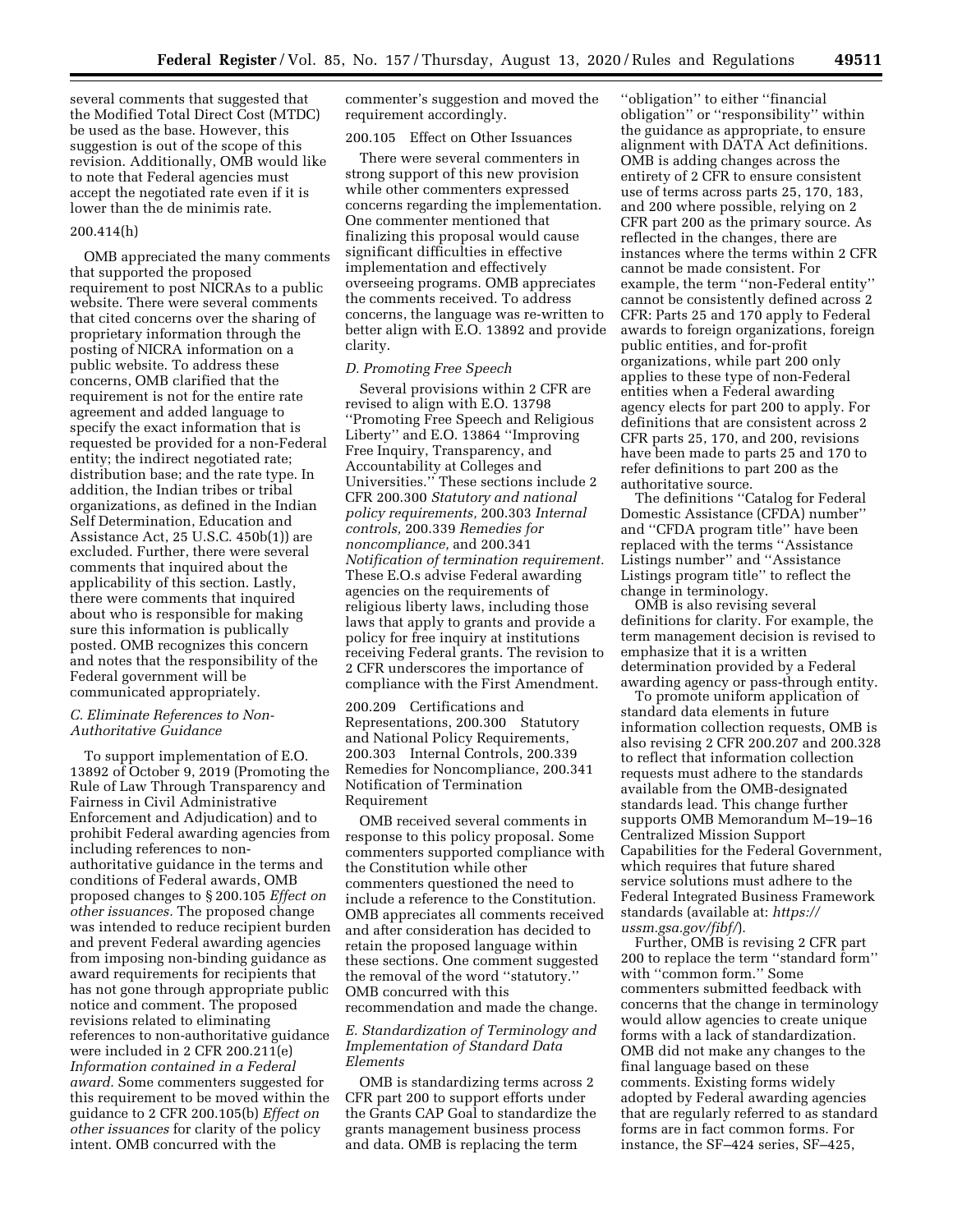several comments that suggested that the Modified Total Direct Cost (MTDC) be used as the base. However, this suggestion is out of the scope of this revision. Additionally, OMB would like to note that Federal agencies must accept the negotiated rate even if it is lower than the de minimis rate.

200.414(h)

OMB appreciated the many comments that supported the proposed requirement to post NICRAs to a public website. There were several comments that cited concerns over the sharing of proprietary information through the posting of NICRA information on a public website. To address these concerns, OMB clarified that the requirement is not for the entire rate agreement and added language to specify the exact information that is requested be provided for a non-Federal entity; the indirect negotiated rate; distribution base; and the rate type. In addition, the Indian tribes or tribal organizations, as defined in the Indian Self Determination, Education and Assistance Act, 25 U.S.C. 450b(1)) are excluded. Further, there were several comments that inquired about the applicability of this section. Lastly, there were comments that inquired about who is responsible for making sure this information is publically posted. OMB recognizes this concern and notes that the responsibility of the Federal government will be communicated appropriately.

### C. Eliminate References to Non-Authoritative Guidance

To support implementation of E.O. 13892 of October 9, 2019 (Promoting the Rule of Law Through Transparency and Fairness in Civil Administrative Enforcement and Adjudication) and to prohibit Federal awarding agencies from including references to non-authoritative guidance in the terms and conditions of Federal awards, OMB proposed changes to § 200.105 *Effect on other issuances.* The proposed change was intended to reduce recipient burden and prevent Federal awarding agencies from imposing non-binding guidance as award requirements for recipients that has not gone through appropriate public notice and comment. The proposed revisions related to eliminating references to non-authoritative guidance were included in 2 CFR 200.211(e) *Information contained in a Federal award.* Some commenters suggested for this requirement to be moved within the guidance to 2 CFR 200.105(b) *Effect on other issuances* for clarity of the policy intent. OMB concurred with the commenter's suggestion and moved the requirement accordingly.

200.105 Effect on Other Issuances

There were several commenters in strong support of this new provision while other commenters expressed concerns regarding the implementation. One commenter mentioned that finalizing this proposal would cause significant difficulties in effective implementation and effectively overseeing programs. OMB appreciates the comments received. To address concerns, the language was re-written to better align with E.O. 13892 and provide clarity.

### D. Promoting Free Speech

Several provisions within 2 CFR are revised to align with E.O. 13798 ''Promoting Free Speech and Religious Liberty'' and E.O. 13864 ''Improving Free Inquiry, Transparency, and Accountability at Colleges and Universities.'' These sections include 2 CFR 200.300 *Statutory and national policy requirements,* 200.303 *Internal controls,* 200.339 *Remedies for noncompliance,* and 200.341 *Notification of termination requirement.* These E.O.s advise Federal awarding agencies on the requirements of religious liberty laws, including those laws that apply to grants and provide a policy for free inquiry at institutions receiving Federal grants. The revision to 2 CFR underscores the importance of compliance with the First Amendment.

200.209 Certifications and Representations, 200.300 Statutory and National Policy Requirements, 200.303 Internal Controls, 200.339 Remedies for Noncompliance, 200.341 Notification of Termination Requirement

OMB received several comments in response to this policy proposal. Some commenters supported compliance with the Constitution while other commenters questioned the need to include a reference to the Constitution. OMB appreciates all comments received and after consideration has decided to retain the proposed language within these sections. One comment suggested the removal of the word ''statutory.'' OMB concurred with this recommendation and made the change.

### E. Standardization of Terminology and Implementation of Standard Data Elements

OMB is standardizing terms across 2 CFR part 200 to support efforts under the Grants CAP Goal to standardize the grants management business process and data. OMB is replacing the term ''obligation'' to either ''financial obligation'' or ''responsibility'' within the guidance as appropriate, to ensure alignment with DATA Act definitions. OMB is adding changes across the entirety of 2 CFR to ensure consistent use of terms across parts 25, 170, 183, and 200 where possible, relying on 2 CFR part 200 as the primary source. As reflected in the changes, there are instances where the terms within 2 CFR cannot be made consistent. For example, the term ''non-Federal entity'' cannot be consistently defined across 2 CFR: Parts 25 and 170 apply to Federal awards to foreign organizations, foreign public entities, and for-profit organizations, while part 200 only applies to these type of non-Federal entities when a Federal awarding agency elects for part 200 to apply. For definitions that are consistent across 2 CFR parts 25, 170, and 200, revisions have been made to parts 25 and 170 to refer definitions to part 200 as the authoritative source.

The definitions ''Catalog for Federal Domestic Assistance (CFDA) number'' and ''CFDA program title'' have been replaced with the terms ''Assistance Listings number'' and ''Assistance Listings program title'' to reflect the change in terminology.

OMB is also revising several definitions for clarity. For example, the term management decision is revised to emphasize that it is a written determination provided by a Federal awarding agency or pass-through entity.

To promote uniform application of standard data elements in future information collection requests, OMB is also revising 2 CFR 200.207 and 200.328 to reflect that information collection requests must adhere to the standards available from the OMB-designated standards lead. This change further supports OMB Memorandum M–19–16 Centralized Mission Support Capabilities for the Federal Government, which requires that future shared service solutions must adhere to the Federal Integrated Business Framework standards (available at: *https://ussm.gsa.gov/fibf/*).

Further, OMB is revising 2 CFR part 200 to replace the term ''standard form'' with ''common form.'' Some commenters submitted feedback with concerns that the change in terminology would allow agencies to create unique forms with a lack of standardization. OMB did not make any changes to the final language based on these comments. Existing forms widely adopted by Federal awarding agencies that are regularly referred to as standard forms are in fact common forms. For instance, the SF–424 series, SF–425,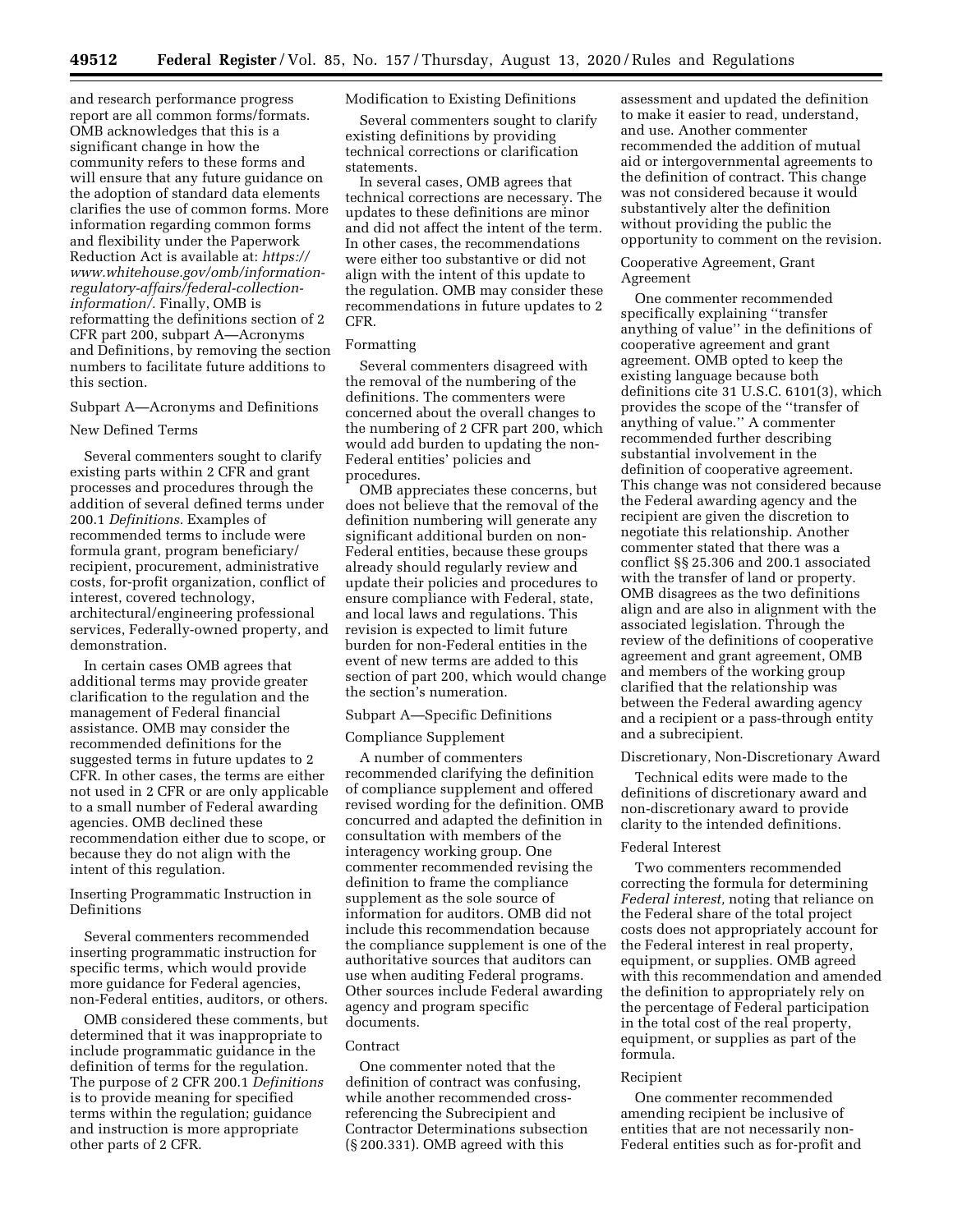and research performance progress report are all common forms/formats. OMB acknowledges that this is a significant change in how the community refers to these forms and will ensure that any future guidance on the adoption of standard data elements clarifies the use of common forms. More information regarding common forms and flexibility under the Paperwork Reduction Act is available at: *https://www.whitehouse.gov/omb/information-regulatory-affairs/federal-collection-information/.* Finally, OMB is reformatting the definitions section of 2 CFR part 200, subpart A—Acronyms and Definitions, by removing the section numbers to facilitate future additions to this section.

Subpart A—Acronyms and Definitions

New Defined Terms

Several commenters sought to clarify existing parts within 2 CFR and grant processes and procedures through the addition of several defined terms under 200.1 *Definitions.* Examples of recommended terms to include were formula grant, program beneficiary/recipient, procurement, administrative costs, for-profit organization, conflict of interest, covered technology, architectural/engineering professional services, Federally-owned property, and demonstration.

In certain cases OMB agrees that additional terms may provide greater clarification to the regulation and the management of Federal financial assistance. OMB may consider the recommended definitions for the suggested terms in future updates to 2 CFR. In other cases, the terms are either not used in 2 CFR or are only applicable to a small number of Federal awarding agencies. OMB declined these recommendation either due to scope, or because they do not align with the intent of this regulation.

Inserting Programmatic Instruction in Definitions

Several commenters recommended inserting programmatic instruction for specific terms, which would provide more guidance for Federal agencies, non-Federal entities, auditors, or others.

OMB considered these comments, but determined that it was inappropriate to include programmatic guidance in the definition of terms for the regulation. The purpose of 2 CFR 200.1 *Definitions* is to provide meaning for specified terms within the regulation; guidance and instruction is more appropriate other parts of 2 CFR.

Modification to Existing Definitions

Several commenters sought to clarify existing definitions by providing technical corrections or clarification statements.

In several cases, OMB agrees that technical corrections are necessary. The updates to these definitions are minor and did not affect the intent of the term. In other cases, the recommendations were either too substantive or did not align with the intent of this update to the regulation. OMB may consider these recommendations in future updates to 2 CFR.

Formatting

Several commenters disagreed with the removal of the numbering of the definitions. The commenters were concerned about the overall changes to the numbering of 2 CFR part 200, which would add burden to updating the non-Federal entities' policies and procedures.

OMB appreciates these concerns, but does not believe that the removal of the definition numbering will generate any significant additional burden on non-Federal entities, because these groups already should regularly review and update their policies and procedures to ensure compliance with Federal, state, and local laws and regulations. This revision is expected to limit future burden for non-Federal entities in the event of new terms are added to this section of part 200, which would change the section's numeration.

Subpart A—Specific Definitions

Compliance Supplement

A number of commenters recommended clarifying the definition of compliance supplement and offered revised wording for the definition. OMB concurred and adapted the definition in consultation with members of the interagency working group. One commenter recommended revising the definition to frame the compliance supplement as the sole source of information for auditors. OMB did not include this recommendation because the compliance supplement is one of the authoritative sources that auditors can use when auditing Federal programs. Other sources include Federal awarding agency and program specific documents.

Contract

One commenter noted that the definition of contract was confusing, while another recommended cross-referencing the Subrecipient and Contractor Determinations subsection (§ 200.331). OMB agreed with this assessment and updated the definition to make it easier to read, understand, and use. Another commenter recommended the addition of mutual aid or intergovernmental agreements to the definition of contract. This change was not considered because it would substantively alter the definition without providing the public the opportunity to comment on the revision.

Cooperative Agreement, Grant Agreement

One commenter recommended specifically explaining ''transfer anything of value'' in the definitions of cooperative agreement and grant agreement. OMB opted to keep the existing language because both definitions cite 31 U.S.C. 6101(3), which provides the scope of the ''transfer of anything of value.'' A commenter recommended further describing substantial involvement in the definition of cooperative agreement. This change was not considered because the Federal awarding agency and the recipient are given the discretion to negotiate this relationship. Another commenter stated that there was a conflict §§ 25.306 and 200.1 associated with the transfer of land or property. OMB disagrees as the two definitions align and are also in alignment with the associated legislation. Through the review of the definitions of cooperative agreement and grant agreement, OMB and members of the working group clarified that the relationship was between the Federal awarding agency and a recipient or a pass-through entity and a subrecipient.

Discretionary, Non-Discretionary Award

Technical edits were made to the definitions of discretionary award and non-discretionary award to provide clarity to the intended definitions.

Federal Interest

Two commenters recommended correcting the formula for determining *Federal interest,* noting that reliance on the Federal share of the total project costs does not appropriately account for the Federal interest in real property, equipment, or supplies. OMB agreed with this recommendation and amended the definition to appropriately rely on the percentage of Federal participation in the total cost of the real property, equipment, or supplies as part of the formula.

Recipient

One commenter recommended amending recipient be inclusive of entities that are not necessarily non-Federal entities such as for-profit and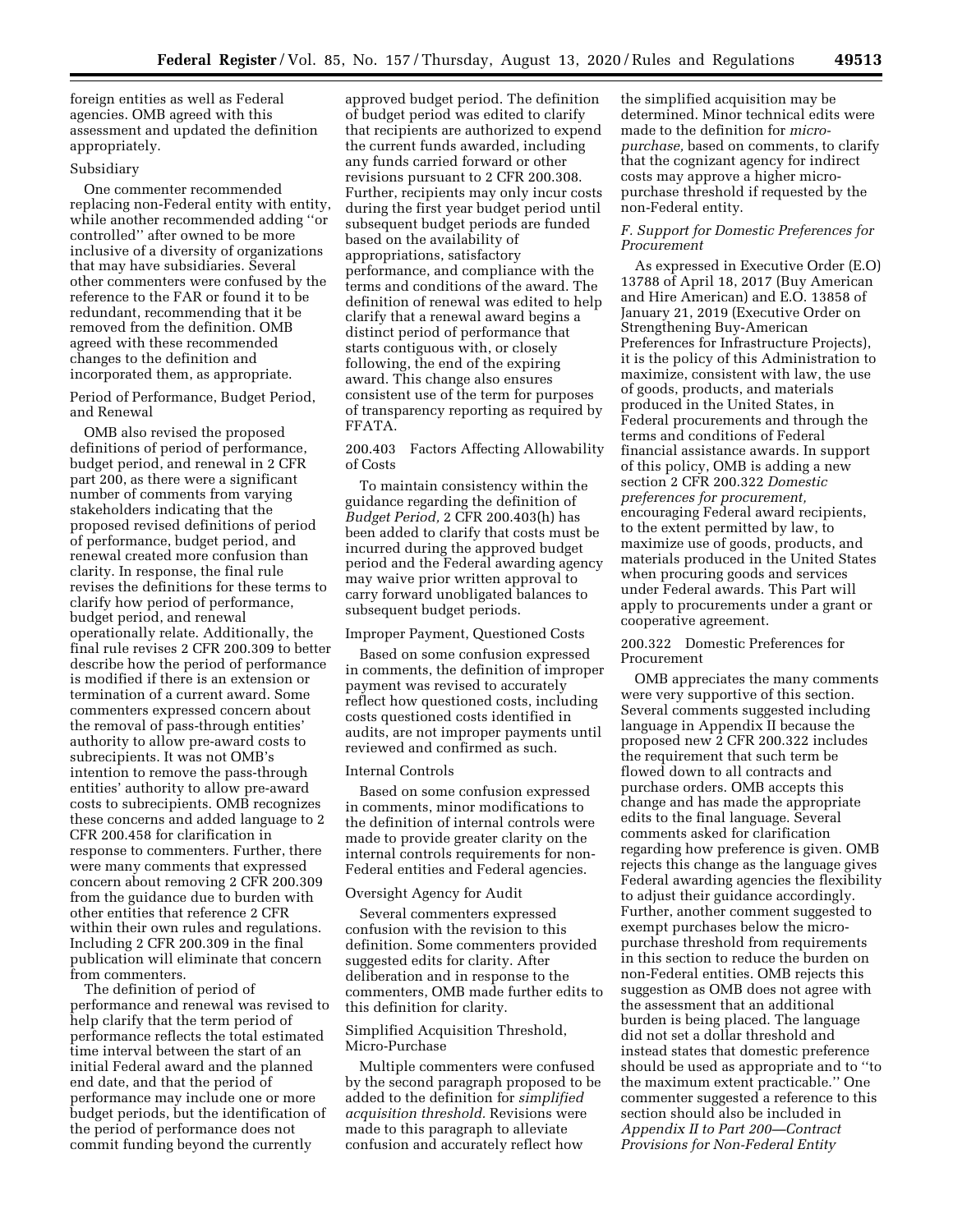foreign entities as well as Federal agencies. OMB agreed with this assessment and updated the definition appropriately.

Subsidiary

One commenter recommended replacing non-Federal entity with entity, while another recommended adding "or controlled" after owned to be more inclusive of a diversity of organizations that may have subsidiaries. Several other commenters were confused by the reference to the FAR or found it to be redundant, recommending that it be removed from the definition. OMB agreed with these recommended changes to the definition and incorporated them, as appropriate.

Period of Performance, Budget Period, and Renewal

OMB also revised the proposed definitions of period of performance, budget period, and renewal in 2 CFR part 200, as there were a significant number of comments from varying stakeholders indicating that the proposed revised definitions of period of performance, budget period, and renewal created more confusion than clarity. In response, the final rule revises the definitions for these terms to clarify how period of performance, budget period, and renewal operationally relate. Additionally, the final rule revises 2 CFR 200.309 to better describe how the period of performance is modified if there is an extension or termination of a current award. Some commenters expressed concern about the removal of pass-through entities' authority to allow pre-award costs to subrecipients. It was not OMB's intention to remove the pass-through entities' authority to allow pre-award costs to subrecipients. OMB recognizes these concerns and added language to 2 CFR 200.458 for clarification in response to commenters. Further, there were many comments that expressed concern about removing 2 CFR 200.309 from the guidance due to burden with other entities that reference 2 CFR within their own rules and regulations. Including 2 CFR 200.309 in the final publication will eliminate that concern from commenters.

The definition of period of performance and renewal was revised to help clarify that the term period of performance reflects the total estimated time interval between the start of an initial Federal award and the planned end date, and that the period of performance may include one or more budget periods, but the identification of the period of performance does not commit funding beyond the currently approved budget period. The definition of budget period was edited to clarify that recipients are authorized to expend the current funds awarded, including any funds carried forward or other revisions pursuant to 2 CFR 200.308. Further, recipients may only incur costs during the first year budget period until subsequent budget periods are funded based on the availability of appropriations, satisfactory performance, and compliance with the terms and conditions of the award. The definition of renewal was edited to help clarify that a renewal award begins a distinct period of performance that starts contiguous with, or closely following, the end of the expiring award. This change also ensures consistent use of the term for purposes of transparency reporting as required by FFATA.

200.403 Factors Affecting Allowability of Costs

To maintain consistency within the guidance regarding the definition of *Budget Period,* 2 CFR 200.403(h) has been added to clarify that costs must be incurred during the approved budget period and the Federal awarding agency may waive prior written approval to carry forward unobligated balances to subsequent budget periods.

Improper Payment, Questioned Costs

Based on some confusion expressed in comments, the definition of improper payment was revised to accurately reflect how questioned costs, including costs questioned costs identified in audits, are not improper payments until reviewed and confirmed as such.

Internal Controls

Based on some confusion expressed in comments, minor modifications to the definition of internal controls were made to provide greater clarity on the internal controls requirements for non-Federal entities and Federal agencies.

Oversight Agency for Audit

Several commenters expressed confusion with the revision to this definition. Some commenters provided suggested edits for clarity. After deliberation and in response to the commenters, OMB made further edits to this definition for clarity.

Simplified Acquisition Threshold, Micro-Purchase

Multiple commenters were confused by the second paragraph proposed to be added to the definition for *simplified acquisition threshold.* Revisions were made to this paragraph to alleviate confusion and accurately reflect how the simplified acquisition may be determined. Minor technical edits were made to the definition for *micro-purchase,* based on comments, to clarify that the cognizant agency for indirect costs may approve a higher micro-purchase threshold if requested by the non-Federal entity.

### *F. Support for Domestic Preferences for Procurement*

As expressed in Executive Order (E.O) 13788 of April 18, 2017 (Buy American and Hire American) and E.O. 13858 of January 21, 2019 (Executive Order on Strengthening Buy-American Preferences for Infrastructure Projects), it is the policy of this Administration to maximize, consistent with law, the use of goods, products, and materials produced in the United States, in Federal procurements and through the terms and conditions of Federal financial assistance awards. In support of this policy, OMB is adding a new section 2 CFR 200.322 *Domestic preferences for procurement,* encouraging Federal award recipients, to the extent permitted by law, to maximize use of goods, products, and materials produced in the United States when procuring goods and services under Federal awards. This Part will apply to procurements under a grant or cooperative agreement.

200.322 Domestic Preferences for Procurement

OMB appreciates the many comments were very supportive of this section. Several comments suggested including language in Appendix II because the proposed new 2 CFR 200.322 includes the requirement that such term be flowed down to all contracts and purchase orders. OMB accepts this change and has made the appropriate edits to the final language. Several comments asked for clarification regarding how preference is given. OMB rejects this change as the language gives Federal awarding agencies the flexibility to adjust their guidance accordingly. Further, another comment suggested to exempt purchases below the micro-purchase threshold from requirements in this section to reduce the burden on non-Federal entities. OMB rejects this suggestion as OMB does not agree with the assessment that an additional burden is being placed. The language did not set a dollar threshold and instead states that domestic preference should be used as appropriate and to "to the maximum extent practicable." One commenter suggested a reference to this section should also be included in *Appendix II to Part 200—Contract Provisions for Non-Federal Entity*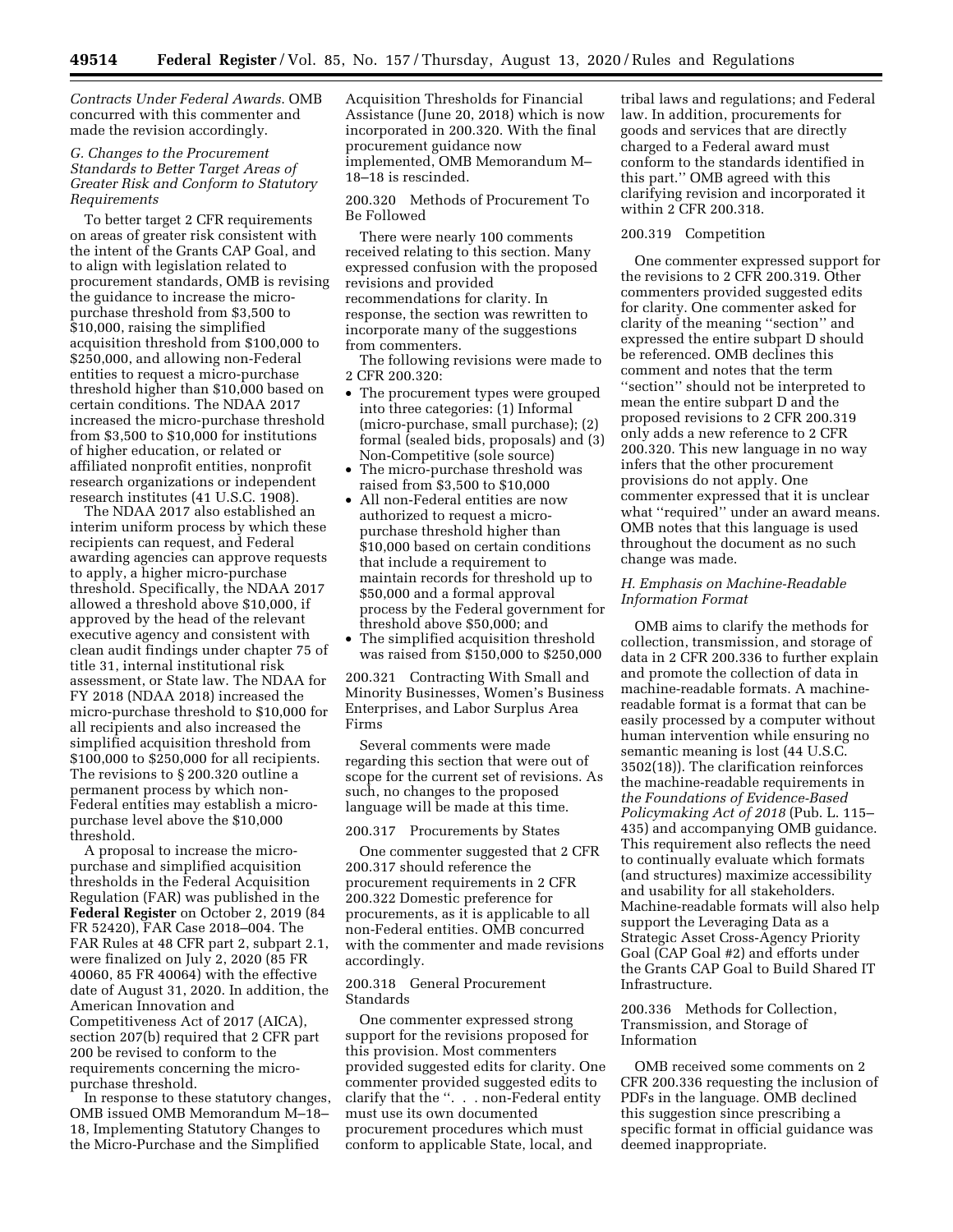*Contracts Under Federal Awards.* OMB concurred with this commenter and made the revision accordingly.

### *G. Changes to the Procurement Standards to Better Target Areas of Greater Risk and Conform to Statutory Requirements*

To better target 2 CFR requirements on areas of greater risk consistent with the intent of the Grants CAP Goal, and to align with legislation related to procurement standards, OMB is revising the guidance to increase the micro-purchase threshold from $3,500 to $10,000, raising the simplified acquisition threshold from $100,000 to $250,000, and allowing non-Federal entities to request a micro-purchase threshold higher than $10,000 based on certain conditions. The NDAA 2017 increased the micro-purchase threshold from $3,500 to $10,000 for institutions of higher education, or related or affiliated nonprofit entities, nonprofit research organizations or independent research institutes (41 U.S.C. 1908).

The NDAA 2017 also established an interim uniform process by which these recipients can request, and Federal awarding agencies can approve requests to apply, a higher micro-purchase threshold. Specifically, the NDAA 2017 allowed a threshold above $10,000, if approved by the head of the relevant executive agency and consistent with clean audit findings under chapter 75 of title 31, internal institutional risk assessment, or State law. The NDAA for FY 2018 (NDAA 2018) increased the micro-purchase threshold to $10,000 for all recipients and also increased the simplified acquisition threshold from $100,000 to $250,000 for all recipients. The revisions to § 200.320 outline a permanent process by which non-Federal entities may establish a micro-purchase level above the $10,000 threshold.

A proposal to increase the micro-purchase and simplified acquisition thresholds in the Federal Acquisition Regulation (FAR) was published in the **Federal Register** on October 2, 2019 (84 FR 52420), FAR Case 2018–004. The FAR Rules at 48 CFR part 2, subpart 2.1, were finalized on July 2, 2020 (85 FR 40060, 85 FR 40064) with the effective date of August 31, 2020. In addition, the American Innovation and Competitiveness Act of 2017 (AICA), section 207(b) required that 2 CFR part 200 be revised to conform to the requirements concerning the micro-purchase threshold.

In response to these statutory changes, OMB issued OMB Memorandum M–18–18, Implementing Statutory Changes to the Micro-Purchase and the Simplified Acquisition Thresholds for Financial Assistance (June 20, 2018) which is now incorporated in 200.320. With the final procurement guidance now implemented, OMB Memorandum M–18–18 is rescinded.

200.320 Methods of Procurement To Be Followed

There were nearly 100 comments received relating to this section. Many expressed confusion with the proposed revisions and provided recommendations for clarity. In response, the section was rewritten to incorporate many of the suggestions from commenters.

The following revisions were made to 2 CFR 200.320:

- The procurement types were grouped into three categories: (1) Informal (micro-purchase, small purchase); (2) formal (sealed bids, proposals) and (3) Non-Competitive (sole source)
- The micro-purchase threshold was raised from $3,500 to $10,000
- All non-Federal entities are now authorized to request a micro-purchase threshold higher than $10,000 based on certain conditions that include a requirement to maintain records for threshold up to $50,000 and a formal approval process by the Federal government for threshold above $50,000; and
- The simplified acquisition threshold was raised from $150,000 to $250,000

200.321 Contracting With Small and Minority Businesses, Women's Business Enterprises, and Labor Surplus Area Firms

Several comments were made regarding this section that were out of scope for the current set of revisions. As such, no changes to the proposed language will be made at this time.

200.317 Procurements by States

One commenter suggested that 2 CFR 200.317 should reference the procurement requirements in 2 CFR 200.322 Domestic preference for procurements, as it is applicable to all non-Federal entities. OMB concurred with the commenter and made revisions accordingly.

200.318 General Procurement Standards

One commenter expressed strong support for the revisions proposed for this provision. Most commenters provided suggested edits for clarity. One commenter provided suggested edits to clarify that the ''. . . non-Federal entity must use its own documented procurement procedures which must conform to applicable State, local, and tribal laws and regulations; and Federal law. In addition, procurements for goods and services that are directly charged to a Federal award must conform to the standards identified in this part.'' OMB agreed with this clarifying revision and incorporated it within 2 CFR 200.318.

200.319 Competition

One commenter expressed support for the revisions to 2 CFR 200.319. Other commenters provided suggested edits for clarity. One commenter asked for clarity of the meaning ''section'' and expressed the entire subpart D should be referenced. OMB declines this comment and notes that the term ''section'' should not be interpreted to mean the entire subpart D and the proposed revisions to 2 CFR 200.319 only adds a new reference to 2 CFR 200.320. This new language in no way infers that the other procurement provisions do not apply. One commenter expressed that it is unclear what ''required'' under an award means. OMB notes that this language is used throughout the document as no such change was made.

### *H. Emphasis on Machine-Readable Information Format*

OMB aims to clarify the methods for collection, transmission, and storage of data in 2 CFR 200.336 to further explain and promote the collection of data in machine-readable formats. A machine-readable format is a format that can be easily processed by a computer without human intervention while ensuring no semantic meaning is lost (44 U.S.C. 3502(18)). The clarification reinforces the machine-readable requirements in *the Foundations of Evidence-Based Policymaking Act of 2018* (Pub. L. 115–435) and accompanying OMB guidance. This requirement also reflects the need to continually evaluate which formats (and structures) maximize accessibility and usability for all stakeholders. Machine-readable formats will also help support the Leveraging Data as a Strategic Asset Cross-Agency Priority Goal (CAP Goal #2) and efforts under the Grants CAP Goal to Build Shared IT Infrastructure.

200.336 Methods for Collection, Transmission, and Storage of Information

OMB received some comments on 2 CFR 200.336 requesting the inclusion of PDFs in the language. OMB declined this suggestion since prescribing a specific format in official guidance was deemed inappropriate.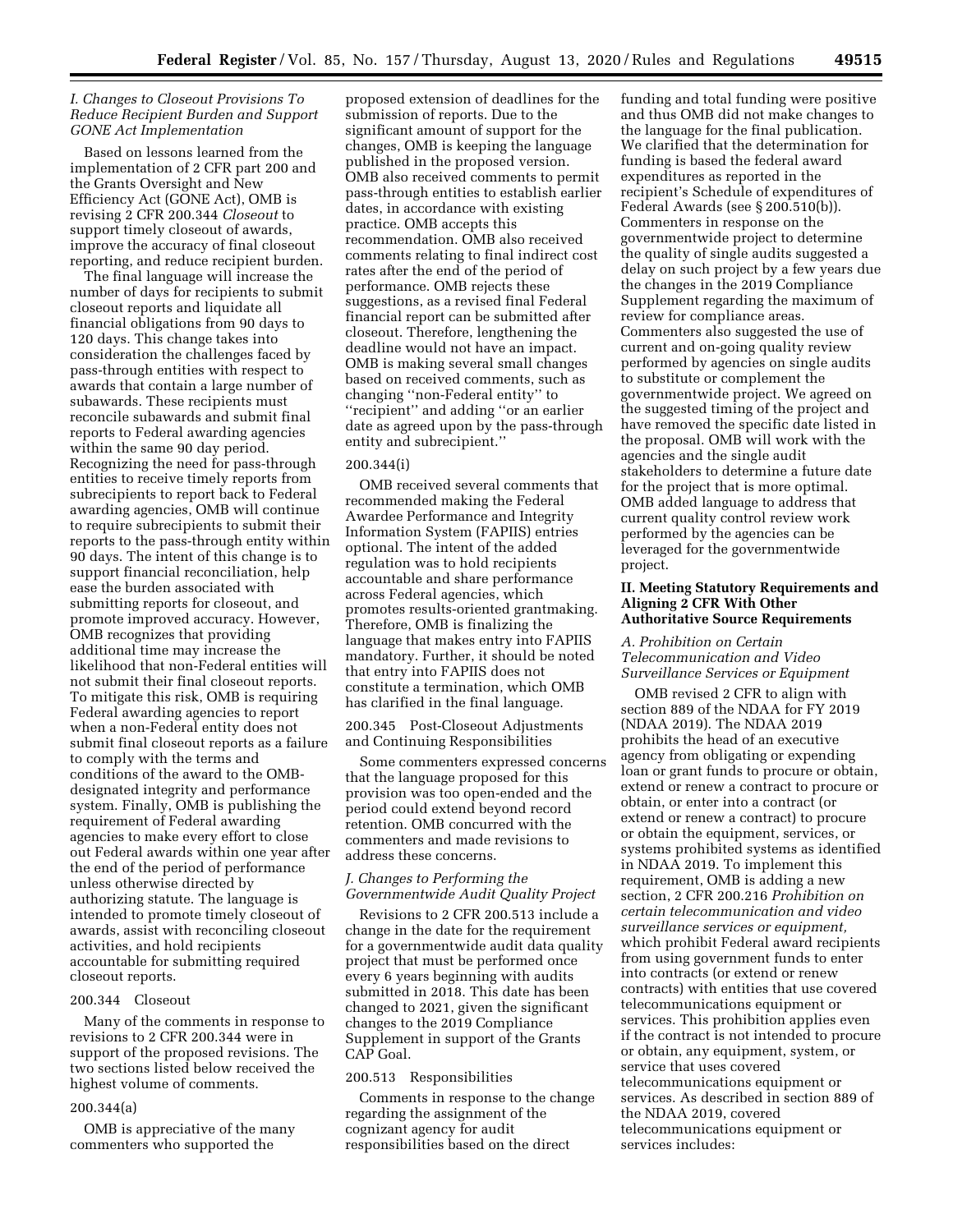### *I. Changes to Closeout Provisions To Reduce Recipient Burden and Support GONE Act Implementation*

Based on lessons learned from the implementation of 2 CFR part 200 and the Grants Oversight and New Efficiency Act (GONE Act), OMB is revising 2 CFR 200.344 *Closeout* to support timely closeout of awards, improve the accuracy of final closeout reporting, and reduce recipient burden.

The final language will increase the number of days for recipients to submit closeout reports and liquidate all financial obligations from 90 days to 120 days. This change takes into consideration the challenges faced by pass-through entities with respect to awards that contain a large number of subawards. These recipients must reconcile subawards and submit final reports to Federal awarding agencies within the same 90 day period. Recognizing the need for pass-through entities to receive timely reports from subrecipients to report back to Federal awarding agencies, OMB will continue to require subrecipients to submit their reports to the pass-through entity within 90 days. The intent of this change is to support financial reconciliation, help ease the burden associated with submitting reports for closeout, and promote improved accuracy. However, OMB recognizes that providing additional time may increase the likelihood that non-Federal entities will not submit their final closeout reports. To mitigate this risk, OMB is requiring Federal awarding agencies to report when a non-Federal entity does not submit final closeout reports as a failure to comply with the terms and conditions of the award to the OMB-designated integrity and performance system. Finally, OMB is publishing the requirement of Federal awarding agencies to make every effort to close out Federal awards within one year after the end of the period of performance unless otherwise directed by authorizing statute. The language is intended to promote timely closeout of awards, assist with reconciling closeout activities, and hold recipients accountable for submitting required closeout reports.

200.344 Closeout

Many of the comments in response to revisions to 2 CFR 200.344 were in support of the proposed revisions. The two sections listed below received the highest volume of comments.

200.344(a)

OMB is appreciative of the many commenters who supported the proposed extension of deadlines for the submission of reports. Due to the significant amount of support for the changes, OMB is keeping the language published in the proposed version. OMB also received comments to permit pass-through entities to establish earlier dates, in accordance with existing practice. OMB accepts this recommendation. OMB also received comments relating to final indirect cost rates after the end of the period of performance. OMB rejects these suggestions, as a revised final Federal financial report can be submitted after closeout. Therefore, lengthening the deadline would not have an impact. OMB is making several small changes based on received comments, such as changing ''non-Federal entity'' to ''recipient'' and adding ''or an earlier date as agreed upon by the pass-through entity and subrecipient.''

200.344(i)

OMB received several comments that recommended making the Federal Awardee Performance and Integrity Information System (FAPIIS) entries optional. The intent of the added regulation was to hold recipients accountable and share performance across Federal agencies, which promotes results-oriented grantmaking. Therefore, OMB is finalizing the language that makes entry into FAPIIS mandatory. Further, it should be noted that entry into FAPIIS does not constitute a termination, which OMB has clarified in the final language.

200.345 Post-Closeout Adjustments and Continuing Responsibilities

Some commenters expressed concerns that the language proposed for this provision was too open-ended and the period could extend beyond record retention. OMB concurred with the commenters and made revisions to address these concerns.

### *J. Changes to Performing the Governmentwide Audit Quality Project*

Revisions to 2 CFR 200.513 include a change in the date for the requirement for a governmentwide audit data quality project that must be performed once every 6 years beginning with audits submitted in 2018. This date has been changed to 2021, given the significant changes to the 2019 Compliance Supplement in support of the Grants CAP Goal.

200.513 Responsibilities

Comments in response to the change regarding the assignment of the cognizant agency for audit responsibilities based on the direct funding and total funding were positive and thus OMB did not make changes to the language for the final publication. We clarified that the determination for funding is based the federal award expenditures as reported in the recipient's Schedule of expenditures of Federal Awards (see § 200.510(b)). Commenters in response on the governmentwide project to determine the quality of single audits suggested a delay on such project by a few years due the changes in the 2019 Compliance Supplement regarding the maximum of review for compliance areas. Commenters also suggested the use of current and on-going quality review performed by agencies on single audits to substitute or complement the governmentwide project. We agreed on the suggested timing of the project and have removed the specific date listed in the proposal. OMB will work with the agencies and the single audit stakeholders to determine a future date for the project that is more optimal. OMB added language to address that current quality control review work performed by the agencies can be leveraged for the governmentwide project.

## II. Meeting Statutory Requirements and Aligning 2 CFR With Other Authoritative Source Requirements

### *A. Prohibition on Certain Telecommunication and Video Surveillance Services or Equipment*

OMB revised 2 CFR to align with section 889 of the NDAA for FY 2019 (NDAA 2019). The NDAA 2019 prohibits the head of an executive agency from obligating or expending loan or grant funds to procure or obtain, extend or renew a contract to procure or obtain, or enter into a contract (or extend or renew a contract) to procure or obtain the equipment, services, or systems prohibited systems as identified in NDAA 2019. To implement this requirement, OMB is adding a new section, 2 CFR 200.216 *Prohibition on certain telecommunication and video surveillance services or equipment,* which prohibit Federal award recipients from using government funds to enter into contracts (or extend or renew contracts) with entities that use covered telecommunications equipment or services. This prohibition applies even if the contract is not intended to procure or obtain, any equipment, system, or service that uses covered telecommunications equipment or services. As described in section 889 of the NDAA 2019, covered telecommunications equipment or services includes: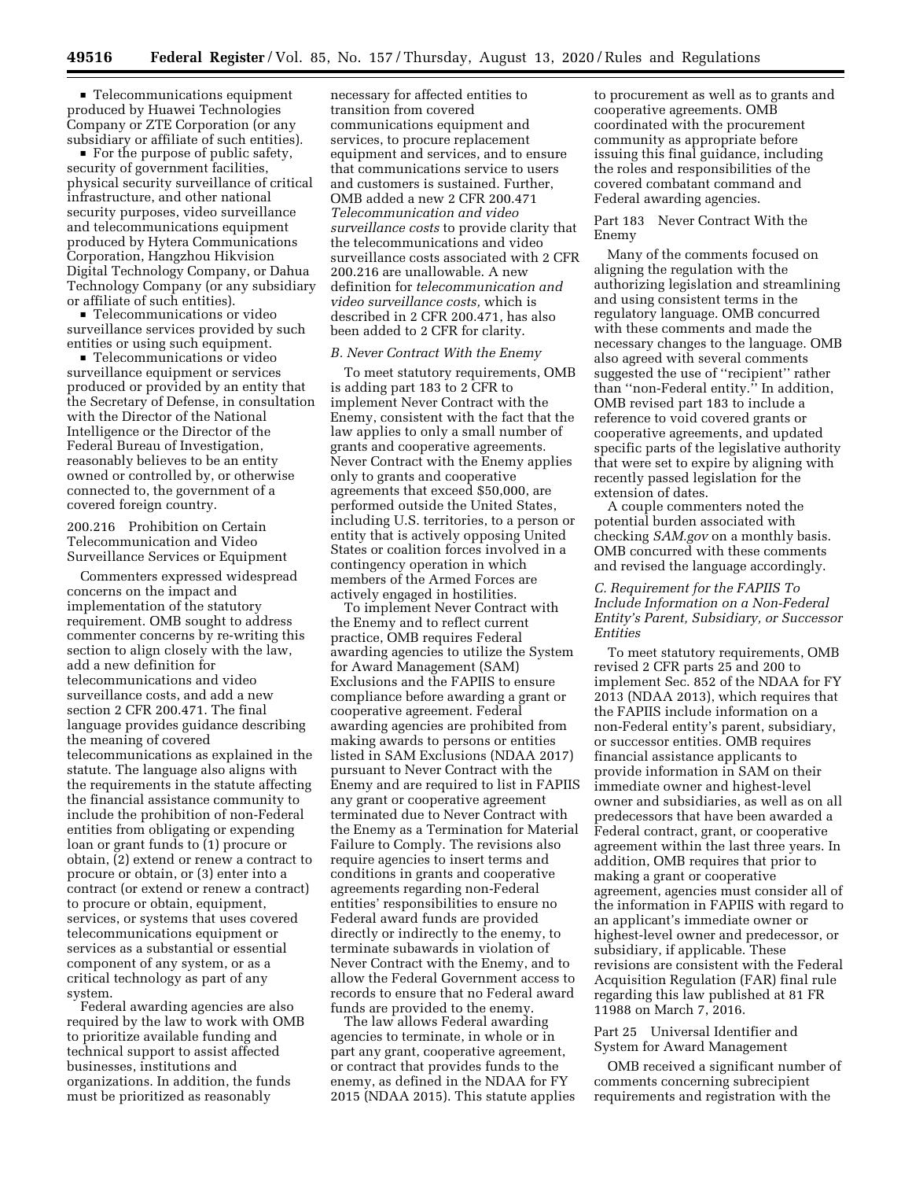- Telecommunications equipment produced by Huawei Technologies Company or ZTE Corporation (or any subsidiary or affiliate of such entities).
- For the purpose of public safety, security of government facilities, physical security surveillance of critical infrastructure, and other national security purposes, video surveillance and telecommunications equipment produced by Hytera Communications Corporation, Hangzhou Hikvision Digital Technology Company, or Dahua Technology Company (or any subsidiary or affiliate of such entities).
- Telecommunications or video surveillance services provided by such entities or using such equipment.
- Telecommunications or video surveillance equipment or services produced or provided by an entity that the Secretary of Defense, in consultation with the Director of the National Intelligence or the Director of the Federal Bureau of Investigation, reasonably believes to be an entity owned or controlled by, or otherwise connected to, the government of a covered foreign country.

200.216 Prohibition on Certain Telecommunication and Video Surveillance Services or Equipment

Commenters expressed widespread concerns on the impact and implementation of the statutory requirement. OMB sought to address commenter concerns by re-writing this section to align closely with the law, add a new definition for telecommunications and video surveillance costs, and add a new section 2 CFR 200.471. The final language provides guidance describing the meaning of covered telecommunications as explained in the statute. The language also aligns with the requirements in the statute affecting the financial assistance community to include the prohibition of non-Federal entities from obligating or expending loan or grant funds to (1) procure or obtain, (2) extend or renew a contract to procure or obtain, or (3) enter into a contract (or extend or renew a contract) to procure or obtain, equipment, services, or systems that uses covered telecommunications equipment or services as a substantial or essential component of any system, or as a critical technology as part of any system.

Federal awarding agencies are also required by the law to work with OMB to prioritize available funding and technical support to assist affected businesses, institutions and organizations. In addition, the funds must be prioritized as reasonably necessary for affected entities to transition from covered communications equipment and services, to procure replacement equipment and services, and to ensure that communications service to users and customers is sustained. Further, OMB added a new 2 CFR 200.471 *Telecommunication and video surveillance costs* to provide clarity that the telecommunications and video surveillance costs associated with 2 CFR 200.216 are unallowable. A new definition for *telecommunication and video surveillance costs,* which is described in 2 CFR 200.471, has also been added to 2 CFR for clarity.

### *B. Never Contract With the Enemy*

To meet statutory requirements, OMB is adding part 183 to 2 CFR to implement Never Contract with the Enemy, consistent with the fact that the law applies to only a small number of grants and cooperative agreements. Never Contract with the Enemy applies only to grants and cooperative agreements that exceed $50,000, are performed outside the United States, including U.S. territories, to a person or entity that is actively opposing United States or coalition forces involved in a contingency operation in which members of the Armed Forces are actively engaged in hostilities.

To implement Never Contract with the Enemy and to reflect current practice, OMB requires Federal awarding agencies to utilize the System for Award Management (SAM) Exclusions and the FAPIIS to ensure compliance before awarding a grant or cooperative agreement. Federal awarding agencies are prohibited from making awards to persons or entities listed in SAM Exclusions (NDAA 2017) pursuant to Never Contract with the Enemy and are required to list in FAPIIS any grant or cooperative agreement terminated due to Never Contract with the Enemy as a Termination for Material Failure to Comply. The revisions also require agencies to insert terms and conditions in grants and cooperative agreements regarding non-Federal entities' responsibilities to ensure no Federal award funds are provided directly or indirectly to the enemy, to terminate subawards in violation of Never Contract with the Enemy, and to allow the Federal Government access to records to ensure that no Federal award funds are provided to the enemy.

The law allows Federal awarding agencies to terminate, in whole or in part any grant, cooperative agreement, or contract that provides funds to the enemy, as defined in the NDAA for FY 2015 (NDAA 2015). This statute applies to procurement as well as to grants and cooperative agreements. OMB coordinated with the procurement community as appropriate before issuing this final guidance, including the roles and responsibilities of the covered combatant command and Federal awarding agencies.

Part 183 Never Contract With the Enemy

Many of the comments focused on aligning the regulation with the authorizing legislation and streamlining and using consistent terms in the regulatory language. OMB concurred with these comments and made the necessary changes to the language. OMB also agreed with several comments suggested the use of "recipient" rather than "non-Federal entity." In addition, OMB revised part 183 to include a reference to void covered grants or cooperative agreements, and updated specific parts of the legislative authority that were set to expire by aligning with recently passed legislation for the extension of dates.

A couple commenters noted the potential burden associated with checking *SAM.gov* on a monthly basis. OMB concurred with these comments and revised the language accordingly.

### *C. Requirement for the FAPIIS To Include Information on a Non-Federal Entity's Parent, Subsidiary, or Successor Entities*

To meet statutory requirements, OMB revised 2 CFR parts 25 and 200 to implement Sec. 852 of the NDAA for FY 2013 (NDAA 2013), which requires that the FAPIIS include information on a non-Federal entity's parent, subsidiary, or successor entities. OMB requires financial assistance applicants to provide information in SAM on their immediate owner and highest-level owner and subsidiaries, as well as on all predecessors that have been awarded a Federal contract, grant, or cooperative agreement within the last three years. In addition, OMB requires that prior to making a grant or cooperative agreement, agencies must consider all of the information in FAPIIS with regard to an applicant's immediate owner or highest-level owner and predecessor, or subsidiary, if applicable. These revisions are consistent with the Federal Acquisition Regulation (FAR) final rule regarding this law published at 81 FR 11988 on March 7, 2016.

Part 25 Universal Identifier and System for Award Management

OMB received a significant number of comments concerning subrecipient requirements and registration with the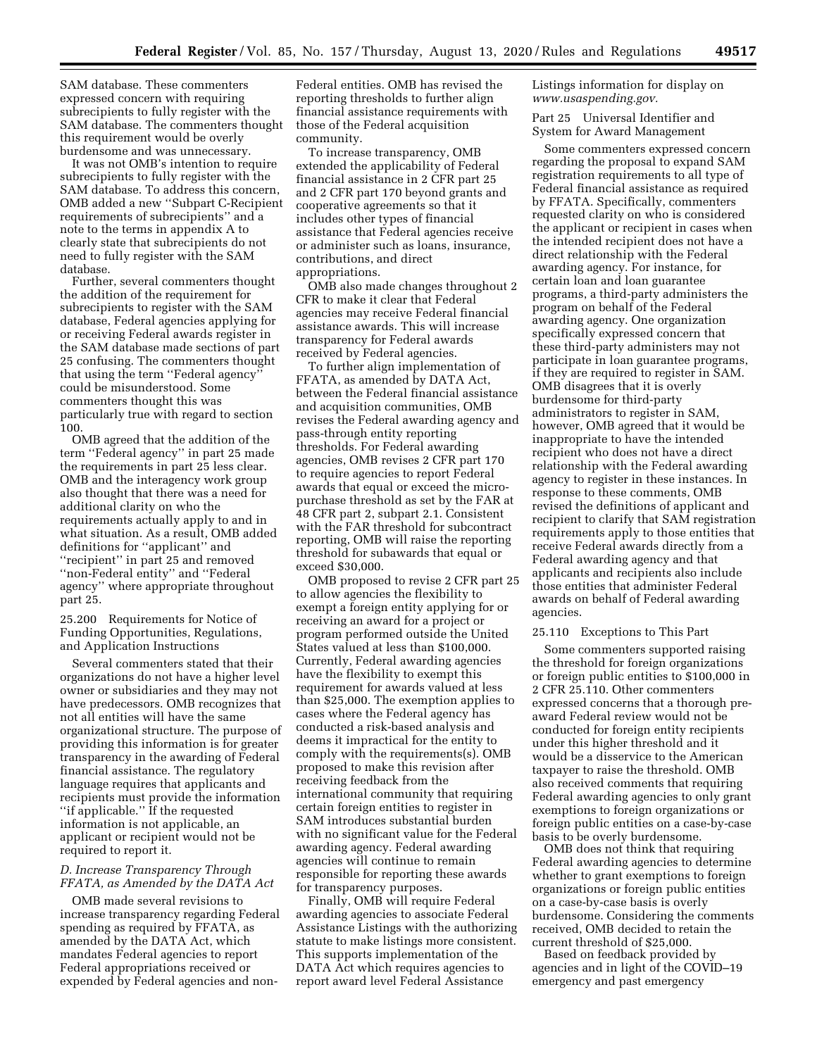SAM database. These commenters expressed concern with requiring subrecipients to fully register with the SAM database. The commenters thought this requirement would be overly burdensome and was unnecessary.

It was not OMB's intention to require subrecipients to fully register with the SAM database. To address this concern, OMB added a new ''Subpart C-Recipient requirements of subrecipients'' and a note to the terms in appendix A to clearly state that subrecipients do not need to fully register with the SAM database.

Further, several commenters thought the addition of the requirement for subrecipients to register with the SAM database, Federal agencies applying for or receiving Federal awards register in the SAM database made sections of part 25 confusing. The commenters thought that using the term ''Federal agency'' could be misunderstood. Some commenters thought this was particularly true with regard to section 100.

OMB agreed that the addition of the term ''Federal agency'' in part 25 made the requirements in part 25 less clear. OMB and the interagency work group also thought that there was a need for additional clarity on who the requirements actually apply to and in what situation. As a result, OMB added definitions for ''applicant'' and ''recipient'' in part 25 and removed ''non-Federal entity'' and ''Federal agency'' where appropriate throughout part 25.

25.200 Requirements for Notice of Funding Opportunities, Regulations, and Application Instructions

Several commenters stated that their organizations do not have a higher level owner or subsidiaries and they may not have predecessors. OMB recognizes that not all entities will have the same organizational structure. The purpose of providing this information is for greater transparency in the awarding of Federal financial assistance. The regulatory language requires that applicants and recipients must provide the information ''if applicable.'' If the requested information is not applicable, an applicant or recipient would not be required to report it.

### *D. Increase Transparency Through FFATA, as Amended by the DATA Act*

OMB made several revisions to increase transparency regarding Federal spending as required by FFATA, as amended by the DATA Act, which mandates Federal agencies to report Federal appropriations received or expended by Federal agencies and non-Federal entities. OMB has revised the reporting thresholds to further align financial assistance requirements with those of the Federal acquisition community.

To increase transparency, OMB extended the applicability of Federal financial assistance in 2 CFR part 25 and 2 CFR part 170 beyond grants and cooperative agreements so that it includes other types of financial assistance that Federal agencies receive or administer such as loans, insurance, contributions, and direct appropriations.

OMB also made changes throughout 2 CFR to make it clear that Federal agencies may receive Federal financial assistance awards. This will increase transparency for Federal awards received by Federal agencies.

To further align implementation of FFATA, as amended by DATA Act, between the Federal financial assistance and acquisition communities, OMB revises the Federal awarding agency and pass-through entity reporting thresholds. For Federal awarding agencies, OMB revises 2 CFR part 170 to require agencies to report Federal awards that equal or exceed the micro-purchase threshold as set by the FAR at 48 CFR part 2, subpart 2.1. Consistent with the FAR threshold for subcontract reporting, OMB will raise the reporting threshold for subawards that equal or exceed $30,000.

OMB proposed to revise 2 CFR part 25 to allow agencies the flexibility to exempt a foreign entity applying for or receiving an award for a project or program performed outside the United States valued at less than $100,000. Currently, Federal awarding agencies have the flexibility to exempt this requirement for awards valued at less than $25,000. The exemption applies to cases where the Federal agency has conducted a risk-based analysis and deems it impractical for the entity to comply with the requirements(s). OMB proposed to make this revision after receiving feedback from the international community that requiring certain foreign entities to register in SAM introduces substantial burden with no significant value for the Federal awarding agency. Federal awarding agencies will continue to remain responsible for reporting these awards for transparency purposes.

Finally, OMB will require Federal awarding agencies to associate Federal Assistance Listings with the authorizing statute to make listings more consistent. This supports implementation of the DATA Act which requires agencies to report award level Federal Assistance Listings information for display on *www.usaspending.gov.*

Part 25 Universal Identifier and System for Award Management

Some commenters expressed concern regarding the proposal to expand SAM registration requirements to all type of Federal financial assistance as required by FFATA. Specifically, commenters requested clarity on who is considered the applicant or recipient in cases when the intended recipient does not have a direct relationship with the Federal awarding agency. For instance, for certain loan and loan guarantee programs, a third-party administers the program on behalf of the Federal awarding agency. One organization specifically expressed concern that these third-party administers may not participate in loan guarantee programs, if they are required to register in SAM. OMB disagrees that it is overly burdensome for third-party administrators to register in SAM, however, OMB agreed that it would be inappropriate to have the intended recipient who does not have a direct relationship with the Federal awarding agency to register in these instances. In response to these comments, OMB revised the definitions of applicant and recipient to clarify that SAM registration requirements apply to those entities that receive Federal awards directly from a Federal awarding agency and that applicants and recipients also include those entities that administer Federal awards on behalf of Federal awarding agencies.

25.110 Exceptions to This Part

Some commenters supported raising the threshold for foreign organizations or foreign public entities to $100,000 in 2 CFR 25.110. Other commenters expressed concerns that a thorough pre-award Federal review would not be conducted for foreign entity recipients under this higher threshold and it would be a disservice to the American taxpayer to raise the threshold. OMB also received comments that requiring Federal awarding agencies to only grant exemptions to foreign organizations or foreign public entities on a case-by-case basis to be overly burdensome.

OMB does not think that requiring Federal awarding agencies to determine whether to grant exemptions to foreign organizations or foreign public entities on a case-by-case basis is overly burdensome. Considering the comments received, OMB decided to retain the current threshold of $25,000.

Based on feedback provided by agencies and in light of the COVID–19 emergency and past emergency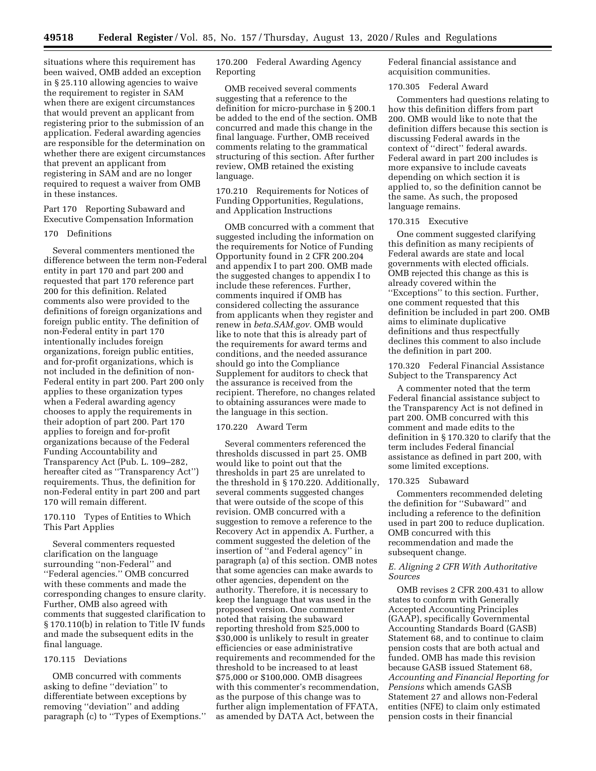situations where this requirement has been waived, OMB added an exception in § 25.110 allowing agencies to waive the requirement to register in SAM when there are exigent circumstances that would prevent an applicant from registering prior to the submission of an application. Federal awarding agencies are responsible for the determination on whether there are exigent circumstances that prevent an applicant from registering in SAM and are no longer required to request a waiver from OMB in these instances.

### Part 170 Reporting Subaward and Executive Compensation Information

#### 170 Definitions

Several commenters mentioned the difference between the term non-Federal entity in part 170 and part 200 and requested that part 170 reference part 200 for this definition. Related comments also were provided to the definitions of foreign organizations and foreign public entity. The definition of non-Federal entity in part 170 intentionally includes foreign organizations, foreign public entities, and for-profit organizations, which is not included in the definition of non-Federal entity in part 200. Part 200 only applies to these organization types when a Federal awarding agency chooses to apply the requirements in their adoption of part 200. Part 170 applies to foreign and for-profit organizations because of the Federal Funding Accountability and Transparency Act (Pub. L. 109–282, hereafter cited as ''Transparency Act'') requirements. Thus, the definition for non-Federal entity in part 200 and part 170 will remain different.

#### 170.110 Types of Entities to Which This Part Applies

Several commenters requested clarification on the language surrounding ''non-Federal'' and ''Federal agencies.'' OMB concurred with these comments and made the corresponding changes to ensure clarity. Further, OMB also agreed with comments that suggested clarification to § 170.110(b) in relation to Title IV funds and made the subsequent edits in the final language.

#### 170.115 Deviations

OMB concurred with comments asking to define ''deviation'' to differentiate between exceptions by removing ''deviation'' and adding paragraph (c) to ''Types of Exemptions.''

#### 170.200 Federal Awarding Agency Reporting

OMB received several comments suggesting that a reference to the definition for micro-purchase in § 200.1 be added to the end of the section. OMB concurred and made this change in the final language. Further, OMB received comments relating to the grammatical structuring of this section. After further review, OMB retained the existing language.

#### 170.210 Requirements for Notices of Funding Opportunities, Regulations, and Application Instructions

OMB concurred with a comment that suggested including the information on the requirements for Notice of Funding Opportunity found in 2 CFR 200.204 and appendix I to part 200. OMB made the suggested changes to appendix I to include these references. Further, comments inquired if OMB has considered collecting the assurance from applicants when they register and renew in *beta.SAM.gov.* OMB would like to note that this is already part of the requirements for award terms and conditions, and the needed assurance should go into the Compliance Supplement for auditors to check that the assurance is received from the recipient. Therefore, no changes related to obtaining assurances were made to the language in this section.

#### 170.220 Award Term

Several commenters referenced the thresholds discussed in part 25. OMB would like to point out that the thresholds in part 25 are unrelated to the threshold in § 170.220. Additionally, several comments suggested changes that were outside of the scope of this revision. OMB concurred with a suggestion to remove a reference to the Recovery Act in appendix A. Further, a comment suggested the deletion of the insertion of ''and Federal agency'' in paragraph (a) of this section. OMB notes that some agencies can make awards to other agencies, dependent on the authority. Therefore, it is necessary to keep the language that was used in the proposed version. One commenter noted that raising the subaward reporting threshold from $25,000 to $30,000 is unlikely to result in greater efficiencies or ease administrative requirements and recommended for the threshold to be increased to at least $75,000 or $100,000. OMB disagrees with this commenter's recommendation, as the purpose of this change was to further align implementation of FFATA, as amended by DATA Act, between the Federal financial assistance and acquisition communities.

#### 170.305 Federal Award

Commenters had questions relating to how this definition differs from part 200. OMB would like to note that the definition differs because this section is discussing Federal awards in the context of ''direct'' federal awards. Federal award in part 200 includes is more expansive to include caveats depending on which section it is applied to, so the definition cannot be the same. As such, the proposed language remains.

#### 170.315 Executive

One comment suggested clarifying this definition as many recipients of Federal awards are state and local governments with elected officials. OMB rejected this change as this is already covered within the ''Exceptions'' to this section. Further, one comment requested that this definition be included in part 200. OMB aims to eliminate duplicative definitions and thus respectfully declines this comment to also include the definition in part 200.

#### 170.320 Federal Financial Assistance Subject to the Transparency Act

A commenter noted that the term Federal financial assistance subject to the Transparency Act is not defined in part 200. OMB concurred with this comment and made edits to the definition in § 170.320 to clarify that the term includes Federal financial assistance as defined in part 200, with some limited exceptions.

#### 170.325 Subaward

Commenters recommended deleting the definition for ''Subaward'' and including a reference to the definition used in part 200 to reduce duplication. OMB concurred with this recommendation and made the subsequent change.

### *E. Aligning 2 CFR With Authoritative Sources*

OMB revises 2 CFR 200.431 to allow states to conform with Generally Accepted Accounting Principles (GAAP), specifically Governmental Accounting Standards Board (GASB) Statement 68, and to continue to claim pension costs that are both actual and funded. OMB has made this revision because GASB issued Statement 68, *Accounting and Financial Reporting for Pensions* which amends GASB Statement 27 and allows non-Federal entities (NFE) to claim only estimated pension costs in their financial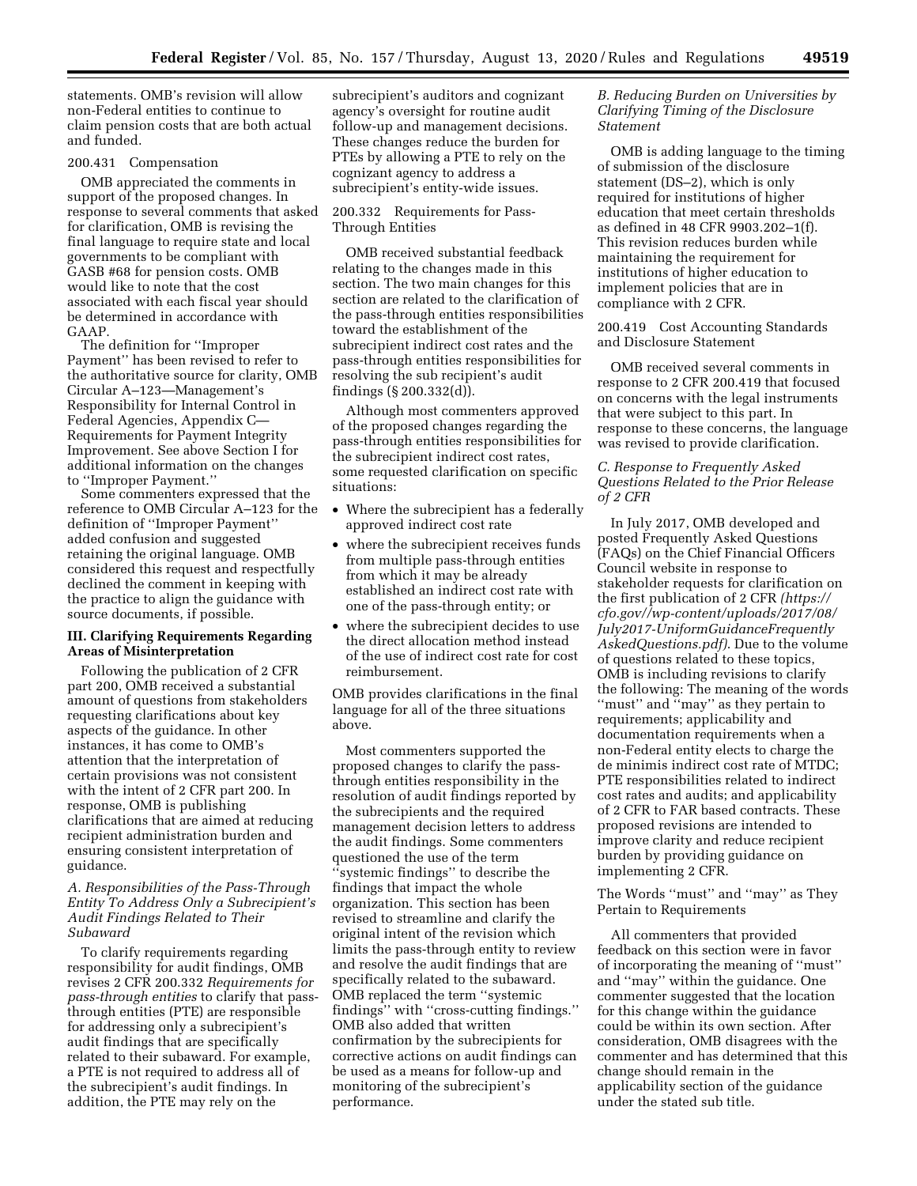statements. OMB's revision will allow non-Federal entities to continue to claim pension costs that are both actual and funded.

200.431 Compensation

OMB appreciated the comments in support of the proposed changes. In response to several comments that asked for clarification, OMB is revising the final language to require state and local governments to be compliant with GASB #68 for pension costs. OMB would like to note that the cost associated with each fiscal year should be determined in accordance with GAAP.

The definition for ''Improper Payment'' has been revised to refer to the authoritative source for clarity, OMB Circular A–123—Management's Responsibility for Internal Control in Federal Agencies, Appendix C—Requirements for Payment Integrity Improvement. See above Section I for additional information on the changes to ''Improper Payment.''

Some commenters expressed that the reference to OMB Circular A–123 for the definition of ''Improper Payment'' added confusion and suggested retaining the original language. OMB considered this request and respectfully declined the comment in keeping with the practice to align the guidance with source documents, if possible.

## III. Clarifying Requirements Regarding Areas of Misinterpretation

Following the publication of 2 CFR part 200, OMB received a substantial amount of questions from stakeholders requesting clarifications about key aspects of the guidance. In other instances, it has come to OMB's attention that the interpretation of certain provisions was not consistent with the intent of 2 CFR part 200. In response, OMB is publishing clarifications that are aimed at reducing recipient administration burden and ensuring consistent interpretation of guidance.

### *A. Responsibilities of the Pass-Through Entity To Address Only a Subrecipient's Audit Findings Related to Their Subaward*

To clarify requirements regarding responsibility for audit findings, OMB revises 2 CFR 200.332 *Requirements for pass-through entities* to clarify that pass-through entities (PTE) are responsible for addressing only a subrecipient's audit findings that are specifically related to their subaward. For example, a PTE is not required to address all of the subrecipient's audit findings. In addition, the PTE may rely on the subrecipient's auditors and cognizant agency's oversight for routine audit follow-up and management decisions. These changes reduce the burden for PTEs by allowing a PTE to rely on the cognizant agency to address a subrecipient's entity-wide issues.

200.332 Requirements for Pass-Through Entities

OMB received substantial feedback relating to the changes made in this section. The two main changes for this section are related to the clarification of the pass-through entities responsibilities toward the establishment of the subrecipient indirect cost rates and the pass-through entities responsibilities for resolving the sub recipient's audit findings (§ 200.332(d)).

Although most commenters approved of the proposed changes regarding the pass-through entities responsibilities for the subrecipient indirect cost rates, some requested clarification on specific situations:

- Where the subrecipient has a federally approved indirect cost rate
- where the subrecipient receives funds from multiple pass-through entities from which it may be already established an indirect cost rate with one of the pass-through entity; or
- where the subrecipient decides to use the direct allocation method instead of the use of indirect cost rate for cost reimbursement.

OMB provides clarifications in the final language for all of the three situations above.

Most commenters supported the proposed changes to clarify the pass-through entities responsibility in the resolution of audit findings reported by the subrecipients and the required management decision letters to address the audit findings. Some commenters questioned the use of the term ''systemic findings'' to describe the findings that impact the whole organization. This section has been revised to streamline and clarify the original intent of the revision which limits the pass-through entity to review and resolve the audit findings that are specifically related to the subaward. OMB replaced the term ''systemic findings'' with ''cross-cutting findings.'' OMB also added that written confirmation by the subrecipients for corrective actions on audit findings can be used as a means for follow-up and monitoring of the subrecipient's performance.

### *B. Reducing Burden on Universities by Clarifying Timing of the Disclosure Statement*

OMB is adding language to the timing of submission of the disclosure statement (DS–2), which is only required for institutions of higher education that meet certain thresholds as defined in 48 CFR 9903.202–1(f). This revision reduces burden while maintaining the requirement for institutions of higher education to implement policies that are in compliance with 2 CFR.

200.419 Cost Accounting Standards and Disclosure Statement

OMB received several comments in response to 2 CFR 200.419 that focused on concerns with the legal instruments that were subject to this part. In response to these concerns, the language was revised to provide clarification.

### *C. Response to Frequently Asked Questions Related to the Prior Release of 2 CFR*

In July 2017, OMB developed and posted Frequently Asked Questions (FAQs) on the Chief Financial Officers Council website in response to stakeholder requests for clarification on the first publication of 2 CFR *(https://cfo.gov//wp-content/uploads/2017/08/July2017-UniformGuidanceFrequentlyAskedQuestions.pdf).* Due to the volume of questions related to these topics, OMB is including revisions to clarify the following: The meaning of the words ''must'' and ''may'' as they pertain to requirements; applicability and documentation requirements when a non-Federal entity elects to charge the de minimis indirect cost rate of MTDC; PTE responsibilities related to indirect cost rates and audits; and applicability of 2 CFR to FAR based contracts. These proposed revisions are intended to improve clarity and reduce recipient burden by providing guidance on implementing 2 CFR.

The Words ''must'' and ''may'' as They Pertain to Requirements

All commenters that provided feedback on this section were in favor of incorporating the meaning of ''must'' and ''may'' within the guidance. One commenter suggested that the location for this change within the guidance could be within its own section. After consideration, OMB disagrees with the commenter and has determined that this change should remain in the applicability section of the guidance under the stated sub title.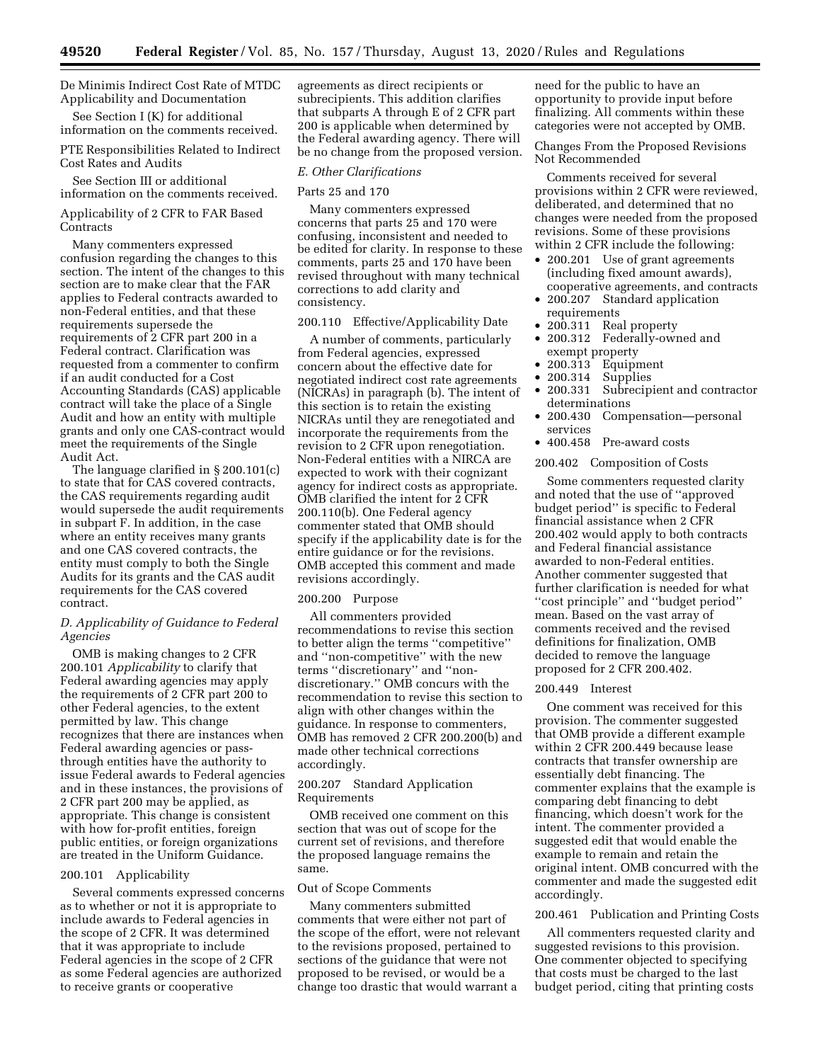De Minimis Indirect Cost Rate of MTDC Applicability and Documentation

See Section I (K) for additional information on the comments received.

PTE Responsibilities Related to Indirect Cost Rates and Audits

See Section III or additional information on the comments received.

Applicability of 2 CFR to FAR Based Contracts

Many commenters expressed confusion regarding the changes to this section. The intent of the changes to this section are to make clear that the FAR applies to Federal contracts awarded to non-Federal entities, and that these requirements supersede the requirements of 2 CFR part 200 in a Federal contract. Clarification was requested from a commenter to confirm if an audit conducted for a Cost Accounting Standards (CAS) applicable contract will take the place of a Single Audit and how an entity with multiple grants and only one CAS-contract would meet the requirements of the Single Audit Act.

The language clarified in § 200.101(c) to state that for CAS covered contracts, the CAS requirements regarding audit would supersede the audit requirements in subpart F. In addition, in the case where an entity receives many grants and one CAS covered contracts, the entity must comply to both the Single Audits for its grants and the CAS audit requirements for the CAS covered contract.

### *D. Applicability of Guidance to Federal Agencies*

OMB is making changes to 2 CFR 200.101 *Applicability* to clarify that Federal awarding agencies may apply the requirements of 2 CFR part 200 to other Federal agencies, to the extent permitted by law. This change recognizes that there are instances when Federal awarding agencies or pass-through entities have the authority to issue Federal awards to Federal agencies and in these instances, the provisions of 2 CFR part 200 may be applied, as appropriate. This change is consistent with how for-profit entities, foreign public entities, or foreign organizations are treated in the Uniform Guidance.

200.101 Applicability

Several comments expressed concerns as to whether or not it is appropriate to include awards to Federal agencies in the scope of 2 CFR. It was determined that it was appropriate to include Federal agencies in the scope of 2 CFR as some Federal agencies are authorized to receive grants or cooperative agreements as direct recipients or subrecipients. This addition clarifies that subparts A through E of 2 CFR part 200 is applicable when determined by the Federal awarding agency. There will be no change from the proposed version.

### *E. Other Clarifications*

Parts 25 and 170

Many commenters expressed concerns that parts 25 and 170 were confusing, inconsistent and needed to be edited for clarity. In response to these comments, parts 25 and 170 have been revised throughout with many technical corrections to add clarity and consistency.

200.110 Effective/Applicability Date

A number of comments, particularly from Federal agencies, expressed concern about the effective date for negotiated indirect cost rate agreements (NICRAs) in paragraph (b). The intent of this section is to retain the existing NICRAs until they are renegotiated and incorporate the requirements from the revision to 2 CFR upon renegotiation. Non-Federal entities with a NIRCA are expected to work with their cognizant agency for indirect costs as appropriate. OMB clarified the intent for 2 CFR 200.110(b). One Federal agency commenter stated that OMB should specify if the applicability date is for the entire guidance or for the revisions. OMB accepted this comment and made revisions accordingly.

200.200 Purpose

All commenters provided recommendations to revise this section to better align the terms ''competitive'' and ''non-competitive'' with the new terms ''discretionary'' and ''non-discretionary.'' OMB concurs with the recommendation to revise this section to align with other changes within the guidance. In response to commenters, OMB has removed 2 CFR 200.200(b) and made other technical corrections accordingly.

200.207 Standard Application Requirements

OMB received one comment on this section that was out of scope for the current set of revisions, and therefore the proposed language remains the same.

Out of Scope Comments

Many commenters submitted comments that were either not part of the scope of the effort, were not relevant to the revisions proposed, pertained to sections of the guidance that were not proposed to be revised, or would be a change too drastic that would warrant a need for the public to have an opportunity to provide input before finalizing. All comments within these categories were not accepted by OMB.

Changes From the Proposed Revisions Not Recommended

Comments received for several provisions within 2 CFR were reviewed, deliberated, and determined that no changes were needed from the proposed revisions. Some of these provisions within 2 CFR include the following:

- 200.201 Use of grant agreements (including fixed amount awards), cooperative agreements, and contracts
- 200.207 Standard application requirements
- 200.311 Real property
- 200.312 Federally-owned and exempt property
- 200.313 Equipment
- 200.314 Supplies
- 200.331 Subrecipient and contractor determinations
- 200.430 Compensation—personal services
- 400.458 Pre-award costs

200.402 Composition of Costs

Some commenters requested clarity and noted that the use of ''approved budget period'' is specific to Federal financial assistance when 2 CFR 200.402 would apply to both contracts and Federal financial assistance awarded to non-Federal entities. Another commenter suggested that further clarification is needed for what ''cost principle'' and ''budget period'' mean. Based on the vast array of comments received and the revised definitions for finalization, OMB decided to remove the language proposed for 2 CFR 200.402.

200.449 Interest

One comment was received for this provision. The commenter suggested that OMB provide a different example within 2 CFR 200.449 because lease contracts that transfer ownership are essentially debt financing. The commenter explains that the example is comparing debt financing to debt financing, which doesn't work for the intent. The commenter provided a suggested edit that would enable the example to remain and retain the original intent. OMB concurred with the commenter and made the suggested edit accordingly.

200.461 Publication and Printing Costs

All commenters requested clarity and suggested revisions to this provision. One commenter objected to specifying that costs must be charged to the last budget period, citing that printing costs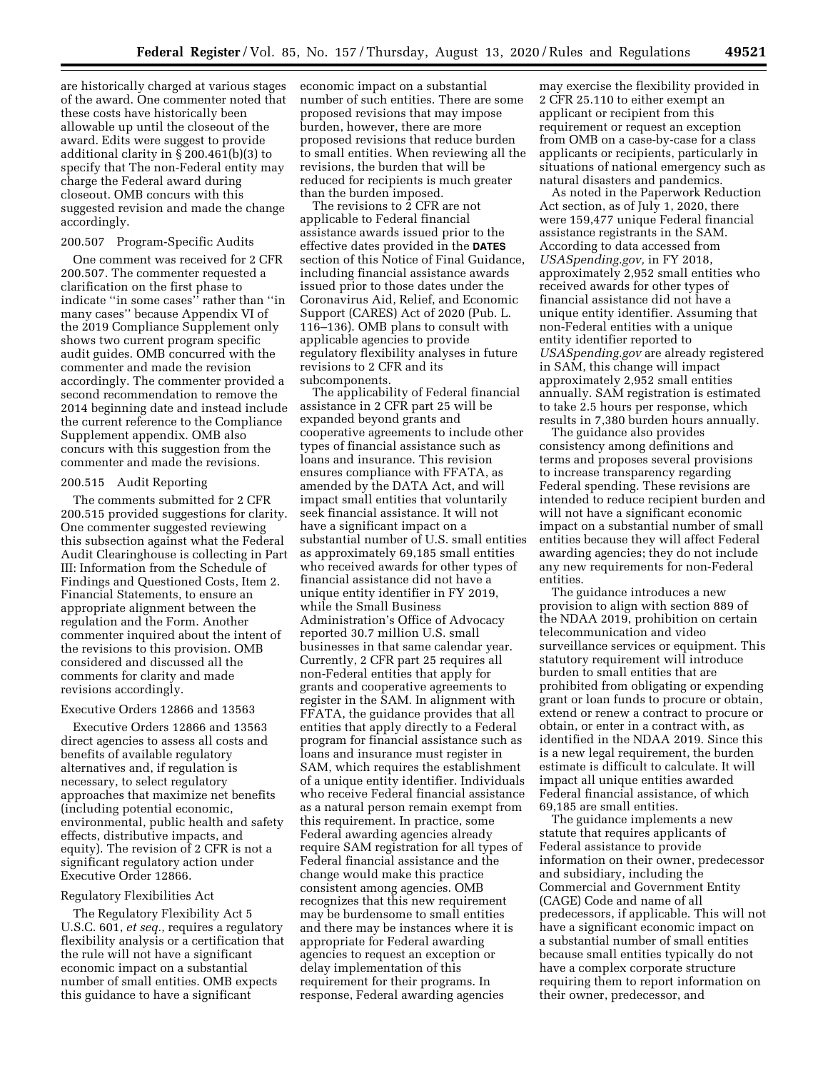are historically charged at various stages of the award. One commenter noted that these costs have historically been allowable up until the closeout of the award. Edits were suggest to provide additional clarity in § 200.461(b)(3) to specify that The non-Federal entity may charge the Federal award during closeout. OMB concurs with this suggested revision and made the change accordingly.

### 200.507 Program-Specific Audits

One comment was received for 2 CFR 200.507. The commenter requested a clarification on the first phase to indicate ''in some cases'' rather than ''in many cases'' because Appendix VI of the 2019 Compliance Supplement only shows two current program specific audit guides. OMB concurred with the commenter and made the revision accordingly. The commenter provided a second recommendation to remove the 2014 beginning date and instead include the current reference to the Compliance Supplement appendix. OMB also concurs with this suggestion from the commenter and made the revisions.

### 200.515 Audit Reporting

The comments submitted for 2 CFR 200.515 provided suggestions for clarity. One commenter suggested reviewing this subsection against what the Federal Audit Clearinghouse is collecting in Part III: Information from the Schedule of Findings and Questioned Costs, Item 2. Financial Statements, to ensure an appropriate alignment between the regulation and the Form. Another commenter inquired about the intent of the revisions to this provision. OMB considered and discussed all the comments for clarity and made revisions accordingly.

### Executive Orders 12866 and 13563

Executive Orders 12866 and 13563 direct agencies to assess all costs and benefits of available regulatory alternatives and, if regulation is necessary, to select regulatory approaches that maximize net benefits (including potential economic, environmental, public health and safety effects, distributive impacts, and equity). The revision of 2 CFR is not a significant regulatory action under Executive Order 12866.

### Regulatory Flexibilities Act

The Regulatory Flexibility Act 5 U.S.C. 601, *et seq.,* requires a regulatory flexibility analysis or a certification that the rule will not have a significant economic impact on a substantial number of small entities. OMB expects this guidance to have a significant economic impact on a substantial number of such entities. There are some proposed revisions that may impose burden, however, there are more proposed revisions that reduce burden to small entities. When reviewing all the revisions, the burden that will be reduced for recipients is much greater than the burden imposed.

The revisions to 2 CFR are not applicable to Federal financial assistance awards issued prior to the effective dates provided in the **DATES** section of this Notice of Final Guidance, including financial assistance awards issued prior to those dates under the Coronavirus Aid, Relief, and Economic Support (CARES) Act of 2020 (Pub. L. 116–136). OMB plans to consult with applicable agencies to provide regulatory flexibility analyses in future revisions to 2 CFR and its subcomponents.

The applicability of Federal financial assistance in 2 CFR part 25 will be expanded beyond grants and cooperative agreements to include other types of financial assistance such as loans and insurance. This revision ensures compliance with FFATA, as amended by the DATA Act, and will impact small entities that voluntarily seek financial assistance. It will not have a significant impact on a substantial number of U.S. small entities as approximately 69,185 small entities who received awards for other types of financial assistance did not have a unique entity identifier in FY 2019, while the Small Business Administration's Office of Advocacy reported 30.7 million U.S. small businesses in that same calendar year. Currently, 2 CFR part 25 requires all non-Federal entities that apply for grants and cooperative agreements to register in the SAM. In alignment with FFATA, the guidance provides that all entities that apply directly to a Federal program for financial assistance such as loans and insurance must register in SAM, which requires the establishment of a unique entity identifier. Individuals who receive Federal financial assistance as a natural person remain exempt from this requirement. In practice, some Federal awarding agencies already require SAM registration for all types of Federal financial assistance and the change would make this practice consistent among agencies. OMB recognizes that this new requirement may be burdensome to small entities and there may be instances where it is appropriate for Federal awarding agencies to request an exception or delay implementation of this requirement for their programs. In response, Federal awarding agencies may exercise the flexibility provided in 2 CFR 25.110 to either exempt an applicant or recipient from this requirement or request an exception from OMB on a case-by-case for a class applicants or recipients, particularly in situations of national emergency such as natural disasters and pandemics.

As noted in the Paperwork Reduction Act section, as of July 1, 2020, there were 159,477 unique Federal financial assistance registrants in the SAM. According to data accessed from *USASpending.gov,* in FY 2018, approximately 2,952 small entities who received awards for other types of financial assistance did not have a unique entity identifier. Assuming that non-Federal entities with a unique entity identifier reported to *USASpending.gov* are already registered in SAM, this change will impact approximately 2,952 small entities annually. SAM registration is estimated to take 2.5 hours per response, which results in 7,380 burden hours annually.

The guidance also provides consistency among definitions and terms and proposes several provisions to increase transparency regarding Federal spending. These revisions are intended to reduce recipient burden and will not have a significant economic impact on a substantial number of small entities because they will affect Federal awarding agencies; they do not include any new requirements for non-Federal entities.

The guidance introduces a new provision to align with section 889 of the NDAA 2019, prohibition on certain telecommunication and video surveillance services or equipment. This statutory requirement will introduce burden to small entities that are prohibited from obligating or expending grant or loan funds to procure or obtain, extend or renew a contract to procure or obtain, or enter in a contract with, as identified in the NDAA 2019. Since this is a new legal requirement, the burden estimate is difficult to calculate. It will impact all unique entities awarded Federal financial assistance, of which 69,185 are small entities.

The guidance implements a new statute that requires applicants of Federal assistance to provide information on their owner, predecessor and subsidiary, including the Commercial and Government Entity (CAGE) Code and name of all predecessors, if applicable. This will not have a significant economic impact on a substantial number of small entities because small entities typically do not have a complex corporate structure requiring them to report information on their owner, predecessor, and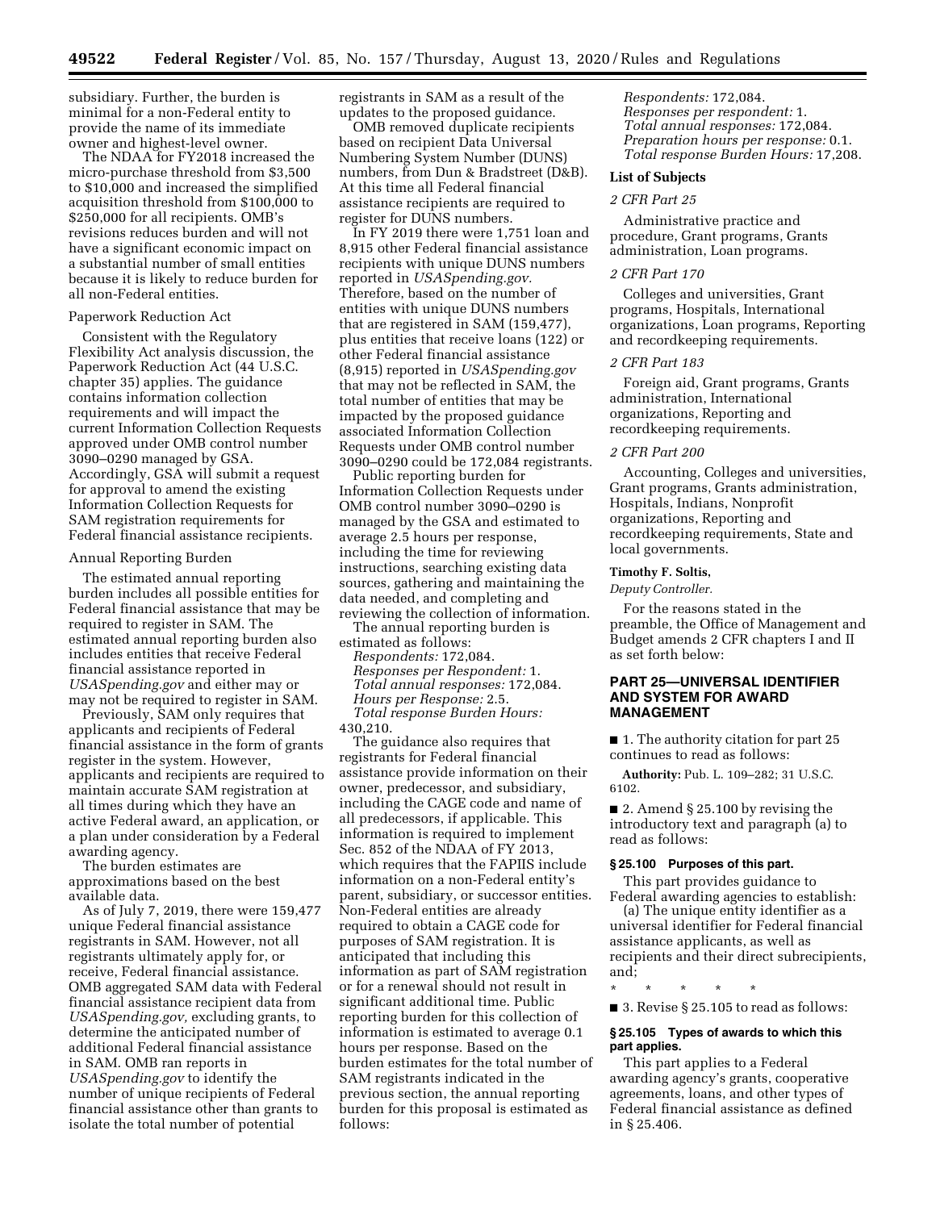subsidiary. Further, the burden is minimal for a non-Federal entity to provide the name of its immediate owner and highest-level owner.

The NDAA for FY2018 increased the micro-purchase threshold from $3,500 to $10,000 and increased the simplified acquisition threshold from $100,000 to $250,000 for all recipients. OMB's revisions reduces burden and will not have a significant economic impact on a substantial number of small entities because it is likely to reduce burden for all non-Federal entities.

Paperwork Reduction Act

Consistent with the Regulatory Flexibility Act analysis discussion, the Paperwork Reduction Act (44 U.S.C. chapter 35) applies. The guidance contains information collection requirements and will impact the current Information Collection Requests approved under OMB control number 3090–0290 managed by GSA. Accordingly, GSA will submit a request for approval to amend the existing Information Collection Requests for SAM registration requirements for Federal financial assistance recipients.

Annual Reporting Burden

The estimated annual reporting burden includes all possible entities for Federal financial assistance that may be required to register in SAM. The estimated annual reporting burden also includes entities that receive Federal financial assistance reported in *USASpending.gov* and either may or may not be required to register in SAM.

Previously, SAM only requires that applicants and recipients of Federal financial assistance in the form of grants register in the system. However, applicants and recipients are required to maintain accurate SAM registration at all times during which they have an active Federal award, an application, or a plan under consideration by a Federal awarding agency.

The burden estimates are approximations based on the best available data.

As of July 7, 2019, there were 159,477 unique Federal financial assistance registrants in SAM. However, not all registrants ultimately apply for, or receive, Federal financial assistance. OMB aggregated SAM data with Federal financial assistance recipient data from *USASpending.gov,* excluding grants, to determine the anticipated number of additional Federal financial assistance in SAM. OMB ran reports in *USASpending.gov* to identify the number of unique recipients of Federal financial assistance other than grants to isolate the total number of potential registrants in SAM as a result of the updates to the proposed guidance.

OMB removed duplicate recipients based on recipient Data Universal Numbering System Number (DUNS) numbers, from Dun & Bradstreet (D&B). At this time all Federal financial assistance recipients are required to register for DUNS numbers.

In FY 2019 there were 1,751 loan and 8,915 other Federal financial assistance recipients with unique DUNS numbers reported in *USASpending.gov.* Therefore, based on the number of entities with unique DUNS numbers that are registered in SAM (159,477), plus entities that receive loans (122) or other Federal financial assistance (8,915) reported in *USASpending.gov* that may not be reflected in SAM, the total number of entities that may be impacted by the proposed guidance associated Information Collection Requests under OMB control number 3090–0290 could be 172,084 registrants.

Public reporting burden for Information Collection Requests under OMB control number 3090–0290 is managed by the GSA and estimated to average 2.5 hours per response, including the time for reviewing instructions, searching existing data sources, gathering and maintaining the data needed, and completing and reviewing the collection of information.

The annual reporting burden is estimated as follows:

*Respondents:* 172,084.
*Responses per Respondent:* 1.
*Total annual responses:* 172,084.
*Hours per Response:* 2.5.
*Total response Burden Hours:* 430,210.

The guidance also requires that registrants for Federal financial assistance provide information on their owner, predecessor, and subsidiary, including the CAGE code and name of all predecessors, if applicable. This information is required to implement Sec. 852 of the NDAA of FY 2013, which requires that the FAPIIS include information on a non-Federal entity's parent, subsidiary, or successor entities. Non-Federal entities are already required to obtain a CAGE code for purposes of SAM registration. It is anticipated that including this information as part of SAM registration or for a renewal should not result in significant additional time. Public reporting burden for this collection of information is estimated to average 0.1 hours per response. Based on the burden estimates for the total number of SAM registrants indicated in the previous section, the annual reporting burden for this proposal is estimated as follows:

*Respondents:* 172,084.
*Responses per respondent:* 1.
*Total annual responses:* 172,084.
*Preparation hours per response:* 0.1.
*Total response Burden Hours:* 17,208.

**List of Subjects**

*2 CFR Part 25*

Administrative practice and procedure, Grant programs, Grants administration, Loan programs.

*2 CFR Part 170*

Colleges and universities, Grant programs, Hospitals, International organizations, Loan programs, Reporting and recordkeeping requirements.

*2 CFR Part 183*

Foreign aid, Grant programs, Grants administration, International organizations, Reporting and recordkeeping requirements.

*2 CFR Part 200*

Accounting, Colleges and universities, Grant programs, Grants administration, Hospitals, Indians, Nonprofit organizations, Reporting and recordkeeping requirements, State and local governments.

**Timothy F. Soltis,**
*Deputy Controller.*

For the reasons stated in the preamble, the Office of Management and Budget amends 2 CFR chapters I and II as set forth below:

## PART 25—UNIVERSAL IDENTIFIER AND SYSTEM FOR AWARD MANAGEMENT

■ 1. The authority citation for part 25 continues to read as follows:

**Authority:** Pub. L. 109–282; 31 U.S.C. 6102.

■ 2. Amend § 25.100 by revising the introductory text and paragraph (a) to read as follows:

### § 25.100 Purposes of this part.

This part provides guidance to Federal awarding agencies to establish:

(a) The unique entity identifier as a universal identifier for Federal financial assistance applicants, as well as recipients and their direct subrecipients, and;

\* \* \* \* \*

■ 3. Revise § 25.105 to read as follows:

### § 25.105 Types of awards to which this part applies.

This part applies to a Federal awarding agency's grants, cooperative agreements, loans, and other types of Federal financial assistance as defined in § 25.406.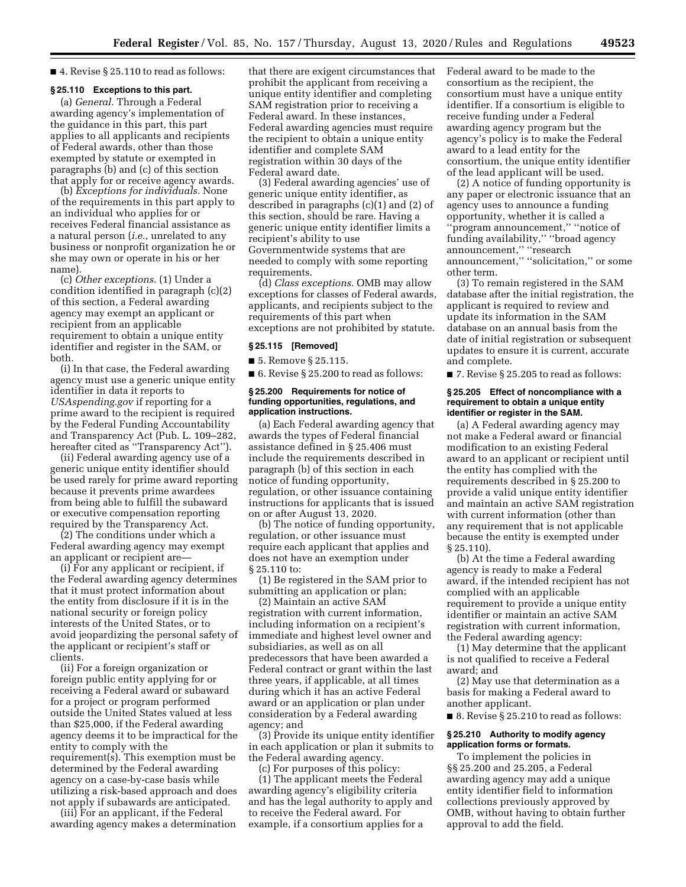■ 4. Revise § 25.110 to read as follows:

### § 25.110 Exceptions to this part.

(a) *General.* Through a Federal awarding agency's implementation of the guidance in this part, this part applies to all applicants and recipients of Federal awards, other than those exempted by statute or exempted in paragraphs (b) and (c) of this section that apply for or receive agency awards.

(b) *Exceptions for individuals.* None of the requirements in this part apply to an individual who applies for or receives Federal financial assistance as a natural person (*i.e.,* unrelated to any business or nonprofit organization he or she may own or operate in his or her name).

(c) *Other exceptions.* (1) Under a condition identified in paragraph (c)(2) of this section, a Federal awarding agency may exempt an applicant or recipient from an applicable requirement to obtain a unique entity identifier and register in the SAM, or both.

(i) In that case, the Federal awarding agency must use a generic unique entity identifier in data it reports to *USAspending.gov* if reporting for a prime award to the recipient is required by the Federal Funding Accountability and Transparency Act (Pub. L. 109–282, hereafter cited as ''Transparency Act'').

(ii) Federal awarding agency use of a generic unique entity identifier should be used rarely for prime award reporting because it prevents prime awardees from being able to fulfill the subaward or executive compensation reporting required by the Transparency Act.

(2) The conditions under which a Federal awarding agency may exempt an applicant or recipient are—

(i) For any applicant or recipient, if the Federal awarding agency determines that it must protect information about the entity from disclosure if it is in the national security or foreign policy interests of the United States, or to avoid jeopardizing the personal safety of the applicant or recipient's staff or clients.

(ii) For a foreign organization or foreign public entity applying for or receiving a Federal award or subaward for a project or program performed outside the United States valued at less than $25,000, if the Federal awarding agency deems it to be impractical for the entity to comply with the requirement(s). This exemption must be determined by the Federal awarding agency on a case-by-case basis while utilizing a risk-based approach and does not apply if subawards are anticipated.

(iii) For an applicant, if the Federal awarding agency makes a determination that there are exigent circumstances that prohibit the applicant from receiving a unique entity identifier and completing SAM registration prior to receiving a Federal award. In these instances, Federal awarding agencies must require the recipient to obtain a unique entity identifier and complete SAM registration within 30 days of the Federal award date.

(3) Federal awarding agencies' use of generic unique entity identifier, as described in paragraphs (c)(1) and (2) of this section, should be rare. Having a generic unique entity identifier limits a recipient's ability to use Governmentwide systems that are needed to comply with some reporting requirements.

(d) *Class exceptions.* OMB may allow exceptions for classes of Federal awards, applicants, and recipients subject to the requirements of this part when exceptions are not prohibited by statute.

### § 25.115 [Removed]

■ 5. Remove § 25.115.

■ 6. Revise § 25.200 to read as follows:

### § 25.200 Requirements for notice of funding opportunities, regulations, and application instructions.

(a) Each Federal awarding agency that awards the types of Federal financial assistance defined in § 25.406 must include the requirements described in paragraph (b) of this section in each notice of funding opportunity, regulation, or other issuance containing instructions for applicants that is issued on or after August 13, 2020.

(b) The notice of funding opportunity, regulation, or other issuance must require each applicant that applies and does not have an exemption under § 25.110 to:

(1) Be registered in the SAM prior to submitting an application or plan;

(2) Maintain an active SAM registration with current information, including information on a recipient's immediate and highest level owner and subsidiaries, as well as on all predecessors that have been awarded a Federal contract or grant within the last three years, if applicable, at all times during which it has an active Federal award or an application or plan under consideration by a Federal awarding agency; and

(3) Provide its unique entity identifier in each application or plan it submits to the Federal awarding agency.

(c) For purposes of this policy:

(1) The applicant meets the Federal awarding agency's eligibility criteria and has the legal authority to apply and to receive the Federal award. For example, if a consortium applies for a Federal award to be made to the consortium as the recipient, the consortium must have a unique entity identifier. If a consortium is eligible to receive funding under a Federal awarding agency program but the agency's policy is to make the Federal award to a lead entity for the consortium, the unique entity identifier of the lead applicant will be used.

(2) A notice of funding opportunity is any paper or electronic issuance that an agency uses to announce a funding opportunity, whether it is called a ''program announcement,'' ''notice of funding availability,'' ''broad agency announcement,'' ''research announcement,'' ''solicitation,'' or some other term.

(3) To remain registered in the SAM database after the initial registration, the applicant is required to review and update its information in the SAM database on an annual basis from the date of initial registration or subsequent updates to ensure it is current, accurate and complete.

■ 7. Revise § 25.205 to read as follows:

### § 25.205 Effect of noncompliance with a requirement to obtain a unique entity identifier or register in the SAM.

(a) A Federal awarding agency may not make a Federal award or financial modification to an existing Federal award to an applicant or recipient until the entity has complied with the requirements described in § 25.200 to provide a valid unique entity identifier and maintain an active SAM registration with current information (other than any requirement that is not applicable because the entity is exempted under § 25.110).

(b) At the time a Federal awarding agency is ready to make a Federal award, if the intended recipient has not complied with an applicable requirement to provide a unique entity identifier or maintain an active SAM registration with current information, the Federal awarding agency:

(1) May determine that the applicant is not qualified to receive a Federal award; and

(2) May use that determination as a basis for making a Federal award to another applicant.

■ 8. Revise § 25.210 to read as follows:

### § 25.210 Authority to modify agency application forms or formats.

To implement the policies in §§ 25.200 and 25.205, a Federal awarding agency may add a unique entity identifier field to information collections previously approved by OMB, without having to obtain further approval to add the field.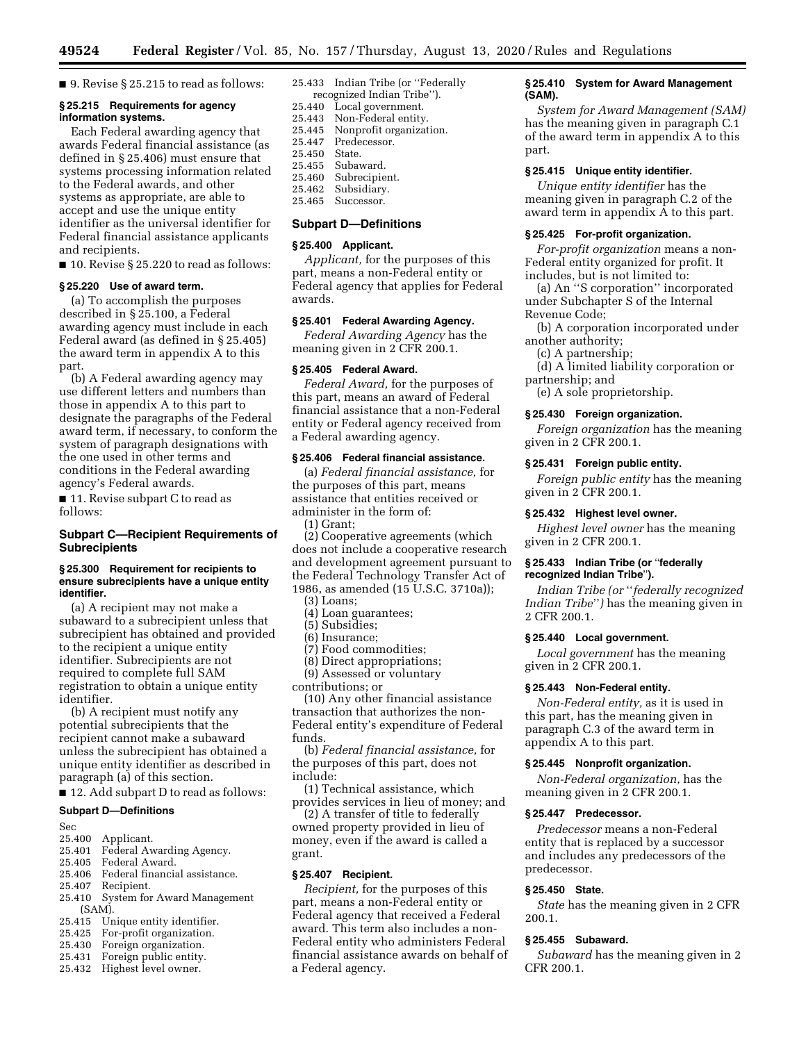■ 9. Revise § 25.215 to read as follows:

### § 25.215 Requirements for agency information systems.

Each Federal awarding agency that awards Federal financial assistance (as defined in § 25.406) must ensure that systems processing information related to the Federal awards, and other systems as appropriate, are able to accept and use the unique entity identifier as the universal identifier for Federal financial assistance applicants and recipients.

■ 10. Revise § 25.220 to read as follows:

### § 25.220 Use of award term.

(a) To accomplish the purposes described in § 25.100, a Federal awarding agency must include in each Federal award (as defined in § 25.405) the award term in appendix A to this part.

(b) A Federal awarding agency may use different letters and numbers than those in appendix A to this part to designate the paragraphs of the Federal award term, if necessary, to conform the system of paragraph designations with the one used in other terms and conditions in the Federal awarding agency's Federal awards.

■ 11. Revise subpart C to read as follows:

## Subpart C—Recipient Requirements of Subrecipients

### § 25.300 Requirement for recipients to ensure subrecipients have a unique entity identifier.

(a) A recipient may not make a subaward to a subrecipient unless that subrecipient has obtained and provided to the recipient a unique entity identifier. Subrecipients are not required to complete full SAM registration to obtain a unique entity identifier.

(b) A recipient must notify any potential subrecipients that the recipient cannot make a subaward unless the subrecipient has obtained a unique entity identifier as described in paragraph (a) of this section.

■ 12. Add subpart D to read as follows:

## Subpart D—Definitions

Sec
25.400 Applicant.
25.401 Federal Awarding Agency.
25.405 Federal Award.
25.406 Federal financial assistance.
25.407 Recipient.
25.410 System for Award Management (SAM).
25.415 Unique entity identifier.
25.425 For-profit organization.
25.430 Foreign organization.
25.431 Foreign public entity.
25.432 Highest level owner.
25.433 Indian Tribe (or "Federally recognized Indian Tribe").
25.440 Local government.
25.443 Non-Federal entity.
25.445 Nonprofit organization.
25.447 Predecessor.
25.450 State.
25.455 Subaward.
25.460 Subrecipient.
25.462 Subsidiary.
25.465 Successor.

## Subpart D—Definitions

### § 25.400 Applicant.

*Applicant,* for the purposes of this part, means a non-Federal entity or Federal agency that applies for Federal awards.

### § 25.401 Federal Awarding Agency.

*Federal Awarding Agency* has the meaning given in 2 CFR 200.1.

### § 25.405 Federal Award.

*Federal Award,* for the purposes of this part, means an award of Federal financial assistance that a non-Federal entity or Federal agency received from a Federal awarding agency.

### § 25.406 Federal financial assistance.

(a) *Federal financial assistance,* for the purposes of this part, means assistance that entities received or administer in the form of:

(1) Grant;

(2) Cooperative agreements (which does not include a cooperative research and development agreement pursuant to the Federal Technology Transfer Act of 1986, as amended (15 U.S.C. 3710a));

(3) Loans;

(4) Loan guarantees;

(5) Subsidies;

(6) Insurance;

(7) Food commodities;

(8) Direct appropriations;

(9) Assessed or voluntary contributions; or

(10) Any other financial assistance transaction that authorizes the non-Federal entity's expenditure of Federal funds.

(b) *Federal financial assistance,* for the purposes of this part, does not include:

(1) Technical assistance, which provides services in lieu of money; and

(2) A transfer of title to federally owned property provided in lieu of money, even if the award is called a grant.

### § 25.407 Recipient.

*Recipient,* for the purposes of this part, means a non-Federal entity or Federal agency that received a Federal award. This term also includes a non-Federal entity who administers Federal financial assistance awards on behalf of a Federal agency.

### § 25.410 System for Award Management (SAM).

*System for Award Management (SAM)* has the meaning given in paragraph C.1 of the award term in appendix A to this part.

### § 25.415 Unique entity identifier.

*Unique entity identifier* has the meaning given in paragraph C.2 of the award term in appendix A to this part.

### § 25.425 For-profit organization.

*For-profit organization* means a non-Federal entity organized for profit. It includes, but is not limited to:

(a) An "S corporation" incorporated under Subchapter S of the Internal Revenue Code;

(b) A corporation incorporated under another authority;

(c) A partnership;

(d) A limited liability corporation or partnership; and

(e) A sole proprietorship.

### § 25.430 Foreign organization.

*Foreign organization* has the meaning given in 2 CFR 200.1.

### § 25.431 Foreign public entity.

*Foreign public entity* has the meaning given in 2 CFR 200.1.

### § 25.432 Highest level owner.

*Highest level owner* has the meaning given in 2 CFR 200.1.

### § 25.433 Indian Tribe (or "federally recognized Indian Tribe").

*Indian Tribe (or "federally recognized Indian Tribe")* has the meaning given in 2 CFR 200.1.

### § 25.440 Local government.

*Local government* has the meaning given in 2 CFR 200.1.

### § 25.443 Non-Federal entity.

*Non-Federal entity,* as it is used in this part, has the meaning given in paragraph C.3 of the award term in appendix A to this part.

### § 25.445 Nonprofit organization.

*Non-Federal organization,* has the meaning given in 2 CFR 200.1.

### § 25.447 Predecessor.

*Predecessor* means a non-Federal entity that is replaced by a successor and includes any predecessors of the predecessor.

### § 25.450 State.

*State* has the meaning given in 2 CFR 200.1.

### § 25.455 Subaward.

*Subaward* has the meaning given in 2 CFR 200.1.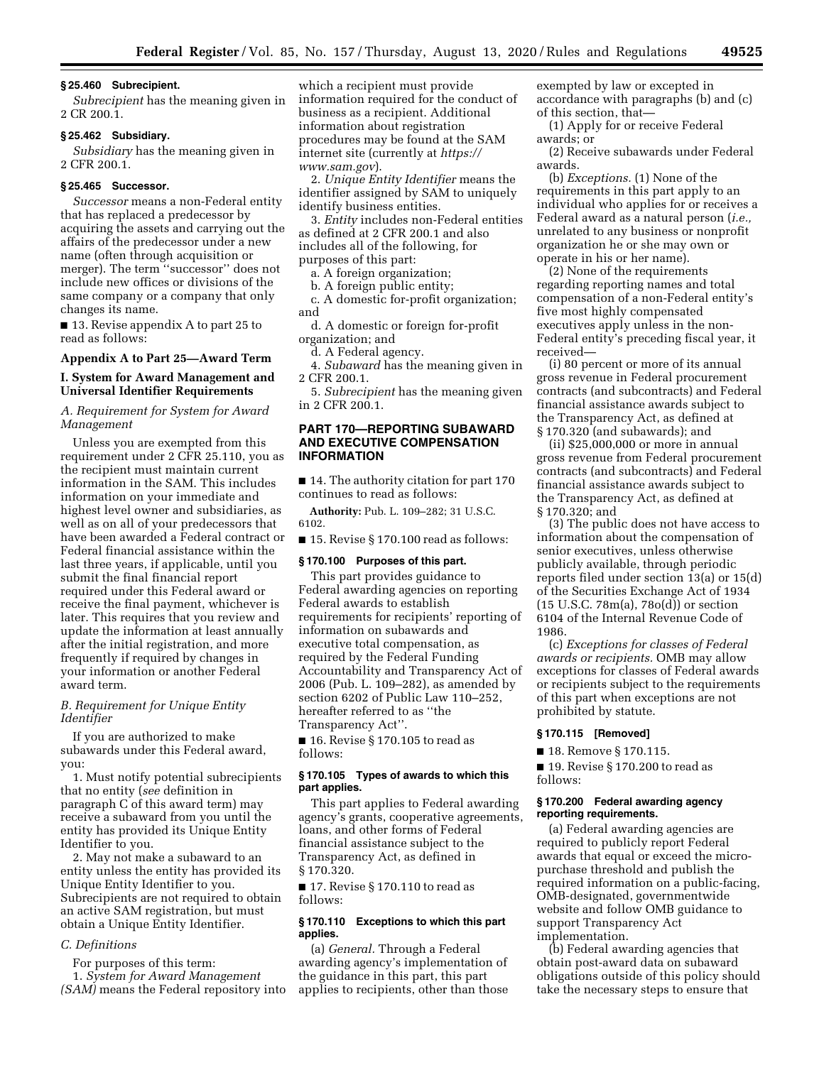### § 25.460 Subrecipient.

*Subrecipient* has the meaning given in 2 CR 200.1.

### § 25.462 Subsidiary.

*Subsidiary* has the meaning given in 2 CFR 200.1.

### § 25.465 Successor.

*Successor* means a non-Federal entity that has replaced a predecessor by acquiring the assets and carrying out the affairs of the predecessor under a new name (often through acquisition or merger). The term ''successor'' does not include new offices or divisions of the same company or a company that only changes its name.

■ 13. Revise appendix A to part 25 to read as follows:

## Appendix A to Part 25—Award Term

### I. System for Award Management and Universal Identifier Requirements

*A. Requirement for System for Award Management*

Unless you are exempted from this requirement under 2 CFR 25.110, you as the recipient must maintain current information in the SAM. This includes information on your immediate and highest level owner and subsidiaries, as well as on all of your predecessors that have been awarded a Federal contract or Federal financial assistance within the last three years, if applicable, until you submit the final financial report required under this Federal award or receive the final payment, whichever is later. This requires that you review and update the information at least annually after the initial registration, and more frequently if required by changes in your information or another Federal award term.

*B. Requirement for Unique Entity Identifier*

If you are authorized to make subawards under this Federal award, you:

1. Must notify potential subrecipients that no entity (*see* definition in paragraph C of this award term) may receive a subaward from you until the entity has provided its Unique Entity Identifier to you.

2. May not make a subaward to an entity unless the entity has provided its Unique Entity Identifier to you. Subrecipients are not required to obtain an active SAM registration, but must obtain a Unique Entity Identifier.

*C. Definitions*

For purposes of this term:

1. *System for Award Management (SAM)* means the Federal repository into which a recipient must provide information required for the conduct of business as a recipient. Additional information about registration procedures may be found at the SAM internet site (currently at *https://www.sam.gov*).

2. *Unique Entity Identifier* means the identifier assigned by SAM to uniquely identify business entities.

3. *Entity* includes non-Federal entities as defined at 2 CFR 200.1 and also includes all of the following, for purposes of this part:

a. A foreign organization;

b. A foreign public entity;

c. A domestic for-profit organization; and

d. A domestic or foreign for-profit organization; and

d. A Federal agency.

4. *Subaward* has the meaning given in 2 CFR 200.1.

5. *Subrecipient* has the meaning given in 2 CFR 200.1.

## PART 170—REPORTING SUBAWARD AND EXECUTIVE COMPENSATION INFORMATION

■ 14. The authority citation for part 170 continues to read as follows:

**Authority:** Pub. L. 109–282; 31 U.S.C. 6102.

■ 15. Revise § 170.100 read as follows:

### § 170.100 Purposes of this part.

This part provides guidance to Federal awarding agencies on reporting Federal awards to establish requirements for recipients' reporting of information on subawards and executive total compensation, as required by the Federal Funding Accountability and Transparency Act of 2006 (Pub. L. 109–282), as amended by section 6202 of Public Law 110–252, hereafter referred to as ''the Transparency Act''.

■ 16. Revise § 170.105 to read as follows:

### § 170.105 Types of awards to which this part applies.

This part applies to Federal awarding agency's grants, cooperative agreements, loans, and other forms of Federal financial assistance subject to the Transparency Act, as defined in § 170.320.

■ 17. Revise § 170.110 to read as follows:

### § 170.110 Exceptions to which this part applies.

(a) *General.* Through a Federal awarding agency's implementation of the guidance in this part, this part applies to recipients, other than those exempted by law or excepted in accordance with paragraphs (b) and (c) of this section, that—

(1) Apply for or receive Federal awards; or

(2) Receive subawards under Federal awards.

(b) *Exceptions.* (1) None of the requirements in this part apply to an individual who applies for or receives a Federal award as a natural person (*i.e.,* unrelated to any business or nonprofit organization he or she may own or operate in his or her name).

(2) None of the requirements regarding reporting names and total compensation of a non-Federal entity's five most highly compensated executives apply unless in the non-Federal entity's preceding fiscal year, it received—

(i) 80 percent or more of its annual gross revenue in Federal procurement contracts (and subcontracts) and Federal financial assistance awards subject to the Transparency Act, as defined at § 170.320 (and subawards); and

(ii) $25,000,000 or more in annual gross revenue from Federal procurement contracts (and subcontracts) and Federal financial assistance awards subject to the Transparency Act, as defined at § 170.320; and

(3) The public does not have access to information about the compensation of senior executives, unless otherwise publicly available, through periodic reports filed under section 13(a) or 15(d) of the Securities Exchange Act of 1934 (15 U.S.C. 78m(a), 78o(d)) or section 6104 of the Internal Revenue Code of 1986.

(c) *Exceptions for classes of Federal awards or recipients.* OMB may allow exceptions for classes of Federal awards or recipients subject to the requirements of this part when exceptions are not prohibited by statute.

### § 170.115 [Removed]

■ 18. Remove § 170.115.

■ 19. Revise § 170.200 to read as follows:

### § 170.200 Federal awarding agency reporting requirements.

(a) Federal awarding agencies are required to publicly report Federal awards that equal or exceed the micro-purchase threshold and publish the required information on a public-facing, OMB-designated, governmentwide website and follow OMB guidance to support Transparency Act implementation.

(b) Federal awarding agencies that obtain post-award data on subaward obligations outside of this policy should take the necessary steps to ensure that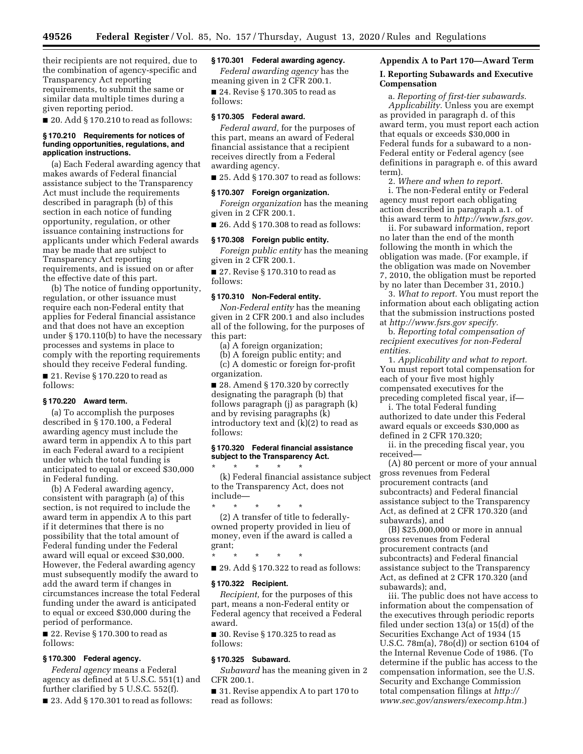their recipients are not required, due to the combination of agency-specific and Transparency Act reporting requirements, to submit the same or similar data multiple times during a given reporting period.

■ 20. Add § 170.210 to read as follows:

### § 170.210 Requirements for notices of funding opportunities, regulations, and application instructions.

(a) Each Federal awarding agency that makes awards of Federal financial assistance subject to the Transparency Act must include the requirements described in paragraph (b) of this section in each notice of funding opportunity, regulation, or other issuance containing instructions for applicants under which Federal awards may be made that are subject to Transparency Act reporting requirements, and is issued on or after the effective date of this part.

(b) The notice of funding opportunity, regulation, or other issuance must require each non-Federal entity that applies for Federal financial assistance and that does not have an exception under § 170.110(b) to have the necessary processes and systems in place to comply with the reporting requirements should they receive Federal funding.

■ 21. Revise § 170.220 to read as follows:

### § 170.220 Award term.

(a) To accomplish the purposes described in § 170.100, a Federal awarding agency must include the award term in appendix A to this part in each Federal award to a recipient under which the total funding is anticipated to equal or exceed $30,000 in Federal funding.

(b) A Federal awarding agency, consistent with paragraph (a) of this section, is not required to include the award term in appendix A to this part if it determines that there is no possibility that the total amount of Federal funding under the Federal award will equal or exceed $30,000. However, the Federal awarding agency must subsequently modify the award to add the award term if changes in circumstances increase the total Federal funding under the award is anticipated to equal or exceed $30,000 during the period of performance.

■ 22. Revise § 170.300 to read as follows:

### § 170.300 Federal agency.

*Federal agency* means a Federal agency as defined at 5 U.S.C. 551(1) and further clarified by 5 U.S.C. 552(f).

■ 23. Add § 170.301 to read as follows:

### § 170.301 Federal awarding agency.

*Federal awarding agency* has the meaning given in 2 CFR 200.1.

■ 24. Revise § 170.305 to read as follows:

### § 170.305 Federal award.

*Federal award,* for the purposes of this part, means an award of Federal financial assistance that a recipient receives directly from a Federal awarding agency.

■ 25. Add § 170.307 to read as follows:

### § 170.307 Foreign organization.

*Foreign organization* has the meaning given in 2 CFR 200.1.

■ 26. Add § 170.308 to read as follows:

### § 170.308 Foreign public entity.

*Foreign public entity* has the meaning given in 2 CFR 200.1.

■ 27. Revise § 170.310 to read as follows:

### § 170.310 Non-Federal entity.

*Non-Federal entity* has the meaning given in 2 CFR 200.1 and also includes all of the following, for the purposes of this part:

(a) A foreign organization;

(b) A foreign public entity; and

(c) A domestic or foreign for-profit organization.

■ 28. Amend § 170.320 by correctly designating the paragraph (b) that follows paragraph (j) as paragraph (k) and by revising paragraphs (k) introductory text and (k)(2) to read as follows:

### § 170.320 Federal financial assistance subject to the Transparency Act.

\* \* \* \* \*

(k) Federal financial assistance subject to the Transparency Act, does not include—

\* \* \* \* \*

(2) A transfer of title to federally-owned property provided in lieu of money, even if the award is called a grant;

\* \* \* \* \*

■ 29. Add § 170.322 to read as follows:

### § 170.322 Recipient.

*Recipient,* for the purposes of this part, means a non-Federal entity or Federal agency that received a Federal award.

■ 30. Revise § 170.325 to read as follows:

### § 170.325 Subaward.

*Subaward* has the meaning given in 2 CFR 200.1.

■ 31. Revise appendix A to part 170 to read as follows:

## Appendix A to Part 170—Award Term

### I. Reporting Subawards and Executive Compensation

a. *Reporting of first-tier subawards.*

*Applicability.* Unless you are exempt as provided in paragraph d. of this award term, you must report each action that equals or exceeds $30,000 in Federal funds for a subaward to a non-Federal entity or Federal agency (see definitions in paragraph e. of this award term).

2. *Where and when to report.*

i. The non-Federal entity or Federal agency must report each obligating action described in paragraph a.1. of this award term to *http://www.fsrs.gov.*

ii. For subaward information, report no later than the end of the month following the month in which the obligation was made. (For example, if the obligation was made on November 7, 2010, the obligation must be reported by no later than December 31, 2010.)

3. *What to report.* You must report the information about each obligating action that the submission instructions posted at *http://www.fsrs.gov specify.*

b. *Reporting total compensation of recipient executives for non-Federal entities.*

1. *Applicability and what to report.* You must report total compensation for each of your five most highly compensated executives for the preceding completed fiscal year, if—

i. The total Federal funding authorized to date under this Federal award equals or exceeds $30,000 as defined in 2 CFR 170.320;

ii. in the preceding fiscal year, you received—

(A) 80 percent or more of your annual gross revenues from Federal procurement contracts (and subcontracts) and Federal financial assistance subject to the Transparency Act, as defined at 2 CFR 170.320 (and subawards), and

(B) $25,000,000 or more in annual gross revenues from Federal procurement contracts (and subcontracts) and Federal financial assistance subject to the Transparency Act, as defined at 2 CFR 170.320 (and subawards); and,

iii. The public does not have access to information about the compensation of the executives through periodic reports filed under section 13(a) or 15(d) of the Securities Exchange Act of 1934 (15 U.S.C. 78m(a), 78o(d)) or section 6104 of the Internal Revenue Code of 1986. (To determine if the public has access to the compensation information, see the U.S. Security and Exchange Commission total compensation filings at *http://www.sec.gov/answers/execomp.htm.*)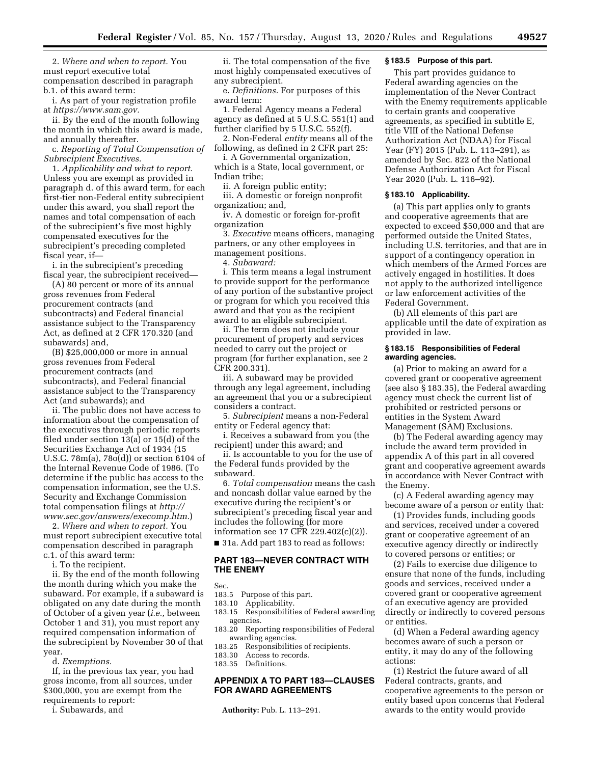2. *Where and when to report.* You must report executive total compensation described in paragraph b.1. of this award term:

i. As part of your registration profile at *https://www.sam.gov.*

ii. By the end of the month following the month in which this award is made, and annually thereafter.

c. *Reporting of Total Compensation of Subrecipient Executives.*

1. *Applicability and what to report.* Unless you are exempt as provided in paragraph d. of this award term, for each first-tier non-Federal entity subrecipient under this award, you shall report the names and total compensation of each of the subrecipient's five most highly compensated executives for the subrecipient's preceding completed fiscal year, if—

i. in the subrecipient's preceding fiscal year, the subrecipient received—

(A) 80 percent or more of its annual gross revenues from Federal procurement contracts (and subcontracts) and Federal financial assistance subject to the Transparency Act, as defined at 2 CFR 170.320 (and subawards) and,

(B) $25,000,000 or more in annual gross revenues from Federal procurement contracts (and subcontracts), and Federal financial assistance subject to the Transparency Act (and subawards); and

ii. The public does not have access to information about the compensation of the executives through periodic reports filed under section 13(a) or 15(d) of the Securities Exchange Act of 1934 (15 U.S.C. 78m(a), 78o(d)) or section 6104 of the Internal Revenue Code of 1986. (To determine if the public has access to the compensation information, see the U.S. Security and Exchange Commission total compensation filings at *http://www.sec.gov/answers/execomp.htm.*)

2. *Where and when to report.* You must report subrecipient executive total compensation described in paragraph c.1. of this award term:

i. To the recipient.

ii. By the end of the month following the month during which you make the subaward. For example, if a subaward is obligated on any date during the month of October of a given year (*i.e.,* between October 1 and 31), you must report any required compensation information of the subrecipient by November 30 of that year.

d. *Exemptions.*

If, in the previous tax year, you had gross income, from all sources, under $300,000, you are exempt from the requirements to report:

i. Subawards, and

ii. The total compensation of the five most highly compensated executives of any subrecipient.

e. *Definitions.* For purposes of this award term:

1. Federal Agency means a Federal agency as defined at 5 U.S.C. 551(1) and further clarified by 5 U.S.C. 552(f).

2. Non-Federal *entity* means all of the following, as defined in 2 CFR part 25:

i. A Governmental organization, which is a State, local government, or Indian tribe;

ii. A foreign public entity;

iii. A domestic or foreign nonprofit organization; and,

iv. A domestic or foreign for-profit organization

3. *Executive* means officers, managing partners, or any other employees in management positions.

4. *Subaward:*

i. This term means a legal instrument to provide support for the performance of any portion of the substantive project or program for which you received this award and that you as the recipient award to an eligible subrecipient.

ii. The term does not include your procurement of property and services needed to carry out the project or program (for further explanation, see 2 CFR 200.331).

iii. A subaward may be provided through any legal agreement, including an agreement that you or a subrecipient considers a contract.

5. *Subrecipient* means a non-Federal entity or Federal agency that:

i. Receives a subaward from you (the recipient) under this award; and

ii. Is accountable to you for the use of the Federal funds provided by the subaward.

6. *Total compensation* means the cash and noncash dollar value earned by the executive during the recipient's or subrecipient's preceding fiscal year and includes the following (for more information see 17 CFR 229.402(c)(2)).

■ 31a. Add part 183 to read as follows:

## PART 183—NEVER CONTRACT WITH THE ENEMY

Sec.
183.5 Purpose of this part.
183.10 Applicability.
183.15 Responsibilities of Federal awarding agencies.
183.20 Reporting responsibilities of Federal awarding agencies.
183.25 Responsibilities of recipients.
183.30 Access to records.
183.35 Definitions.

## APPENDIX A TO PART 183—CLAUSES FOR AWARD AGREEMENTS

**Authority:** Pub. L. 113–291.

### § 183.5 Purpose of this part.

This part provides guidance to Federal awarding agencies on the implementation of the Never Contract with the Enemy requirements applicable to certain grants and cooperative agreements, as specified in subtitle E, title VIII of the National Defense Authorization Act (NDAA) for Fiscal Year (FY) 2015 (Pub. L. 113–291), as amended by Sec. 822 of the National Defense Authorization Act for Fiscal Year 2020 (Pub. L. 116–92).

### § 183.10 Applicability.

(a) This part applies only to grants and cooperative agreements that are expected to exceed $50,000 and that are performed outside the United States, including U.S. territories, and that are in support of a contingency operation in which members of the Armed Forces are actively engaged in hostilities. It does not apply to the authorized intelligence or law enforcement activities of the Federal Government.

(b) All elements of this part are applicable until the date of expiration as provided in law.

### § 183.15 Responsibilities of Federal awarding agencies.

(a) Prior to making an award for a covered grant or cooperative agreement (see also § 183.35), the Federal awarding agency must check the current list of prohibited or restricted persons or entities in the System Award Management (SAM) Exclusions.

(b) The Federal awarding agency may include the award term provided in appendix A of this part in all covered grant and cooperative agreement awards in accordance with Never Contract with the Enemy.

(c) A Federal awarding agency may become aware of a person or entity that:

(1) Provides funds, including goods and services, received under a covered grant or cooperative agreement of an executive agency directly or indirectly to covered persons or entities; or

(2) Fails to exercise due diligence to ensure that none of the funds, including goods and services, received under a covered grant or cooperative agreement of an executive agency are provided directly or indirectly to covered persons or entities.

(d) When a Federal awarding agency becomes aware of such a person or entity, it may do any of the following actions:

(1) Restrict the future award of all Federal contracts, grants, and cooperative agreements to the person or entity based upon concerns that Federal awards to the entity would provide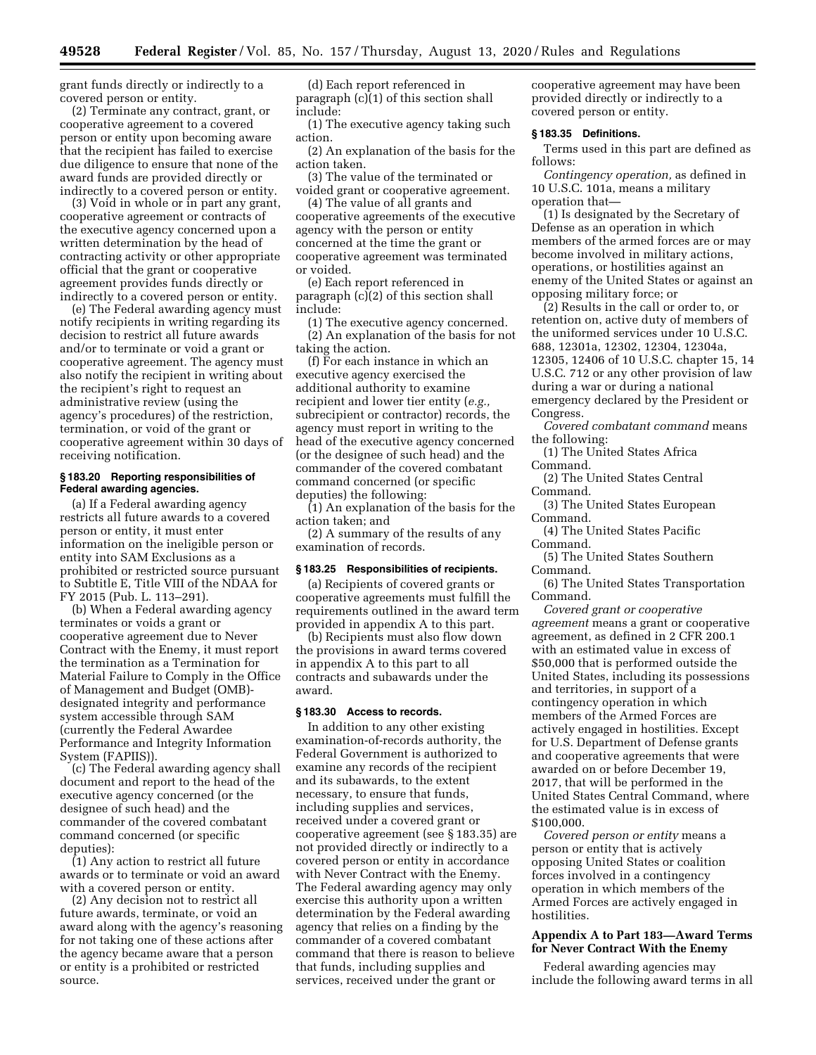grant funds directly or indirectly to a covered person or entity.

(2) Terminate any contract, grant, or cooperative agreement to a covered person or entity upon becoming aware that the recipient has failed to exercise due diligence to ensure that none of the award funds are provided directly or indirectly to a covered person or entity.

(3) Void in whole or in part any grant, cooperative agreement or contracts of the executive agency concerned upon a written determination by the head of contracting activity or other appropriate official that the grant or cooperative agreement provides funds directly or indirectly to a covered person or entity.

(e) The Federal awarding agency must notify recipients in writing regarding its decision to restrict all future awards and/or to terminate or void a grant or cooperative agreement. The agency must also notify the recipient in writing about the recipient's right to request an administrative review (using the agency's procedures) of the restriction, termination, or void of the grant or cooperative agreement within 30 days of receiving notification.

### § 183.20 Reporting responsibilities of Federal awarding agencies.

(a) If a Federal awarding agency restricts all future awards to a covered person or entity, it must enter information on the ineligible person or entity into SAM Exclusions as a prohibited or restricted source pursuant to Subtitle E, Title VIII of the NDAA for FY 2015 (Pub. L. 113–291).

(b) When a Federal awarding agency terminates or voids a grant or cooperative agreement due to Never Contract with the Enemy, it must report the termination as a Termination for Material Failure to Comply in the Office of Management and Budget (OMB)-designated integrity and performance system accessible through SAM (currently the Federal Awardee Performance and Integrity Information System (FAPIIS)).

(c) The Federal awarding agency shall document and report to the head of the executive agency concerned (or the designee of such head) and the commander of the covered combatant command concerned (or specific deputies):

(1) Any action to restrict all future awards or to terminate or void an award with a covered person or entity.

(2) Any decision not to restrict all future awards, terminate, or void an award along with the agency's reasoning for not taking one of these actions after the agency became aware that a person or entity is a prohibited or restricted source.

(d) Each report referenced in paragraph (c)(1) of this section shall include:

(1) The executive agency taking such action.

(2) An explanation of the basis for the action taken.

(3) The value of the terminated or voided grant or cooperative agreement.

(4) The value of all grants and cooperative agreements of the executive agency with the person or entity concerned at the time the grant or cooperative agreement was terminated or voided.

(e) Each report referenced in paragraph (c)(2) of this section shall include:

(1) The executive agency concerned.

(2) An explanation of the basis for not taking the action.

(f) For each instance in which an executive agency exercised the additional authority to examine recipient and lower tier entity (*e.g.,* subrecipient or contractor) records, the agency must report in writing to the head of the executive agency concerned (or the designee of such head) and the commander of the covered combatant command concerned (or specific deputies) the following:

(1) An explanation of the basis for the action taken; and

(2) A summary of the results of any examination of records.

### § 183.25 Responsibilities of recipients.

(a) Recipients of covered grants or cooperative agreements must fulfill the requirements outlined in the award term provided in appendix A to this part.

(b) Recipients must also flow down the provisions in award terms covered in appendix A to this part to all contracts and subawards under the award.

### § 183.30 Access to records.

In addition to any other existing examination-of-records authority, the Federal Government is authorized to examine any records of the recipient and its subawards, to the extent necessary, to ensure that funds, including supplies and services, received under a covered grant or cooperative agreement (see § 183.35) are not provided directly or indirectly to a covered person or entity in accordance with Never Contract with the Enemy. The Federal awarding agency may only exercise this authority upon a written determination by the Federal awarding agency that relies on a finding by the commander of a covered combatant command that there is reason to believe that funds, including supplies and services, received under the grant or cooperative agreement may have been provided directly or indirectly to a covered person or entity.

### § 183.35 Definitions.

Terms used in this part are defined as follows:

*Contingency operation,* as defined in 10 U.S.C. 101a, means a military operation that—

(1) Is designated by the Secretary of Defense as an operation in which members of the armed forces are or may become involved in military actions, operations, or hostilities against an enemy of the United States or against an opposing military force; or

(2) Results in the call or order to, or retention on, active duty of members of the uniformed services under 10 U.S.C. 688, 12301a, 12302, 12304, 12304a, 12305, 12406 of 10 U.S.C. chapter 15, 14 U.S.C. 712 or any other provision of law during a war or during a national emergency declared by the President or Congress.

*Covered combatant command* means the following:

(1) The United States Africa Command.

(2) The United States Central Command.

(3) The United States European Command.

(4) The United States Pacific Command.

(5) The United States Southern Command.

(6) The United States Transportation Command.

*Covered grant or cooperative agreement* means a grant or cooperative agreement, as defined in 2 CFR 200.1 with an estimated value in excess of $50,000 that is performed outside the United States, including its possessions and territories, in support of a contingency operation in which members of the Armed Forces are actively engaged in hostilities. Except for U.S. Department of Defense grants and cooperative agreements that were awarded on or before December 19, 2017, that will be performed in the United States Central Command, where the estimated value is in excess of $100,000.

*Covered person or entity* means a person or entity that is actively opposing United States or coalition forces involved in a contingency operation in which members of the Armed Forces are actively engaged in hostilities.

## Appendix A to Part 183—Award Terms for Never Contract With the Enemy

Federal awarding agencies may include the following award terms in all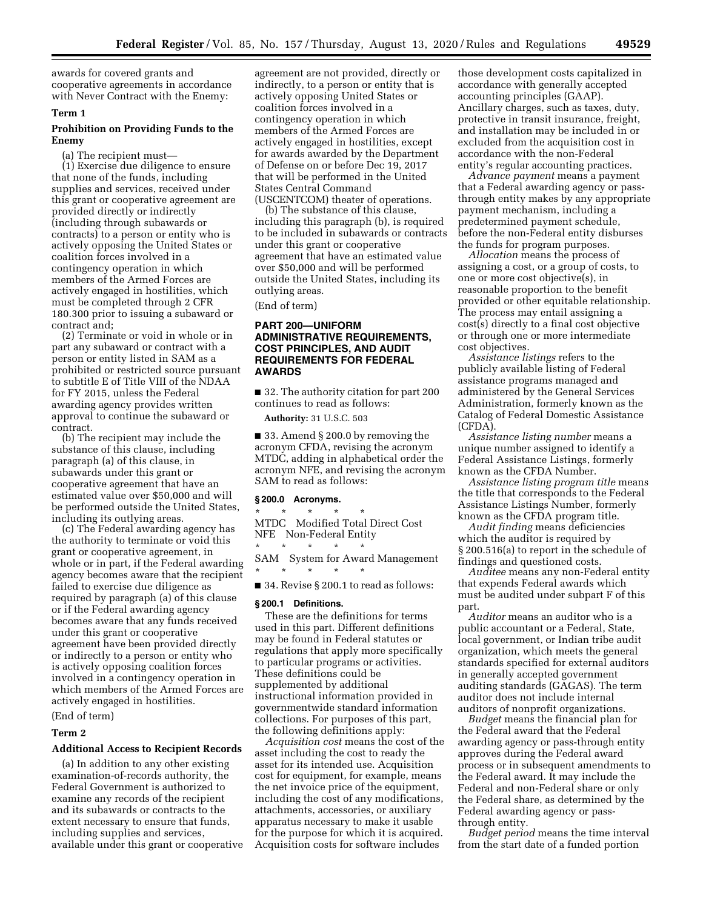awards for covered grants and cooperative agreements in accordance with Never Contract with the Enemy:

**Term 1**

**Prohibition on Providing Funds to the Enemy**

(a) The recipient must—

(1) Exercise due diligence to ensure that none of the funds, including supplies and services, received under this grant or cooperative agreement are provided directly or indirectly (including through subawards or contracts) to a person or entity who is actively opposing the United States or coalition forces involved in a contingency operation in which members of the Armed Forces are actively engaged in hostilities, which must be completed through 2 CFR 180.300 prior to issuing a subaward or contract and;

(2) Terminate or void in whole or in part any subaward or contract with a person or entity listed in SAM as a prohibited or restricted source pursuant to subtitle E of Title VIII of the NDAA for FY 2015, unless the Federal awarding agency provides written approval to continue the subaward or contract.

(b) The recipient may include the substance of this clause, including paragraph (a) of this clause, in subawards under this grant or cooperative agreement that have an estimated value over $50,000 and will be performed outside the United States, including its outlying areas.

(c) The Federal awarding agency has the authority to terminate or void this grant or cooperative agreement, in whole or in part, if the Federal awarding agency becomes aware that the recipient failed to exercise due diligence as required by paragraph (a) of this clause or if the Federal awarding agency becomes aware that any funds received under this grant or cooperative agreement have been provided directly or indirectly to a person or entity who is actively opposing coalition forces involved in a contingency operation in which members of the Armed Forces are actively engaged in hostilities.

(End of term)

**Term 2**

**Additional Access to Recipient Records**

(a) In addition to any other existing examination-of-records authority, the Federal Government is authorized to examine any records of the recipient and its subawards or contracts to the extent necessary to ensure that funds, including supplies and services, available under this grant or cooperative agreement are not provided, directly or indirectly, to a person or entity that is actively opposing United States or coalition forces involved in a contingency operation in which members of the Armed Forces are actively engaged in hostilities, except for awards awarded by the Department of Defense on or before Dec 19, 2017 that will be performed in the United States Central Command (USCENTCOM) theater of operations.

(b) The substance of this clause, including this paragraph (b), is required to be included in subawards or contracts under this grant or cooperative agreement that have an estimated value over $50,000 and will be performed outside the United States, including its outlying areas.

(End of term)

## PART 200—UNIFORM ADMINISTRATIVE REQUIREMENTS, COST PRINCIPLES, AND AUDIT REQUIREMENTS FOR FEDERAL AWARDS

■ 32. The authority citation for part 200 continues to read as follows:

**Authority:** 31 U.S.C. 503

■ 33. Amend § 200.0 by removing the acronym CFDA, revising the acronym MTDC, adding in alphabetical order the acronym NFE, and revising the acronym SAM to read as follows:

### § 200.0 Acronyms.

\* \* \* \* \*

MTDC Modified Total Direct Cost

NFE Non-Federal Entity

\* \* \* \* \*

SAM System for Award Management

\* \* \* \* \*

■ 34. Revise § 200.1 to read as follows:

### § 200.1 Definitions.

These are the definitions for terms used in this part. Different definitions may be found in Federal statutes or regulations that apply more specifically to particular programs or activities. These definitions could be supplemented by additional instructional information provided in governmentwide standard information collections. For purposes of this part, the following definitions apply:

*Acquisition cost* means the cost of the asset including the cost to ready the asset for its intended use. Acquisition cost for equipment, for example, means the net invoice price of the equipment, including the cost of any modifications, attachments, accessories, or auxiliary apparatus necessary to make it usable for the purpose for which it is acquired. Acquisition costs for software includes those development costs capitalized in accordance with generally accepted accounting principles (GAAP). Ancillary charges, such as taxes, duty, protective in transit insurance, freight, and installation may be included in or excluded from the acquisition cost in accordance with the non-Federal entity's regular accounting practices.

*Advance payment* means a payment that a Federal awarding agency or pass-through entity makes by any appropriate payment mechanism, including a predetermined payment schedule, before the non-Federal entity disburses the funds for program purposes.

*Allocation* means the process of assigning a cost, or a group of costs, to one or more cost objective(s), in reasonable proportion to the benefit provided or other equitable relationship. The process may entail assigning a cost(s) directly to a final cost objective or through one or more intermediate cost objectives.

*Assistance listings* refers to the publicly available listing of Federal assistance programs managed and administered by the General Services Administration, formerly known as the Catalog of Federal Domestic Assistance (CFDA).

*Assistance listing number* means a unique number assigned to identify a Federal Assistance Listings, formerly known as the CFDA Number.

*Assistance listing program title* means the title that corresponds to the Federal Assistance Listings Number, formerly known as the CFDA program title.

*Audit finding* means deficiencies which the auditor is required by § 200.516(a) to report in the schedule of findings and questioned costs.

*Auditee* means any non-Federal entity that expends Federal awards which must be audited under subpart F of this part.

*Auditor* means an auditor who is a public accountant or a Federal, State, local government, or Indian tribe audit organization, which meets the general standards specified for external auditors in generally accepted government auditing standards (GAGAS). The term auditor does not include internal auditors of nonprofit organizations.

*Budget* means the financial plan for the Federal award that the Federal awarding agency or pass-through entity approves during the Federal award process or in subsequent amendments to the Federal award. It may include the Federal and non-Federal share or only the Federal share, as determined by the Federal awarding agency or pass-through entity.

*Budget period* means the time interval from the start date of a funded portion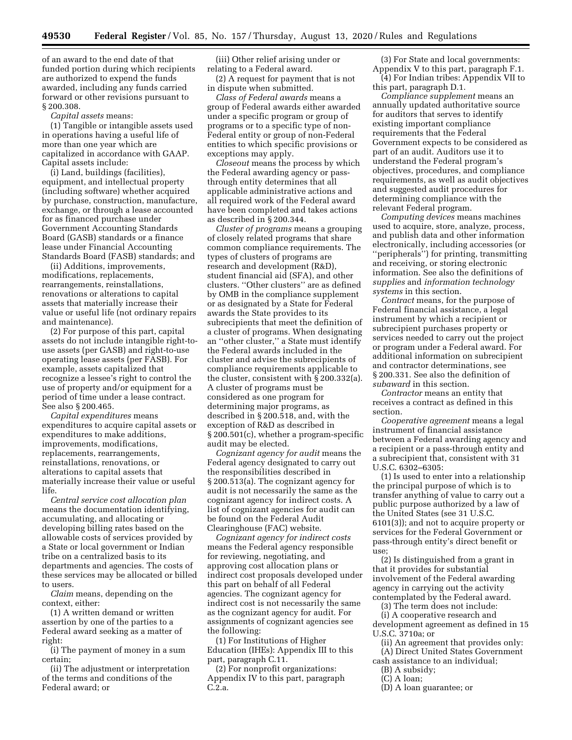of an award to the end date of that funded portion during which recipients are authorized to expend the funds awarded, including any funds carried forward or other revisions pursuant to § 200.308.

*Capital assets* means:

(1) Tangible or intangible assets used in operations having a useful life of more than one year which are capitalized in accordance with GAAP. Capital assets include:

(i) Land, buildings (facilities), equipment, and intellectual property (including software) whether acquired by purchase, construction, manufacture, exchange, or through a lease accounted for as financed purchase under Government Accounting Standards Board (GASB) standards or a finance lease under Financial Accounting Standards Board (FASB) standards; and

(ii) Additions, improvements, modifications, replacements, rearrangements, reinstallations, renovations or alterations to capital assets that materially increase their value or useful life (not ordinary repairs and maintenance).

(2) For purpose of this part, capital assets do not include intangible right-to-use assets (per GASB) and right-to-use operating lease assets (per FASB). For example, assets capitalized that recognize a lessee's right to control the use of property and/or equipment for a period of time under a lease contract. See also § 200.465.

*Capital expenditures* means expenditures to acquire capital assets or expenditures to make additions, improvements, modifications, replacements, rearrangements, reinstallations, renovations, or alterations to capital assets that materially increase their value or useful life.

*Central service cost allocation plan* means the documentation identifying, accumulating, and allocating or developing billing rates based on the allowable costs of services provided by a State or local government or Indian tribe on a centralized basis to its departments and agencies. The costs of these services may be allocated or billed to users.

*Claim* means, depending on the context, either:

(1) A written demand or written assertion by one of the parties to a Federal award seeking as a matter of right:

(i) The payment of money in a sum certain;

(ii) The adjustment or interpretation of the terms and conditions of the Federal award; or

(iii) Other relief arising under or relating to a Federal award.

(2) A request for payment that is not in dispute when submitted.

*Class of Federal awards* means a group of Federal awards either awarded under a specific program or group of programs or to a specific type of non-Federal entity or group of non-Federal entities to which specific provisions or exceptions may apply.

*Closeout* means the process by which the Federal awarding agency or pass-through entity determines that all applicable administrative actions and all required work of the Federal award have been completed and takes actions as described in § 200.344.

*Cluster of programs* means a grouping of closely related programs that share common compliance requirements. The types of clusters of programs are research and development (R&D), student financial aid (SFA), and other clusters. "Other clusters" are as defined by OMB in the compliance supplement or as designated by a State for Federal awards the State provides to its subrecipients that meet the definition of a cluster of programs. When designating an "other cluster," a State must identify the Federal awards included in the cluster and advise the subrecipients of compliance requirements applicable to the cluster, consistent with § 200.332(a). A cluster of programs must be considered as one program for determining major programs, as described in § 200.518, and, with the exception of R&D as described in § 200.501(c), whether a program-specific audit may be elected.

*Cognizant agency for audit* means the Federal agency designated to carry out the responsibilities described in § 200.513(a). The cognizant agency for audit is not necessarily the same as the cognizant agency for indirect costs. A list of cognizant agencies for audit can be found on the Federal Audit Clearinghouse (FAC) website.

*Cognizant agency for indirect costs* means the Federal agency responsible for reviewing, negotiating, and approving cost allocation plans or indirect cost proposals developed under this part on behalf of all Federal agencies. The cognizant agency for indirect cost is not necessarily the same as the cognizant agency for audit. For assignments of cognizant agencies see the following:

(1) For Institutions of Higher Education (IHEs): Appendix III to this part, paragraph C.11.

(2) For nonprofit organizations: Appendix IV to this part, paragraph C.2.a.

(3) For State and local governments: Appendix V to this part, paragraph F.1.

(4) For Indian tribes: Appendix VII to this part, paragraph D.1.

*Compliance supplement* means an annually updated authoritative source for auditors that serves to identify existing important compliance requirements that the Federal Government expects to be considered as part of an audit. Auditors use it to understand the Federal program's objectives, procedures, and compliance requirements, as well as audit objectives and suggested audit procedures for determining compliance with the relevant Federal program.

*Computing devices* means machines used to acquire, store, analyze, process, and publish data and other information electronically, including accessories (or "peripherals") for printing, transmitting and receiving, or storing electronic information. See also the definitions of *supplies* and *information technology systems* in this section.

*Contract* means, for the purpose of Federal financial assistance, a legal instrument by which a recipient or subrecipient purchases property or services needed to carry out the project or program under a Federal award. For additional information on subrecipient and contractor determinations, see § 200.331. See also the definition of *subaward* in this section.

*Contractor* means an entity that receives a contract as defined in this section.

*Cooperative agreement* means a legal instrument of financial assistance between a Federal awarding agency and a recipient or a pass-through entity and a subrecipient that, consistent with 31 U.S.C. 6302–6305:

(1) Is used to enter into a relationship the principal purpose of which is to transfer anything of value to carry out a public purpose authorized by a law of the United States (see 31 U.S.C. 6101(3)); and not to acquire property or services for the Federal Government or pass-through entity's direct benefit or use;

(2) Is distinguished from a grant in that it provides for substantial involvement of the Federal awarding agency in carrying out the activity contemplated by the Federal award.

(3) The term does not include:

(i) A cooperative research and development agreement as defined in 15 U.S.C. 3710a; or

(ii) An agreement that provides only:

(A) Direct United States Government cash assistance to an individual;

(B) A subsidy;

(C) A loan;

(D) A loan guarantee; or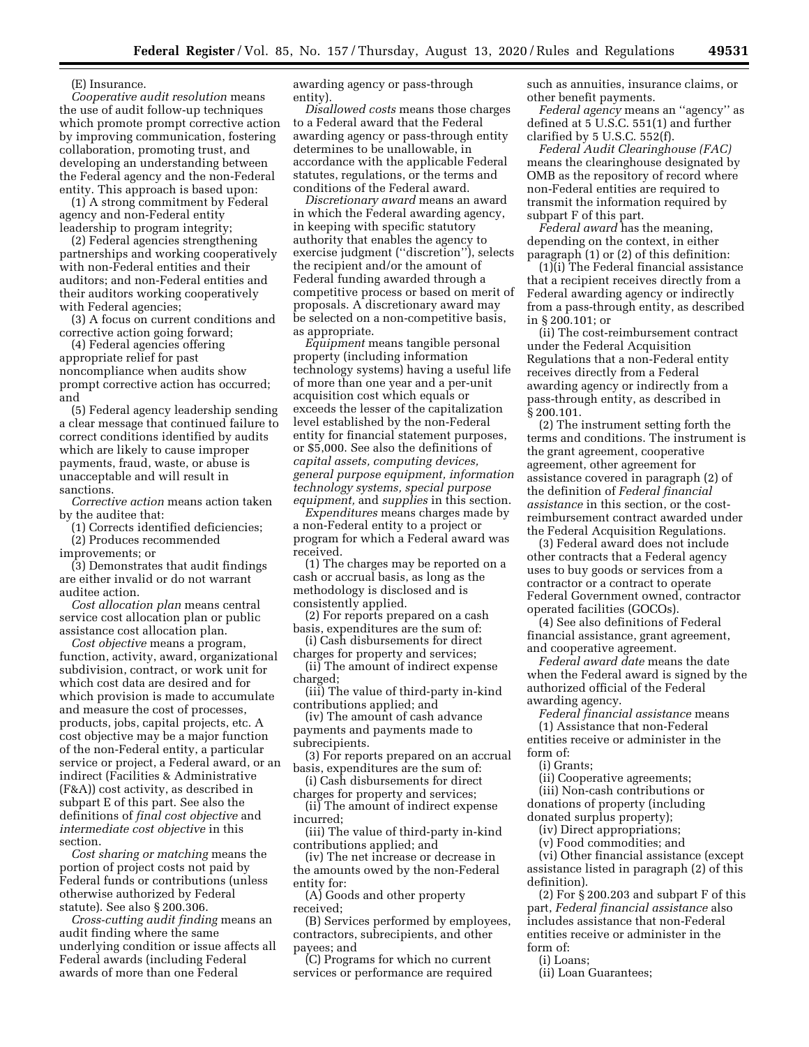(E) Insurance.

*Cooperative audit resolution* means the use of audit follow-up techniques which promote prompt corrective action by improving communication, fostering collaboration, promoting trust, and developing an understanding between the Federal agency and the non-Federal entity. This approach is based upon:

(1) A strong commitment by Federal agency and non-Federal entity leadership to program integrity;

(2) Federal agencies strengthening partnerships and working cooperatively with non-Federal entities and their auditors; and non-Federal entities and their auditors working cooperatively with Federal agencies;

(3) A focus on current conditions and corrective action going forward;

(4) Federal agencies offering appropriate relief for past noncompliance when audits show prompt corrective action has occurred; and

(5) Federal agency leadership sending a clear message that continued failure to correct conditions identified by audits which are likely to cause improper payments, fraud, waste, or abuse is unacceptable and will result in sanctions.

*Corrective action* means action taken by the auditee that:

(1) Corrects identified deficiencies;

(2) Produces recommended improvements; or

(3) Demonstrates that audit findings are either invalid or do not warrant auditee action.

*Cost allocation plan* means central service cost allocation plan or public assistance cost allocation plan.

*Cost objective* means a program, function, activity, award, organizational subdivision, contract, or work unit for which cost data are desired and for which provision is made to accumulate and measure the cost of processes, products, jobs, capital projects, etc. A cost objective may be a major function of the non-Federal entity, a particular service or project, a Federal award, or an indirect (Facilities & Administrative (F&A)) cost activity, as described in subpart E of this part. See also the definitions of *final cost objective* and *intermediate cost objective* in this section.

*Cost sharing or matching* means the portion of project costs not paid by Federal funds or contributions (unless otherwise authorized by Federal statute). See also § 200.306.

*Cross-cutting audit finding* means an audit finding where the same underlying condition or issue affects all Federal awards (including Federal awards of more than one Federal awarding agency or pass-through entity).

*Disallowed costs* means those charges to a Federal award that the Federal awarding agency or pass-through entity determines to be unallowable, in accordance with the applicable Federal statutes, regulations, or the terms and conditions of the Federal award.

*Discretionary award* means an award in which the Federal awarding agency, in keeping with specific statutory authority that enables the agency to exercise judgment (''discretion''), selects the recipient and/or the amount of Federal funding awarded through a competitive process or based on merit of proposals. A discretionary award may be selected on a non-competitive basis, as appropriate.

*Equipment* means tangible personal property (including information technology systems) having a useful life of more than one year and a per-unit acquisition cost which equals or exceeds the lesser of the capitalization level established by the non-Federal entity for financial statement purposes, or $5,000. See also the definitions of *capital assets, computing devices, general purpose equipment, information technology systems, special purpose equipment,* and *supplies* in this section.

*Expenditures* means charges made by a non-Federal entity to a project or program for which a Federal award was received.

(1) The charges may be reported on a cash or accrual basis, as long as the methodology is disclosed and is consistently applied.

(2) For reports prepared on a cash basis, expenditures are the sum of:

(i) Cash disbursements for direct charges for property and services;

(ii) The amount of indirect expense charged;

(iii) The value of third-party in-kind contributions applied; and

(iv) The amount of cash advance payments and payments made to subrecipients.

(3) For reports prepared on an accrual basis, expenditures are the sum of:

(i) Cash disbursements for direct charges for property and services;

(ii) The amount of indirect expense incurred;

(iii) The value of third-party in-kind contributions applied; and

(iv) The net increase or decrease in the amounts owed by the non-Federal entity for:

(A) Goods and other property received;

(B) Services performed by employees, contractors, subrecipients, and other payees; and

(C) Programs for which no current services or performance are required such as annuities, insurance claims, or other benefit payments.

*Federal agency* means an ''agency'' as defined at 5 U.S.C. 551(1) and further clarified by 5 U.S.C. 552(f).

*Federal Audit Clearinghouse (FAC)* means the clearinghouse designated by OMB as the repository of record where non-Federal entities are required to transmit the information required by subpart F of this part.

*Federal award* has the meaning, depending on the context, in either paragraph (1) or (2) of this definition:

(1)(i) The Federal financial assistance that a recipient receives directly from a Federal awarding agency or indirectly from a pass-through entity, as described in § 200.101; or

(ii) The cost-reimbursement contract under the Federal Acquisition Regulations that a non-Federal entity receives directly from a Federal awarding agency or indirectly from a pass-through entity, as described in § 200.101.

(2) The instrument setting forth the terms and conditions. The instrument is the grant agreement, cooperative agreement, other agreement for assistance covered in paragraph (2) of the definition of *Federal financial assistance* in this section, or the cost-reimbursement contract awarded under the Federal Acquisition Regulations.

(3) Federal award does not include other contracts that a Federal agency uses to buy goods or services from a contractor or a contract to operate Federal Government owned, contractor operated facilities (GOCOs).

(4) See also definitions of Federal financial assistance, grant agreement, and cooperative agreement.

*Federal award date* means the date when the Federal award is signed by the authorized official of the Federal awarding agency.

*Federal financial assistance* means

(1) Assistance that non-Federal entities receive or administer in the form of:

(i) Grants;

(ii) Cooperative agreements;

(iii) Non-cash contributions or donations of property (including donated surplus property);

(iv) Direct appropriations;

(v) Food commodities; and

(vi) Other financial assistance (except assistance listed in paragraph (2) of this definition).

(2) For § 200.203 and subpart F of this part, *Federal financial assistance* also includes assistance that non-Federal entities receive or administer in the form of:

(i) Loans;

(ii) Loan Guarantees;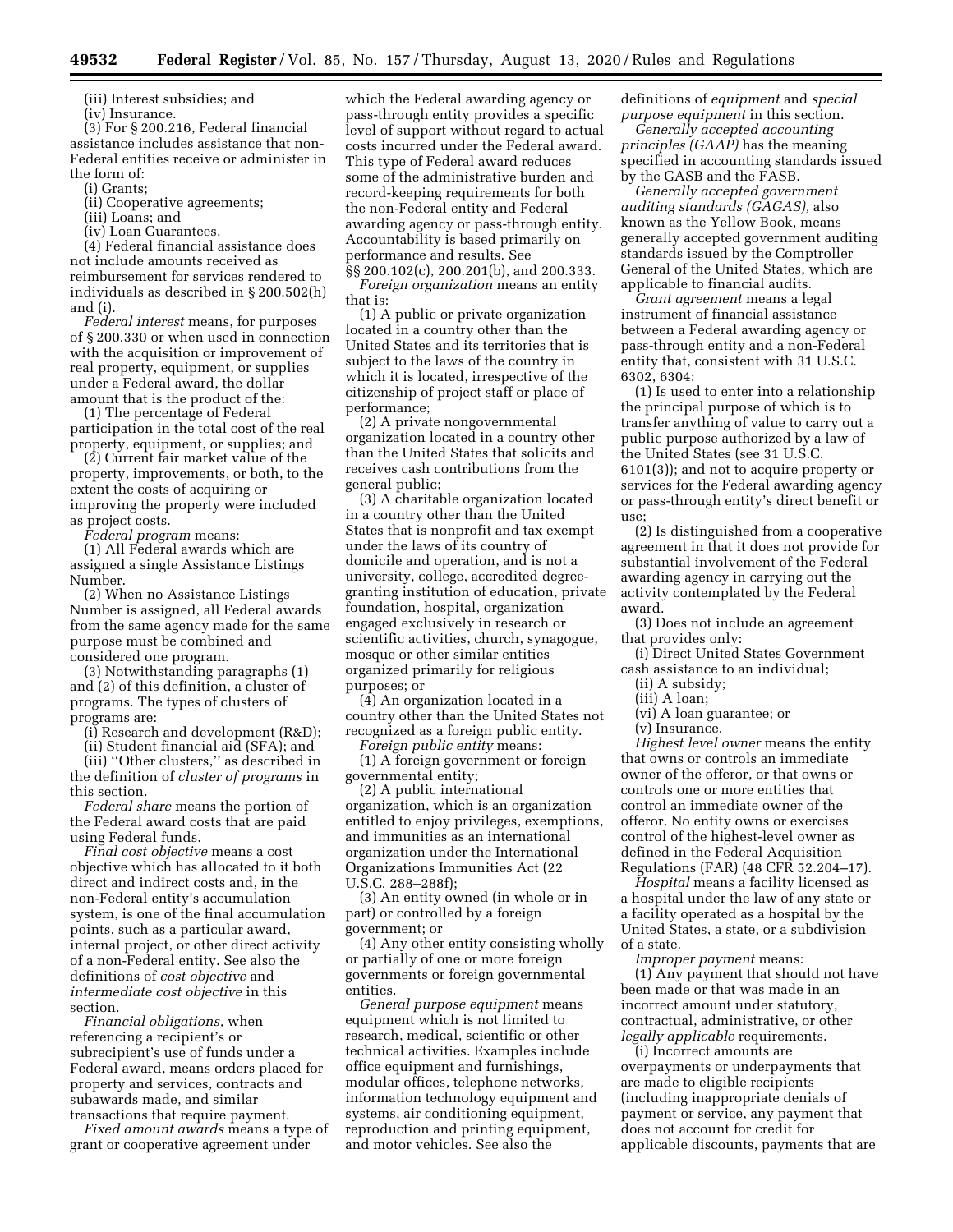(iii) Interest subsidies; and

(iv) Insurance.

(3) For § 200.216, Federal financial assistance includes assistance that non-Federal entities receive or administer in the form of:

(i) Grants;

(ii) Cooperative agreements;

(iii) Loans; and

(iv) Loan Guarantees.

(4) Federal financial assistance does not include amounts received as reimbursement for services rendered to individuals as described in § 200.502(h) and (i).

*Federal interest* means, for purposes of § 200.330 or when used in connection with the acquisition or improvement of real property, equipment, or supplies under a Federal award, the dollar amount that is the product of the:

(1) The percentage of Federal participation in the total cost of the real property, equipment, or supplies; and

(2) Current fair market value of the property, improvements, or both, to the extent the costs of acquiring or improving the property were included as project costs.

*Federal program* means:

(1) All Federal awards which are assigned a single Assistance Listings Number.

(2) When no Assistance Listings Number is assigned, all Federal awards from the same agency made for the same purpose must be combined and considered one program.

(3) Notwithstanding paragraphs (1) and (2) of this definition, a cluster of programs. The types of clusters of programs are:

(i) Research and development (R&D);

(ii) Student financial aid (SFA); and

(iii) ''Other clusters,'' as described in the definition of *cluster of programs* in this section.

*Federal share* means the portion of the Federal award costs that are paid using Federal funds.

*Final cost objective* means a cost objective which has allocated to it both direct and indirect costs and, in the non-Federal entity's accumulation system, is one of the final accumulation points, such as a particular award, internal project, or other direct activity of a non-Federal entity. See also the definitions of *cost objective* and *intermediate cost objective* in this section.

*Financial obligations,* when referencing a recipient's or subrecipient's use of funds under a Federal award, means orders placed for property and services, contracts and subawards made, and similar transactions that require payment.

*Fixed amount awards* means a type of grant or cooperative agreement under which the Federal awarding agency or pass-through entity provides a specific level of support without regard to actual costs incurred under the Federal award. This type of Federal award reduces some of the administrative burden and record-keeping requirements for both the non-Federal entity and Federal awarding agency or pass-through entity. Accountability is based primarily on performance and results. See §§ 200.102(c), 200.201(b), and 200.333.

*Foreign organization* means an entity that is:

(1) A public or private organization located in a country other than the United States and its territories that is subject to the laws of the country in which it is located, irrespective of the citizenship of project staff or place of performance;

(2) A private nongovernmental organization located in a country other than the United States that solicits and receives cash contributions from the general public;

(3) A charitable organization located in a country other than the United States that is nonprofit and tax exempt under the laws of its country of domicile and operation, and is not a university, college, accredited degree-granting institution of education, private foundation, hospital, organization engaged exclusively in research or scientific activities, church, synagogue, mosque or other similar entities organized primarily for religious purposes; or

(4) An organization located in a country other than the United States not recognized as a foreign public entity.

*Foreign public entity* means:

(1) A foreign government or foreign governmental entity;

(2) A public international organization, which is an organization entitled to enjoy privileges, exemptions, and immunities as an international organization under the International Organizations Immunities Act (22 U.S.C. 288–288f);

(3) An entity owned (in whole or in part) or controlled by a foreign government; or

(4) Any other entity consisting wholly or partially of one or more foreign governments or foreign governmental entities.

*General purpose equipment* means equipment which is not limited to research, medical, scientific or other technical activities. Examples include office equipment and furnishings, modular offices, telephone networks, information technology equipment and systems, air conditioning equipment, reproduction and printing equipment, and motor vehicles. See also the definitions of *equipment* and *special purpose equipment* in this section.

*Generally accepted accounting principles (GAAP)* has the meaning specified in accounting standards issued by the GASB and the FASB.

*Generally accepted government auditing standards (GAGAS),* also known as the Yellow Book, means generally accepted government auditing standards issued by the Comptroller General of the United States, which are applicable to financial audits.

*Grant agreement* means a legal instrument of financial assistance between a Federal awarding agency or pass-through entity and a non-Federal entity that, consistent with 31 U.S.C. 6302, 6304:

(1) Is used to enter into a relationship the principal purpose of which is to transfer anything of value to carry out a public purpose authorized by a law of the United States (see 31 U.S.C. 6101(3)); and not to acquire property or services for the Federal awarding agency or pass-through entity's direct benefit or use;

(2) Is distinguished from a cooperative agreement in that it does not provide for substantial involvement of the Federal awarding agency in carrying out the activity contemplated by the Federal award.

(3) Does not include an agreement that provides only:

(i) Direct United States Government cash assistance to an individual;

(ii) A subsidy;

(iii) A loan;

(vi) A loan guarantee; or

(v) Insurance.

*Highest level owner* means the entity that owns or controls an immediate owner of the offeror, or that owns or controls one or more entities that control an immediate owner of the offeror. No entity owns or exercises control of the highest-level owner as defined in the Federal Acquisition Regulations (FAR) (48 CFR 52.204–17).

*Hospital* means a facility licensed as a hospital under the law of any state or a facility operated as a hospital by the United States, a state, or a subdivision of a state.

*Improper payment* means:

(1) Any payment that should not have been made or that was made in an incorrect amount under statutory, contractual, administrative, or other *legally applicable* requirements.

(i) Incorrect amounts are overpayments or underpayments that are made to eligible recipients (including inappropriate denials of payment or service, any payment that does not account for credit for applicable discounts, payments that are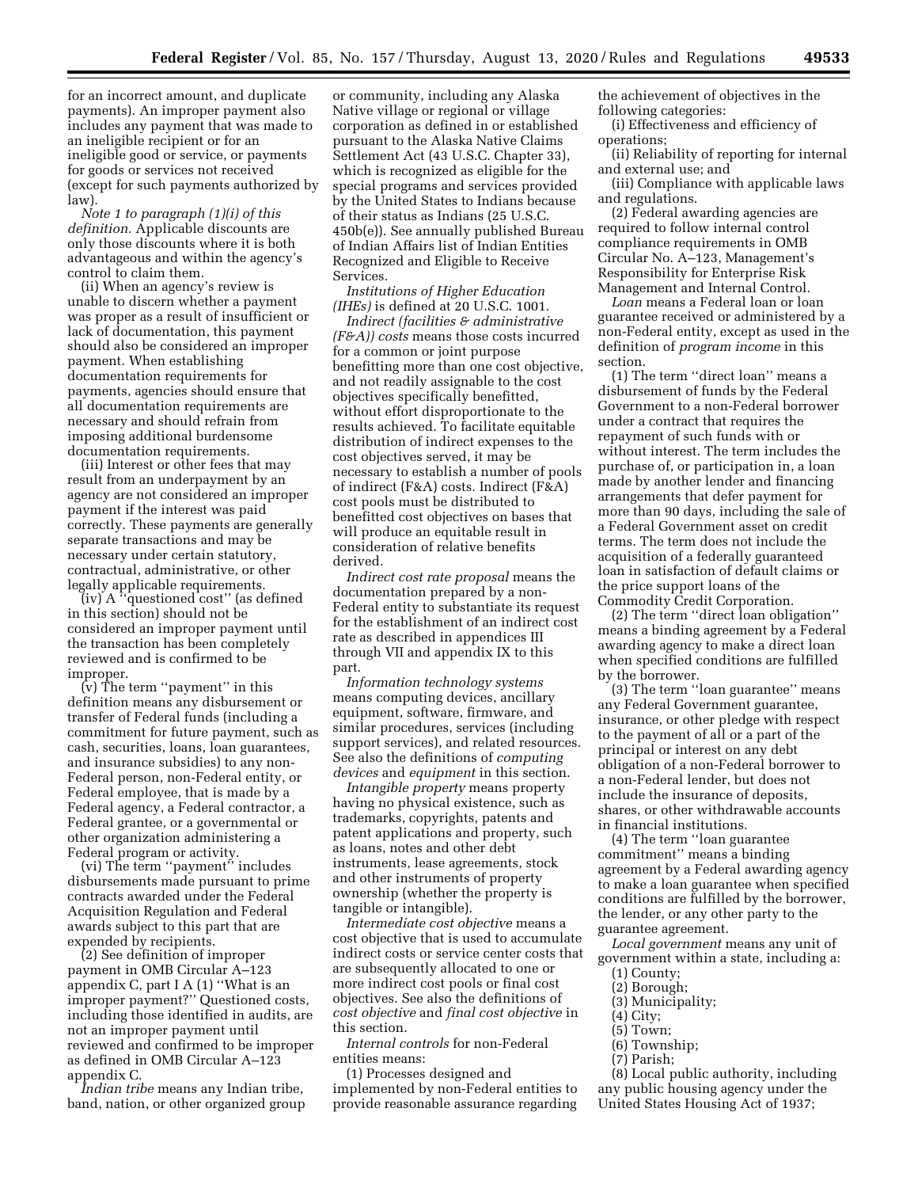for an incorrect amount, and duplicate payments). An improper payment also includes any payment that was made to an ineligible recipient or for an ineligible good or service, or payments for goods or services not received (except for such payments authorized by law).

*Note 1 to paragraph (1)(i) of this definition.* Applicable discounts are only those discounts where it is both advantageous and within the agency's control to claim them.

(ii) When an agency's review is unable to discern whether a payment was proper as a result of insufficient or lack of documentation, this payment should also be considered an improper payment. When establishing documentation requirements for payments, agencies should ensure that all documentation requirements are necessary and should refrain from imposing additional burdensome documentation requirements.

(iii) Interest or other fees that may result from an underpayment by an agency are not considered an improper payment if the interest was paid correctly. These payments are generally separate transactions and may be necessary under certain statutory, contractual, administrative, or other legally applicable requirements.

(iv) A ''questioned cost'' (as defined in this section) should not be considered an improper payment until the transaction has been completely reviewed and is confirmed to be improper.

(v) The term ''payment'' in this definition means any disbursement or transfer of Federal funds (including a commitment for future payment, such as cash, securities, loans, loan guarantees, and insurance subsidies) to any non-Federal person, non-Federal entity, or Federal employee, that is made by a Federal agency, a Federal contractor, a Federal grantee, or a governmental or other organization administering a Federal program or activity.

(vi) The term ''payment'' includes disbursements made pursuant to prime contracts awarded under the Federal Acquisition Regulation and Federal awards subject to this part that are expended by recipients.

(2) See definition of improper payment in OMB Circular A–123 appendix C, part I A (1) ''What is an improper payment?'' Questioned costs, including those identified in audits, are not an improper payment until reviewed and confirmed to be improper as defined in OMB Circular A–123 appendix C.

*Indian tribe* means any Indian tribe, band, nation, or other organized group or community, including any Alaska Native village or regional or village corporation as defined in or established pursuant to the Alaska Native Claims Settlement Act (43 U.S.C. Chapter 33), which is recognized as eligible for the special programs and services provided by the United States to Indians because of their status as Indians (25 U.S.C. 450b(e)). See annually published Bureau of Indian Affairs list of Indian Entities Recognized and Eligible to Receive Services.

*Institutions of Higher Education (IHEs)* is defined at 20 U.S.C. 1001.

*Indirect (facilities & administrative (F&A)) costs* means those costs incurred for a common or joint purpose benefitting more than one cost objective, and not readily assignable to the cost objectives specifically benefitted, without effort disproportionate to the results achieved. To facilitate equitable distribution of indirect expenses to the cost objectives served, it may be necessary to establish a number of pools of indirect (F&A) costs. Indirect (F&A) cost pools must be distributed to benefitted cost objectives on bases that will produce an equitable result in consideration of relative benefits derived.

*Indirect cost rate proposal* means the documentation prepared by a non-Federal entity to substantiate its request for the establishment of an indirect cost rate as described in appendices III through VII and appendix IX to this part.

*Information technology systems* means computing devices, ancillary equipment, software, firmware, and similar procedures, services (including support services), and related resources. See also the definitions of *computing devices* and *equipment* in this section.

*Intangible property* means property having no physical existence, such as trademarks, copyrights, patents and patent applications and property, such as loans, notes and other debt instruments, lease agreements, stock and other instruments of property ownership (whether the property is tangible or intangible).

*Intermediate cost objective* means a cost objective that is used to accumulate indirect costs or service center costs that are subsequently allocated to one or more indirect cost pools or final cost objectives. See also the definitions of *cost objective* and *final cost objective* in this section.

*Internal controls* for non-Federal entities means:

(1) Processes designed and implemented by non-Federal entities to provide reasonable assurance regarding the achievement of objectives in the following categories:

(i) Effectiveness and efficiency of operations;

(ii) Reliability of reporting for internal and external use; and

(iii) Compliance with applicable laws and regulations.

(2) Federal awarding agencies are required to follow internal control compliance requirements in OMB Circular No. A–123, Management's Responsibility for Enterprise Risk Management and Internal Control.

*Loan* means a Federal loan or loan guarantee received or administered by a non-Federal entity, except as used in the definition of *program income* in this section.

(1) The term ''direct loan'' means a disbursement of funds by the Federal Government to a non-Federal borrower under a contract that requires the repayment of such funds with or without interest. The term includes the purchase of, or participation in, a loan made by another lender and financing arrangements that defer payment for more than 90 days, including the sale of a Federal Government asset on credit terms. The term does not include the acquisition of a federally guaranteed loan in satisfaction of default claims or the price support loans of the Commodity Credit Corporation.

(2) The term ''direct loan obligation'' means a binding agreement by a Federal awarding agency to make a direct loan when specified conditions are fulfilled by the borrower.

(3) The term ''loan guarantee'' means any Federal Government guarantee, insurance, or other pledge with respect to the payment of all or a part of the principal or interest on any debt obligation of a non-Federal borrower to a non-Federal lender, but does not include the insurance of deposits, shares, or other withdrawable accounts in financial institutions.

(4) The term ''loan guarantee commitment'' means a binding agreement by a Federal awarding agency to make a loan guarantee when specified conditions are fulfilled by the borrower, the lender, or any other party to the guarantee agreement.

*Local government* means any unit of government within a state, including a:

(1) County;

(2) Borough;

(3) Municipality;

(4) City;

(5) Town;

(6) Township;

(7) Parish;

(8) Local public authority, including any public housing agency under the United States Housing Act of 1937;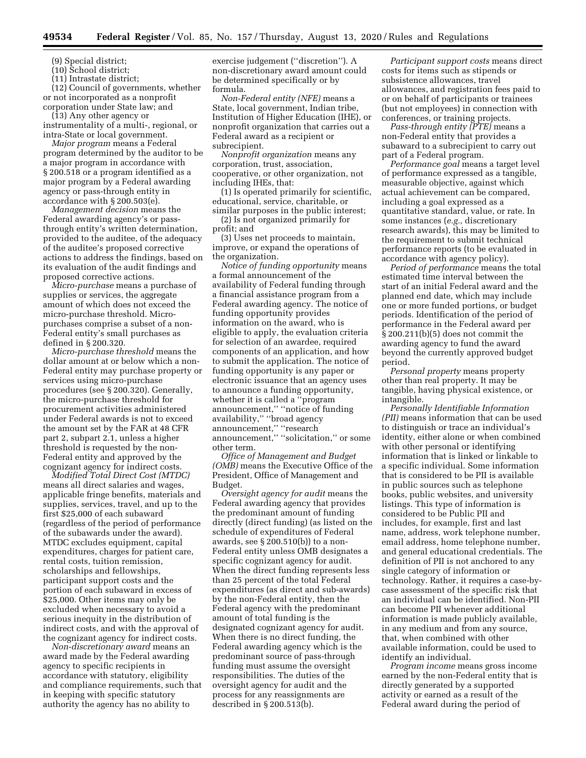(9) Special district;

(10) School district;

(11) Intrastate district;

(12) Council of governments, whether or not incorporated as a nonprofit corporation under State law; and

(13) Any other agency or instrumentality of a multi-, regional, or intra-State or local government.

*Major program* means a Federal program determined by the auditor to be a major program in accordance with § 200.518 or a program identified as a major program by a Federal awarding agency or pass-through entity in accordance with § 200.503(e).

*Management decision* means the Federal awarding agency's or pass-through entity's written determination, provided to the auditee, of the adequacy of the auditee's proposed corrective actions to address the findings, based on its evaluation of the audit findings and proposed corrective actions.

*Micro-purchase* means a purchase of supplies or services, the aggregate amount of which does not exceed the micro-purchase threshold. Micro-purchases comprise a subset of a non-Federal entity's small purchases as defined in § 200.320.

*Micro-purchase threshold* means the dollar amount at or below which a non-Federal entity may purchase property or services using micro-purchase procedures (see § 200.320). Generally, the micro-purchase threshold for procurement activities administered under Federal awards is not to exceed the amount set by the FAR at 48 CFR part 2, subpart 2.1, unless a higher threshold is requested by the non-Federal entity and approved by the cognizant agency for indirect costs.

*Modified Total Direct Cost (MTDC)* means all direct salaries and wages, applicable fringe benefits, materials and supplies, services, travel, and up to the first $25,000 of each subaward (regardless of the period of performance of the subawards under the award). MTDC excludes equipment, capital expenditures, charges for patient care, rental costs, tuition remission, scholarships and fellowships, participant support costs and the portion of each subaward in excess of $25,000. Other items may only be excluded when necessary to avoid a serious inequity in the distribution of indirect costs, and with the approval of the cognizant agency for indirect costs.

*Non-discretionary award* means an award made by the Federal awarding agency to specific recipients in accordance with statutory, eligibility and compliance requirements, such that in keeping with specific statutory authority the agency has no ability to exercise judgement (''discretion''). A non-discretionary award amount could be determined specifically or by formula.

*Non-Federal entity (NFE)* means a State, local government, Indian tribe, Institution of Higher Education (IHE), or nonprofit organization that carries out a Federal award as a recipient or subrecipient.

*Nonprofit organization* means any corporation, trust, association, cooperative, or other organization, not including IHEs, that:

(1) Is operated primarily for scientific, educational, service, charitable, or similar purposes in the public interest;

(2) Is not organized primarily for profit; and

(3) Uses net proceeds to maintain, improve, or expand the operations of the organization.

*Notice of funding opportunity* means a formal announcement of the availability of Federal funding through a financial assistance program from a Federal awarding agency. The notice of funding opportunity provides information on the award, who is eligible to apply, the evaluation criteria for selection of an awardee, required components of an application, and how to submit the application. The notice of funding opportunity is any paper or electronic issuance that an agency uses to announce a funding opportunity, whether it is called a ''program announcement,'' ''notice of funding availability,'' ''broad agency announcement,'' ''research announcement,'' ''solicitation,'' or some other term.

*Office of Management and Budget (OMB)* means the Executive Office of the President, Office of Management and Budget.

*Oversight agency for audit* means the Federal awarding agency that provides the predominant amount of funding directly (direct funding) (as listed on the schedule of expenditures of Federal awards, see § 200.510(b)) to a non-Federal entity unless OMB designates a specific cognizant agency for audit. When the direct funding represents less than 25 percent of the total Federal expenditures (as direct and sub-awards) by the non-Federal entity, then the Federal agency with the predominant amount of total funding is the designated cognizant agency for audit. When there is no direct funding, the Federal awarding agency which is the predominant source of pass-through funding must assume the oversight responsibilities. The duties of the oversight agency for audit and the process for any reassignments are described in § 200.513(b).

*Participant support costs* means direct costs for items such as stipends or subsistence allowances, travel allowances, and registration fees paid to or on behalf of participants or trainees (but not employees) in connection with conferences, or training projects.

*Pass-through entity (PTE)* means a non-Federal entity that provides a subaward to a subrecipient to carry out part of a Federal program.

*Performance goal* means a target level of performance expressed as a tangible, measurable objective, against which actual achievement can be compared, including a goal expressed as a quantitative standard, value, or rate. In some instances (*e.g.,* discretionary research awards), this may be limited to the requirement to submit technical performance reports (to be evaluated in accordance with agency policy).

*Period of performance* means the total estimated time interval between the start of an initial Federal award and the planned end date, which may include one or more funded portions, or budget periods. Identification of the period of performance in the Federal award per § 200.211(b)(5) does not commit the awarding agency to fund the award beyond the currently approved budget period.

*Personal property* means property other than real property. It may be tangible, having physical existence, or intangible.

*Personally Identifiable Information (PII)* means information that can be used to distinguish or trace an individual's identity, either alone or when combined with other personal or identifying information that is linked or linkable to a specific individual. Some information that is considered to be PII is available in public sources such as telephone books, public websites, and university listings. This type of information is considered to be Public PII and includes, for example, first and last name, address, work telephone number, email address, home telephone number, and general educational credentials. The definition of PII is not anchored to any single category of information or technology. Rather, it requires a case-by-case assessment of the specific risk that an individual can be identified. Non-PII can become PII whenever additional information is made publicly available, in any medium and from any source, that, when combined with other available information, could be used to identify an individual.

*Program income* means gross income earned by the non-Federal entity that is directly generated by a supported activity or earned as a result of the Federal award during the period of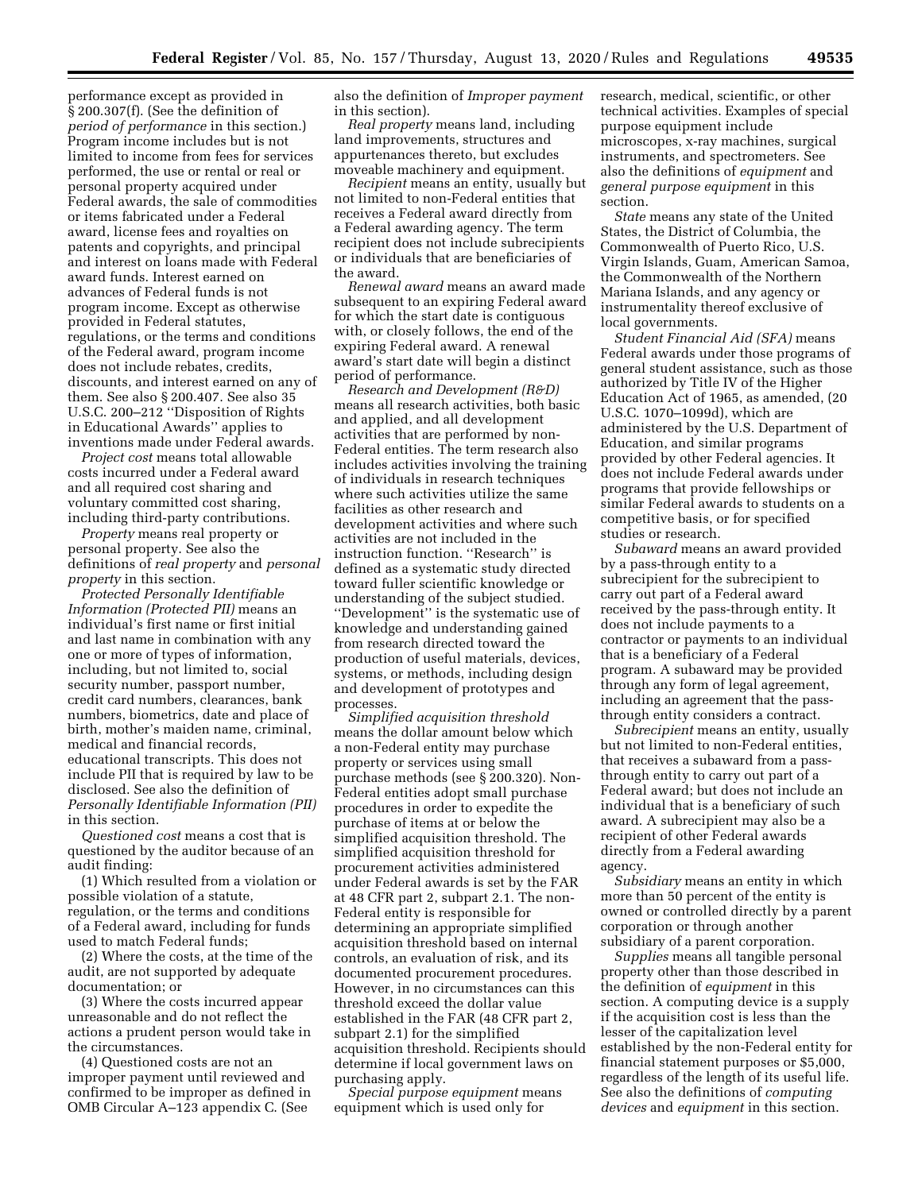performance except as provided in § 200.307(f). (See the definition of *period of performance* in this section.) Program income includes but is not limited to income from fees for services performed, the use or rental or real or personal property acquired under Federal awards, the sale of commodities or items fabricated under a Federal award, license fees and royalties on patents and copyrights, and principal and interest on loans made with Federal award funds. Interest earned on advances of Federal funds is not program income. Except as otherwise provided in Federal statutes, regulations, or the terms and conditions of the Federal award, program income does not include rebates, credits, discounts, and interest earned on any of them. See also § 200.407. See also 35 U.S.C. 200–212 ''Disposition of Rights in Educational Awards'' applies to inventions made under Federal awards.

*Project cost* means total allowable costs incurred under a Federal award and all required cost sharing and voluntary committed cost sharing, including third-party contributions.

*Property* means real property or personal property. See also the definitions of *real property* and *personal property* in this section.

*Protected Personally Identifiable Information (Protected PII)* means an individual's first name or first initial and last name in combination with any one or more of types of information, including, but not limited to, social security number, passport number, credit card numbers, clearances, bank numbers, biometrics, date and place of birth, mother's maiden name, criminal, medical and financial records, educational transcripts. This does not include PII that is required by law to be disclosed. See also the definition of *Personally Identifiable Information (PII)* in this section.

*Questioned cost* means a cost that is questioned by the auditor because of an audit finding:

(1) Which resulted from a violation or possible violation of a statute, regulation, or the terms and conditions of a Federal award, including for funds used to match Federal funds;

(2) Where the costs, at the time of the audit, are not supported by adequate documentation; or

(3) Where the costs incurred appear unreasonable and do not reflect the actions a prudent person would take in the circumstances.

(4) Questioned costs are not an improper payment until reviewed and confirmed to be improper as defined in OMB Circular A–123 appendix C. (See also the definition of *Improper payment* in this section).

*Real property* means land, including land improvements, structures and appurtenances thereto, but excludes moveable machinery and equipment.

*Recipient* means an entity, usually but not limited to non-Federal entities that receives a Federal award directly from a Federal awarding agency. The term recipient does not include subrecipients or individuals that are beneficiaries of the award.

*Renewal award* means an award made subsequent to an expiring Federal award for which the start date is contiguous with, or closely follows, the end of the expiring Federal award. A renewal award's start date will begin a distinct period of performance.

*Research and Development (R&D)* means all research activities, both basic and applied, and all development activities that are performed by non-Federal entities. The term research also includes activities involving the training of individuals in research techniques where such activities utilize the same facilities as other research and development activities and where such activities are not included in the instruction function. ''Research'' is defined as a systematic study directed toward fuller scientific knowledge or understanding of the subject studied. ''Development'' is the systematic use of knowledge and understanding gained from research directed toward the production of useful materials, devices, systems, or methods, including design and development of prototypes and processes.

*Simplified acquisition threshold* means the dollar amount below which a non-Federal entity may purchase property or services using small purchase methods (see § 200.320). Non-Federal entities adopt small purchase procedures in order to expedite the purchase of items at or below the simplified acquisition threshold. The simplified acquisition threshold for procurement activities administered under Federal awards is set by the FAR at 48 CFR part 2, subpart 2.1. The non-Federal entity is responsible for determining an appropriate simplified acquisition threshold based on internal controls, an evaluation of risk, and its documented procurement procedures. However, in no circumstances can this threshold exceed the dollar value established in the FAR (48 CFR part 2, subpart 2.1) for the simplified acquisition threshold. Recipients should determine if local government laws on purchasing apply.

*Special purpose equipment* means equipment which is used only for research, medical, scientific, or other technical activities. Examples of special purpose equipment include microscopes, x-ray machines, surgical instruments, and spectrometers. See also the definitions of *equipment* and *general purpose equipment* in this section.

*State* means any state of the United States, the District of Columbia, the Commonwealth of Puerto Rico, U.S. Virgin Islands, Guam, American Samoa, the Commonwealth of the Northern Mariana Islands, and any agency or instrumentality thereof exclusive of local governments.

*Student Financial Aid (SFA)* means Federal awards under those programs of general student assistance, such as those authorized by Title IV of the Higher Education Act of 1965, as amended, (20 U.S.C. 1070–1099d), which are administered by the U.S. Department of Education, and similar programs provided by other Federal agencies. It does not include Federal awards under programs that provide fellowships or similar Federal awards to students on a competitive basis, or for specified studies or research.

*Subaward* means an award provided by a pass-through entity to a subrecipient for the subrecipient to carry out part of a Federal award received by the pass-through entity. It does not include payments to a contractor or payments to an individual that is a beneficiary of a Federal program. A subaward may be provided through any form of legal agreement, including an agreement that the pass-through entity considers a contract.

*Subrecipient* means an entity, usually but not limited to non-Federal entities, that receives a subaward from a pass-through entity to carry out part of a Federal award; but does not include an individual that is a beneficiary of such award. A subrecipient may also be a recipient of other Federal awards directly from a Federal awarding agency.

*Subsidiary* means an entity in which more than 50 percent of the entity is owned or controlled directly by a parent corporation or through another subsidiary of a parent corporation.

*Supplies* means all tangible personal property other than those described in the definition of *equipment* in this section. A computing device is a supply if the acquisition cost is less than the lesser of the capitalization level established by the non-Federal entity for financial statement purposes or $5,000, regardless of the length of its useful life. See also the definitions of *computing devices* and *equipment* in this section.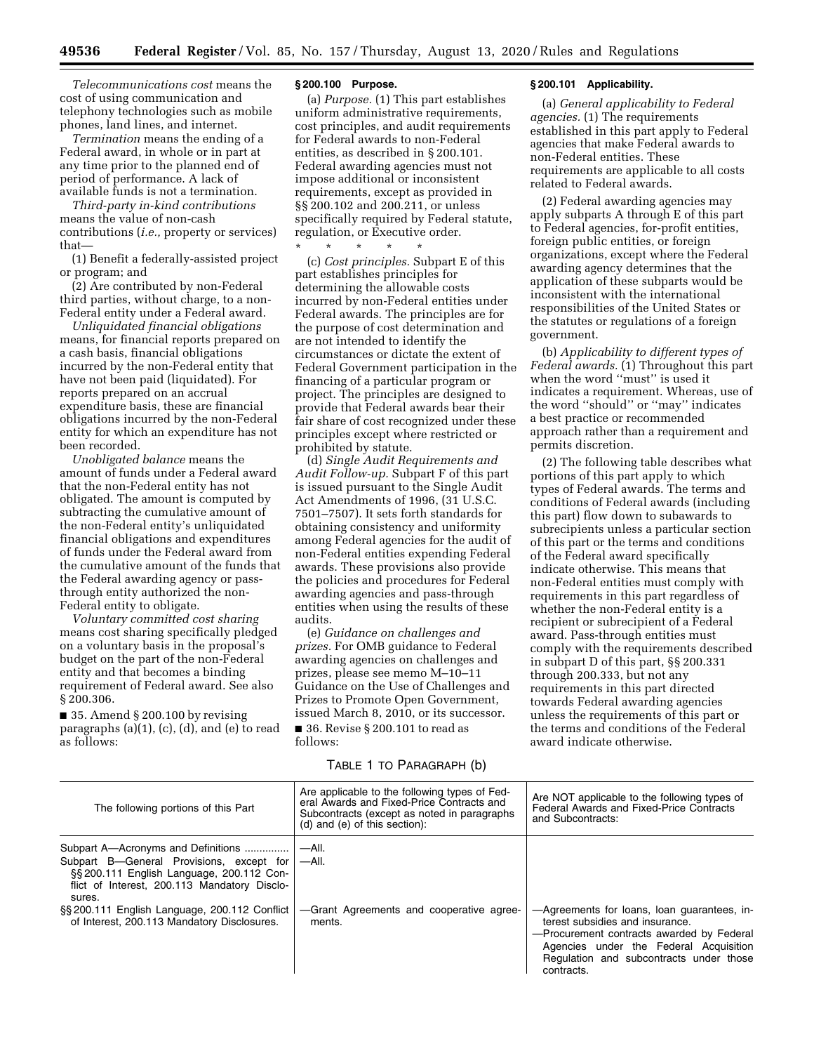*Telecommunications cost* means the cost of using communication and telephony technologies such as mobile phones, land lines, and internet.

*Termination* means the ending of a Federal award, in whole or in part at any time prior to the planned end of period of performance. A lack of available funds is not a termination.

*Third-party in-kind contributions* means the value of non-cash contributions (*i.e.,* property or services) that—

(1) Benefit a federally-assisted project or program; and

(2) Are contributed by non-Federal third parties, without charge, to a non-Federal entity under a Federal award.

*Unliquidated financial obligations* means, for financial reports prepared on a cash basis, financial obligations incurred by the non-Federal entity that have not been paid (liquidated). For reports prepared on an accrual expenditure basis, these are financial obligations incurred by the non-Federal entity for which an expenditure has not been recorded.

*Unobligated balance* means the amount of funds under a Federal award that the non-Federal entity has not obligated. The amount is computed by subtracting the cumulative amount of the non-Federal entity's unliquidated financial obligations and expenditures of funds under the Federal award from the cumulative amount of the funds that the Federal awarding agency or pass-through entity authorized the non-Federal entity to obligate.

*Voluntary committed cost sharing* means cost sharing specifically pledged on a voluntary basis in the proposal's budget on the part of the non-Federal entity and that becomes a binding requirement of Federal award. See also § 200.306.

■ 35. Amend § 200.100 by revising paragraphs (a)(1), (c), (d), and (e) to read as follows:

**§ 200.100 Purpose.**

(a) *Purpose.* (1) This part establishes uniform administrative requirements, cost principles, and audit requirements for Federal awards to non-Federal entities, as described in § 200.101. Federal awarding agencies must not impose additional or inconsistent requirements, except as provided in §§ 200.102 and 200.211, or unless specifically required by Federal statute, regulation, or Executive order.

\* \* \* \* \*

(c) *Cost principles.* Subpart E of this part establishes principles for determining the allowable costs incurred by non-Federal entities under Federal awards. The principles are for the purpose of cost determination and are not intended to identify the circumstances or dictate the extent of Federal Government participation in the financing of a particular program or project. The principles are designed to provide that Federal awards bear their fair share of cost recognized under these principles except where restricted or prohibited by statute.

(d) *Single Audit Requirements and Audit Follow-up.* Subpart F of this part is issued pursuant to the Single Audit Act Amendments of 1996, (31 U.S.C. 7501–7507). It sets forth standards for obtaining consistency and uniformity among Federal agencies for the audit of non-Federal entities expending Federal awards. These provisions also provide the policies and procedures for Federal awarding agencies and pass-through entities when using the results of these audits.

(e) *Guidance on challenges and prizes.* For OMB guidance to Federal awarding agencies on challenges and prizes, please see memo M–10–11 Guidance on the Use of Challenges and Prizes to Promote Open Government, issued March 8, 2010, or its successor.

■ 36. Revise § 200.101 to read as follows:

**§ 200.101 Applicability.**

(a) *General applicability to Federal agencies.* (1) The requirements established in this part apply to Federal agencies that make Federal awards to non-Federal entities. These requirements are applicable to all costs related to Federal awards.

(2) Federal awarding agencies may apply subparts A through E of this part to Federal agencies, for-profit entities, foreign public entities, or foreign organizations, except where the Federal awarding agency determines that the application of these subparts would be inconsistent with the international responsibilities of the United States or the statutes or regulations of a foreign government.

(b) *Applicability to different types of Federal awards.* (1) Throughout this part when the word "must" is used it indicates a requirement. Whereas, use of the word "should" or "may" indicates a best practice or recommended approach rather than a requirement and permits discretion.

(2) The following table describes what portions of this part apply to which types of Federal awards. The terms and conditions of Federal awards (including this part) flow down to subawards to subrecipients unless a particular section of this part or the terms and conditions of the Federal award specifically indicate otherwise. This means that non-Federal entities must comply with requirements in this part regardless of whether the non-Federal entity is a recipient or subrecipient of a Federal award. Pass-through entities must comply with the requirements described in subpart D of this part, §§ 200.331 through 200.333, but not any requirements in this part directed towards Federal awarding agencies unless the requirements of this part or the terms and conditions of the Federal award indicate otherwise.

TABLE 1 TO PARAGRAPH (b)

| The following portions of this Part | Are applicable to the following types of Federal Awards and Fixed-Price Contracts and Subcontracts (except as noted in paragraphs (d) and (e) of this section): | Are NOT applicable to the following types of Federal Awards and Fixed-Price Contracts and Subcontracts: |
|---|---|---|
| Subpart A—Acronyms and Definitions | —All. | |
| Subpart B—General Provisions, except for §§ 200.111 English Language, 200.112 Conflict of Interest, 200.113 Mandatory Disclosures. | —All. | |
| §§ 200.111 English Language, 200.112 Conflict of Interest, 200.113 Mandatory Disclosures. | —Grant Agreements and cooperative agreements. | —Agreements for loans, loan guarantees, interest subsidies and insurance.<br>—Procurement contracts awarded by Federal Agencies under the Federal Acquisition Regulation and subcontracts under those contracts. |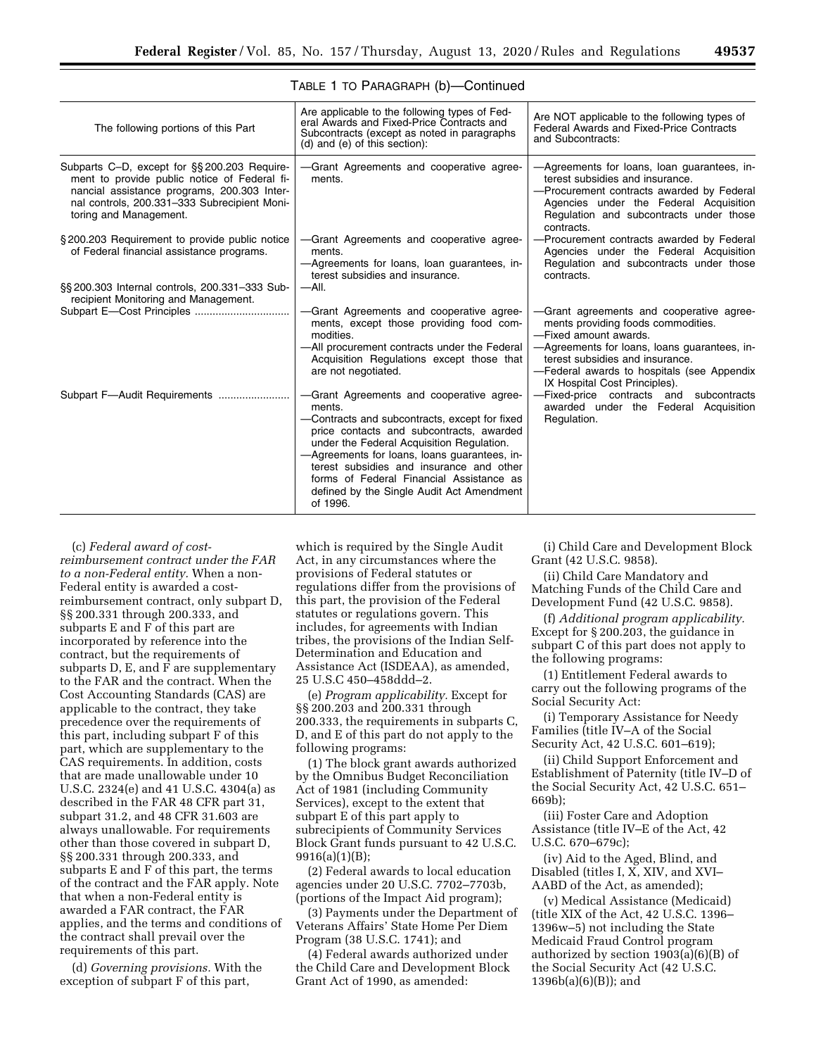TABLE 1 TO PARAGRAPH (b)—Continued

| The following portions of this Part | Are applicable to the following types of Federal Awards and Fixed-Price Contracts and Subcontracts (except as noted in paragraphs (d) and (e) of this section): | Are NOT applicable to the following types of Federal Awards and Fixed-Price Contracts and Subcontracts: |
|---|---|---|
| Subparts C–D, except for §§ 200.203 Requirement to provide public notice of Federal financial assistance programs, 200.303 Internal controls, 200.331–333 Subrecipient Monitoring and Management. | —Grant Agreements and cooperative agreements. | —Agreements for loans, loan guarantees, interest subsidies and insurance.<br>—Procurement contracts awarded by Federal Agencies under the Federal Acquisition Regulation and subcontracts under those contracts. |
| § 200.203 Requirement to provide public notice of Federal financial assistance programs. | —Grant Agreements and cooperative agreements.<br>—Agreements for loans, loan guarantees, interest subsidies and insurance. | —Procurement contracts awarded by Federal Agencies under the Federal Acquisition Regulation and subcontracts under those contracts. |
| §§ 200.303 Internal controls, 200.331–333 Subrecipient Monitoring and Management. | —All. | |
| Subpart E—Cost Principles | —Grant Agreements and cooperative agreements, except those providing food commodities.<br>—All procurement contracts under the Federal Acquisition Regulations except those that are not negotiated. | —Grant agreements and cooperative agreements providing foods commodities.<br>—Fixed amount awards.<br>—Agreements for loans, loans guarantees, interest subsidies and insurance.<br>—Federal awards to hospitals (see Appendix IX Hospital Cost Principles). |
| Subpart F—Audit Requirements | —Grant Agreements and cooperative agreements.<br>—Contracts and subcontracts, except for fixed price contacts and subcontracts, awarded under the Federal Acquisition Regulation.<br>—Agreements for loans, loans guarantees, interest subsidies and insurance and other forms of Federal Financial Assistance as defined by the Single Audit Act Amendment of 1996. | —Fixed-price contracts and subcontracts awarded under the Federal Acquisition Regulation. |

(c) *Federal award of cost-reimbursement contract under the FAR to a non-Federal entity.* When a non-Federal entity is awarded a cost-reimbursement contract, only subpart D, §§ 200.331 through 200.333, and subparts E and F of this part are incorporated by reference into the contract, but the requirements of subparts D, E, and F are supplementary to the FAR and the contract. When the Cost Accounting Standards (CAS) are applicable to the contract, they take precedence over the requirements of this part, including subpart F of this part, which are supplementary to the CAS requirements. In addition, costs that are made unallowable under 10 U.S.C. 2324(e) and 41 U.S.C. 4304(a) as described in the FAR 48 CFR part 31, subpart 31.2, and 48 CFR 31.603 are always unallowable. For requirements other than those covered in subpart D, §§ 200.331 through 200.333, and subparts E and F of this part, the terms of the contract and the FAR apply. Note that when a non-Federal entity is awarded a FAR contract, the FAR applies, and the terms and conditions of the contract shall prevail over the requirements of this part.

(d) *Governing provisions.* With the exception of subpart F of this part, which is required by the Single Audit Act, in any circumstances where the provisions of Federal statutes or regulations differ from the provisions of this part, the provision of the Federal statutes or regulations govern. This includes, for agreements with Indian tribes, the provisions of the Indian Self-Determination and Education and Assistance Act (ISDEAA), as amended, 25 U.S.C 450–458ddd–2.

(e) *Program applicability.* Except for §§ 200.203 and 200.331 through 200.333, the requirements in subparts C, D, and E of this part do not apply to the following programs:

(1) The block grant awards authorized by the Omnibus Budget Reconciliation Act of 1981 (including Community Services), except to the extent that subpart E of this part apply to subrecipients of Community Services Block Grant funds pursuant to 42 U.S.C. 9916(a)(1)(B);

(2) Federal awards to local education agencies under 20 U.S.C. 7702–7703b, (portions of the Impact Aid program);

(3) Payments under the Department of Veterans Affairs' State Home Per Diem Program (38 U.S.C. 1741); and

(4) Federal awards authorized under the Child Care and Development Block Grant Act of 1990, as amended:

(i) Child Care and Development Block Grant (42 U.S.C. 9858).

(ii) Child Care Mandatory and Matching Funds of the Child Care and Development Fund (42 U.S.C. 9858).

(f) *Additional program applicability.* Except for § 200.203, the guidance in subpart C of this part does not apply to the following programs:

(1) Entitlement Federal awards to carry out the following programs of the Social Security Act:

(i) Temporary Assistance for Needy Families (title IV–A of the Social Security Act, 42 U.S.C. 601–619);

(ii) Child Support Enforcement and Establishment of Paternity (title IV–D of the Social Security Act, 42 U.S.C. 651–669b);

(iii) Foster Care and Adoption Assistance (title IV–E of the Act, 42 U.S.C. 670–679c);

(iv) Aid to the Aged, Blind, and Disabled (titles I, X, XIV, and XVI–AABD of the Act, as amended);

(v) Medical Assistance (Medicaid) (title XIX of the Act, 42 U.S.C. 1396–1396w–5) not including the State Medicaid Fraud Control program authorized by section 1903(a)(6)(B) of the Social Security Act (42 U.S.C. 1396b(a)(6)(B)); and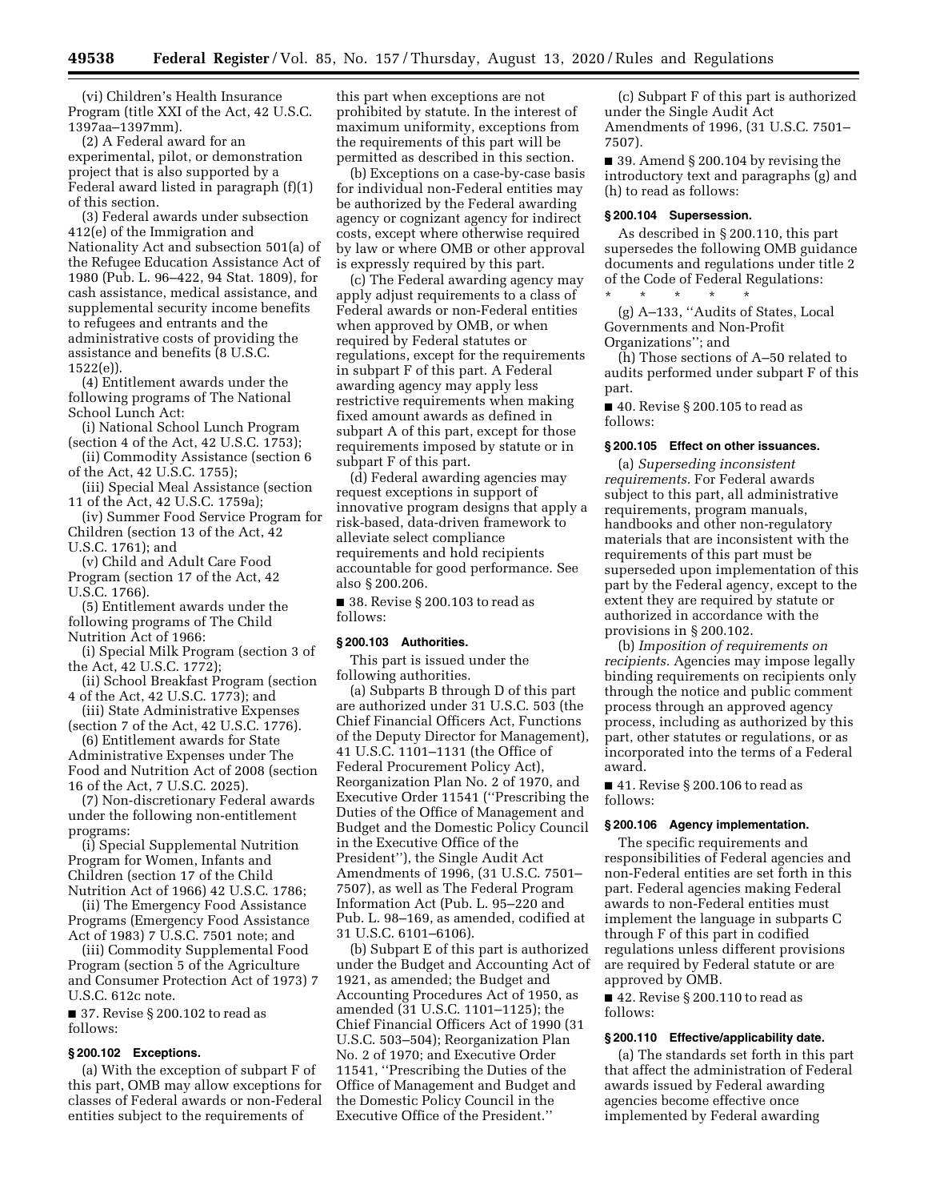(vi) Children's Health Insurance Program (title XXI of the Act, 42 U.S.C. 1397aa–1397mm).

(2) A Federal award for an experimental, pilot, or demonstration project that is also supported by a Federal award listed in paragraph (f)(1) of this section.

(3) Federal awards under subsection 412(e) of the Immigration and Nationality Act and subsection 501(a) of the Refugee Education Assistance Act of 1980 (Pub. L. 96–422, 94 Stat. 1809), for cash assistance, medical assistance, and supplemental security income benefits to refugees and entrants and the administrative costs of providing the assistance and benefits (8 U.S.C. 1522(e)).

(4) Entitlement awards under the following programs of The National School Lunch Act:

(i) National School Lunch Program (section 4 of the Act, 42 U.S.C. 1753);

(ii) Commodity Assistance (section 6 of the Act, 42 U.S.C. 1755);

(iii) Special Meal Assistance (section 11 of the Act, 42 U.S.C. 1759a);

(iv) Summer Food Service Program for Children (section 13 of the Act, 42 U.S.C. 1761); and

(v) Child and Adult Care Food Program (section 17 of the Act, 42 U.S.C. 1766).

(5) Entitlement awards under the following programs of The Child Nutrition Act of 1966:

(i) Special Milk Program (section 3 of the Act, 42 U.S.C. 1772);

(ii) School Breakfast Program (section 4 of the Act, 42 U.S.C. 1773); and

(iii) State Administrative Expenses (section 7 of the Act, 42 U.S.C. 1776).

(6) Entitlement awards for State Administrative Expenses under The Food and Nutrition Act of 2008 (section 16 of the Act, 7 U.S.C. 2025).

(7) Non-discretionary Federal awards under the following non-entitlement programs:

(i) Special Supplemental Nutrition Program for Women, Infants and Children (section 17 of the Child Nutrition Act of 1966) 42 U.S.C. 1786;

(ii) The Emergency Food Assistance Programs (Emergency Food Assistance Act of 1983) 7 U.S.C. 7501 note; and

(iii) Commodity Supplemental Food Program (section 5 of the Agriculture and Consumer Protection Act of 1973) 7 U.S.C. 612c note.

■ 37. Revise § 200.102 to read as follows:

**§ 200.102 Exceptions.**

(a) With the exception of subpart F of this part, OMB may allow exceptions for classes of Federal awards or non-Federal entities subject to the requirements of this part when exceptions are not prohibited by statute. In the interest of maximum uniformity, exceptions from the requirements of this part will be permitted as described in this section.

(b) Exceptions on a case-by-case basis for individual non-Federal entities may be authorized by the Federal awarding agency or cognizant agency for indirect costs, except where otherwise required by law or where OMB or other approval is expressly required by this part.

(c) The Federal awarding agency may apply adjust requirements to a class of Federal awards or non-Federal entities when approved by OMB, or when required by Federal statutes or regulations, except for the requirements in subpart F of this part. A Federal awarding agency may apply less restrictive requirements when making fixed amount awards as defined in subpart A of this part, except for those requirements imposed by statute or in subpart F of this part.

(d) Federal awarding agencies may request exceptions in support of innovative program designs that apply a risk-based, data-driven framework to alleviate select compliance requirements and hold recipients accountable for good performance. See also § 200.206.

■ 38. Revise § 200.103 to read as follows:

**§ 200.103 Authorities.**

This part is issued under the following authorities.

(a) Subparts B through D of this part are authorized under 31 U.S.C. 503 (the Chief Financial Officers Act, Functions of the Deputy Director for Management), 41 U.S.C. 1101–1131 (the Office of Federal Procurement Policy Act), Reorganization Plan No. 2 of 1970, and Executive Order 11541 (''Prescribing the Duties of the Office of Management and Budget and the Domestic Policy Council in the Executive Office of the President''), the Single Audit Act Amendments of 1996, (31 U.S.C. 7501–7507), as well as The Federal Program Information Act (Pub. L. 95–220 and Pub. L. 98–169, as amended, codified at 31 U.S.C. 6101–6106).

(b) Subpart E of this part is authorized under the Budget and Accounting Act of 1921, as amended; the Budget and Accounting Procedures Act of 1950, as amended (31 U.S.C. 1101–1125); the Chief Financial Officers Act of 1990 (31 U.S.C. 503–504); Reorganization Plan No. 2 of 1970; and Executive Order 11541, ''Prescribing the Duties of the Office of Management and Budget and the Domestic Policy Council in the Executive Office of the President.''

(c) Subpart F of this part is authorized under the Single Audit Act Amendments of 1996, (31 U.S.C. 7501–7507).

■ 39. Amend § 200.104 by revising the introductory text and paragraphs (g) and (h) to read as follows:

**§ 200.104 Supersession.**

As described in § 200.110, this part supersedes the following OMB guidance documents and regulations under title 2 of the Code of Federal Regulations:

\* \* \* \* \*

(g) A–133, ''Audits of States, Local Governments and Non-Profit Organizations''; and

(h) Those sections of A–50 related to audits performed under subpart F of this part.

■ 40. Revise § 200.105 to read as follows:

**§ 200.105 Effect on other issuances.**

(a) *Superseding inconsistent requirements.* For Federal awards subject to this part, all administrative requirements, program manuals, handbooks and other non-regulatory materials that are inconsistent with the requirements of this part must be superseded upon implementation of this part by the Federal agency, except to the extent they are required by statute or authorized in accordance with the provisions in § 200.102.

(b) *Imposition of requirements on recipients.* Agencies may impose legally binding requirements on recipients only through the notice and public comment process through an approved agency process, including as authorized by this part, other statutes or regulations, or as incorporated into the terms of a Federal award.

■ 41. Revise § 200.106 to read as follows:

**§ 200.106 Agency implementation.**

The specific requirements and responsibilities of Federal agencies and non-Federal entities are set forth in this part. Federal agencies making Federal awards to non-Federal entities must implement the language in subparts C through F of this part in codified regulations unless different provisions are required by Federal statute or are approved by OMB.

■ 42. Revise § 200.110 to read as follows:

**§ 200.110 Effective/applicability date.**

(a) The standards set forth in this part that affect the administration of Federal awards issued by Federal awarding agencies become effective once implemented by Federal awarding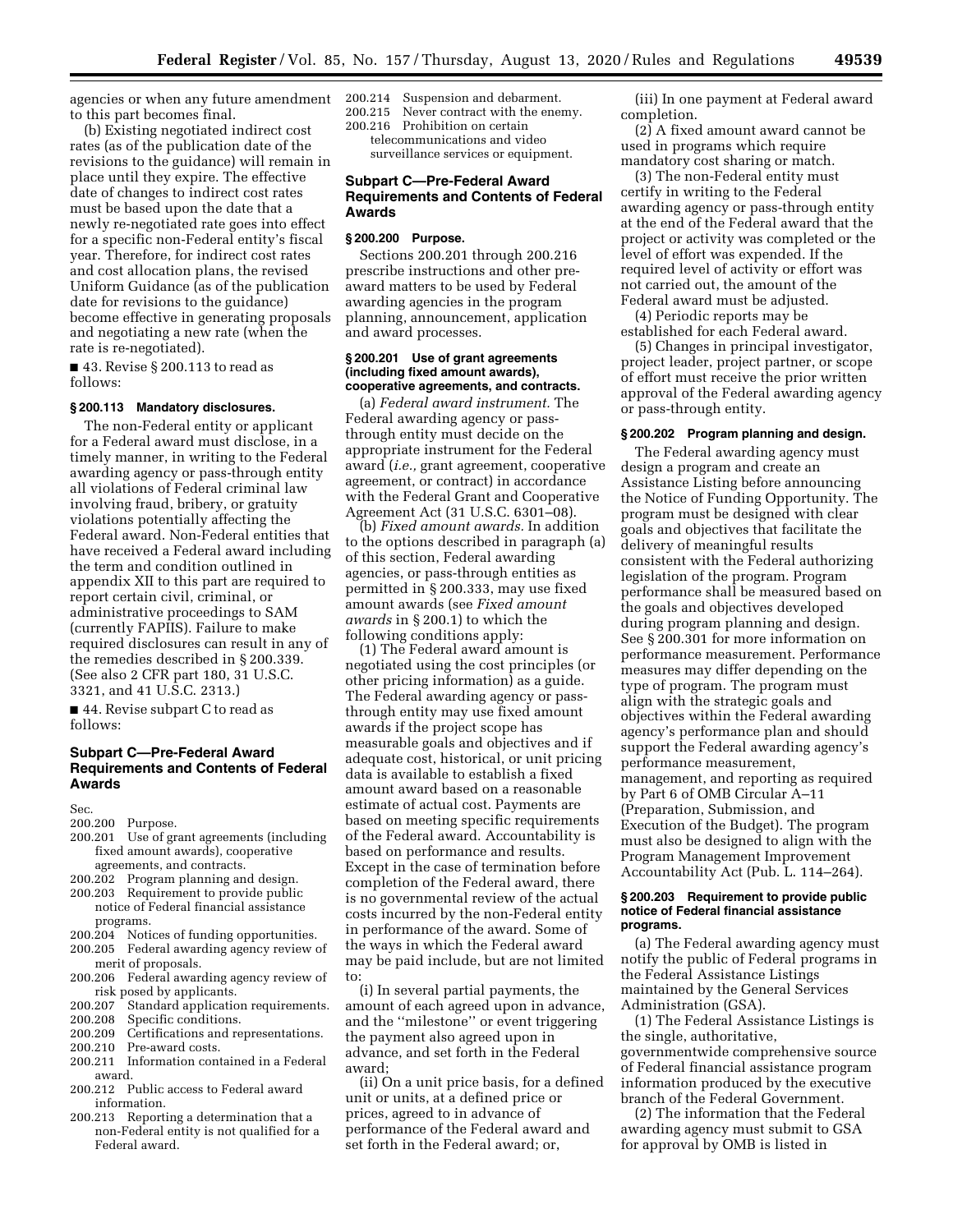agencies or when any future amendment to this part becomes final.

(b) Existing negotiated indirect cost rates (as of the publication date of the revisions to the guidance) will remain in place until they expire. The effective date of changes to indirect cost rates must be based upon the date that a newly re-negotiated rate goes into effect for a specific non-Federal entity's fiscal year. Therefore, for indirect cost rates and cost allocation plans, the revised Uniform Guidance (as of the publication date for revisions to the guidance) become effective in generating proposals and negotiating a new rate (when the rate is re-negotiated).

■ 43. Revise § 200.113 to read as follows:

**§ 200.113 Mandatory disclosures.**

The non-Federal entity or applicant for a Federal award must disclose, in a timely manner, in writing to the Federal awarding agency or pass-through entity all violations of Federal criminal law involving fraud, bribery, or gratuity violations potentially affecting the Federal award. Non-Federal entities that have received a Federal award including the term and condition outlined in appendix XII to this part are required to report certain civil, criminal, or administrative proceedings to SAM (currently FAPIIS). Failure to make required disclosures can result in any of the remedies described in § 200.339. (See also 2 CFR part 180, 31 U.S.C. 3321, and 41 U.S.C. 2313.)

■ 44. Revise subpart C to read as follows:

## Subpart C—Pre-Federal Award Requirements and Contents of Federal Awards

Sec.
200.200 Purpose.
200.201 Use of grant agreements (including fixed amount awards), cooperative agreements, and contracts.
200.202 Program planning and design.
200.203 Requirement to provide public notice of Federal financial assistance programs.
200.204 Notices of funding opportunities.
200.205 Federal awarding agency review of merit of proposals.
200.206 Federal awarding agency review of risk posed by applicants.
200.207 Standard application requirements.
200.208 Specific conditions.
200.209 Certifications and representations.
200.210 Pre-award costs.
200.211 Information contained in a Federal award.
200.212 Public access to Federal award information.
200.213 Reporting a determination that a non-Federal entity is not qualified for a Federal award.
200.214 Suspension and debarment.
200.215 Never contract with the enemy.
200.216 Prohibition on certain telecommunications and video surveillance services or equipment.

## Subpart C—Pre-Federal Award Requirements and Contents of Federal Awards

**§ 200.200 Purpose.**

Sections 200.201 through 200.216 prescribe instructions and other pre-award matters to be used by Federal awarding agencies in the program planning, announcement, application and award processes.

**§ 200.201 Use of grant agreements (including fixed amount awards), cooperative agreements, and contracts.**

(a) *Federal award instrument.* The Federal awarding agency or pass-through entity must decide on the appropriate instrument for the Federal award (*i.e.,* grant agreement, cooperative agreement, or contract) in accordance with the Federal Grant and Cooperative Agreement Act (31 U.S.C. 6301–08).

(b) *Fixed amount awards.* In addition to the options described in paragraph (a) of this section, Federal awarding agencies, or pass-through entities as permitted in § 200.333, may use fixed amount awards (see *Fixed amount awards* in § 200.1) to which the following conditions apply:

(1) The Federal award amount is negotiated using the cost principles (or other pricing information) as a guide. The Federal awarding agency or pass-through entity may use fixed amount awards if the project scope has measurable goals and objectives and if adequate cost, historical, or unit pricing data is available to establish a fixed amount award based on a reasonable estimate of actual cost. Payments are based on meeting specific requirements of the Federal award. Accountability is based on performance and results. Except in the case of termination before completion of the Federal award, there is no governmental review of the actual costs incurred by the non-Federal entity in performance of the award. Some of the ways in which the Federal award may be paid include, but are not limited to:

(i) In several partial payments, the amount of each agreed upon in advance, and the "milestone" or event triggering the payment also agreed upon in advance, and set forth in the Federal award;

(ii) On a unit price basis, for a defined unit or units, at a defined price or prices, agreed to in advance of performance of the Federal award and set forth in the Federal award; or,

(iii) In one payment at Federal award completion.

(2) A fixed amount award cannot be used in programs which require mandatory cost sharing or match.

(3) The non-Federal entity must certify in writing to the Federal awarding agency or pass-through entity at the end of the Federal award that the project or activity was completed or the level of effort was expended. If the required level of activity or effort was not carried out, the amount of the Federal award must be adjusted.

(4) Periodic reports may be established for each Federal award.

(5) Changes in principal investigator, project leader, project partner, or scope of effort must receive the prior written approval of the Federal awarding agency or pass-through entity.

**§ 200.202 Program planning and design.**

The Federal awarding agency must design a program and create an Assistance Listing before announcing the Notice of Funding Opportunity. The program must be designed with clear goals and objectives that facilitate the delivery of meaningful results consistent with the Federal authorizing legislation of the program. Program performance shall be measured based on the goals and objectives developed during program planning and design. See § 200.301 for more information on performance measurement. Performance measures may differ depending on the type of program. The program must align with the strategic goals and objectives within the Federal awarding agency's performance plan and should support the Federal awarding agency's performance measurement, management, and reporting as required by Part 6 of OMB Circular A–11 (Preparation, Submission, and Execution of the Budget). The program must also be designed to align with the Program Management Improvement Accountability Act (Pub. L. 114–264).

**§ 200.203 Requirement to provide public notice of Federal financial assistance programs.**

(a) The Federal awarding agency must notify the public of Federal programs in the Federal Assistance Listings maintained by the General Services Administration (GSA).

(1) The Federal Assistance Listings is the single, authoritative, governmentwide comprehensive source of Federal financial assistance program information produced by the executive branch of the Federal Government.

(2) The information that the Federal awarding agency must submit to GSA for approval by OMB is listed in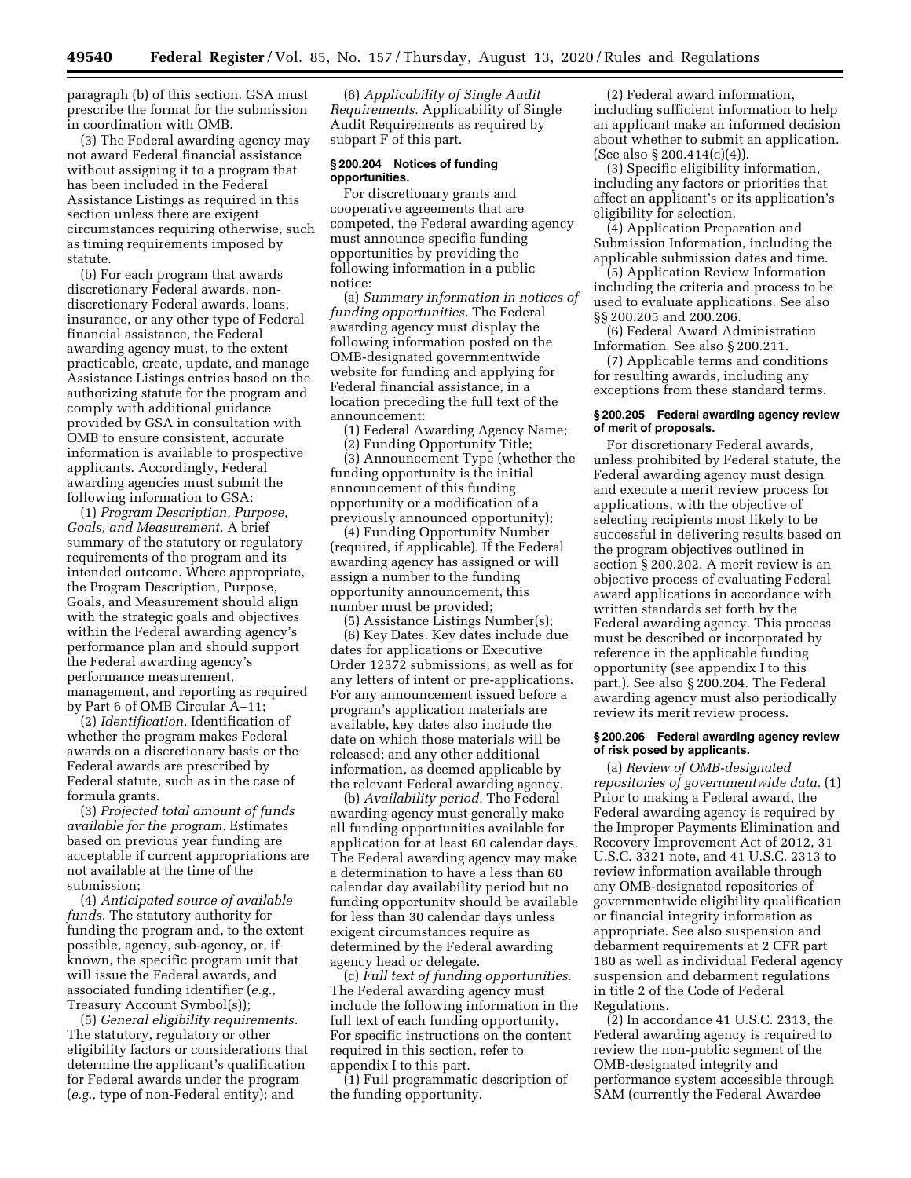paragraph (b) of this section. GSA must prescribe the format for the submission in coordination with OMB.

(3) The Federal awarding agency may not award Federal financial assistance without assigning it to a program that has been included in the Federal Assistance Listings as required in this section unless there are exigent circumstances requiring otherwise, such as timing requirements imposed by statute.

(b) For each program that awards discretionary Federal awards, non-discretionary Federal awards, loans, insurance, or any other type of Federal financial assistance, the Federal awarding agency must, to the extent practicable, create, update, and manage Assistance Listings entries based on the authorizing statute for the program and comply with additional guidance provided by GSA in consultation with OMB to ensure consistent, accurate information is available to prospective applicants. Accordingly, Federal awarding agencies must submit the following information to GSA:

(1) *Program Description, Purpose, Goals, and Measurement.* A brief summary of the statutory or regulatory requirements of the program and its intended outcome. Where appropriate, the Program Description, Purpose, Goals, and Measurement should align with the strategic goals and objectives within the Federal awarding agency's performance plan and should support the Federal awarding agency's performance measurement, management, and reporting as required by Part 6 of OMB Circular A–11;

(2) *Identification.* Identification of whether the program makes Federal awards on a discretionary basis or the Federal awards are prescribed by Federal statute, such as in the case of formula grants.

(3) *Projected total amount of funds available for the program.* Estimates based on previous year funding are acceptable if current appropriations are not available at the time of the submission;

(4) *Anticipated source of available funds.* The statutory authority for funding the program and, to the extent possible, agency, sub-agency, or, if known, the specific program unit that will issue the Federal awards, and associated funding identifier (*e.g.,* Treasury Account Symbol(s));

(5) *General eligibility requirements.* The statutory, regulatory or other eligibility factors or considerations that determine the applicant's qualification for Federal awards under the program (*e.g.,* type of non-Federal entity); and

(6) *Applicability of Single Audit Requirements.* Applicability of Single Audit Requirements as required by subpart F of this part.

### § 200.204 Notices of funding opportunities.

For discretionary grants and cooperative agreements that are competed, the Federal awarding agency must announce specific funding opportunities by providing the following information in a public notice:

(a) *Summary information in notices of funding opportunities.* The Federal awarding agency must display the following information posted on the OMB-designated governmentwide website for funding and applying for Federal financial assistance, in a location preceding the full text of the announcement:

(1) Federal Awarding Agency Name;

(2) Funding Opportunity Title;

(3) Announcement Type (whether the funding opportunity is the initial announcement of this funding opportunity or a modification of a previously announced opportunity);

(4) Funding Opportunity Number (required, if applicable). If the Federal awarding agency has assigned or will assign a number to the funding opportunity announcement, this number must be provided;

(5) Assistance Listings Number(s);

(6) Key Dates. Key dates include due dates for applications or Executive Order 12372 submissions, as well as for any letters of intent or pre-applications. For any announcement issued before a program's application materials are available, key dates also include the date on which those materials will be released; and any other additional information, as deemed applicable by the relevant Federal awarding agency.

(b) *Availability period.* The Federal awarding agency must generally make all funding opportunities available for application for at least 60 calendar days. The Federal awarding agency may make a determination to have a less than 60 calendar day availability period but no funding opportunity should be available for less than 30 calendar days unless exigent circumstances require as determined by the Federal awarding agency head or delegate.

(c) *Full text of funding opportunities.* The Federal awarding agency must include the following information in the full text of each funding opportunity. For specific instructions on the content required in this section, refer to appendix I to this part.

(1) Full programmatic description of the funding opportunity.

(2) Federal award information, including sufficient information to help an applicant make an informed decision about whether to submit an application. (See also § 200.414(c)(4)).

(3) Specific eligibility information, including any factors or priorities that affect an applicant's or its application's eligibility for selection.

(4) Application Preparation and Submission Information, including the applicable submission dates and time.

(5) Application Review Information including the criteria and process to be used to evaluate applications. See also §§ 200.205 and 200.206.

(6) Federal Award Administration Information. See also § 200.211.

(7) Applicable terms and conditions for resulting awards, including any exceptions from these standard terms.

### § 200.205 Federal awarding agency review of merit of proposals.

For discretionary Federal awards, unless prohibited by Federal statute, the Federal awarding agency must design and execute a merit review process for applications, with the objective of selecting recipients most likely to be successful in delivering results based on the program objectives outlined in section § 200.202. A merit review is an objective process of evaluating Federal award applications in accordance with written standards set forth by the Federal awarding agency. This process must be described or incorporated by reference in the applicable funding opportunity (see appendix I to this part.). See also § 200.204. The Federal awarding agency must also periodically review its merit review process.

### § 200.206 Federal awarding agency review of risk posed by applicants.

(a) *Review of OMB-designated repositories of governmentwide data.* (1) Prior to making a Federal award, the Federal awarding agency is required by the Improper Payments Elimination and Recovery Improvement Act of 2012, 31 U.S.C. 3321 note, and 41 U.S.C. 2313 to review information available through any OMB-designated repositories of governmentwide eligibility qualification or financial integrity information as appropriate. See also suspension and debarment requirements at 2 CFR part 180 as well as individual Federal agency suspension and debarment regulations in title 2 of the Code of Federal Regulations.

(2) In accordance 41 U.S.C. 2313, the Federal awarding agency is required to review the non-public segment of the OMB-designated integrity and performance system accessible through SAM (currently the Federal Awardee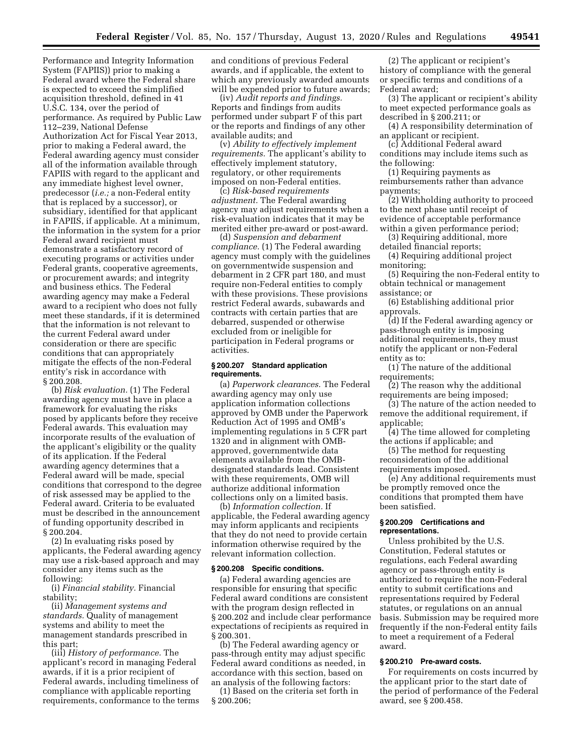Performance and Integrity Information System (FAPIIS)) prior to making a Federal award where the Federal share is expected to exceed the simplified acquisition threshold, defined in 41 U.S.C. 134, over the period of performance. As required by Public Law 112–239, National Defense Authorization Act for Fiscal Year 2013, prior to making a Federal award, the Federal awarding agency must consider all of the information available through FAPIIS with regard to the applicant and any immediate highest level owner, predecessor (*i.e.;* a non-Federal entity that is replaced by a successor), or subsidiary, identified for that applicant in FAPIIS, if applicable. At a minimum, the information in the system for a prior Federal award recipient must demonstrate a satisfactory record of executing programs or activities under Federal grants, cooperative agreements, or procurement awards; and integrity and business ethics. The Federal awarding agency may make a Federal award to a recipient who does not fully meet these standards, if it is determined that the information is not relevant to the current Federal award under consideration or there are specific conditions that can appropriately mitigate the effects of the non-Federal entity's risk in accordance with § 200.208.

(b) *Risk evaluation.* (1) The Federal awarding agency must have in place a framework for evaluating the risks posed by applicants before they receive Federal awards. This evaluation may incorporate results of the evaluation of the applicant's eligibility or the quality of its application. If the Federal awarding agency determines that a Federal award will be made, special conditions that correspond to the degree of risk assessed may be applied to the Federal award. Criteria to be evaluated must be described in the announcement of funding opportunity described in § 200.204.

(2) In evaluating risks posed by applicants, the Federal awarding agency may use a risk-based approach and may consider any items such as the following:

(i) *Financial stability.* Financial stability;

(ii) *Management systems and standards.* Quality of management systems and ability to meet the management standards prescribed in this part;

(iii) *History of performance.* The applicant's record in managing Federal awards, if it is a prior recipient of Federal awards, including timeliness of compliance with applicable reporting requirements, conformance to the terms and conditions of previous Federal awards, and if applicable, the extent to which any previously awarded amounts will be expended prior to future awards;

(iv) *Audit reports and findings.* Reports and findings from audits performed under subpart F of this part or the reports and findings of any other available audits; and

(v) *Ability to effectively implement requirements.* The applicant's ability to effectively implement statutory, regulatory, or other requirements imposed on non-Federal entities.

(c) *Risk-based requirements adjustment.* The Federal awarding agency may adjust requirements when a risk-evaluation indicates that it may be merited either pre-award or post-award.

(d) *Suspension and debarment compliance.* (1) The Federal awarding agency must comply with the guidelines on governmentwide suspension and debarment in 2 CFR part 180, and must require non-Federal entities to comply with these provisions. These provisions restrict Federal awards, subawards and contracts with certain parties that are debarred, suspended or otherwise excluded from or ineligible for participation in Federal programs or activities.

### § 200.207 Standard application requirements.

(a) *Paperwork clearances.* The Federal awarding agency may only use application information collections approved by OMB under the Paperwork Reduction Act of 1995 and OMB's implementing regulations in 5 CFR part 1320 and in alignment with OMB-approved, governmentwide data elements available from the OMB-designated standards lead. Consistent with these requirements, OMB will authorize additional information collections only on a limited basis.

(b) *Information collection.* If applicable, the Federal awarding agency may inform applicants and recipients that they do not need to provide certain information otherwise required by the relevant information collection.

### § 200.208 Specific conditions.

(a) Federal awarding agencies are responsible for ensuring that specific Federal award conditions are consistent with the program design reflected in § 200.202 and include clear performance expectations of recipients as required in § 200.301.

(b) The Federal awarding agency or pass-through entity may adjust specific Federal award conditions as needed, in accordance with this section, based on an analysis of the following factors:

(1) Based on the criteria set forth in § 200.206;

(2) The applicant or recipient's history of compliance with the general or specific terms and conditions of a Federal award;

(3) The applicant or recipient's ability to meet expected performance goals as described in § 200.211; or

(4) A responsibility determination of an applicant or recipient.

(c) Additional Federal award conditions may include items such as the following:

(1) Requiring payments as reimbursements rather than advance payments;

(2) Withholding authority to proceed to the next phase until receipt of evidence of acceptable performance within a given performance period;

(3) Requiring additional, more detailed financial reports;

(4) Requiring additional project monitoring;

(5) Requiring the non-Federal entity to obtain technical or management assistance; or

(6) Establishing additional prior approvals.

(d) If the Federal awarding agency or pass-through entity is imposing additional requirements, they must notify the applicant or non-Federal entity as to:

(1) The nature of the additional requirements;

(2) The reason why the additional requirements are being imposed;

(3) The nature of the action needed to remove the additional requirement, if applicable;

(4) The time allowed for completing the actions if applicable; and

(5) The method for requesting reconsideration of the additional requirements imposed.

(e) Any additional requirements must be promptly removed once the conditions that prompted them have been satisfied.

### § 200.209 Certifications and representations.

Unless prohibited by the U.S. Constitution, Federal statutes or regulations, each Federal awarding agency or pass-through entity is authorized to require the non-Federal entity to submit certifications and representations required by Federal statutes, or regulations on an annual basis. Submission may be required more frequently if the non-Federal entity fails to meet a requirement of a Federal award.

### § 200.210 Pre-award costs.

For requirements on costs incurred by the applicant prior to the start date of the period of performance of the Federal award, see § 200.458.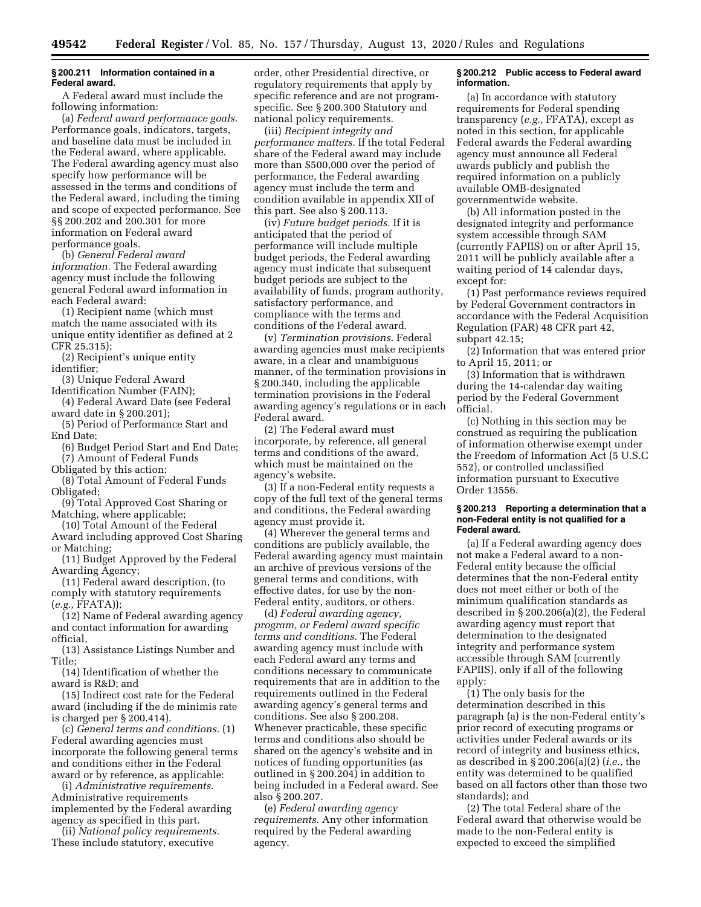**§ 200.211 Information contained in a Federal award.**

A Federal award must include the following information:

(a) *Federal award performance goals.* Performance goals, indicators, targets, and baseline data must be included in the Federal award, where applicable. The Federal awarding agency must also specify how performance will be assessed in the terms and conditions of the Federal award, including the timing and scope of expected performance. See §§ 200.202 and 200.301 for more information on Federal award performance goals.

(b) *General Federal award information.* The Federal awarding agency must include the following general Federal award information in each Federal award:

(1) Recipient name (which must match the name associated with its unique entity identifier as defined at 2 CFR 25.315);

(2) Recipient's unique entity identifier;

(3) Unique Federal Award Identification Number (FAIN);

(4) Federal Award Date (see Federal award date in § 200.201);

(5) Period of Performance Start and End Date;

(6) Budget Period Start and End Date;

(7) Amount of Federal Funds Obligated by this action;

(8) Total Amount of Federal Funds Obligated;

(9) Total Approved Cost Sharing or Matching, where applicable;

(10) Total Amount of the Federal Award including approved Cost Sharing or Matching;

(11) Budget Approved by the Federal Awarding Agency;

(11) Federal award description, (to comply with statutory requirements (*e.g.,* FFATA));

(12) Name of Federal awarding agency and contact information for awarding official,

(13) Assistance Listings Number and Title;

(14) Identification of whether the award is R&D; and

(15) Indirect cost rate for the Federal award (including if the de minimis rate is charged per § 200.414).

(c) *General terms and conditions.* (1) Federal awarding agencies must incorporate the following general terms and conditions either in the Federal award or by reference, as applicable:

(i) *Administrative requirements.* Administrative requirements implemented by the Federal awarding agency as specified in this part.

(ii) *National policy requirements.* These include statutory, executive order, other Presidential directive, or regulatory requirements that apply by specific reference and are not program-specific. See § 200.300 Statutory and national policy requirements.

(iii) *Recipient integrity and performance matters.* If the total Federal share of the Federal award may include more than $500,000 over the period of performance, the Federal awarding agency must include the term and condition available in appendix XII of this part. See also § 200.113.

(iv) *Future budget periods.* If it is anticipated that the period of performance will include multiple budget periods, the Federal awarding agency must indicate that subsequent budget periods are subject to the availability of funds, program authority, satisfactory performance, and compliance with the terms and conditions of the Federal award.

(v) *Termination provisions.* Federal awarding agencies must make recipients aware, in a clear and unambiguous manner, of the termination provisions in § 200.340, including the applicable termination provisions in the Federal awarding agency's regulations or in each Federal award.

(2) The Federal award must incorporate, by reference, all general terms and conditions of the award, which must be maintained on the agency's website.

(3) If a non-Federal entity requests a copy of the full text of the general terms and conditions, the Federal awarding agency must provide it.

(4) Wherever the general terms and conditions are publicly available, the Federal awarding agency must maintain an archive of previous versions of the general terms and conditions, with effective dates, for use by the non-Federal entity, auditors, or others.

(d) *Federal awarding agency, program, or Federal award specific terms and conditions.* The Federal awarding agency must include with each Federal award any terms and conditions necessary to communicate requirements that are in addition to the requirements outlined in the Federal awarding agency's general terms and conditions. See also § 200.208. Whenever practicable, these specific terms and conditions also should be shared on the agency's website and in notices of funding opportunities (as outlined in § 200.204) in addition to being included in a Federal award. See also § 200.207.

(e) *Federal awarding agency requirements.* Any other information required by the Federal awarding agency.

**§ 200.212 Public access to Federal award information.**

(a) In accordance with statutory requirements for Federal spending transparency (*e.g.,* FFATA), except as noted in this section, for applicable Federal awards the Federal awarding agency must announce all Federal awards publicly and publish the required information on a publicly available OMB-designated governmentwide website.

(b) All information posted in the designated integrity and performance system accessible through SAM (currently FAPIIS) on or after April 15, 2011 will be publicly available after a waiting period of 14 calendar days, except for:

(1) Past performance reviews required by Federal Government contractors in accordance with the Federal Acquisition Regulation (FAR) 48 CFR part 42, subpart 42.15;

(2) Information that was entered prior to April 15, 2011; or

(3) Information that is withdrawn during the 14-calendar day waiting period by the Federal Government official.

(c) Nothing in this section may be construed as requiring the publication of information otherwise exempt under the Freedom of Information Act (5 U.S.C 552), or controlled unclassified information pursuant to Executive Order 13556.

**§ 200.213 Reporting a determination that a non-Federal entity is not qualified for a Federal award.**

(a) If a Federal awarding agency does not make a Federal award to a non-Federal entity because the official determines that the non-Federal entity does not meet either or both of the minimum qualification standards as described in § 200.206(a)(2), the Federal awarding agency must report that determination to the designated integrity and performance system accessible through SAM (currently FAPIIS), only if all of the following apply:

(1) The only basis for the determination described in this paragraph (a) is the non-Federal entity's prior record of executing programs or activities under Federal awards or its record of integrity and business ethics, as described in § 200.206(a)(2) (*i.e.,* the entity was determined to be qualified based on all factors other than those two standards); and

(2) The total Federal share of the Federal award that otherwise would be made to the non-Federal entity is expected to exceed the simplified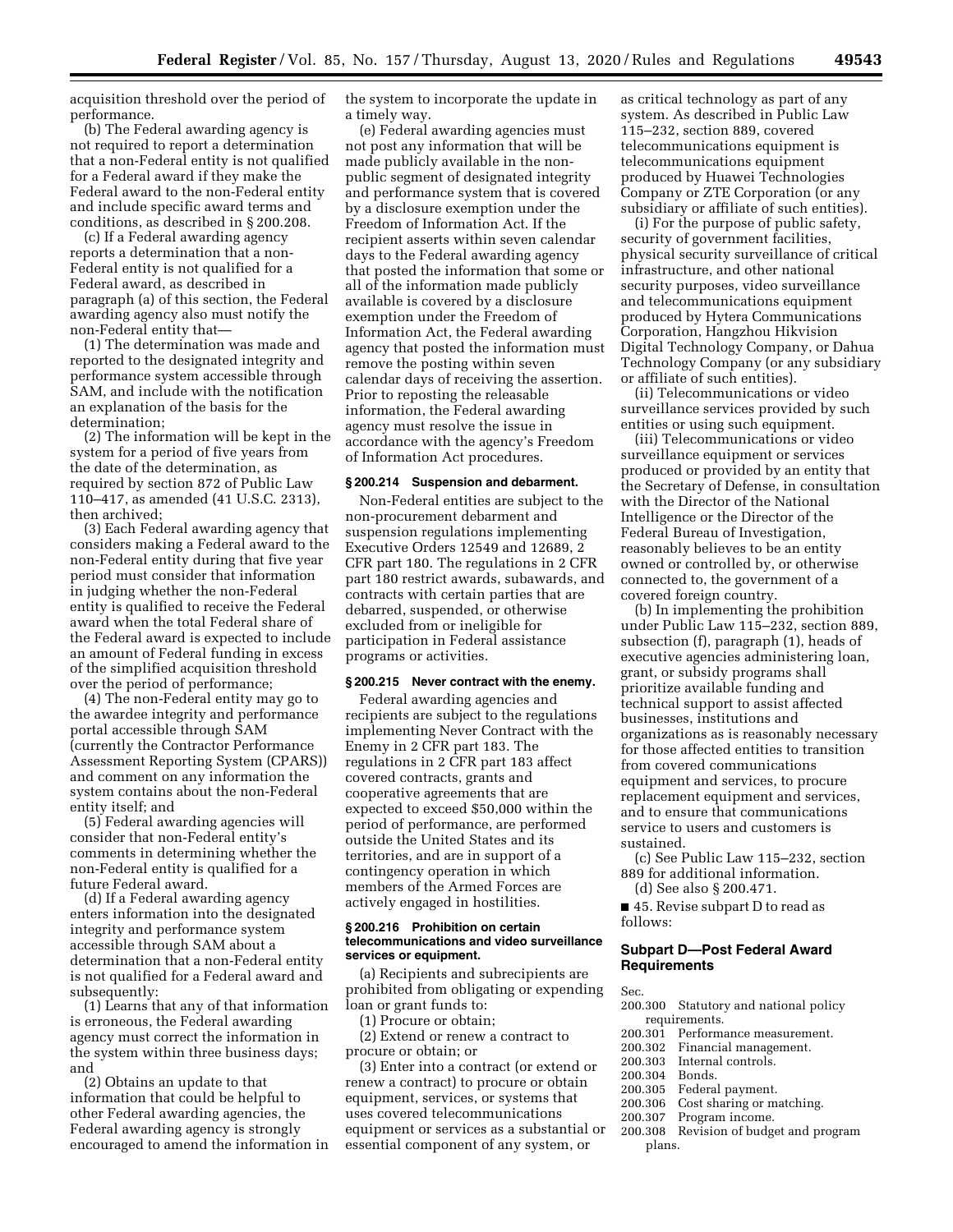acquisition threshold over the period of performance.

(b) The Federal awarding agency is not required to report a determination that a non-Federal entity is not qualified for a Federal award if they make the Federal award to the non-Federal entity and include specific award terms and conditions, as described in § 200.208.

(c) If a Federal awarding agency reports a determination that a non-Federal entity is not qualified for a Federal award, as described in paragraph (a) of this section, the Federal awarding agency also must notify the non-Federal entity that—

(1) The determination was made and reported to the designated integrity and performance system accessible through SAM, and include with the notification an explanation of the basis for the determination;

(2) The information will be kept in the system for a period of five years from the date of the determination, as required by section 872 of Public Law 110–417, as amended (41 U.S.C. 2313), then archived;

(3) Each Federal awarding agency that considers making a Federal award to the non-Federal entity during that five year period must consider that information in judging whether the non-Federal entity is qualified to receive the Federal award when the total Federal share of the Federal award is expected to include an amount of Federal funding in excess of the simplified acquisition threshold over the period of performance;

(4) The non-Federal entity may go to the awardee integrity and performance portal accessible through SAM (currently the Contractor Performance Assessment Reporting System (CPARS)) and comment on any information the system contains about the non-Federal entity itself; and

(5) Federal awarding agencies will consider that non-Federal entity's comments in determining whether the non-Federal entity is qualified for a future Federal award.

(d) If a Federal awarding agency enters information into the designated integrity and performance system accessible through SAM about a determination that a non-Federal entity is not qualified for a Federal award and subsequently:

(1) Learns that any of that information is erroneous, the Federal awarding agency must correct the information in the system within three business days; and

(2) Obtains an update to that information that could be helpful to other Federal awarding agencies, the Federal awarding agency is strongly encouraged to amend the information in the system to incorporate the update in a timely way.

(e) Federal awarding agencies must not post any information that will be made publicly available in the non-public segment of designated integrity and performance system that is covered by a disclosure exemption under the Freedom of Information Act. If the recipient asserts within seven calendar days to the Federal awarding agency that posted the information that some or all of the information made publicly available is covered by a disclosure exemption under the Freedom of Information Act, the Federal awarding agency that posted the information must remove the posting within seven calendar days of receiving the assertion. Prior to reposting the releasable information, the Federal awarding agency must resolve the issue in accordance with the agency's Freedom of Information Act procedures.

### § 200.214 Suspension and debarment.

Non-Federal entities are subject to the non-procurement debarment and suspension regulations implementing Executive Orders 12549 and 12689, 2 CFR part 180. The regulations in 2 CFR part 180 restrict awards, subawards, and contracts with certain parties that are debarred, suspended, or otherwise excluded from or ineligible for participation in Federal assistance programs or activities.

### § 200.215 Never contract with the enemy.

Federal awarding agencies and recipients are subject to the regulations implementing Never Contract with the Enemy in 2 CFR part 183. The regulations in 2 CFR part 183 affect covered contracts, grants and cooperative agreements that are expected to exceed $50,000 within the period of performance, are performed outside the United States and its territories, and are in support of a contingency operation in which members of the Armed Forces are actively engaged in hostilities.

### § 200.216 Prohibition on certain telecommunications and video surveillance services or equipment.

(a) Recipients and subrecipients are prohibited from obligating or expending loan or grant funds to:

(1) Procure or obtain;

(2) Extend or renew a contract to procure or obtain; or

(3) Enter into a contract (or extend or renew a contract) to procure or obtain equipment, services, or systems that uses covered telecommunications equipment or services as a substantial or essential component of any system, or as critical technology as part of any system. As described in Public Law 115–232, section 889, covered telecommunications equipment is telecommunications equipment produced by Huawei Technologies Company or ZTE Corporation (or any subsidiary or affiliate of such entities).

(i) For the purpose of public safety, security of government facilities, physical security surveillance of critical infrastructure, and other national security purposes, video surveillance and telecommunications equipment produced by Hytera Communications Corporation, Hangzhou Hikvision Digital Technology Company, or Dahua Technology Company (or any subsidiary or affiliate of such entities).

(ii) Telecommunications or video surveillance services provided by such entities or using such equipment.

(iii) Telecommunications or video surveillance equipment or services produced or provided by an entity that the Secretary of Defense, in consultation with the Director of the National Intelligence or the Director of the Federal Bureau of Investigation, reasonably believes to be an entity owned or controlled by, or otherwise connected to, the government of a covered foreign country.

(b) In implementing the prohibition under Public Law 115–232, section 889, subsection (f), paragraph (1), heads of executive agencies administering loan, grant, or subsidy programs shall prioritize available funding and technical support to assist affected businesses, institutions and organizations as is reasonably necessary for those affected entities to transition from covered communications equipment and services, to procure replacement equipment and services, and to ensure that communications service to users and customers is sustained.

(c) See Public Law 115–232, section 889 for additional information.

(d) See also § 200.471.

■ 45. Revise subpart D to read as follows:

## Subpart D—Post Federal Award Requirements

Sec.
200.300 Statutory and national policy requirements.
200.301 Performance measurement.
200.302 Financial management.
200.303 Internal controls.
200.304 Bonds.
200.305 Federal payment.
200.306 Cost sharing or matching.
200.307 Program income.
200.308 Revision of budget and program plans.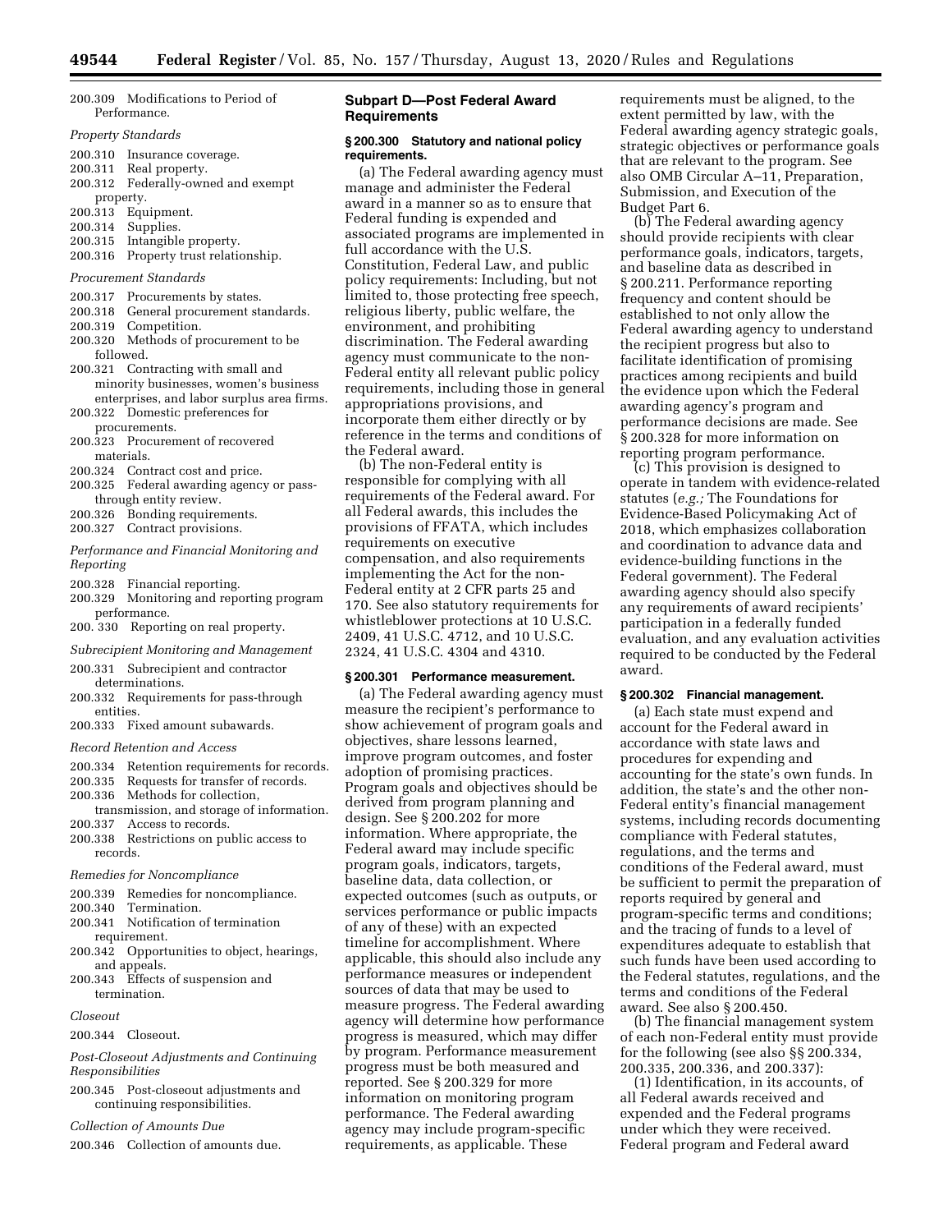200.309 Modifications to Period of Performance.

*Property Standards*

200.310 Insurance coverage.
200.311 Real property.
200.312 Federally-owned and exempt property.
200.313 Equipment.
200.314 Supplies.
200.315 Intangible property.
200.316 Property trust relationship.

*Procurement Standards*

200.317 Procurements by states.
200.318 General procurement standards.
200.319 Competition.
200.320 Methods of procurement to be followed.
200.321 Contracting with small and minority businesses, women's business enterprises, and labor surplus area firms.
200.322 Domestic preferences for procurements.
200.323 Procurement of recovered materials.
200.324 Contract cost and price.
200.325 Federal awarding agency or pass-through entity review.
200.326 Bonding requirements.
200.327 Contract provisions.

*Performance and Financial Monitoring and Reporting*

200.328 Financial reporting.
200.329 Monitoring and reporting program performance.
200. 330 Reporting on real property.

*Subrecipient Monitoring and Management*

200.331 Subrecipient and contractor determinations.
200.332 Requirements for pass-through entities.
200.333 Fixed amount subawards.

*Record Retention and Access*

200.334 Retention requirements for records.
200.335 Requests for transfer of records.
200.336 Methods for collection, transmission, and storage of information.
200.337 Access to records.
200.338 Restrictions on public access to records.

*Remedies for Noncompliance*

200.339 Remedies for noncompliance.
200.340 Termination.
200.341 Notification of termination requirement.
200.342 Opportunities to object, hearings, and appeals.
200.343 Effects of suspension and termination.

*Closeout*

200.344 Closeout.

*Post-Closeout Adjustments and Continuing Responsibilities*

200.345 Post-closeout adjustments and continuing responsibilities.

*Collection of Amounts Due*

200.346 Collection of amounts due.

## Subpart D—Post Federal Award Requirements

### § 200.300 Statutory and national policy requirements.

(a) The Federal awarding agency must manage and administer the Federal award in a manner so as to ensure that Federal funding is expended and associated programs are implemented in full accordance with the U.S. Constitution, Federal Law, and public policy requirements: Including, but not limited to, those protecting free speech, religious liberty, public welfare, the environment, and prohibiting discrimination. The Federal awarding agency must communicate to the non-Federal entity all relevant public policy requirements, including those in general appropriations provisions, and incorporate them either directly or by reference in the terms and conditions of the Federal award.

(b) The non-Federal entity is responsible for complying with all requirements of the Federal award. For all Federal awards, this includes the provisions of FFATA, which includes requirements on executive compensation, and also requirements implementing the Act for the non-Federal entity at 2 CFR parts 25 and 170. See also statutory requirements for whistleblower protections at 10 U.S.C. 2409, 41 U.S.C. 4712, and 10 U.S.C. 2324, 41 U.S.C. 4304 and 4310.

### § 200.301 Performance measurement.

(a) The Federal awarding agency must measure the recipient's performance to show achievement of program goals and objectives, share lessons learned, improve program outcomes, and foster adoption of promising practices. Program goals and objectives should be derived from program planning and design. See § 200.202 for more information. Where appropriate, the Federal award may include specific program goals, indicators, targets, baseline data, data collection, or expected outcomes (such as outputs, or services performance or public impacts of any of these) with an expected timeline for accomplishment. Where applicable, this should also include any performance measures or independent sources of data that may be used to measure progress. The Federal awarding agency will determine how performance progress is measured, which may differ by program. Performance measurement progress must be both measured and reported. See § 200.329 for more information on monitoring program performance. The Federal awarding agency may include program-specific requirements, as applicable. These requirements must be aligned, to the extent permitted by law, with the Federal awarding agency strategic goals, strategic objectives or performance goals that are relevant to the program. See also OMB Circular A–11, Preparation, Submission, and Execution of the Budget Part 6.

(b) The Federal awarding agency should provide recipients with clear performance goals, indicators, targets, and baseline data as described in § 200.211. Performance reporting frequency and content should be established to not only allow the Federal awarding agency to understand the recipient progress but also to facilitate identification of promising practices among recipients and build the evidence upon which the Federal awarding agency's program and performance decisions are made. See § 200.328 for more information on reporting program performance.

(c) This provision is designed to operate in tandem with evidence-related statutes (*e.g.;* The Foundations for Evidence-Based Policymaking Act of 2018, which emphasizes collaboration and coordination to advance data and evidence-building functions in the Federal government). The Federal awarding agency should also specify any requirements of award recipients' participation in a federally funded evaluation, and any evaluation activities required to be conducted by the Federal award.

### § 200.302 Financial management.

(a) Each state must expend and account for the Federal award in accordance with state laws and procedures for expending and accounting for the state's own funds. In addition, the state's and the other non-Federal entity's financial management systems, including records documenting compliance with Federal statutes, regulations, and the terms and conditions of the Federal award, must be sufficient to permit the preparation of reports required by general and program-specific terms and conditions; and the tracing of funds to a level of expenditures adequate to establish that such funds have been used according to the Federal statutes, regulations, and the terms and conditions of the Federal award. See also § 200.450.

(b) The financial management system of each non-Federal entity must provide for the following (see also §§ 200.334, 200.335, 200.336, and 200.337):

(1) Identification, in its accounts, of all Federal awards received and expended and the Federal programs under which they were received. Federal program and Federal award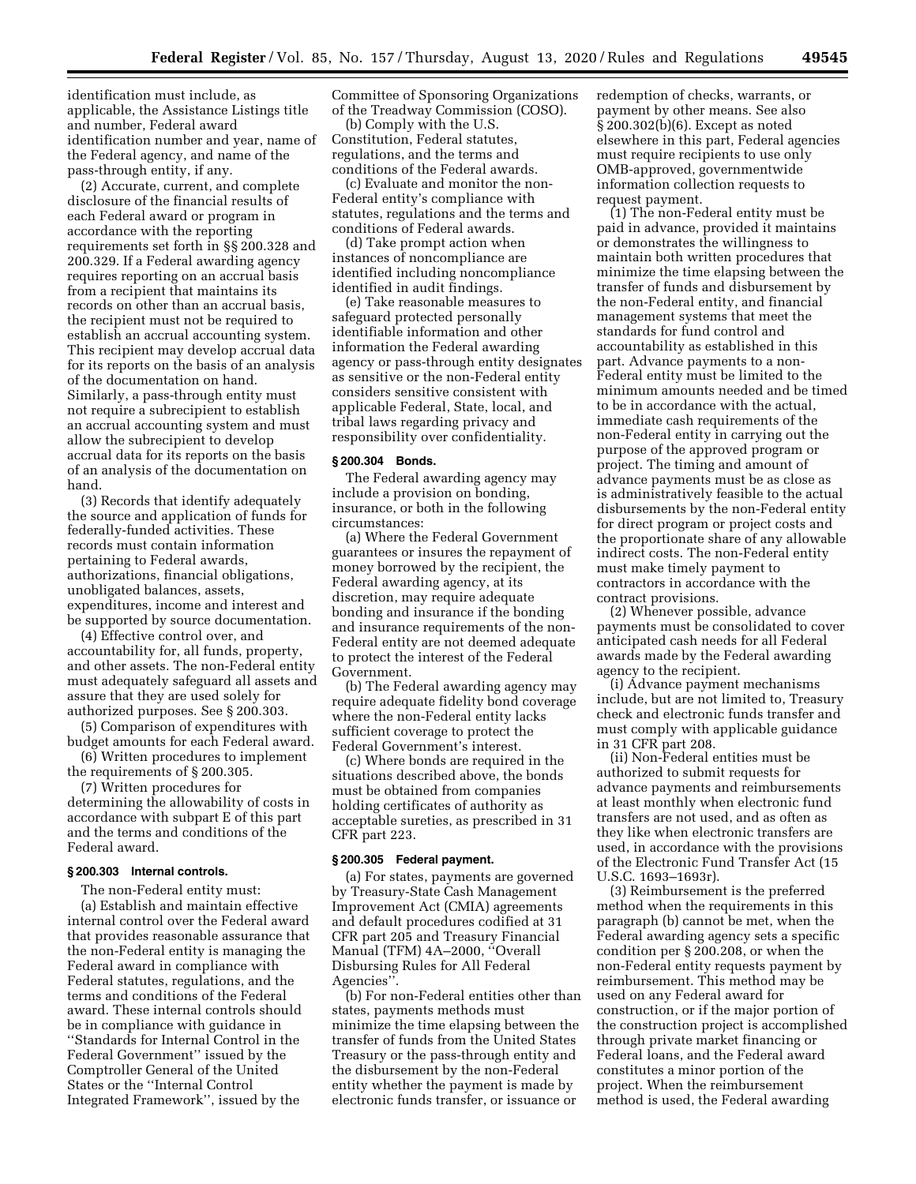identification must include, as applicable, the Assistance Listings title and number, Federal award identification number and year, name of the Federal agency, and name of the pass-through entity, if any.

(2) Accurate, current, and complete disclosure of the financial results of each Federal award or program in accordance with the reporting requirements set forth in §§ 200.328 and 200.329. If a Federal awarding agency requires reporting on an accrual basis from a recipient that maintains its records on other than an accrual basis, the recipient must not be required to establish an accrual accounting system. This recipient may develop accrual data for its reports on the basis of an analysis of the documentation on hand. Similarly, a pass-through entity must not require a subrecipient to establish an accrual accounting system and must allow the subrecipient to develop accrual data for its reports on the basis of an analysis of the documentation on hand.

(3) Records that identify adequately the source and application of funds for federally-funded activities. These records must contain information pertaining to Federal awards, authorizations, financial obligations, unobligated balances, assets, expenditures, income and interest and be supported by source documentation.

(4) Effective control over, and accountability for, all funds, property, and other assets. The non-Federal entity must adequately safeguard all assets and assure that they are used solely for authorized purposes. See § 200.303.

(5) Comparison of expenditures with budget amounts for each Federal award.

(6) Written procedures to implement the requirements of § 200.305.

(7) Written procedures for determining the allowability of costs in accordance with subpart E of this part and the terms and conditions of the Federal award.

### § 200.303 Internal controls.

The non-Federal entity must:

(a) Establish and maintain effective internal control over the Federal award that provides reasonable assurance that the non-Federal entity is managing the Federal award in compliance with Federal statutes, regulations, and the terms and conditions of the Federal award. These internal controls should be in compliance with guidance in ''Standards for Internal Control in the Federal Government'' issued by the Comptroller General of the United States or the ''Internal Control Integrated Framework'', issued by the Committee of Sponsoring Organizations of the Treadway Commission (COSO).

(b) Comply with the U.S. Constitution, Federal statutes, regulations, and the terms and conditions of the Federal awards.

(c) Evaluate and monitor the non-Federal entity's compliance with statutes, regulations and the terms and conditions of Federal awards.

(d) Take prompt action when instances of noncompliance are identified including noncompliance identified in audit findings.

(e) Take reasonable measures to safeguard protected personally identifiable information and other information the Federal awarding agency or pass-through entity designates as sensitive or the non-Federal entity considers sensitive consistent with applicable Federal, State, local, and tribal laws regarding privacy and responsibility over confidentiality.

### § 200.304 Bonds.

The Federal awarding agency may include a provision on bonding, insurance, or both in the following circumstances:

(a) Where the Federal Government guarantees or insures the repayment of money borrowed by the recipient, the Federal awarding agency, at its discretion, may require adequate bonding and insurance if the bonding and insurance requirements of the non-Federal entity are not deemed adequate to protect the interest of the Federal Government.

(b) The Federal awarding agency may require adequate fidelity bond coverage where the non-Federal entity lacks sufficient coverage to protect the Federal Government's interest.

(c) Where bonds are required in the situations described above, the bonds must be obtained from companies holding certificates of authority as acceptable sureties, as prescribed in 31 CFR part 223.

### § 200.305 Federal payment.

(a) For states, payments are governed by Treasury-State Cash Management Improvement Act (CMIA) agreements and default procedures codified at 31 CFR part 205 and Treasury Financial Manual (TFM) 4A–2000, ''Overall Disbursing Rules for All Federal Agencies''.

(b) For non-Federal entities other than states, payments methods must minimize the time elapsing between the transfer of funds from the United States Treasury or the pass-through entity and the disbursement by the non-Federal entity whether the payment is made by electronic funds transfer, or issuance or redemption of checks, warrants, or payment by other means. See also § 200.302(b)(6). Except as noted elsewhere in this part, Federal agencies must require recipients to use only OMB-approved, governmentwide information collection requests to request payment.

(1) The non-Federal entity must be paid in advance, provided it maintains or demonstrates the willingness to maintain both written procedures that minimize the time elapsing between the transfer of funds and disbursement by the non-Federal entity, and financial management systems that meet the standards for fund control and accountability as established in this part. Advance payments to a non-Federal entity must be limited to the minimum amounts needed and be timed to be in accordance with the actual, immediate cash requirements of the non-Federal entity in carrying out the purpose of the approved program or project. The timing and amount of advance payments must be as close as is administratively feasible to the actual disbursements by the non-Federal entity for direct program or project costs and the proportionate share of any allowable indirect costs. The non-Federal entity must make timely payment to contractors in accordance with the contract provisions.

(2) Whenever possible, advance payments must be consolidated to cover anticipated cash needs for all Federal awards made by the Federal awarding agency to the recipient.

(i) Advance payment mechanisms include, but are not limited to, Treasury check and electronic funds transfer and must comply with applicable guidance in 31 CFR part 208.

(ii) Non-Federal entities must be authorized to submit requests for advance payments and reimbursements at least monthly when electronic fund transfers are not used, and as often as they like when electronic transfers are used, in accordance with the provisions of the Electronic Fund Transfer Act (15 U.S.C. 1693–1693r).

(3) Reimbursement is the preferred method when the requirements in this paragraph (b) cannot be met, when the Federal awarding agency sets a specific condition per § 200.208, or when the non-Federal entity requests payment by reimbursement. This method may be used on any Federal award for construction, or if the major portion of the construction project is accomplished through private market financing or Federal loans, and the Federal award constitutes a minor portion of the project. When the reimbursement method is used, the Federal awarding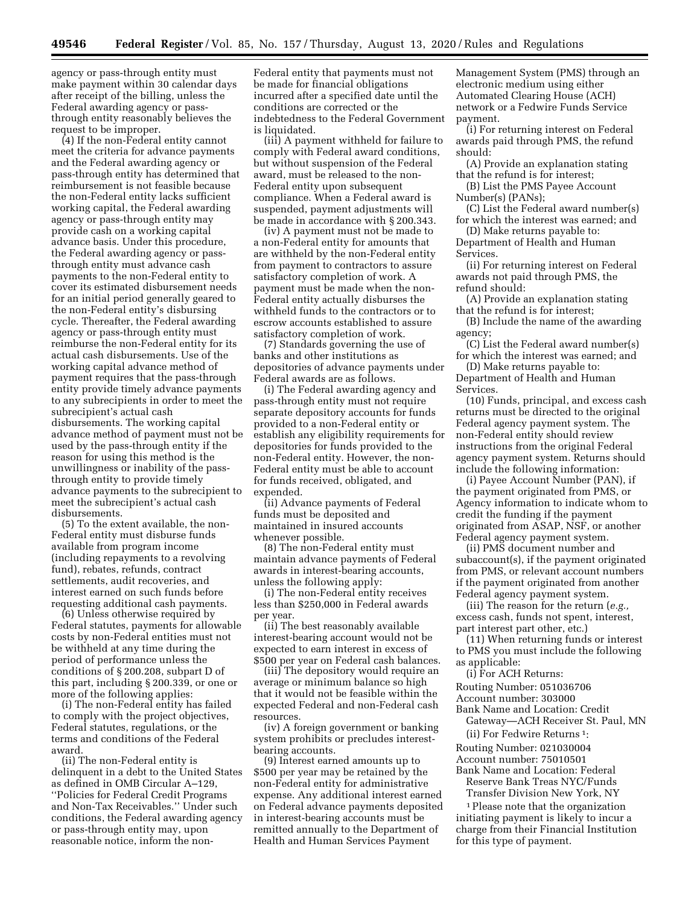agency or pass-through entity must make payment within 30 calendar days after receipt of the billing, unless the Federal awarding agency or pass-through entity reasonably believes the request to be improper.

(4) If the non-Federal entity cannot meet the criteria for advance payments and the Federal awarding agency or pass-through entity has determined that reimbursement is not feasible because the non-Federal entity lacks sufficient working capital, the Federal awarding agency or pass-through entity may provide cash on a working capital advance basis. Under this procedure, the Federal awarding agency or pass-through entity must advance cash payments to the non-Federal entity to cover its estimated disbursement needs for an initial period generally geared to the non-Federal entity's disbursing cycle. Thereafter, the Federal awarding agency or pass-through entity must reimburse the non-Federal entity for its actual cash disbursements. Use of the working capital advance method of payment requires that the pass-through entity provide timely advance payments to any subrecipients in order to meet the subrecipient's actual cash disbursements. The working capital advance method of payment must not be used by the pass-through entity if the reason for using this method is the unwillingness or inability of the pass-through entity to provide timely advance payments to the subrecipient to meet the subrecipient's actual cash disbursements.

(5) To the extent available, the non-Federal entity must disburse funds available from program income (including repayments to a revolving fund), rebates, refunds, contract settlements, audit recoveries, and interest earned on such funds before requesting additional cash payments.

(6) Unless otherwise required by Federal statutes, payments for allowable costs by non-Federal entities must not be withheld at any time during the period of performance unless the conditions of § 200.208, subpart D of this part, including § 200.339, or one or more of the following applies:

(i) The non-Federal entity has failed to comply with the project objectives, Federal statutes, regulations, or the terms and conditions of the Federal award.

(ii) The non-Federal entity is delinquent in a debt to the United States as defined in OMB Circular A–129, ''Policies for Federal Credit Programs and Non-Tax Receivables.'' Under such conditions, the Federal awarding agency or pass-through entity may, upon reasonable notice, inform the non-Federal entity that payments must not be made for financial obligations incurred after a specified date until the conditions are corrected or the indebtedness to the Federal Government is liquidated.

(iii) A payment withheld for failure to comply with Federal award conditions, but without suspension of the Federal award, must be released to the non-Federal entity upon subsequent compliance. When a Federal award is suspended, payment adjustments will be made in accordance with § 200.343.

(iv) A payment must not be made to a non-Federal entity for amounts that are withheld by the non-Federal entity from payment to contractors to assure satisfactory completion of work. A payment must be made when the non-Federal entity actually disburses the withheld funds to the contractors or to escrow accounts established to assure satisfactory completion of work.

(7) Standards governing the use of banks and other institutions as depositories of advance payments under Federal awards are as follows.

(i) The Federal awarding agency and pass-through entity must not require separate depository accounts for funds provided to a non-Federal entity or establish any eligibility requirements for depositories for funds provided to the non-Federal entity. However, the non-Federal entity must be able to account for funds received, obligated, and expended.

(ii) Advance payments of Federal funds must be deposited and maintained in insured accounts whenever possible.

(8) The non-Federal entity must maintain advance payments of Federal awards in interest-bearing accounts, unless the following apply:

(i) The non-Federal entity receives less than $250,000 in Federal awards per year.

(ii) The best reasonably available interest-bearing account would not be expected to earn interest in excess of $500 per year on Federal cash balances.

(iii) The depository would require an average or minimum balance so high that it would not be feasible within the expected Federal and non-Federal cash resources.

(iv) A foreign government or banking system prohibits or precludes interest-bearing accounts.

(9) Interest earned amounts up to $500 per year may be retained by the non-Federal entity for administrative expense. Any additional interest earned on Federal advance payments deposited in interest-bearing accounts must be remitted annually to the Department of Health and Human Services Payment Management System (PMS) through an electronic medium using either Automated Clearing House (ACH) network or a Fedwire Funds Service payment.

(i) For returning interest on Federal awards paid through PMS, the refund should:

(A) Provide an explanation stating that the refund is for interest;

(B) List the PMS Payee Account Number(s) (PANs);

(C) List the Federal award number(s) for which the interest was earned; and

(D) Make returns payable to: Department of Health and Human Services.

(ii) For returning interest on Federal awards not paid through PMS, the refund should:

(A) Provide an explanation stating that the refund is for interest;

(B) Include the name of the awarding agency;

(C) List the Federal award number(s) for which the interest was earned; and

(D) Make returns payable to: Department of Health and Human Services.

(10) Funds, principal, and excess cash returns must be directed to the original Federal agency payment system. The non-Federal entity should review instructions from the original Federal agency payment system. Returns should include the following information:

(i) Payee Account Number (PAN), if the payment originated from PMS, or Agency information to indicate whom to credit the funding if the payment originated from ASAP, NSF, or another Federal agency payment system.

(ii) PMS document number and subaccount(s), if the payment originated from PMS, or relevant account numbers if the payment originated from another Federal agency payment system.

(iii) The reason for the return (*e.g.,* excess cash, funds not spent, interest, part interest part other, etc.)

(11) When returning funds or interest to PMS you must include the following as applicable:

(i) For ACH Returns:

Routing Number: 051036706
Account number: 303000
Bank Name and Location: Credit Gateway—ACH Receiver St. Paul, MN

(ii) For Fedwire Returns [1]:

Routing Number: 021030004
Account number: 75010501
Bank Name and Location: Federal Reserve Bank Treas NYC/Funds Transfer Division New York, NY

[1] Please note that the organization initiating payment is likely to incur a charge from their Financial Institution for this type of payment.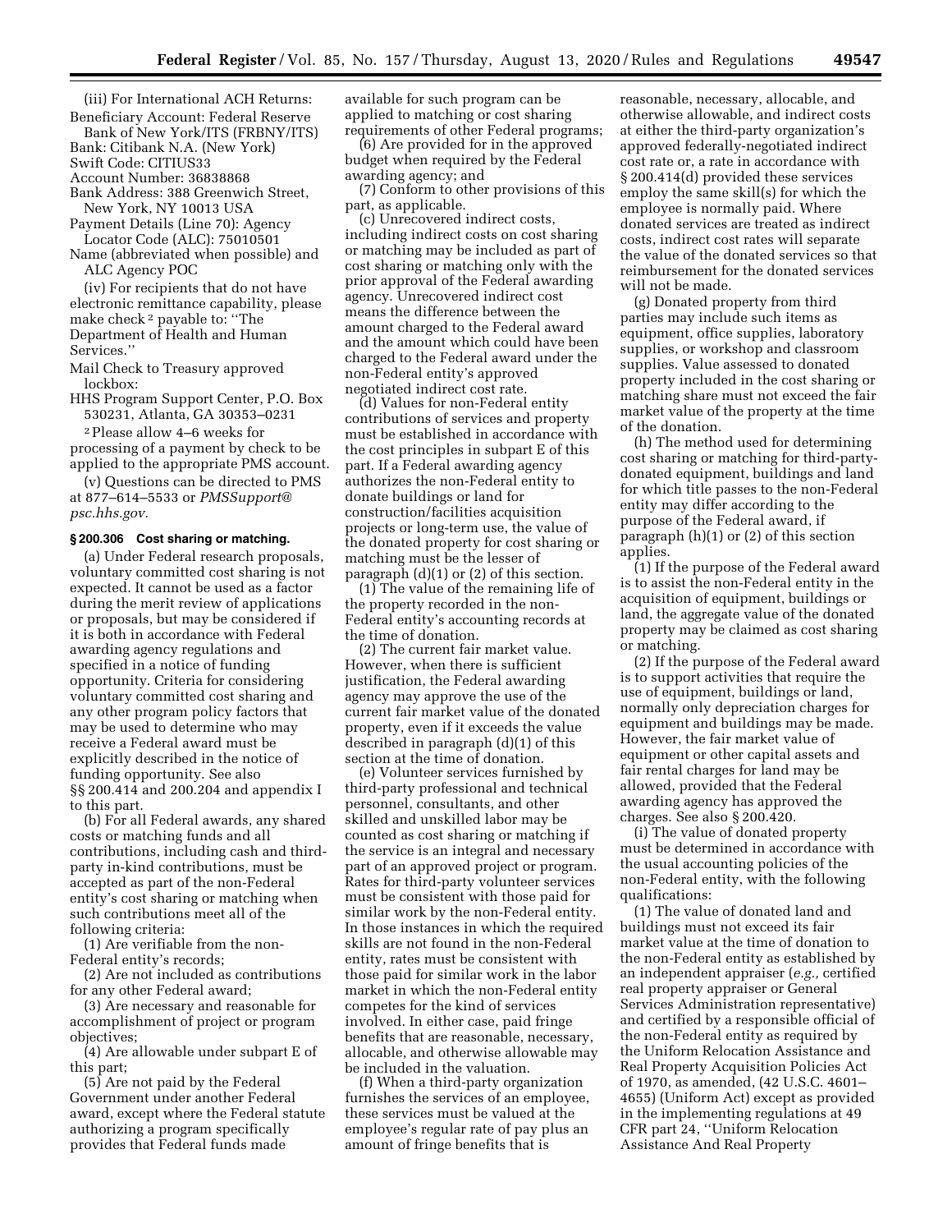(iii) For International ACH Returns:

Beneficiary Account: Federal Reserve Bank of New York/ITS (FRBNY/ITS)
Bank: Citibank N.A. (New York)
Swift Code: CITIUS33
Account Number: 36838868
Bank Address: 388 Greenwich Street, New York, NY 10013 USA
Payment Details (Line 70): Agency Locator Code (ALC): 75010501
Name (abbreviated when possible) and ALC Agency POC

(iv) For recipients that do not have electronic remittance capability, please make check [2] payable to: "The Department of Health and Human Services."

Mail Check to Treasury approved lockbox:
HHS Program Support Center, P.O. Box 530231, Atlanta, GA 30353–0231

[2] Please allow 4–6 weeks for processing of a payment by check to be applied to the appropriate PMS account.

(v) Questions can be directed to PMS at 877–614–5533 or *PMSSupport@psc.hhs.gov.*

### § 200.306 Cost sharing or matching.

(a) Under Federal research proposals, voluntary committed cost sharing is not expected. It cannot be used as a factor during the merit review of applications or proposals, but may be considered if it is both in accordance with Federal awarding agency regulations and specified in a notice of funding opportunity. Criteria for considering voluntary committed cost sharing and any other program policy factors that may be used to determine who may receive a Federal award must be explicitly described in the notice of funding opportunity. See also §§ 200.414 and 200.204 and appendix I to this part.

(b) For all Federal awards, any shared costs or matching funds and all contributions, including cash and third-party in-kind contributions, must be accepted as part of the non-Federal entity's cost sharing or matching when such contributions meet all of the following criteria:

(1) Are verifiable from the non-Federal entity's records;

(2) Are not included as contributions for any other Federal award;

(3) Are necessary and reasonable for accomplishment of project or program objectives;

(4) Are allowable under subpart E of this part;

(5) Are not paid by the Federal Government under another Federal award, except where the Federal statute authorizing a program specifically provides that Federal funds made available for such program can be applied to matching or cost sharing requirements of other Federal programs;

(6) Are provided for in the approved budget when required by the Federal awarding agency; and

(7) Conform to other provisions of this part, as applicable.

(c) Unrecovered indirect costs, including indirect costs on cost sharing or matching may be included as part of cost sharing or matching only with the prior approval of the Federal awarding agency. Unrecovered indirect cost means the difference between the amount charged to the Federal award and the amount which could have been charged to the Federal award under the non-Federal entity's approved negotiated indirect cost rate.

(d) Values for non-Federal entity contributions of services and property must be established in accordance with the cost principles in subpart E of this part. If a Federal awarding agency authorizes the non-Federal entity to donate buildings or land for construction/facilities acquisition projects or long-term use, the value of the donated property for cost sharing or matching must be the lesser of paragraph (d)(1) or (2) of this section.

(1) The value of the remaining life of the property recorded in the non-Federal entity's accounting records at the time of donation.

(2) The current fair market value. However, when there is sufficient justification, the Federal awarding agency may approve the use of the current fair market value of the donated property, even if it exceeds the value described in paragraph (d)(1) of this section at the time of donation.

(e) Volunteer services furnished by third-party professional and technical personnel, consultants, and other skilled and unskilled labor may be counted as cost sharing or matching if the service is an integral and necessary part of an approved project or program. Rates for third-party volunteer services must be consistent with those paid for similar work by the non-Federal entity. In those instances in which the required skills are not found in the non-Federal entity, rates must be consistent with those paid for similar work in the labor market in which the non-Federal entity competes for the kind of services involved. In either case, paid fringe benefits that are reasonable, necessary, allocable, and otherwise allowable may be included in the valuation.

(f) When a third-party organization furnishes the services of an employee, these services must be valued at the employee's regular rate of pay plus an amount of fringe benefits that is reasonable, necessary, allocable, and otherwise allowable, and indirect costs at either the third-party organization's approved federally-negotiated indirect cost rate or, a rate in accordance with § 200.414(d) provided these services employ the same skill(s) for which the employee is normally paid. Where donated services are treated as indirect costs, indirect cost rates will separate the value of the donated services so that reimbursement for the donated services will not be made.

(g) Donated property from third parties may include such items as equipment, office supplies, laboratory supplies, or workshop and classroom supplies. Value assessed to donated property included in the cost sharing or matching share must not exceed the fair market value of the property at the time of the donation.

(h) The method used for determining cost sharing or matching for third-party-donated equipment, buildings and land for which title passes to the non-Federal entity may differ according to the purpose of the Federal award, if paragraph (h)(1) or (2) of this section applies.

(1) If the purpose of the Federal award is to assist the non-Federal entity in the acquisition of equipment, buildings or land, the aggregate value of the donated property may be claimed as cost sharing or matching.

(2) If the purpose of the Federal award is to support activities that require the use of equipment, buildings or land, normally only depreciation charges for equipment and buildings may be made. However, the fair market value of equipment or other capital assets and fair rental charges for land may be allowed, provided that the Federal awarding agency has approved the charges. See also § 200.420.

(i) The value of donated property must be determined in accordance with the usual accounting policies of the non-Federal entity, with the following qualifications:

(1) The value of donated land and buildings must not exceed its fair market value at the time of donation to the non-Federal entity as established by an independent appraiser (*e.g.,* certified real property appraiser or General Services Administration representative) and certified by a responsible official of the non-Federal entity as required by the Uniform Relocation Assistance and Real Property Acquisition Policies Act of 1970, as amended, (42 U.S.C. 4601–4655) (Uniform Act) except as provided in the implementing regulations at 49 CFR part 24, "Uniform Relocation Assistance And Real Property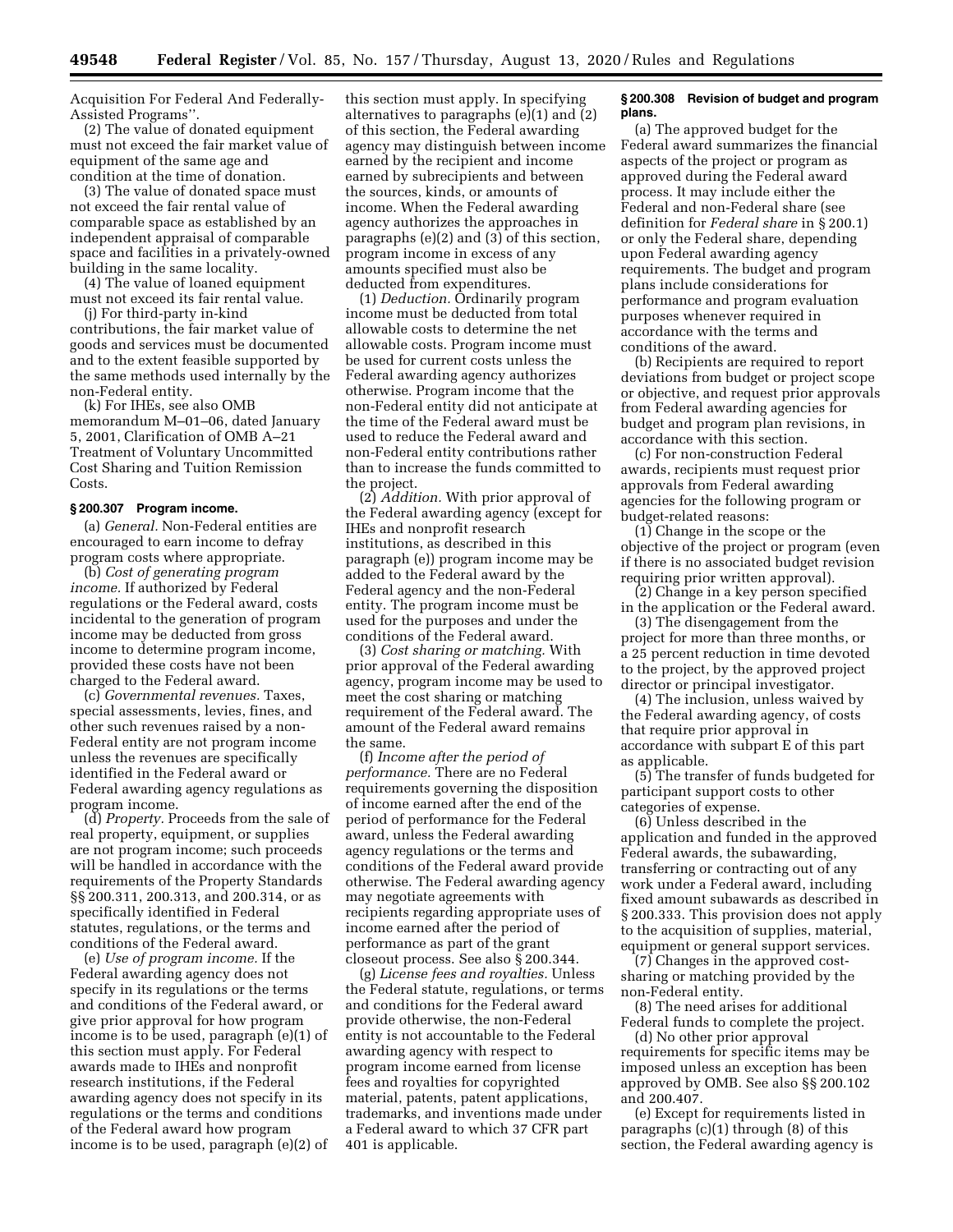Acquisition For Federal And Federally-Assisted Programs''.

(2) The value of donated equipment must not exceed the fair market value of equipment of the same age and condition at the time of donation.

(3) The value of donated space must not exceed the fair rental value of comparable space as established by an independent appraisal of comparable space and facilities in a privately-owned building in the same locality.

(4) The value of loaned equipment must not exceed its fair rental value.

(j) For third-party in-kind contributions, the fair market value of goods and services must be documented and to the extent feasible supported by the same methods used internally by the non-Federal entity.

(k) For IHEs, see also OMB memorandum M–01–06, dated January 5, 2001, Clarification of OMB A–21 Treatment of Voluntary Uncommitted Cost Sharing and Tuition Remission Costs.

### § 200.307 Program income.

(a) *General.* Non-Federal entities are encouraged to earn income to defray program costs where appropriate.

(b) *Cost of generating program income.* If authorized by Federal regulations or the Federal award, costs incidental to the generation of program income may be deducted from gross income to determine program income, provided these costs have not been charged to the Federal award.

(c) *Governmental revenues.* Taxes, special assessments, levies, fines, and other such revenues raised by a non-Federal entity are not program income unless the revenues are specifically identified in the Federal award or Federal awarding agency regulations as program income.

(d) *Property.* Proceeds from the sale of real property, equipment, or supplies are not program income; such proceeds will be handled in accordance with the requirements of the Property Standards §§ 200.311, 200.313, and 200.314, or as specifically identified in Federal statutes, regulations, or the terms and conditions of the Federal award.

(e) *Use of program income.* If the Federal awarding agency does not specify in its regulations or the terms and conditions of the Federal award, or give prior approval for how program income is to be used, paragraph (e)(1) of this section must apply. For Federal awards made to IHEs and nonprofit research institutions, if the Federal awarding agency does not specify in its regulations or the terms and conditions of the Federal award how program income is to be used, paragraph (e)(2) of this section must apply. In specifying alternatives to paragraphs (e)(1) and (2) of this section, the Federal awarding agency may distinguish between income earned by the recipient and income earned by subrecipients and between the sources, kinds, or amounts of income. When the Federal awarding agency authorizes the approaches in paragraphs (e)(2) and (3) of this section, program income in excess of any amounts specified must also be deducted from expenditures.

(1) *Deduction.* Ordinarily program income must be deducted from total allowable costs to determine the net allowable costs. Program income must be used for current costs unless the Federal awarding agency authorizes otherwise. Program income that the non-Federal entity did not anticipate at the time of the Federal award must be used to reduce the Federal award and non-Federal entity contributions rather than to increase the funds committed to the project.

(2) *Addition.* With prior approval of the Federal awarding agency (except for IHEs and nonprofit research institutions, as described in this paragraph (e)) program income may be added to the Federal award by the Federal agency and the non-Federal entity. The program income must be used for the purposes and under the conditions of the Federal award.

(3) *Cost sharing or matching.* With prior approval of the Federal awarding agency, program income may be used to meet the cost sharing or matching requirement of the Federal award. The amount of the Federal award remains the same.

(f) *Income after the period of performance.* There are no Federal requirements governing the disposition of income earned after the end of the period of performance for the Federal award, unless the Federal awarding agency regulations or the terms and conditions of the Federal award provide otherwise. The Federal awarding agency may negotiate agreements with recipients regarding appropriate uses of income earned after the period of performance as part of the grant closeout process. See also § 200.344.

(g) *License fees and royalties.* Unless the Federal statute, regulations, or terms and conditions for the Federal award provide otherwise, the non-Federal entity is not accountable to the Federal awarding agency with respect to program income earned from license fees and royalties for copyrighted material, patents, patent applications, trademarks, and inventions made under a Federal award to which 37 CFR part 401 is applicable.

### § 200.308 Revision of budget and program plans.

(a) The approved budget for the Federal award summarizes the financial aspects of the project or program as approved during the Federal award process. It may include either the Federal and non-Federal share (see definition for *Federal share* in § 200.1) or only the Federal share, depending upon Federal awarding agency requirements. The budget and program plans include considerations for performance and program evaluation purposes whenever required in accordance with the terms and conditions of the award.

(b) Recipients are required to report deviations from budget or project scope or objective, and request prior approvals from Federal awarding agencies for budget and program plan revisions, in accordance with this section.

(c) For non-construction Federal awards, recipients must request prior approvals from Federal awarding agencies for the following program or budget-related reasons:

(1) Change in the scope or the objective of the project or program (even if there is no associated budget revision requiring prior written approval).

(2) Change in a key person specified in the application or the Federal award.

(3) The disengagement from the project for more than three months, or a 25 percent reduction in time devoted to the project, by the approved project director or principal investigator.

(4) The inclusion, unless waived by the Federal awarding agency, of costs that require prior approval in accordance with subpart E of this part as applicable.

(5) The transfer of funds budgeted for participant support costs to other categories of expense.

(6) Unless described in the application and funded in the approved Federal awards, the subawarding, transferring or contracting out of any work under a Federal award, including fixed amount subawards as described in § 200.333. This provision does not apply to the acquisition of supplies, material, equipment or general support services.

(7) Changes in the approved cost-sharing or matching provided by the non-Federal entity.

(8) The need arises for additional Federal funds to complete the project.

(d) No other prior approval requirements for specific items may be imposed unless an exception has been approved by OMB. See also §§ 200.102 and 200.407.

(e) Except for requirements listed in paragraphs (c)(1) through (8) of this section, the Federal awarding agency is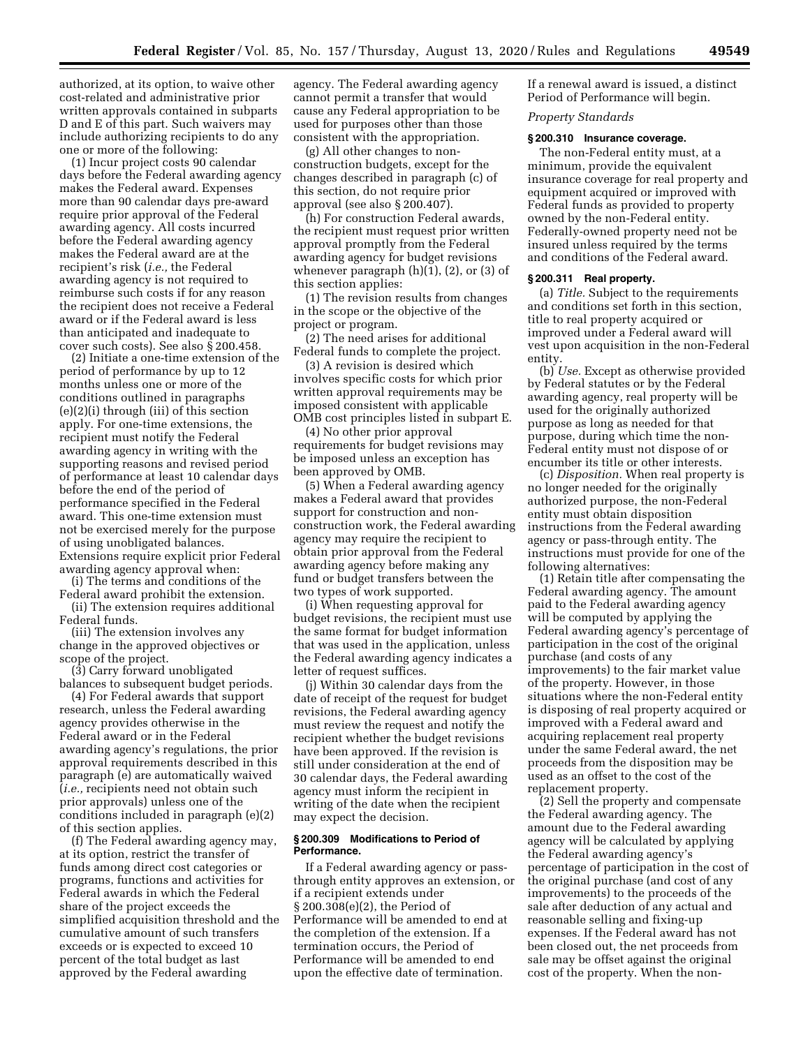authorized, at its option, to waive other cost-related and administrative prior written approvals contained in subparts D and E of this part. Such waivers may include authorizing recipients to do any one or more of the following:

(1) Incur project costs 90 calendar days before the Federal awarding agency makes the Federal award. Expenses more than 90 calendar days pre-award require prior approval of the Federal awarding agency. All costs incurred before the Federal awarding agency makes the Federal award are at the recipient's risk (*i.e.,* the Federal awarding agency is not required to reimburse such costs if for any reason the recipient does not receive a Federal award or if the Federal award is less than anticipated and inadequate to cover such costs). See also § 200.458.

(2) Initiate a one-time extension of the period of performance by up to 12 months unless one or more of the conditions outlined in paragraphs (e)(2)(i) through (iii) of this section apply. For one-time extensions, the recipient must notify the Federal awarding agency in writing with the supporting reasons and revised period of performance at least 10 calendar days before the end of the period of performance specified in the Federal award. This one-time extension must not be exercised merely for the purpose of using unobligated balances. Extensions require explicit prior Federal awarding agency approval when:

(i) The terms and conditions of the Federal award prohibit the extension.

(ii) The extension requires additional Federal funds.

(iii) The extension involves any change in the approved objectives or scope of the project.

(3) Carry forward unobligated balances to subsequent budget periods.

(4) For Federal awards that support research, unless the Federal awarding agency provides otherwise in the Federal award or in the Federal awarding agency's regulations, the prior approval requirements described in this paragraph (e) are automatically waived (*i.e.,* recipients need not obtain such prior approvals) unless one of the conditions included in paragraph (e)(2) of this section applies.

(f) The Federal awarding agency may, at its option, restrict the transfer of funds among direct cost categories or programs, functions and activities for Federal awards in which the Federal share of the project exceeds the simplified acquisition threshold and the cumulative amount of such transfers exceeds or is expected to exceed 10 percent of the total budget as last approved by the Federal awarding agency. The Federal awarding agency cannot permit a transfer that would cause any Federal appropriation to be used for purposes other than those consistent with the appropriation.

(g) All other changes to non-construction budgets, except for the changes described in paragraph (c) of this section, do not require prior approval (see also § 200.407).

(h) For construction Federal awards, the recipient must request prior written approval promptly from the Federal awarding agency for budget revisions whenever paragraph (h)(1), (2), or (3) of this section applies:

(1) The revision results from changes in the scope or the objective of the project or program.

(2) The need arises for additional Federal funds to complete the project.

(3) A revision is desired which involves specific costs for which prior written approval requirements may be imposed consistent with applicable OMB cost principles listed in subpart E.

(4) No other prior approval requirements for budget revisions may be imposed unless an exception has been approved by OMB.

(5) When a Federal awarding agency makes a Federal award that provides support for construction and non-construction work, the Federal awarding agency may require the recipient to obtain prior approval from the Federal awarding agency before making any fund or budget transfers between the two types of work supported.

(i) When requesting approval for budget revisions, the recipient must use the same format for budget information that was used in the application, unless the Federal awarding agency indicates a letter of request suffices.

(j) Within 30 calendar days from the date of receipt of the request for budget revisions, the Federal awarding agency must review the request and notify the recipient whether the budget revisions have been approved. If the revision is still under consideration at the end of 30 calendar days, the Federal awarding agency must inform the recipient in writing of the date when the recipient may expect the decision.

### § 200.309 Modifications to Period of Performance.

If a Federal awarding agency or pass-through entity approves an extension, or if a recipient extends under § 200.308(e)(2), the Period of Performance will be amended to end at the completion of the extension. If a termination occurs, the Period of Performance will be amended to end upon the effective date of termination. If a renewal award is issued, a distinct Period of Performance will begin.

*Property Standards*

### § 200.310 Insurance coverage.

The non-Federal entity must, at a minimum, provide the equivalent insurance coverage for real property and equipment acquired or improved with Federal funds as provided to property owned by the non-Federal entity. Federally-owned property need not be insured unless required by the terms and conditions of the Federal award.

### § 200.311 Real property.

(a) *Title.* Subject to the requirements and conditions set forth in this section, title to real property acquired or improved under a Federal award will vest upon acquisition in the non-Federal entity.

(b) *Use.* Except as otherwise provided by Federal statutes or by the Federal awarding agency, real property will be used for the originally authorized purpose as long as needed for that purpose, during which time the non-Federal entity must not dispose of or encumber its title or other interests.

(c) *Disposition.* When real property is no longer needed for the originally authorized purpose, the non-Federal entity must obtain disposition instructions from the Federal awarding agency or pass-through entity. The instructions must provide for one of the following alternatives:

(1) Retain title after compensating the Federal awarding agency. The amount paid to the Federal awarding agency will be computed by applying the Federal awarding agency's percentage of participation in the cost of the original purchase (and costs of any improvements) to the fair market value of the property. However, in those situations where the non-Federal entity is disposing of real property acquired or improved with a Federal award and acquiring replacement real property under the same Federal award, the net proceeds from the disposition may be used as an offset to the cost of the replacement property.

(2) Sell the property and compensate the Federal awarding agency. The amount due to the Federal awarding agency will be calculated by applying the Federal awarding agency's percentage of participation in the cost of the original purchase (and cost of any improvements) to the proceeds of the sale after deduction of any actual and reasonable selling and fixing-up expenses. If the Federal award has not been closed out, the net proceeds from sale may be offset against the original cost of the property. When the non-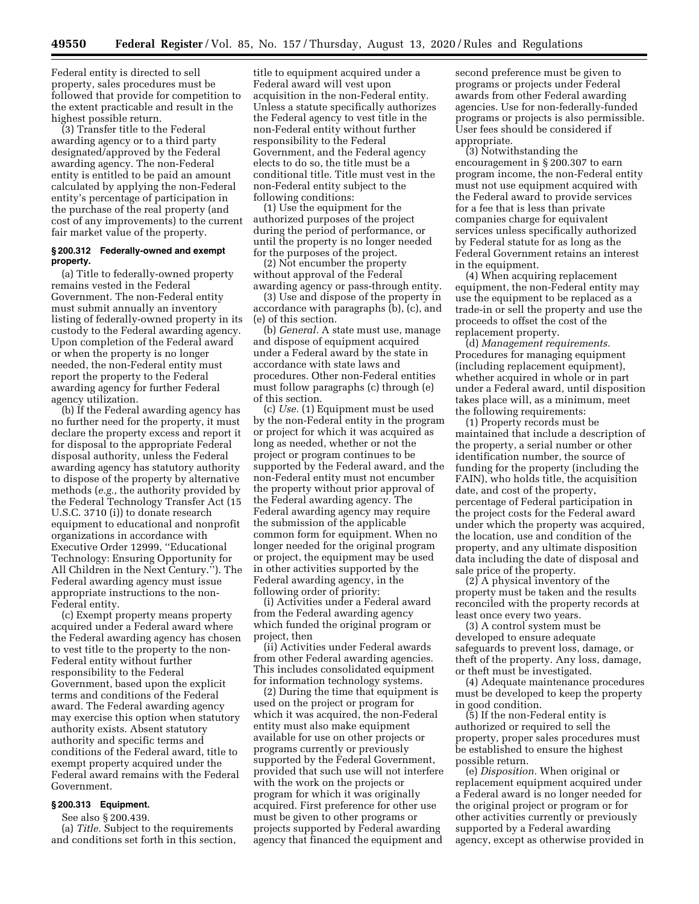Federal entity is directed to sell property, sales procedures must be followed that provide for competition to the extent practicable and result in the highest possible return.

(3) Transfer title to the Federal awarding agency or to a third party designated/approved by the Federal awarding agency. The non-Federal entity is entitled to be paid an amount calculated by applying the non-Federal entity's percentage of participation in the purchase of the real property (and cost of any improvements) to the current fair market value of the property.

#### § 200.312 Federally-owned and exempt property.

(a) Title to federally-owned property remains vested in the Federal Government. The non-Federal entity must submit annually an inventory listing of federally-owned property in its custody to the Federal awarding agency. Upon completion of the Federal award or when the property is no longer needed, the non-Federal entity must report the property to the Federal awarding agency for further Federal agency utilization.

(b) If the Federal awarding agency has no further need for the property, it must declare the property excess and report it for disposal to the appropriate Federal disposal authority, unless the Federal awarding agency has statutory authority to dispose of the property by alternative methods (*e.g.,* the authority provided by the Federal Technology Transfer Act (15 U.S.C. 3710 (i)) to donate research equipment to educational and nonprofit organizations in accordance with Executive Order 12999, ''Educational Technology: Ensuring Opportunity for All Children in the Next Century.''). The Federal awarding agency must issue appropriate instructions to the non-Federal entity.

(c) Exempt property means property acquired under a Federal award where the Federal awarding agency has chosen to vest title to the property to the non-Federal entity without further responsibility to the Federal Government, based upon the explicit terms and conditions of the Federal award. The Federal awarding agency may exercise this option when statutory authority exists. Absent statutory authority and specific terms and conditions of the Federal award, title to exempt property acquired under the Federal award remains with the Federal Government.

#### § 200.313 Equipment.

See also § 200.439.

(a) *Title.* Subject to the requirements and conditions set forth in this section, title to equipment acquired under a Federal award will vest upon acquisition in the non-Federal entity. Unless a statute specifically authorizes the Federal agency to vest title in the non-Federal entity without further responsibility to the Federal Government, and the Federal agency elects to do so, the title must be a conditional title. Title must vest in the non-Federal entity subject to the following conditions:

(1) Use the equipment for the authorized purposes of the project during the period of performance, or until the property is no longer needed for the purposes of the project.

(2) Not encumber the property without approval of the Federal awarding agency or pass-through entity.

(3) Use and dispose of the property in accordance with paragraphs (b), (c), and (e) of this section.

(b) *General.* A state must use, manage and dispose of equipment acquired under a Federal award by the state in accordance with state laws and procedures. Other non-Federal entities must follow paragraphs (c) through (e) of this section.

(c) *Use.* (1) Equipment must be used by the non-Federal entity in the program or project for which it was acquired as long as needed, whether or not the project or program continues to be supported by the Federal award, and the non-Federal entity must not encumber the property without prior approval of the Federal awarding agency. The Federal awarding agency may require the submission of the applicable common form for equipment. When no longer needed for the original program or project, the equipment may be used in other activities supported by the Federal awarding agency, in the following order of priority:

(i) Activities under a Federal award from the Federal awarding agency which funded the original program or project, then

(ii) Activities under Federal awards from other Federal awarding agencies. This includes consolidated equipment for information technology systems.

(2) During the time that equipment is used on the project or program for which it was acquired, the non-Federal entity must also make equipment available for use on other projects or programs currently or previously supported by the Federal Government, provided that such use will not interfere with the work on the projects or program for which it was originally acquired. First preference for other use must be given to other programs or projects supported by Federal awarding agency that financed the equipment and second preference must be given to programs or projects under Federal awards from other Federal awarding agencies. Use for non-federally-funded programs or projects is also permissible. User fees should be considered if appropriate.

(3) Notwithstanding the encouragement in § 200.307 to earn program income, the non-Federal entity must not use equipment acquired with the Federal award to provide services for a fee that is less than private companies charge for equivalent services unless specifically authorized by Federal statute for as long as the Federal Government retains an interest in the equipment.

(4) When acquiring replacement equipment, the non-Federal entity may use the equipment to be replaced as a trade-in or sell the property and use the proceeds to offset the cost of the replacement property.

(d) *Management requirements.* Procedures for managing equipment (including replacement equipment), whether acquired in whole or in part under a Federal award, until disposition takes place will, as a minimum, meet the following requirements:

(1) Property records must be maintained that include a description of the property, a serial number or other identification number, the source of funding for the property (including the FAIN), who holds title, the acquisition date, and cost of the property, percentage of Federal participation in the project costs for the Federal award under which the property was acquired, the location, use and condition of the property, and any ultimate disposition data including the date of disposal and sale price of the property.

(2) A physical inventory of the property must be taken and the results reconciled with the property records at least once every two years.

(3) A control system must be developed to ensure adequate safeguards to prevent loss, damage, or theft of the property. Any loss, damage, or theft must be investigated.

(4) Adequate maintenance procedures must be developed to keep the property in good condition.

(5) If the non-Federal entity is authorized or required to sell the property, proper sales procedures must be established to ensure the highest possible return.

(e) *Disposition.* When original or replacement equipment acquired under a Federal award is no longer needed for the original project or program or for other activities currently or previously supported by a Federal awarding agency, except as otherwise provided in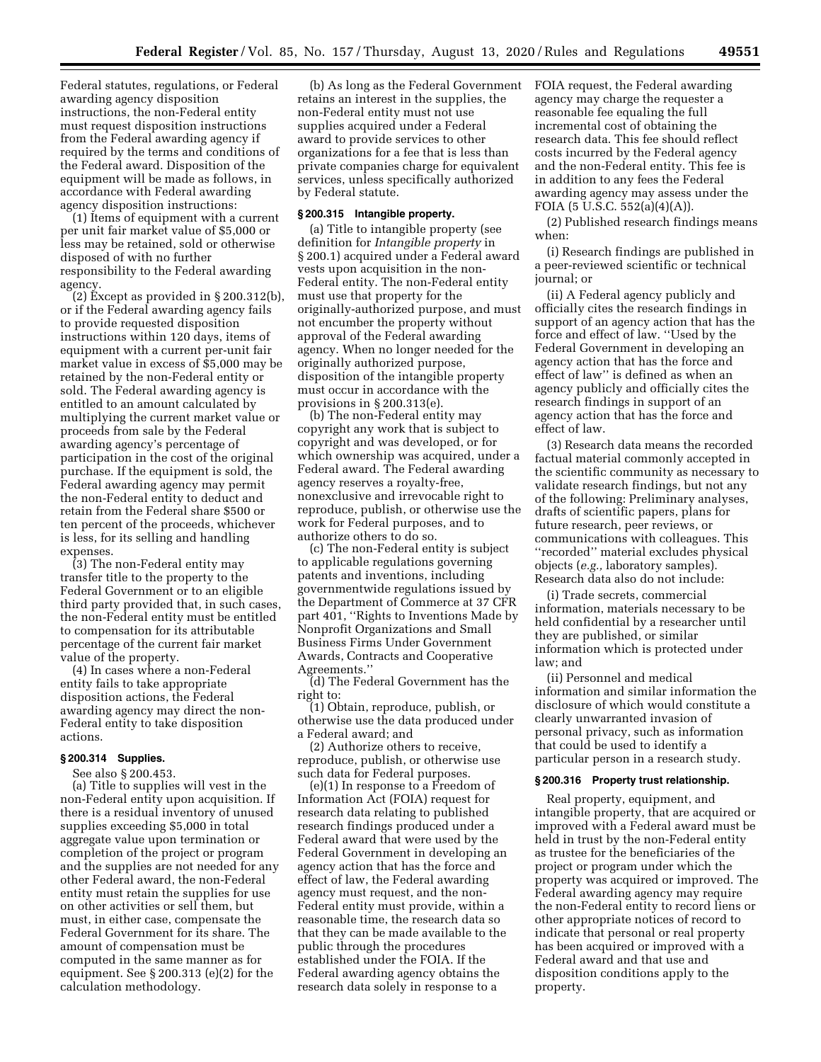Federal statutes, regulations, or Federal awarding agency disposition instructions, the non-Federal entity must request disposition instructions from the Federal awarding agency if required by the terms and conditions of the Federal award. Disposition of the equipment will be made as follows, in accordance with Federal awarding agency disposition instructions:

(1) Items of equipment with a current per unit fair market value of $5,000 or less may be retained, sold or otherwise disposed of with no further responsibility to the Federal awarding agency.

(2) Except as provided in § 200.312(b), or if the Federal awarding agency fails to provide requested disposition instructions within 120 days, items of equipment with a current per-unit fair market value in excess of $5,000 may be retained by the non-Federal entity or sold. The Federal awarding agency is entitled to an amount calculated by multiplying the current market value or proceeds from sale by the Federal awarding agency's percentage of participation in the cost of the original purchase. If the equipment is sold, the Federal awarding agency may permit the non-Federal entity to deduct and retain from the Federal share $500 or ten percent of the proceeds, whichever is less, for its selling and handling expenses.

(3) The non-Federal entity may transfer title to the property to the Federal Government or to an eligible third party provided that, in such cases, the non-Federal entity must be entitled to compensation for its attributable percentage of the current fair market value of the property.

(4) In cases where a non-Federal entity fails to take appropriate disposition actions, the Federal awarding agency may direct the non-Federal entity to take disposition actions.

### § 200.314 Supplies.

See also § 200.453.

(a) Title to supplies will vest in the non-Federal entity upon acquisition. If there is a residual inventory of unused supplies exceeding $5,000 in total aggregate value upon termination or completion of the project or program and the supplies are not needed for any other Federal award, the non-Federal entity must retain the supplies for use on other activities or sell them, but must, in either case, compensate the Federal Government for its share. The amount of compensation must be computed in the same manner as for equipment. See § 200.313 (e)(2) for the calculation methodology.

(b) As long as the Federal Government retains an interest in the supplies, the non-Federal entity must not use supplies acquired under a Federal award to provide services to other organizations for a fee that is less than private companies charge for equivalent services, unless specifically authorized by Federal statute.

### § 200.315 Intangible property.

(a) Title to intangible property (see definition for *Intangible property* in § 200.1) acquired under a Federal award vests upon acquisition in the non-Federal entity. The non-Federal entity must use that property for the originally-authorized purpose, and must not encumber the property without approval of the Federal awarding agency. When no longer needed for the originally authorized purpose, disposition of the intangible property must occur in accordance with the provisions in § 200.313(e).

(b) The non-Federal entity may copyright any work that is subject to copyright and was developed, or for which ownership was acquired, under a Federal award. The Federal awarding agency reserves a royalty-free, nonexclusive and irrevocable right to reproduce, publish, or otherwise use the work for Federal purposes, and to authorize others to do so.

(c) The non-Federal entity is subject to applicable regulations governing patents and inventions, including governmentwide regulations issued by the Department of Commerce at 37 CFR part 401, ''Rights to Inventions Made by Nonprofit Organizations and Small Business Firms Under Government Awards, Contracts and Cooperative Agreements.''

(d) The Federal Government has the right to:

(1) Obtain, reproduce, publish, or otherwise use the data produced under a Federal award; and

(2) Authorize others to receive, reproduce, publish, or otherwise use such data for Federal purposes.

(e)(1) In response to a Freedom of Information Act (FOIA) request for research data relating to published research findings produced under a Federal award that were used by the Federal Government in developing an agency action that has the force and effect of law, the Federal awarding agency must request, and the non-Federal entity must provide, within a reasonable time, the research data so that they can be made available to the public through the procedures established under the FOIA. If the Federal awarding agency obtains the research data solely in response to a FOIA request, the Federal awarding agency may charge the requester a reasonable fee equaling the full incremental cost of obtaining the research data. This fee should reflect costs incurred by the Federal agency and the non-Federal entity. This fee is in addition to any fees the Federal awarding agency may assess under the FOIA (5 U.S.C. 552(a)(4)(A)).

(2) Published research findings means when:

(i) Research findings are published in a peer-reviewed scientific or technical journal; or

(ii) A Federal agency publicly and officially cites the research findings in support of an agency action that has the force and effect of law. ''Used by the Federal Government in developing an agency action that has the force and effect of law'' is defined as when an agency publicly and officially cites the research findings in support of an agency action that has the force and effect of law.

(3) Research data means the recorded factual material commonly accepted in the scientific community as necessary to validate research findings, but not any of the following: Preliminary analyses, drafts of scientific papers, plans for future research, peer reviews, or communications with colleagues. This ''recorded'' material excludes physical objects (*e.g.,* laboratory samples). Research data also do not include:

(i) Trade secrets, commercial information, materials necessary to be held confidential by a researcher until they are published, or similar information which is protected under law; and

(ii) Personnel and medical information and similar information the disclosure of which would constitute a clearly unwarranted invasion of personal privacy, such as information that could be used to identify a particular person in a research study.

### § 200.316 Property trust relationship.

Real property, equipment, and intangible property, that are acquired or improved with a Federal award must be held in trust by the non-Federal entity as trustee for the beneficiaries of the project or program under which the property was acquired or improved. The Federal awarding agency may require the non-Federal entity to record liens or other appropriate notices of record to indicate that personal or real property has been acquired or improved with a Federal award and that use and disposition conditions apply to the property.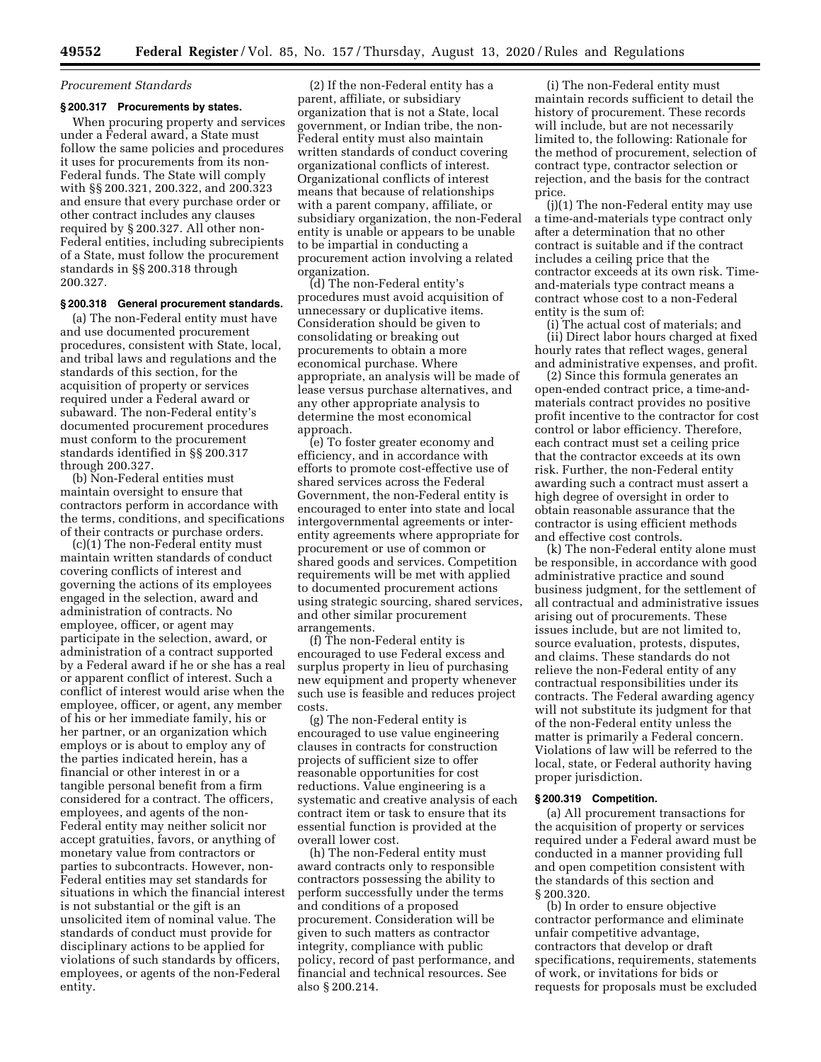*Procurement Standards*

### § 200.317 Procurements by states.

When procuring property and services under a Federal award, a State must follow the same policies and procedures it uses for procurements from its non-Federal funds. The State will comply with §§ 200.321, 200.322, and 200.323 and ensure that every purchase order or other contract includes any clauses required by § 200.327. All other non-Federal entities, including subrecipients of a State, must follow the procurement standards in §§ 200.318 through 200.327.

### § 200.318 General procurement standards.

(a) The non-Federal entity must have and use documented procurement procedures, consistent with State, local, and tribal laws and regulations and the standards of this section, for the acquisition of property or services required under a Federal award or subaward. The non-Federal entity's documented procurement procedures must conform to the procurement standards identified in §§ 200.317 through 200.327.

(b) Non-Federal entities must maintain oversight to ensure that contractors perform in accordance with the terms, conditions, and specifications of their contracts or purchase orders.

(c)(1) The non-Federal entity must maintain written standards of conduct covering conflicts of interest and governing the actions of its employees engaged in the selection, award and administration of contracts. No employee, officer, or agent may participate in the selection, award, or administration of a contract supported by a Federal award if he or she has a real or apparent conflict of interest. Such a conflict of interest would arise when the employee, officer, or agent, any member of his or her immediate family, his or her partner, or an organization which employs or is about to employ any of the parties indicated herein, has a financial or other interest in or a tangible personal benefit from a firm considered for a contract. The officers, employees, and agents of the non-Federal entity may neither solicit nor accept gratuities, favors, or anything of monetary value from contractors or parties to subcontracts. However, non-Federal entities may set standards for situations in which the financial interest is not substantial or the gift is an unsolicited item of nominal value. The standards of conduct must provide for disciplinary actions to be applied for violations of such standards by officers, employees, or agents of the non-Federal entity.

(2) If the non-Federal entity has a parent, affiliate, or subsidiary organization that is not a State, local government, or Indian tribe, the non-Federal entity must also maintain written standards of conduct covering organizational conflicts of interest. Organizational conflicts of interest means that because of relationships with a parent company, affiliate, or subsidiary organization, the non-Federal entity is unable or appears to be unable to be impartial in conducting a procurement action involving a related organization.

(d) The non-Federal entity's procedures must avoid acquisition of unnecessary or duplicative items. Consideration should be given to consolidating or breaking out procurements to obtain a more economical purchase. Where appropriate, an analysis will be made of lease versus purchase alternatives, and any other appropriate analysis to determine the most economical approach.

(e) To foster greater economy and efficiency, and in accordance with efforts to promote cost-effective use of shared services across the Federal Government, the non-Federal entity is encouraged to enter into state and local intergovernmental agreements or inter-entity agreements where appropriate for procurement or use of common or shared goods and services. Competition requirements will be met with applied to documented procurement actions using strategic sourcing, shared services, and other similar procurement arrangements.

(f) The non-Federal entity is encouraged to use Federal excess and surplus property in lieu of purchasing new equipment and property whenever such use is feasible and reduces project costs.

(g) The non-Federal entity is encouraged to use value engineering clauses in contracts for construction projects of sufficient size to offer reasonable opportunities for cost reductions. Value engineering is a systematic and creative analysis of each contract item or task to ensure that its essential function is provided at the overall lower cost.

(h) The non-Federal entity must award contracts only to responsible contractors possessing the ability to perform successfully under the terms and conditions of a proposed procurement. Consideration will be given to such matters as contractor integrity, compliance with public policy, record of past performance, and financial and technical resources. See also § 200.214.

(i) The non-Federal entity must maintain records sufficient to detail the history of procurement. These records will include, but are not necessarily limited to, the following: Rationale for the method of procurement, selection of contract type, contractor selection or rejection, and the basis for the contract price.

(j)(1) The non-Federal entity may use a time-and-materials type contract only after a determination that no other contract is suitable and if the contract includes a ceiling price that the contractor exceeds at its own risk. Time-and-materials type contract means a contract whose cost to a non-Federal entity is the sum of:

(i) The actual cost of materials; and

(ii) Direct labor hours charged at fixed hourly rates that reflect wages, general and administrative expenses, and profit.

(2) Since this formula generates an open-ended contract price, a time-and-materials contract provides no positive profit incentive to the contractor for cost control or labor efficiency. Therefore, each contract must set a ceiling price that the contractor exceeds at its own risk. Further, the non-Federal entity awarding such a contract must assert a high degree of oversight in order to obtain reasonable assurance that the contractor is using efficient methods and effective cost controls.

(k) The non-Federal entity alone must be responsible, in accordance with good administrative practice and sound business judgment, for the settlement of all contractual and administrative issues arising out of procurements. These issues include, but are not limited to, source evaluation, protests, disputes, and claims. These standards do not relieve the non-Federal entity of any contractual responsibilities under its contracts. The Federal awarding agency will not substitute its judgment for that of the non-Federal entity unless the matter is primarily a Federal concern. Violations of law will be referred to the local, state, or Federal authority having proper jurisdiction.

### § 200.319 Competition.

(a) All procurement transactions for the acquisition of property or services required under a Federal award must be conducted in a manner providing full and open competition consistent with the standards of this section and § 200.320.

(b) In order to ensure objective contractor performance and eliminate unfair competitive advantage, contractors that develop or draft specifications, requirements, statements of work, or invitations for bids or requests for proposals must be excluded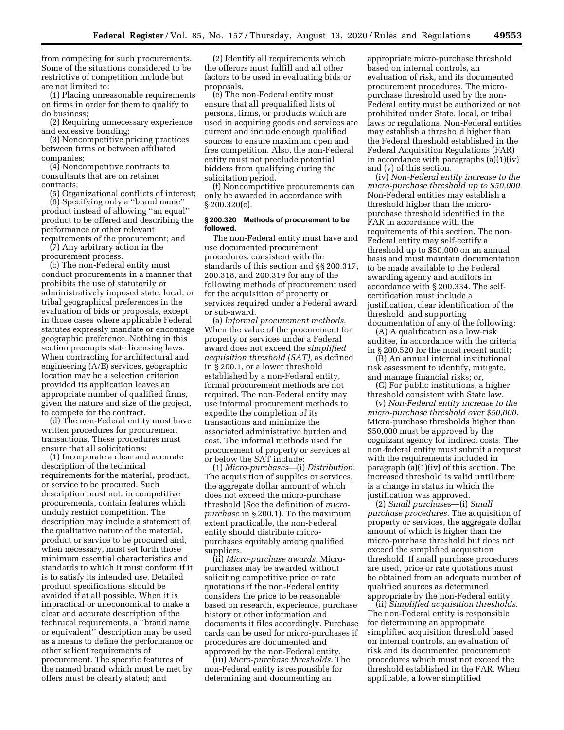from competing for such procurements. Some of the situations considered to be restrictive of competition include but are not limited to:

(1) Placing unreasonable requirements on firms in order for them to qualify to do business;

(2) Requiring unnecessary experience and excessive bonding;

(3) Noncompetitive pricing practices between firms or between affiliated companies;

(4) Noncompetitive contracts to consultants that are on retainer contracts;

(5) Organizational conflicts of interest;

(6) Specifying only a ''brand name'' product instead of allowing ''an equal'' product to be offered and describing the performance or other relevant requirements of the procurement; and

(7) Any arbitrary action in the procurement process.

(c) The non-Federal entity must conduct procurements in a manner that prohibits the use of statutorily or administratively imposed state, local, or tribal geographical preferences in the evaluation of bids or proposals, except in those cases where applicable Federal statutes expressly mandate or encourage geographic preference. Nothing in this section preempts state licensing laws. When contracting for architectural and engineering (A/E) services, geographic location may be a selection criterion provided its application leaves an appropriate number of qualified firms, given the nature and size of the project, to compete for the contract.

(d) The non-Federal entity must have written procedures for procurement transactions. These procedures must ensure that all solicitations:

(1) Incorporate a clear and accurate description of the technical requirements for the material, product, or service to be procured. Such description must not, in competitive procurements, contain features which unduly restrict competition. The description may include a statement of the qualitative nature of the material, product or service to be procured and, when necessary, must set forth those minimum essential characteristics and standards to which it must conform if it is to satisfy its intended use. Detailed product specifications should be avoided if at all possible. When it is impractical or uneconomical to make a clear and accurate description of the technical requirements, a ''brand name or equivalent'' description may be used as a means to define the performance or other salient requirements of procurement. The specific features of the named brand which must be met by offers must be clearly stated; and

(2) Identify all requirements which the offerors must fulfill and all other factors to be used in evaluating bids or proposals.

(e) The non-Federal entity must ensure that all prequalified lists of persons, firms, or products which are used in acquiring goods and services are current and include enough qualified sources to ensure maximum open and free competition. Also, the non-Federal entity must not preclude potential bidders from qualifying during the solicitation period.

(f) Noncompetitive procurements can only be awarded in accordance with § 200.320(c).

**§ 200.320 Methods of procurement to be followed.**

The non-Federal entity must have and use documented procurement procedures, consistent with the standards of this section and §§ 200.317, 200.318, and 200.319 for any of the following methods of procurement used for the acquisition of property or services required under a Federal award or sub-award.

(a) *Informal procurement methods.* When the value of the procurement for property or services under a Federal award does not exceed the *simplified acquisition threshold (SAT),* as defined in § 200.1, or a lower threshold established by a non-Federal entity, formal procurement methods are not required. The non-Federal entity may use informal procurement methods to expedite the completion of its transactions and minimize the associated administrative burden and cost. The informal methods used for procurement of property or services at or below the SAT include:

(1) *Micro-purchases*—(i) *Distribution.* The acquisition of supplies or services, the aggregate dollar amount of which does not exceed the micro-purchase threshold (See the definition of *micro-purchase* in § 200.1). To the maximum extent practicable, the non-Federal entity should distribute micro-purchases equitably among qualified suppliers.

(ii) *Micro-purchase awards.* Micro-purchases may be awarded without soliciting competitive price or rate quotations if the non-Federal entity considers the price to be reasonable based on research, experience, purchase history or other information and documents it files accordingly. Purchase cards can be used for micro-purchases if procedures are documented and approved by the non-Federal entity.

(iii) *Micro-purchase thresholds.* The non-Federal entity is responsible for determining and documenting an appropriate micro-purchase threshold based on internal controls, an evaluation of risk, and its documented procurement procedures. The micro-purchase threshold used by the non-Federal entity must be authorized or not prohibited under State, local, or tribal laws or regulations. Non-Federal entities may establish a threshold higher than the Federal threshold established in the Federal Acquisition Regulations (FAR) in accordance with paragraphs (a)(1)(iv) and (v) of this section.

(iv) *Non-Federal entity increase to the micro-purchase threshold up to $50,000.* Non-Federal entities may establish a threshold higher than the micro-purchase threshold identified in the FAR in accordance with the requirements of this section. The non-Federal entity may self-certify a threshold up to $50,000 on an annual basis and must maintain documentation to be made available to the Federal awarding agency and auditors in accordance with § 200.334. The self-certification must include a justification, clear identification of the threshold, and supporting documentation of any of the following:

(A) A qualification as a low-risk auditee, in accordance with the criteria in § 200.520 for the most recent audit;

(B) An annual internal institutional risk assessment to identify, mitigate, and manage financial risks; or,

(C) For public institutions, a higher threshold consistent with State law.

(v) *Non-Federal entity increase to the micro-purchase threshold over $50,000.* Micro-purchase thresholds higher than $50,000 must be approved by the cognizant agency for indirect costs. The non-federal entity must submit a request with the requirements included in paragraph (a)(1)(iv) of this section. The increased threshold is valid until there is a change in status in which the justification was approved.

(2) *Small purchases*—(i) *Small purchase procedures.* The acquisition of property or services, the aggregate dollar amount of which is higher than the micro-purchase threshold but does not exceed the simplified acquisition threshold. If small purchase procedures are used, price or rate quotations must be obtained from an adequate number of qualified sources as determined appropriate by the non-Federal entity.

(ii) *Simplified acquisition thresholds.* The non-Federal entity is responsible for determining an appropriate simplified acquisition threshold based on internal controls, an evaluation of risk and its documented procurement procedures which must not exceed the threshold established in the FAR. When applicable, a lower simplified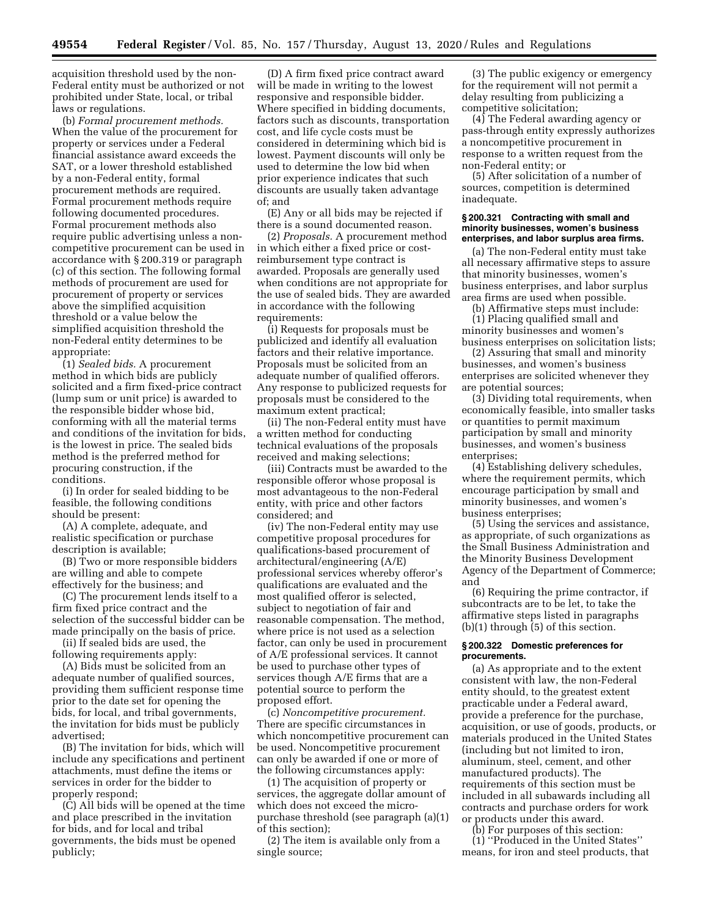acquisition threshold used by the non-Federal entity must be authorized or not prohibited under State, local, or tribal laws or regulations.

(b) *Formal procurement methods.* When the value of the procurement for property or services under a Federal financial assistance award exceeds the SAT, or a lower threshold established by a non-Federal entity, formal procurement methods are required. Formal procurement methods require following documented procedures. Formal procurement methods also require public advertising unless a non-competitive procurement can be used in accordance with § 200.319 or paragraph (c) of this section. The following formal methods of procurement are used for procurement of property or services above the simplified acquisition threshold or a value below the simplified acquisition threshold the non-Federal entity determines to be appropriate:

(1) *Sealed bids.* A procurement method in which bids are publicly solicited and a firm fixed-price contract (lump sum or unit price) is awarded to the responsible bidder whose bid, conforming with all the material terms and conditions of the invitation for bids, is the lowest in price. The sealed bids method is the preferred method for procuring construction, if the conditions.

(i) In order for sealed bidding to be feasible, the following conditions should be present:

(A) A complete, adequate, and realistic specification or purchase description is available;

(B) Two or more responsible bidders are willing and able to compete effectively for the business; and

(C) The procurement lends itself to a firm fixed price contract and the selection of the successful bidder can be made principally on the basis of price.

(ii) If sealed bids are used, the following requirements apply:

(A) Bids must be solicited from an adequate number of qualified sources, providing them sufficient response time prior to the date set for opening the bids, for local, and tribal governments, the invitation for bids must be publicly advertised;

(B) The invitation for bids, which will include any specifications and pertinent attachments, must define the items or services in order for the bidder to properly respond;

(C) All bids will be opened at the time and place prescribed in the invitation for bids, and for local and tribal governments, the bids must be opened publicly;

(D) A firm fixed price contract award will be made in writing to the lowest responsive and responsible bidder. Where specified in bidding documents, factors such as discounts, transportation cost, and life cycle costs must be considered in determining which bid is lowest. Payment discounts will only be used to determine the low bid when prior experience indicates that such discounts are usually taken advantage of; and

(E) Any or all bids may be rejected if there is a sound documented reason.

(2) *Proposals.* A procurement method in which either a fixed price or cost-reimbursement type contract is awarded. Proposals are generally used when conditions are not appropriate for the use of sealed bids. They are awarded in accordance with the following requirements:

(i) Requests for proposals must be publicized and identify all evaluation factors and their relative importance. Proposals must be solicited from an adequate number of qualified offerors. Any response to publicized requests for proposals must be considered to the maximum extent practical;

(ii) The non-Federal entity must have a written method for conducting technical evaluations of the proposals received and making selections;

(iii) Contracts must be awarded to the responsible offeror whose proposal is most advantageous to the non-Federal entity, with price and other factors considered; and

(iv) The non-Federal entity may use competitive proposal procedures for qualifications-based procurement of architectural/engineering (A/E) professional services whereby offeror's qualifications are evaluated and the most qualified offeror is selected, subject to negotiation of fair and reasonable compensation. The method, where price is not used as a selection factor, can only be used in procurement of A/E professional services. It cannot be used to purchase other types of services though A/E firms that are a potential source to perform the proposed effort.

(c) *Noncompetitive procurement.* There are specific circumstances in which noncompetitive procurement can be used. Noncompetitive procurement can only be awarded if one or more of the following circumstances apply:

(1) The acquisition of property or services, the aggregate dollar amount of which does not exceed the micro-purchase threshold (see paragraph (a)(1) of this section);

(2) The item is available only from a single source;

(3) The public exigency or emergency for the requirement will not permit a delay resulting from publicizing a competitive solicitation;

(4) The Federal awarding agency or pass-through entity expressly authorizes a noncompetitive procurement in response to a written request from the non-Federal entity; or

(5) After solicitation of a number of sources, competition is determined inadequate.

**§ 200.321 Contracting with small and minority businesses, women's business enterprises, and labor surplus area firms.**

(a) The non-Federal entity must take all necessary affirmative steps to assure that minority businesses, women's business enterprises, and labor surplus area firms are used when possible.

(b) Affirmative steps must include:

(1) Placing qualified small and minority businesses and women's business enterprises on solicitation lists;

(2) Assuring that small and minority businesses, and women's business enterprises are solicited whenever they are potential sources;

(3) Dividing total requirements, when economically feasible, into smaller tasks or quantities to permit maximum participation by small and minority businesses, and women's business enterprises;

(4) Establishing delivery schedules, where the requirement permits, which encourage participation by small and minority businesses, and women's business enterprises;

(5) Using the services and assistance, as appropriate, of such organizations as the Small Business Administration and the Minority Business Development Agency of the Department of Commerce; and

(6) Requiring the prime contractor, if subcontracts are to be let, to take the affirmative steps listed in paragraphs (b)(1) through (5) of this section.

**§ 200.322 Domestic preferences for procurements.**

(a) As appropriate and to the extent consistent with law, the non-Federal entity should, to the greatest extent practicable under a Federal award, provide a preference for the purchase, acquisition, or use of goods, products, or materials produced in the United States (including but not limited to iron, aluminum, steel, cement, and other manufactured products). The requirements of this section must be included in all subawards including all contracts and purchase orders for work or products under this award.

(b) For purposes of this section:

(1) "Produced in the United States" means, for iron and steel products, that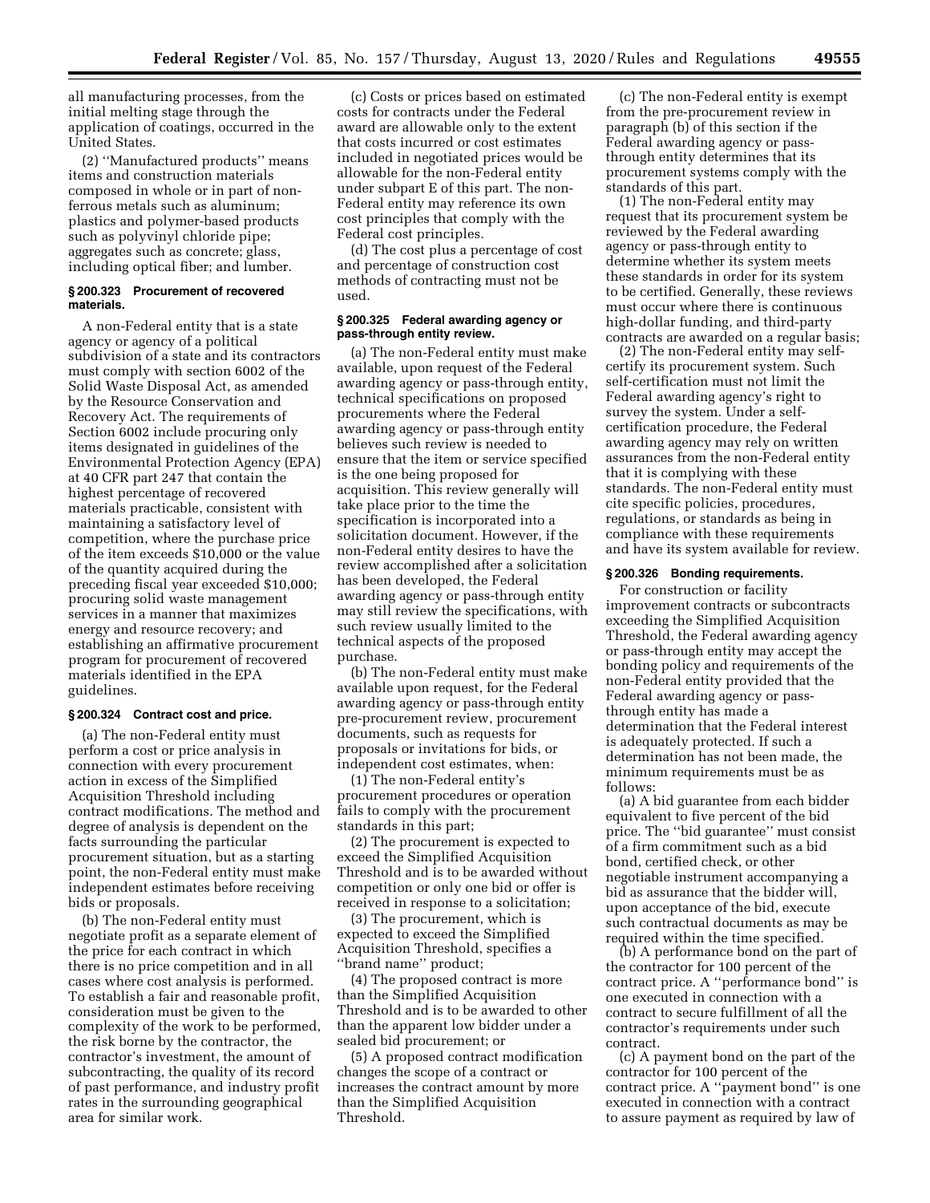all manufacturing processes, from the initial melting stage through the application of coatings, occurred in the United States.

(2) ''Manufactured products'' means items and construction materials composed in whole or in part of non-ferrous metals such as aluminum; plastics and polymer-based products such as polyvinyl chloride pipe; aggregates such as concrete; glass, including optical fiber; and lumber.

### § 200.323 Procurement of recovered materials.

A non-Federal entity that is a state agency or agency of a political subdivision of a state and its contractors must comply with section 6002 of the Solid Waste Disposal Act, as amended by the Resource Conservation and Recovery Act. The requirements of Section 6002 include procuring only items designated in guidelines of the Environmental Protection Agency (EPA) at 40 CFR part 247 that contain the highest percentage of recovered materials practicable, consistent with maintaining a satisfactory level of competition, where the purchase price of the item exceeds $10,000 or the value of the quantity acquired during the preceding fiscal year exceeded $10,000; procuring solid waste management services in a manner that maximizes energy and resource recovery; and establishing an affirmative procurement program for procurement of recovered materials identified in the EPA guidelines.

### § 200.324 Contract cost and price.

(a) The non-Federal entity must perform a cost or price analysis in connection with every procurement action in excess of the Simplified Acquisition Threshold including contract modifications. The method and degree of analysis is dependent on the facts surrounding the particular procurement situation, but as a starting point, the non-Federal entity must make independent estimates before receiving bids or proposals.

(b) The non-Federal entity must negotiate profit as a separate element of the price for each contract in which there is no price competition and in all cases where cost analysis is performed. To establish a fair and reasonable profit, consideration must be given to the complexity of the work to be performed, the risk borne by the contractor, the contractor's investment, the amount of subcontracting, the quality of its record of past performance, and industry profit rates in the surrounding geographical area for similar work.

(c) Costs or prices based on estimated costs for contracts under the Federal award are allowable only to the extent that costs incurred or cost estimates included in negotiated prices would be allowable for the non-Federal entity under subpart E of this part. The non-Federal entity may reference its own cost principles that comply with the Federal cost principles.

(d) The cost plus a percentage of cost and percentage of construction cost methods of contracting must not be used.

### § 200.325 Federal awarding agency or pass-through entity review.

(a) The non-Federal entity must make available, upon request of the Federal awarding agency or pass-through entity, technical specifications on proposed procurements where the Federal awarding agency or pass-through entity believes such review is needed to ensure that the item or service specified is the one being proposed for acquisition. This review generally will take place prior to the time the specification is incorporated into a solicitation document. However, if the non-Federal entity desires to have the review accomplished after a solicitation has been developed, the Federal awarding agency or pass-through entity may still review the specifications, with such review usually limited to the technical aspects of the proposed purchase.

(b) The non-Federal entity must make available upon request, for the Federal awarding agency or pass-through entity pre-procurement review, procurement documents, such as requests for proposals or invitations for bids, or independent cost estimates, when:

(1) The non-Federal entity's procurement procedures or operation fails to comply with the procurement standards in this part;

(2) The procurement is expected to exceed the Simplified Acquisition Threshold and is to be awarded without competition or only one bid or offer is received in response to a solicitation;

(3) The procurement, which is expected to exceed the Simplified Acquisition Threshold, specifies a ''brand name'' product;

(4) The proposed contract is more than the Simplified Acquisition Threshold and is to be awarded to other than the apparent low bidder under a sealed bid procurement; or

(5) A proposed contract modification changes the scope of a contract or increases the contract amount by more than the Simplified Acquisition Threshold.

(c) The non-Federal entity is exempt from the pre-procurement review in paragraph (b) of this section if the Federal awarding agency or pass-through entity determines that its procurement systems comply with the standards of this part.

(1) The non-Federal entity may request that its procurement system be reviewed by the Federal awarding agency or pass-through entity to determine whether its system meets these standards in order for its system to be certified. Generally, these reviews must occur where there is continuous high-dollar funding, and third-party contracts are awarded on a regular basis;

(2) The non-Federal entity may self-certify its procurement system. Such self-certification must not limit the Federal awarding agency's right to survey the system. Under a self-certification procedure, the Federal awarding agency may rely on written assurances from the non-Federal entity that it is complying with these standards. The non-Federal entity must cite specific policies, procedures, regulations, or standards as being in compliance with these requirements and have its system available for review.

### § 200.326 Bonding requirements.

For construction or facility improvement contracts or subcontracts exceeding the Simplified Acquisition Threshold, the Federal awarding agency or pass-through entity may accept the bonding policy and requirements of the non-Federal entity provided that the Federal awarding agency or pass-through entity has made a determination that the Federal interest is adequately protected. If such a determination has not been made, the minimum requirements must be as follows:

(a) A bid guarantee from each bidder equivalent to five percent of the bid price. The ''bid guarantee'' must consist of a firm commitment such as a bid bond, certified check, or other negotiable instrument accompanying a bid as assurance that the bidder will, upon acceptance of the bid, execute such contractual documents as may be required within the time specified.

(b) A performance bond on the part of the contractor for 100 percent of the contract price. A ''performance bond'' is one executed in connection with a contract to secure fulfillment of all the contractor's requirements under such contract.

(c) A payment bond on the part of the contractor for 100 percent of the contract price. A ''payment bond'' is one executed in connection with a contract to assure payment as required by law of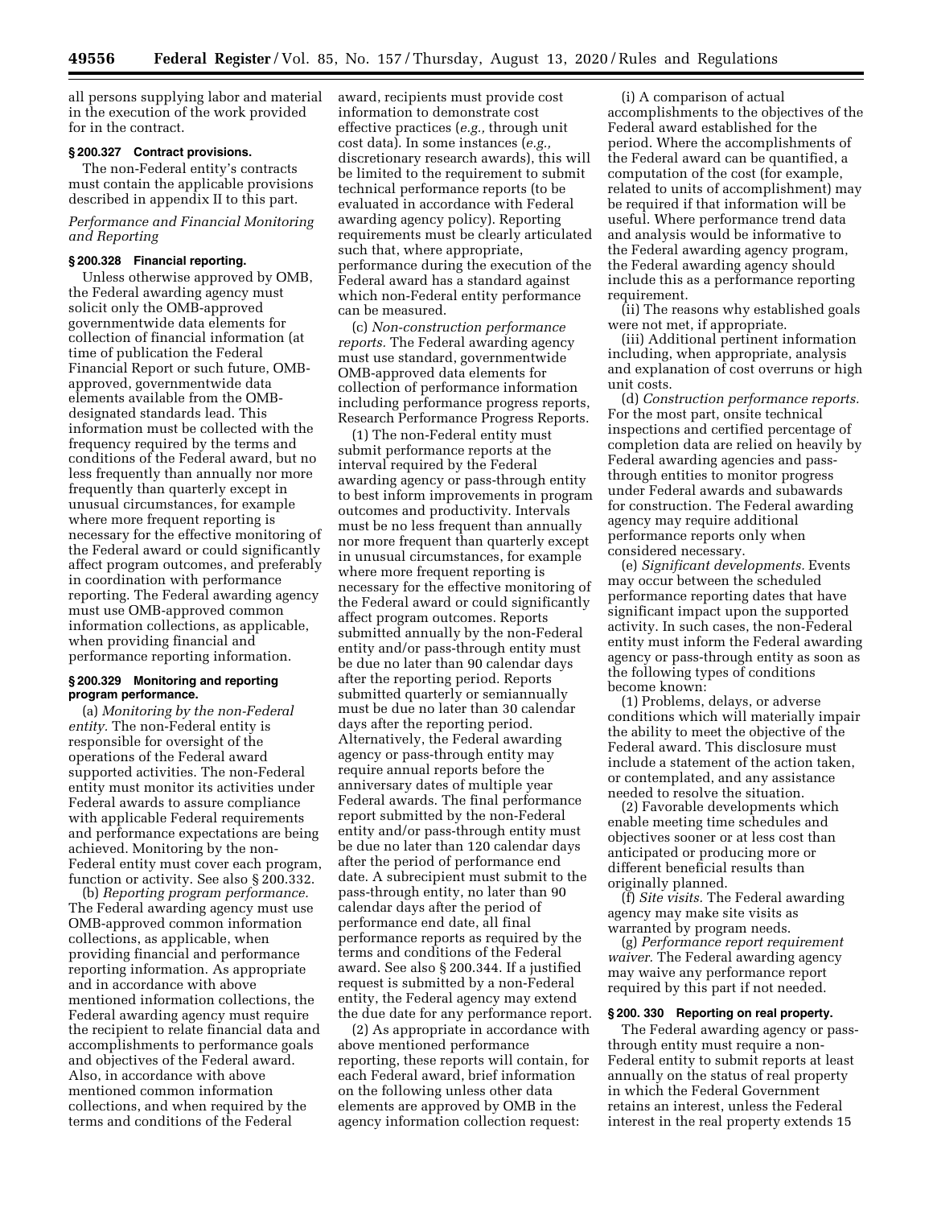all persons supplying labor and material in the execution of the work provided for in the contract.

**§ 200.327 Contract provisions.**

The non-Federal entity's contracts must contain the applicable provisions described in appendix II to this part.

*Performance and Financial Monitoring and Reporting*

**§ 200.328 Financial reporting.**

Unless otherwise approved by OMB, the Federal awarding agency must solicit only the OMB-approved governmentwide data elements for collection of financial information (at time of publication the Federal Financial Report or such future, OMB-approved, governmentwide data elements available from the OMB-designated standards lead. This information must be collected with the frequency required by the terms and conditions of the Federal award, but no less frequently than annually nor more frequently than quarterly except in unusual circumstances, for example where more frequent reporting is necessary for the effective monitoring of the Federal award or could significantly affect program outcomes, and preferably in coordination with performance reporting. The Federal awarding agency must use OMB-approved common information collections, as applicable, when providing financial and performance reporting information.

**§ 200.329 Monitoring and reporting program performance.**

(a) *Monitoring by the non-Federal entity.* The non-Federal entity is responsible for oversight of the operations of the Federal award supported activities. The non-Federal entity must monitor its activities under Federal awards to assure compliance with applicable Federal requirements and performance expectations are being achieved. Monitoring by the non-Federal entity must cover each program, function or activity. See also § 200.332.

(b) *Reporting program performance.* The Federal awarding agency must use OMB-approved common information collections, as applicable, when providing financial and performance reporting information. As appropriate and in accordance with above mentioned information collections, the Federal awarding agency must require the recipient to relate financial data and accomplishments to performance goals and objectives of the Federal award. Also, in accordance with above mentioned common information collections, and when required by the terms and conditions of the Federal award, recipients must provide cost information to demonstrate cost effective practices (*e.g.,* through unit cost data). In some instances (*e.g.,* discretionary research awards), this will be limited to the requirement to submit technical performance reports (to be evaluated in accordance with Federal awarding agency policy). Reporting requirements must be clearly articulated such that, where appropriate, performance during the execution of the Federal award has a standard against which non-Federal entity performance can be measured.

(c) *Non-construction performance reports.* The Federal awarding agency must use standard, governmentwide OMB-approved data elements for collection of performance information including performance progress reports, Research Performance Progress Reports.

(1) The non-Federal entity must submit performance reports at the interval required by the Federal awarding agency or pass-through entity to best inform improvements in program outcomes and productivity. Intervals must be no less frequent than annually nor more frequent than quarterly except in unusual circumstances, for example where more frequent reporting is necessary for the effective monitoring of the Federal award or could significantly affect program outcomes. Reports submitted annually by the non-Federal entity and/or pass-through entity must be due no later than 90 calendar days after the reporting period. Reports submitted quarterly or semiannually must be due no later than 30 calendar days after the reporting period. Alternatively, the Federal awarding agency or pass-through entity may require annual reports before the anniversary dates of multiple year Federal awards. The final performance report submitted by the non-Federal entity and/or pass-through entity must be due no later than 120 calendar days after the period of performance end date. A subrecipient must submit to the pass-through entity, no later than 90 calendar days after the period of performance end date, all final performance reports as required by the terms and conditions of the Federal award. See also § 200.344. If a justified request is submitted by a non-Federal entity, the Federal agency may extend the due date for any performance report.

(2) As appropriate in accordance with above mentioned performance reporting, these reports will contain, for each Federal award, brief information on the following unless other data elements are approved by OMB in the agency information collection request:

(i) A comparison of actual accomplishments to the objectives of the Federal award established for the period. Where the accomplishments of the Federal award can be quantified, a computation of the cost (for example, related to units of accomplishment) may be required if that information will be useful. Where performance trend data and analysis would be informative to the Federal awarding agency program, the Federal awarding agency should include this as a performance reporting requirement.

(ii) The reasons why established goals were not met, if appropriate.

(iii) Additional pertinent information including, when appropriate, analysis and explanation of cost overruns or high unit costs.

(d) *Construction performance reports.* For the most part, onsite technical inspections and certified percentage of completion data are relied on heavily by Federal awarding agencies and pass-through entities to monitor progress under Federal awards and subawards for construction. The Federal awarding agency may require additional performance reports only when considered necessary.

(e) *Significant developments.* Events may occur between the scheduled performance reporting dates that have significant impact upon the supported activity. In such cases, the non-Federal entity must inform the Federal awarding agency or pass-through entity as soon as the following types of conditions become known:

(1) Problems, delays, or adverse conditions which will materially impair the ability to meet the objective of the Federal award. This disclosure must include a statement of the action taken, or contemplated, and any assistance needed to resolve the situation.

(2) Favorable developments which enable meeting time schedules and objectives sooner or at less cost than anticipated or producing more or different beneficial results than originally planned.

(f) *Site visits.* The Federal awarding agency may make site visits as warranted by program needs.

(g) *Performance report requirement waiver.* The Federal awarding agency may waive any performance report required by this part if not needed.

**§ 200. 330 Reporting on real property.**

The Federal awarding agency or pass-through entity must require a non-Federal entity to submit reports at least annually on the status of real property in which the Federal Government retains an interest, unless the Federal interest in the real property extends 15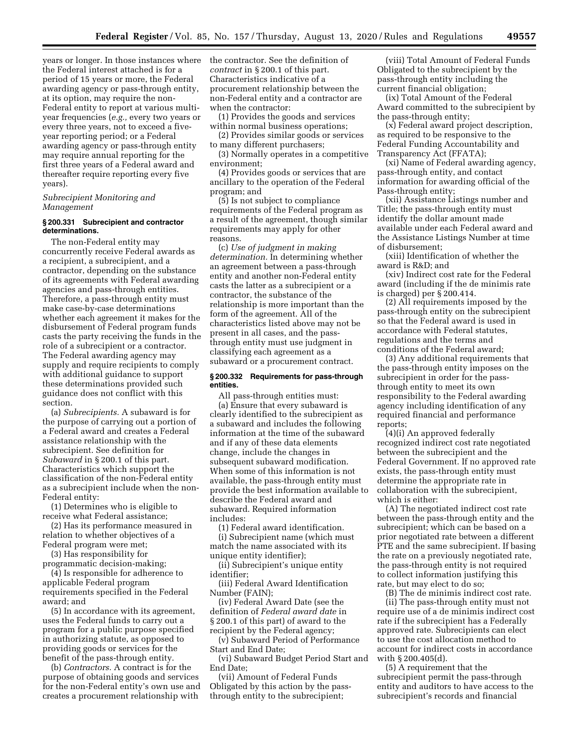years or longer. In those instances where the Federal interest attached is for a period of 15 years or more, the Federal awarding agency or pass-through entity, at its option, may require the non-Federal entity to report at various multi-year frequencies (*e.g.,* every two years or every three years, not to exceed a five-year reporting period; or a Federal awarding agency or pass-through entity may require annual reporting for the first three years of a Federal award and thereafter require reporting every five years).

*Subrecipient Monitoring and Management*

**§ 200.331 Subrecipient and contractor determinations.**

The non-Federal entity may concurrently receive Federal awards as a recipient, a subrecipient, and a contractor, depending on the substance of its agreements with Federal awarding agencies and pass-through entities. Therefore, a pass-through entity must make case-by-case determinations whether each agreement it makes for the disbursement of Federal program funds casts the party receiving the funds in the role of a subrecipient or a contractor. The Federal awarding agency may supply and require recipients to comply with additional guidance to support these determinations provided such guidance does not conflict with this section.

(a) *Subrecipients.* A subaward is for the purpose of carrying out a portion of a Federal award and creates a Federal assistance relationship with the subrecipient. See definition for *Subaward* in § 200.1 of this part. Characteristics which support the classification of the non-Federal entity as a subrecipient include when the non-Federal entity:

(1) Determines who is eligible to receive what Federal assistance;

(2) Has its performance measured in relation to whether objectives of a Federal program were met;

(3) Has responsibility for programmatic decision-making;

(4) Is responsible for adherence to applicable Federal program requirements specified in the Federal award; and

(5) In accordance with its agreement, uses the Federal funds to carry out a program for a public purpose specified in authorizing statute, as opposed to providing goods or services for the benefit of the pass-through entity.

(b) *Contractors.* A contract is for the purpose of obtaining goods and services for the non-Federal entity's own use and creates a procurement relationship with the contractor. See the definition of *contract* in § 200.1 of this part. Characteristics indicative of a procurement relationship between the non-Federal entity and a contractor are when the contractor:

(1) Provides the goods and services within normal business operations;

(2) Provides similar goods or services to many different purchasers;

(3) Normally operates in a competitive environment;

(4) Provides goods or services that are ancillary to the operation of the Federal program; and

(5) Is not subject to compliance requirements of the Federal program as a result of the agreement, though similar requirements may apply for other reasons.

(c) *Use of judgment in making determination.* In determining whether an agreement between a pass-through entity and another non-Federal entity casts the latter as a subrecipient or a contractor, the substance of the relationship is more important than the form of the agreement. All of the characteristics listed above may not be present in all cases, and the pass-through entity must use judgment in classifying each agreement as a subaward or a procurement contract.

**§ 200.332 Requirements for pass-through entities.**

All pass-through entities must:

(a) Ensure that every subaward is clearly identified to the subrecipient as a subaward and includes the following information at the time of the subaward and if any of these data elements change, include the changes in subsequent subaward modification. When some of this information is not available, the pass-through entity must provide the best information available to describe the Federal award and subaward. Required information includes:

(1) Federal award identification.

(i) Subrecipient name (which must match the name associated with its unique entity identifier);

(ii) Subrecipient's unique entity identifier;

(iii) Federal Award Identification Number (FAIN);

(iv) Federal Award Date (see the definition of *Federal award date* in § 200.1 of this part) of award to the recipient by the Federal agency;

(v) Subaward Period of Performance Start and End Date;

(vi) Subaward Budget Period Start and End Date;

(vii) Amount of Federal Funds Obligated by this action by the pass-through entity to the subrecipient;

(viii) Total Amount of Federal Funds Obligated to the subrecipient by the pass-through entity including the current financial obligation;

(ix) Total Amount of the Federal Award committed to the subrecipient by the pass-through entity;

(x) Federal award project description, as required to be responsive to the Federal Funding Accountability and Transparency Act (FFATA);

(xi) Name of Federal awarding agency, pass-through entity, and contact information for awarding official of the Pass-through entity;

(xii) Assistance Listings number and Title; the pass-through entity must identify the dollar amount made available under each Federal award and the Assistance Listings Number at time of disbursement;

(xiii) Identification of whether the award is R&D; and

(xiv) Indirect cost rate for the Federal award (including if the de minimis rate is charged) per § 200.414.

(2) All requirements imposed by the pass-through entity on the subrecipient so that the Federal award is used in accordance with Federal statutes, regulations and the terms and conditions of the Federal award;

(3) Any additional requirements that the pass-through entity imposes on the subrecipient in order for the pass-through entity to meet its own responsibility to the Federal awarding agency including identification of any required financial and performance reports;

(4)(i) An approved federally recognized indirect cost rate negotiated between the subrecipient and the Federal Government. If no approved rate exists, the pass-through entity must determine the appropriate rate in collaboration with the subrecipient, which is either:

(A) The negotiated indirect cost rate between the pass-through entity and the subrecipient; which can be based on a prior negotiated rate between a different PTE and the same subrecipient. If basing the rate on a previously negotiated rate, the pass-through entity is not required to collect information justifying this rate, but may elect to do so;

(B) The de minimis indirect cost rate.

(ii) The pass-through entity must not require use of a de minimis indirect cost rate if the subrecipient has a Federally approved rate. Subrecipients can elect to use the cost allocation method to account for indirect costs in accordance with § 200.405(d).

(5) A requirement that the subrecipient permit the pass-through entity and auditors to have access to the subrecipient's records and financial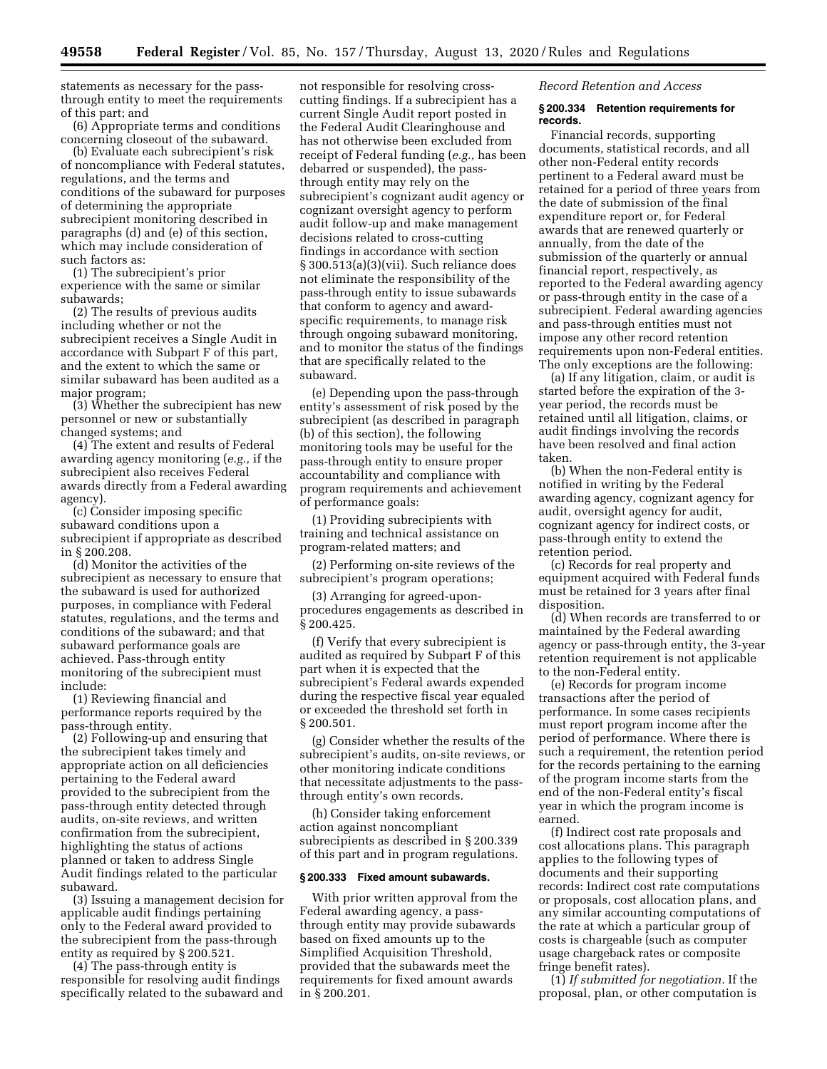statements as necessary for the pass-through entity to meet the requirements of this part; and

(6) Appropriate terms and conditions concerning closeout of the subaward.

(b) Evaluate each subrecipient's risk of noncompliance with Federal statutes, regulations, and the terms and conditions of the subaward for purposes of determining the appropriate subrecipient monitoring described in paragraphs (d) and (e) of this section, which may include consideration of such factors as:

(1) The subrecipient's prior experience with the same or similar subawards;

(2) The results of previous audits including whether or not the subrecipient receives a Single Audit in accordance with Subpart F of this part, and the extent to which the same or similar subaward has been audited as a major program;

(3) Whether the subrecipient has new personnel or new or substantially changed systems; and

(4) The extent and results of Federal awarding agency monitoring (*e.g.,* if the subrecipient also receives Federal awards directly from a Federal awarding agency).

(c) Consider imposing specific subaward conditions upon a subrecipient if appropriate as described in § 200.208.

(d) Monitor the activities of the subrecipient as necessary to ensure that the subaward is used for authorized purposes, in compliance with Federal statutes, regulations, and the terms and conditions of the subaward; and that subaward performance goals are achieved. Pass-through entity monitoring of the subrecipient must include:

(1) Reviewing financial and performance reports required by the pass-through entity.

(2) Following-up and ensuring that the subrecipient takes timely and appropriate action on all deficiencies pertaining to the Federal award provided to the subrecipient from the pass-through entity detected through audits, on-site reviews, and written confirmation from the subrecipient, highlighting the status of actions planned or taken to address Single Audit findings related to the particular subaward.

(3) Issuing a management decision for applicable audit findings pertaining only to the Federal award provided to the subrecipient from the pass-through entity as required by § 200.521.

(4) The pass-through entity is responsible for resolving audit findings specifically related to the subaward and not responsible for resolving cross-cutting findings. If a subrecipient has a current Single Audit report posted in the Federal Audit Clearinghouse and has not otherwise been excluded from receipt of Federal funding (*e.g.,* has been debarred or suspended), the pass-through entity may rely on the subrecipient's cognizant audit agency or cognizant oversight agency to perform audit follow-up and make management decisions related to cross-cutting findings in accordance with section § 300.513(a)(3)(vii). Such reliance does not eliminate the responsibility of the pass-through entity to issue subawards that conform to agency and award-specific requirements, to manage risk through ongoing subaward monitoring, and to monitor the status of the findings that are specifically related to the subaward.

(e) Depending upon the pass-through entity's assessment of risk posed by the subrecipient (as described in paragraph (b) of this section), the following monitoring tools may be useful for the pass-through entity to ensure proper accountability and compliance with program requirements and achievement of performance goals:

(1) Providing subrecipients with training and technical assistance on program-related matters; and

(2) Performing on-site reviews of the subrecipient's program operations;

(3) Arranging for agreed-upon-procedures engagements as described in § 200.425.

(f) Verify that every subrecipient is audited as required by Subpart F of this part when it is expected that the subrecipient's Federal awards expended during the respective fiscal year equaled or exceeded the threshold set forth in § 200.501.

(g) Consider whether the results of the subrecipient's audits, on-site reviews, or other monitoring indicate conditions that necessitate adjustments to the pass-through entity's own records.

(h) Consider taking enforcement action against noncompliant subrecipients as described in § 200.339 of this part and in program regulations.

**§ 200.333 Fixed amount subawards.**

With prior written approval from the Federal awarding agency, a pass-through entity may provide subawards based on fixed amounts up to the Simplified Acquisition Threshold, provided that the subawards meet the requirements for fixed amount awards in § 200.201.

*Record Retention and Access*

**§ 200.334 Retention requirements for records.**

Financial records, supporting documents, statistical records, and all other non-Federal entity records pertinent to a Federal award must be retained for a period of three years from the date of submission of the final expenditure report or, for Federal awards that are renewed quarterly or annually, from the date of the submission of the quarterly or annual financial report, respectively, as reported to the Federal awarding agency or pass-through entity in the case of a subrecipient. Federal awarding agencies and pass-through entities must not impose any other record retention requirements upon non-Federal entities. The only exceptions are the following:

(a) If any litigation, claim, or audit is started before the expiration of the 3-year period, the records must be retained until all litigation, claims, or audit findings involving the records have been resolved and final action taken.

(b) When the non-Federal entity is notified in writing by the Federal awarding agency, cognizant agency for audit, oversight agency for audit, cognizant agency for indirect costs, or pass-through entity to extend the retention period.

(c) Records for real property and equipment acquired with Federal funds must be retained for 3 years after final disposition.

(d) When records are transferred to or maintained by the Federal awarding agency or pass-through entity, the 3-year retention requirement is not applicable to the non-Federal entity.

(e) Records for program income transactions after the period of performance. In some cases recipients must report program income after the period of performance. Where there is such a requirement, the retention period for the records pertaining to the earning of the program income starts from the end of the non-Federal entity's fiscal year in which the program income is earned.

(f) Indirect cost rate proposals and cost allocations plans. This paragraph applies to the following types of documents and their supporting records: Indirect cost rate computations or proposals, cost allocation plans, and any similar accounting computations of the rate at which a particular group of costs is chargeable (such as computer usage chargeback rates or composite fringe benefit rates).

(1) *If submitted for negotiation.* If the proposal, plan, or other computation is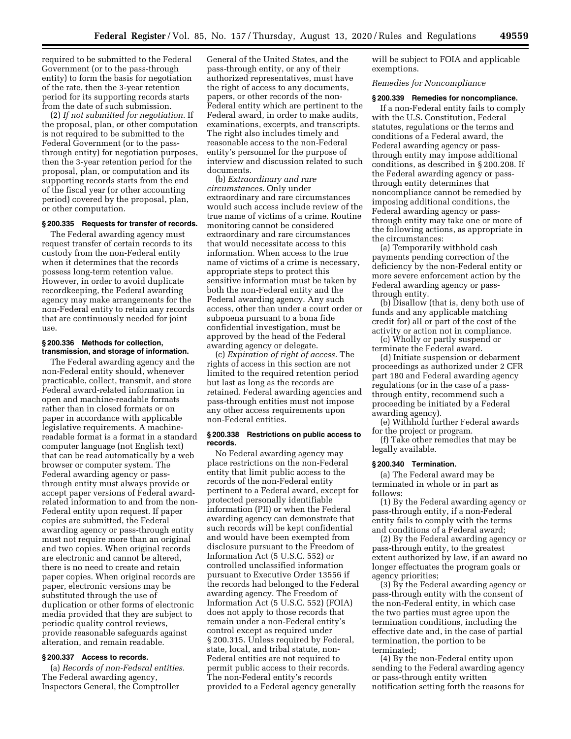required to be submitted to the Federal Government (or to the pass-through entity) to form the basis for negotiation of the rate, then the 3-year retention period for its supporting records starts from the date of such submission.

(2) *If not submitted for negotiation.* If the proposal, plan, or other computation is not required to be submitted to the Federal Government (or to the pass-through entity) for negotiation purposes, then the 3-year retention period for the proposal, plan, or computation and its supporting records starts from the end of the fiscal year (or other accounting period) covered by the proposal, plan, or other computation.

### § 200.335 Requests for transfer of records.

The Federal awarding agency must request transfer of certain records to its custody from the non-Federal entity when it determines that the records possess long-term retention value. However, in order to avoid duplicate recordkeeping, the Federal awarding agency may make arrangements for the non-Federal entity to retain any records that are continuously needed for joint use.

### § 200.336 Methods for collection, transmission, and storage of information.

The Federal awarding agency and the non-Federal entity should, whenever practicable, collect, transmit, and store Federal award-related information in open and machine-readable formats rather than in closed formats or on paper in accordance with applicable legislative requirements. A machine-readable format is a format in a standard computer language (not English text) that can be read automatically by a web browser or computer system. The Federal awarding agency or pass-through entity must always provide or accept paper versions of Federal award-related information to and from the non-Federal entity upon request. If paper copies are submitted, the Federal awarding agency or pass-through entity must not require more than an original and two copies. When original records are electronic and cannot be altered, there is no need to create and retain paper copies. When original records are paper, electronic versions may be substituted through the use of duplication or other forms of electronic media provided that they are subject to periodic quality control reviews, provide reasonable safeguards against alteration, and remain readable.

### § 200.337 Access to records.

(a) *Records of non-Federal entities.* The Federal awarding agency, Inspectors General, the Comptroller General of the United States, and the pass-through entity, or any of their authorized representatives, must have the right of access to any documents, papers, or other records of the non-Federal entity which are pertinent to the Federal award, in order to make audits, examinations, excerpts, and transcripts. The right also includes timely and reasonable access to the non-Federal entity's personnel for the purpose of interview and discussion related to such documents.

(b) *Extraordinary and rare circumstances.* Only under extraordinary and rare circumstances would such access include review of the true name of victims of a crime. Routine monitoring cannot be considered extraordinary and rare circumstances that would necessitate access to this information. When access to the true name of victims of a crime is necessary, appropriate steps to protect this sensitive information must be taken by both the non-Federal entity and the Federal awarding agency. Any such access, other than under a court order or subpoena pursuant to a bona fide confidential investigation, must be approved by the head of the Federal awarding agency or delegate.

(c) *Expiration of right of access.* The rights of access in this section are not limited to the required retention period but last as long as the records are retained. Federal awarding agencies and pass-through entities must not impose any other access requirements upon non-Federal entities.

### § 200.338 Restrictions on public access to records.

No Federal awarding agency may place restrictions on the non-Federal entity that limit public access to the records of the non-Federal entity pertinent to a Federal award, except for protected personally identifiable information (PII) or when the Federal awarding agency can demonstrate that such records will be kept confidential and would have been exempted from disclosure pursuant to the Freedom of Information Act (5 U.S.C. 552) or controlled unclassified information pursuant to Executive Order 13556 if the records had belonged to the Federal awarding agency. The Freedom of Information Act (5 U.S.C. 552) (FOIA) does not apply to those records that remain under a non-Federal entity's control except as required under § 200.315. Unless required by Federal, state, local, and tribal statute, non-Federal entities are not required to permit public access to their records. The non-Federal entity's records provided to a Federal agency generally will be subject to FOIA and applicable exemptions.

*Remedies for Noncompliance*

### § 200.339 Remedies for noncompliance.

If a non-Federal entity fails to comply with the U.S. Constitution, Federal statutes, regulations or the terms and conditions of a Federal award, the Federal awarding agency or pass-through entity may impose additional conditions, as described in § 200.208. If the Federal awarding agency or pass-through entity determines that noncompliance cannot be remedied by imposing additional conditions, the Federal awarding agency or pass-through entity may take one or more of the following actions, as appropriate in the circumstances:

(a) Temporarily withhold cash payments pending correction of the deficiency by the non-Federal entity or more severe enforcement action by the Federal awarding agency or pass-through entity.

(b) Disallow (that is, deny both use of funds and any applicable matching credit for) all or part of the cost of the activity or action not in compliance.

(c) Wholly or partly suspend or terminate the Federal award.

(d) Initiate suspension or debarment proceedings as authorized under 2 CFR part 180 and Federal awarding agency regulations (or in the case of a pass-through entity, recommend such a proceeding be initiated by a Federal awarding agency).

(e) Withhold further Federal awards for the project or program.

(f) Take other remedies that may be legally available.

### § 200.340 Termination.

(a) The Federal award may be terminated in whole or in part as follows:

(1) By the Federal awarding agency or pass-through entity, if a non-Federal entity fails to comply with the terms and conditions of a Federal award;

(2) By the Federal awarding agency or pass-through entity, to the greatest extent authorized by law, if an award no longer effectuates the program goals or agency priorities;

(3) By the Federal awarding agency or pass-through entity with the consent of the non-Federal entity, in which case the two parties must agree upon the termination conditions, including the effective date and, in the case of partial termination, the portion to be terminated;

(4) By the non-Federal entity upon sending to the Federal awarding agency or pass-through entity written notification setting forth the reasons for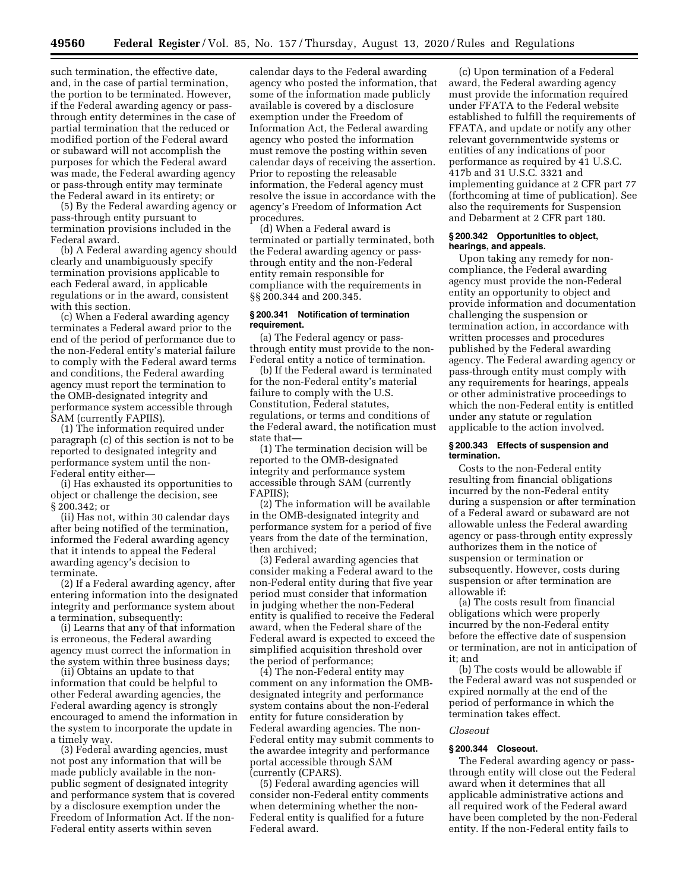such termination, the effective date, and, in the case of partial termination, the portion to be terminated. However, if the Federal awarding agency or pass-through entity determines in the case of partial termination that the reduced or modified portion of the Federal award or subaward will not accomplish the purposes for which the Federal award was made, the Federal awarding agency or pass-through entity may terminate the Federal award in its entirety; or

(5) By the Federal awarding agency or pass-through entity pursuant to termination provisions included in the Federal award.

(b) A Federal awarding agency should clearly and unambiguously specify termination provisions applicable to each Federal award, in applicable regulations or in the award, consistent with this section.

(c) When a Federal awarding agency terminates a Federal award prior to the end of the period of performance due to the non-Federal entity's material failure to comply with the Federal award terms and conditions, the Federal awarding agency must report the termination to the OMB-designated integrity and performance system accessible through SAM (currently FAPIIS).

(1) The information required under paragraph (c) of this section is not to be reported to designated integrity and performance system until the non-Federal entity either—

(i) Has exhausted its opportunities to object or challenge the decision, see § 200.342; or

(ii) Has not, within 30 calendar days after being notified of the termination, informed the Federal awarding agency that it intends to appeal the Federal awarding agency's decision to terminate.

(2) If a Federal awarding agency, after entering information into the designated integrity and performance system about a termination, subsequently:

(i) Learns that any of that information is erroneous, the Federal awarding agency must correct the information in the system within three business days;

(ii) Obtains an update to that information that could be helpful to other Federal awarding agencies, the Federal awarding agency is strongly encouraged to amend the information in the system to incorporate the update in a timely way.

(3) Federal awarding agencies, must not post any information that will be made publicly available in the non-public segment of designated integrity and performance system that is covered by a disclosure exemption under the Freedom of Information Act. If the non-Federal entity asserts within seven calendar days to the Federal awarding agency who posted the information, that some of the information made publicly available is covered by a disclosure exemption under the Freedom of Information Act, the Federal awarding agency who posted the information must remove the posting within seven calendar days of receiving the assertion. Prior to reposting the releasable information, the Federal agency must resolve the issue in accordance with the agency's Freedom of Information Act procedures.

(d) When a Federal award is terminated or partially terminated, both the Federal awarding agency or pass-through entity and the non-Federal entity remain responsible for compliance with the requirements in §§ 200.344 and 200.345.

### § 200.341 Notification of termination requirement.

(a) The Federal agency or pass-through entity must provide to the non-Federal entity a notice of termination.

(b) If the Federal award is terminated for the non-Federal entity's material failure to comply with the U.S. Constitution, Federal statutes, regulations, or terms and conditions of the Federal award, the notification must state that—

(1) The termination decision will be reported to the OMB-designated integrity and performance system accessible through SAM (currently FAPIIS);

(2) The information will be available in the OMB-designated integrity and performance system for a period of five years from the date of the termination, then archived;

(3) Federal awarding agencies that consider making a Federal award to the non-Federal entity during that five year period must consider that information in judging whether the non-Federal entity is qualified to receive the Federal award, when the Federal share of the Federal award is expected to exceed the simplified acquisition threshold over the period of performance;

(4) The non-Federal entity may comment on any information the OMB-designated integrity and performance system contains about the non-Federal entity for future consideration by Federal awarding agencies. The non-Federal entity may submit comments to the awardee integrity and performance portal accessible through SAM (currently (CPARS).

(5) Federal awarding agencies will consider non-Federal entity comments when determining whether the non-Federal entity is qualified for a future Federal award.

(c) Upon termination of a Federal award, the Federal awarding agency must provide the information required under FFATA to the Federal website established to fulfill the requirements of FFATA, and update or notify any other relevant governmentwide systems or entities of any indications of poor performance as required by 41 U.S.C. 417b and 31 U.S.C. 3321 and implementing guidance at 2 CFR part 77 (forthcoming at time of publication). See also the requirements for Suspension and Debarment at 2 CFR part 180.

### § 200.342 Opportunities to object, hearings, and appeals.

Upon taking any remedy for non-compliance, the Federal awarding agency must provide the non-Federal entity an opportunity to object and provide information and documentation challenging the suspension or termination action, in accordance with written processes and procedures published by the Federal awarding agency. The Federal awarding agency or pass-through entity must comply with any requirements for hearings, appeals or other administrative proceedings to which the non-Federal entity is entitled under any statute or regulation applicable to the action involved.

### § 200.343 Effects of suspension and termination.

Costs to the non-Federal entity resulting from financial obligations incurred by the non-Federal entity during a suspension or after termination of a Federal award or subaward are not allowable unless the Federal awarding agency or pass-through entity expressly authorizes them in the notice of suspension or termination or subsequently. However, costs during suspension or after termination are allowable if:

(a) The costs result from financial obligations which were properly incurred by the non-Federal entity before the effective date of suspension or termination, are not in anticipation of it; and

(b) The costs would be allowable if the Federal award was not suspended or expired normally at the end of the period of performance in which the termination takes effect.

*Closeout*

### § 200.344 Closeout.

The Federal awarding agency or pass-through entity will close out the Federal award when it determines that all applicable administrative actions and all required work of the Federal award have been completed by the non-Federal entity. If the non-Federal entity fails to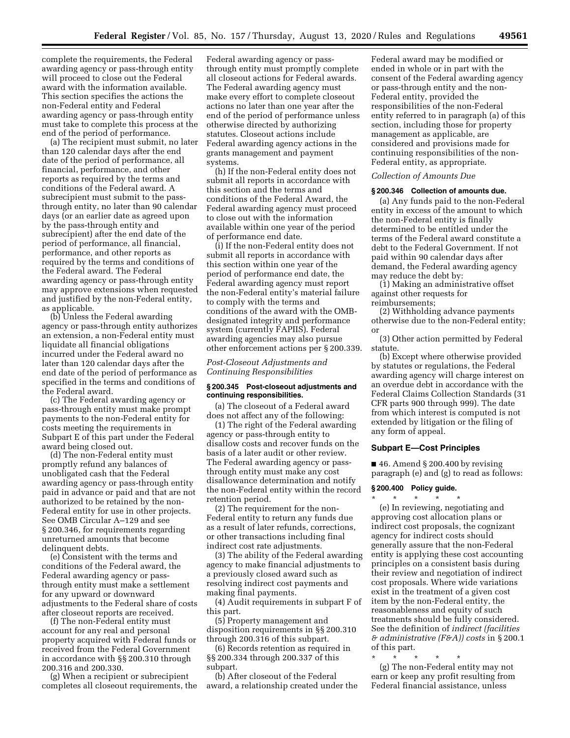complete the requirements, the Federal awarding agency or pass-through entity will proceed to close out the Federal award with the information available. This section specifies the actions the non-Federal entity and Federal awarding agency or pass-through entity must take to complete this process at the end of the period of performance.

(a) The recipient must submit, no later than 120 calendar days after the end date of the period of performance, all financial, performance, and other reports as required by the terms and conditions of the Federal award. A subrecipient must submit to the pass-through entity, no later than 90 calendar days (or an earlier date as agreed upon by the pass-through entity and subrecipient) after the end date of the period of performance, all financial, performance, and other reports as required by the terms and conditions of the Federal award. The Federal awarding agency or pass-through entity may approve extensions when requested and justified by the non-Federal entity, as applicable.

(b) Unless the Federal awarding agency or pass-through entity authorizes an extension, a non-Federal entity must liquidate all financial obligations incurred under the Federal award no later than 120 calendar days after the end date of the period of performance as specified in the terms and conditions of the Federal award.

(c) The Federal awarding agency or pass-through entity must make prompt payments to the non-Federal entity for costs meeting the requirements in Subpart E of this part under the Federal award being closed out.

(d) The non-Federal entity must promptly refund any balances of unobligated cash that the Federal awarding agency or pass-through entity paid in advance or paid and that are not authorized to be retained by the non-Federal entity for use in other projects. See OMB Circular A–129 and see § 200.346, for requirements regarding unreturned amounts that become delinquent debts.

(e) Consistent with the terms and conditions of the Federal award, the Federal awarding agency or pass-through entity must make a settlement for any upward or downward adjustments to the Federal share of costs after closeout reports are received.

(f) The non-Federal entity must account for any real and personal property acquired with Federal funds or received from the Federal Government in accordance with §§ 200.310 through 200.316 and 200.330.

(g) When a recipient or subrecipient completes all closeout requirements, the Federal awarding agency or pass-through entity must promptly complete all closeout actions for Federal awards. The Federal awarding agency must make every effort to complete closeout actions no later than one year after the end of the period of performance unless otherwise directed by authorizing statutes. Closeout actions include Federal awarding agency actions in the grants management and payment systems.

(h) If the non-Federal entity does not submit all reports in accordance with this section and the terms and conditions of the Federal Award, the Federal awarding agency must proceed to close out with the information available within one year of the period of performance end date.

(i) If the non-Federal entity does not submit all reports in accordance with this section within one year of the period of performance end date, the Federal awarding agency must report the non-Federal entity's material failure to comply with the terms and conditions of the award with the OMB-designated integrity and performance system (currently FAPIIS). Federal awarding agencies may also pursue other enforcement actions per § 200.339.

*Post-Closeout Adjustments and Continuing Responsibilities*

### § 200.345 Post-closeout adjustments and continuing responsibilities.

(a) The closeout of a Federal award does not affect any of the following:

(1) The right of the Federal awarding agency or pass-through entity to disallow costs and recover funds on the basis of a later audit or other review. The Federal awarding agency or pass-through entity must make any cost disallowance determination and notify the non-Federal entity within the record retention period.

(2) The requirement for the non-Federal entity to return any funds due as a result of later refunds, corrections, or other transactions including final indirect cost rate adjustments.

(3) The ability of the Federal awarding agency to make financial adjustments to a previously closed award such as resolving indirect cost payments and making final payments.

(4) Audit requirements in subpart F of this part.

(5) Property management and disposition requirements in §§ 200.310 through 200.316 of this subpart.

(6) Records retention as required in §§ 200.334 through 200.337 of this subpart.

(b) After closeout of the Federal award, a relationship created under the Federal award may be modified or ended in whole or in part with the consent of the Federal awarding agency or pass-through entity and the non-Federal entity, provided the responsibilities of the non-Federal entity referred to in paragraph (a) of this section, including those for property management as applicable, are considered and provisions made for continuing responsibilities of the non-Federal entity, as appropriate.

*Collection of Amounts Due*

### § 200.346 Collection of amounts due.

(a) Any funds paid to the non-Federal entity in excess of the amount to which the non-Federal entity is finally determined to be entitled under the terms of the Federal award constitute a debt to the Federal Government. If not paid within 90 calendar days after demand, the Federal awarding agency may reduce the debt by:

(1) Making an administrative offset against other requests for reimbursements;

(2) Withholding advance payments otherwise due to the non-Federal entity; or

(3) Other action permitted by Federal statute.

(b) Except where otherwise provided by statutes or regulations, the Federal awarding agency will charge interest on an overdue debt in accordance with the Federal Claims Collection Standards (31 CFR parts 900 through 999). The date from which interest is computed is not extended by litigation or the filing of any form of appeal.

## Subpart E—Cost Principles

■ 46. Amend § 200.400 by revising paragraph (e) and (g) to read as follows:

### § 200.400 Policy guide.

\* \* \* \* \*

(e) In reviewing, negotiating and approving cost allocation plans or indirect cost proposals, the cognizant agency for indirect costs should generally assure that the non-Federal entity is applying these cost accounting principles on a consistent basis during their review and negotiation of indirect cost proposals. Where wide variations exist in the treatment of a given cost item by the non-Federal entity, the reasonableness and equity of such treatments should be fully considered. See the definition of *indirect (facilities & administrative (F&A)) costs* in § 200.1 of this part.

\* \* \* \* \*

(g) The non-Federal entity may not earn or keep any profit resulting from Federal financial assistance, unless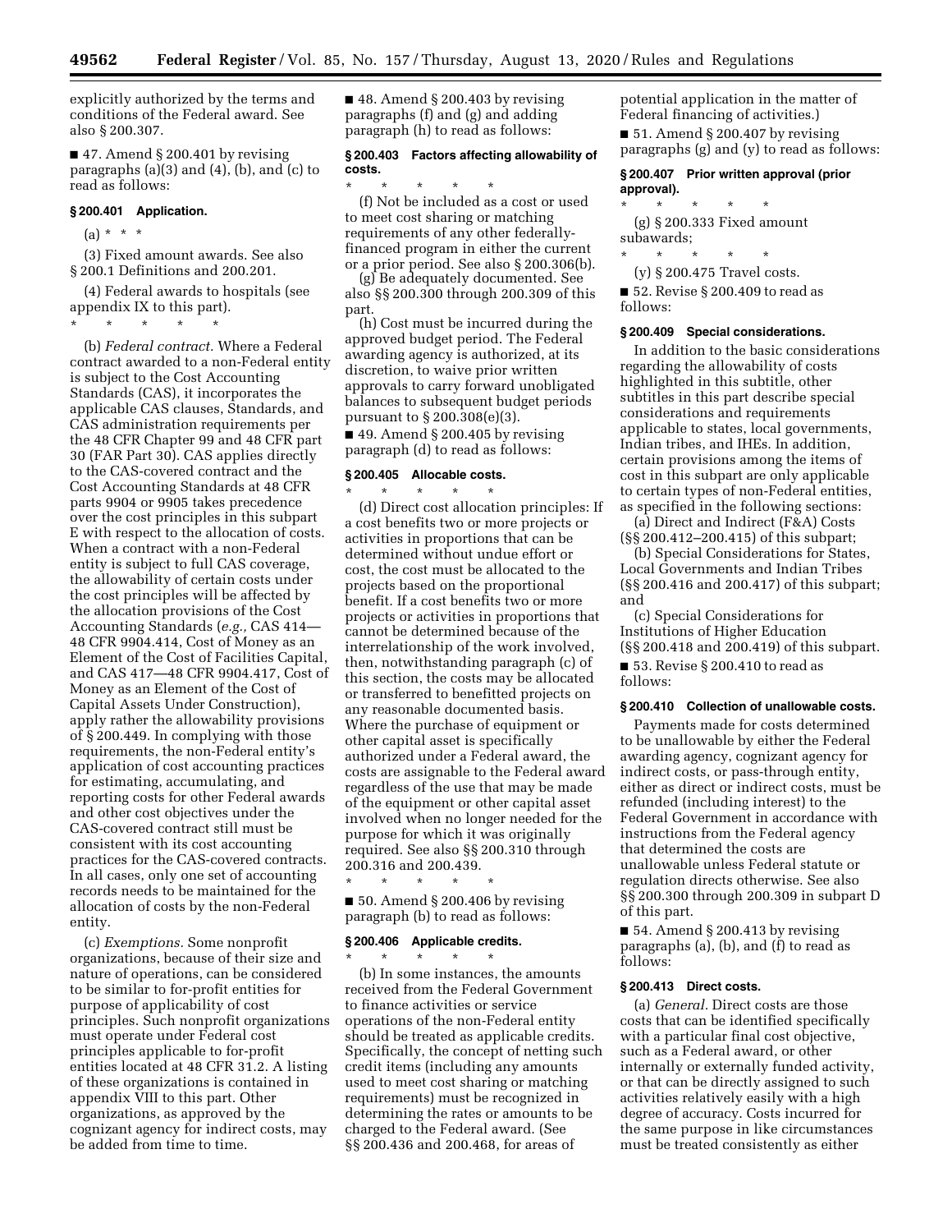explicitly authorized by the terms and conditions of the Federal award. See also § 200.307.

■ 47. Amend § 200.401 by revising paragraphs (a)(3) and (4), (b), and (c) to read as follows:

### § 200.401 Application.

(a) * * *

(3) Fixed amount awards. See also § 200.1 Definitions and 200.201.

(4) Federal awards to hospitals (see appendix IX to this part).

\* \* \* \* \*

(b) *Federal contract.* Where a Federal contract awarded to a non-Federal entity is subject to the Cost Accounting Standards (CAS), it incorporates the applicable CAS clauses, Standards, and CAS administration requirements per the 48 CFR Chapter 99 and 48 CFR part 30 (FAR Part 30). CAS applies directly to the CAS-covered contract and the Cost Accounting Standards at 48 CFR parts 9904 or 9905 takes precedence over the cost principles in this subpart E with respect to the allocation of costs. When a contract with a non-Federal entity is subject to full CAS coverage, the allowability of certain costs under the cost principles will be affected by the allocation provisions of the Cost Accounting Standards (*e.g.,* CAS 414—48 CFR 9904.414, Cost of Money as an Element of the Cost of Facilities Capital, and CAS 417—48 CFR 9904.417, Cost of Money as an Element of the Cost of Capital Assets Under Construction), apply rather the allowability provisions of § 200.449. In complying with those requirements, the non-Federal entity's application of cost accounting practices for estimating, accumulating, and reporting costs for other Federal awards and other cost objectives under the CAS-covered contract still must be consistent with its cost accounting practices for the CAS-covered contracts. In all cases, only one set of accounting records needs to be maintained for the allocation of costs by the non-Federal entity.

(c) *Exemptions.* Some nonprofit organizations, because of their size and nature of operations, can be considered to be similar to for-profit entities for purpose of applicability of cost principles. Such nonprofit organizations must operate under Federal cost principles applicable to for-profit entities located at 48 CFR 31.2. A listing of these organizations is contained in appendix VIII to this part. Other organizations, as approved by the cognizant agency for indirect costs, may be added from time to time.

■ 48. Amend § 200.403 by revising paragraphs (f) and (g) and adding paragraph (h) to read as follows:

### § 200.403 Factors affecting allowability of costs.

\* \* \* \* \*

(f) Not be included as a cost or used to meet cost sharing or matching requirements of any other federally-financed program in either the current or a prior period. See also § 200.306(b).

(g) Be adequately documented. See also §§ 200.300 through 200.309 of this part.

(h) Cost must be incurred during the approved budget period. The Federal awarding agency is authorized, at its discretion, to waive prior written approvals to carry forward unobligated balances to subsequent budget periods pursuant to § 200.308(e)(3).

■ 49. Amend § 200.405 by revising paragraph (d) to read as follows:

### § 200.405 Allocable costs.

\* \* \* \* \*

(d) Direct cost allocation principles: If a cost benefits two or more projects or activities in proportions that can be determined without undue effort or cost, the cost must be allocated to the projects based on the proportional benefit. If a cost benefits two or more projects or activities in proportions that cannot be determined because of the interrelationship of the work involved, then, notwithstanding paragraph (c) of this section, the costs may be allocated or transferred to benefitted projects on any reasonable documented basis. Where the purchase of equipment or other capital asset is specifically authorized under a Federal award, the costs are assignable to the Federal award regardless of the use that may be made of the equipment or other capital asset involved when no longer needed for the purpose for which it was originally required. See also §§ 200.310 through 200.316 and 200.439.

\* \* \* \* \*

■ 50. Amend § 200.406 by revising paragraph (b) to read as follows:

### § 200.406 Applicable credits.

\* \* \* \* \*

(b) In some instances, the amounts received from the Federal Government to finance activities or service operations of the non-Federal entity should be treated as applicable credits. Specifically, the concept of netting such credit items (including any amounts used to meet cost sharing or matching requirements) must be recognized in determining the rates or amounts to be charged to the Federal award. (See §§ 200.436 and 200.468, for areas of potential application in the matter of Federal financing of activities.)

■ 51. Amend § 200.407 by revising paragraphs (g) and (y) to read as follows:

### § 200.407 Prior written approval (prior approval).

\* \* \* \* \*

(g) § 200.333 Fixed amount subawards;

\* \* \* \* \*

(y) § 200.475 Travel costs.

■ 52. Revise § 200.409 to read as follows:

### § 200.409 Special considerations.

In addition to the basic considerations regarding the allowability of costs highlighted in this subtitle, other subtitles in this part describe special considerations and requirements applicable to states, local governments, Indian tribes, and IHEs. In addition, certain provisions among the items of cost in this subpart are only applicable to certain types of non-Federal entities, as specified in the following sections:

(a) Direct and Indirect (F&A) Costs (§§ 200.412–200.415) of this subpart;

(b) Special Considerations for States, Local Governments and Indian Tribes (§§ 200.416 and 200.417) of this subpart; and

(c) Special Considerations for Institutions of Higher Education (§§ 200.418 and 200.419) of this subpart.

■ 53. Revise § 200.410 to read as follows:

### § 200.410 Collection of unallowable costs.

Payments made for costs determined to be unallowable by either the Federal awarding agency, cognizant agency for indirect costs, or pass-through entity, either as direct or indirect costs, must be refunded (including interest) to the Federal Government in accordance with instructions from the Federal agency that determined the costs are unallowable unless Federal statute or regulation directs otherwise. See also §§ 200.300 through 200.309 in subpart D of this part.

■ 54. Amend § 200.413 by revising paragraphs (a), (b), and (f) to read as follows:

### § 200.413 Direct costs.

(a) *General.* Direct costs are those costs that can be identified specifically with a particular final cost objective, such as a Federal award, or other internally or externally funded activity, or that can be directly assigned to such activities relatively easily with a high degree of accuracy. Costs incurred for the same purpose in like circumstances must be treated consistently as either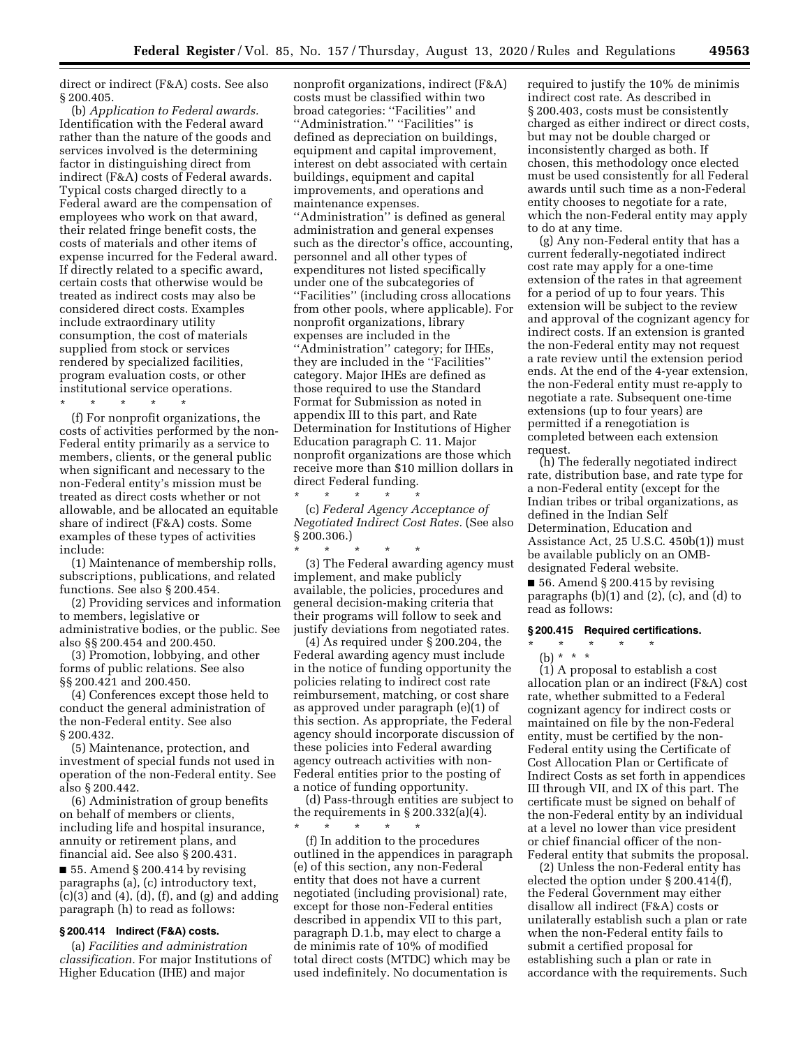direct or indirect (F&A) costs. See also § 200.405.

(b) *Application to Federal awards.* Identification with the Federal award rather than the nature of the goods and services involved is the determining factor in distinguishing direct from indirect (F&A) costs of Federal awards. Typical costs charged directly to a Federal award are the compensation of employees who work on that award, their related fringe benefit costs, the costs of materials and other items of expense incurred for the Federal award. If directly related to a specific award, certain costs that otherwise would be treated as indirect costs may also be considered direct costs. Examples include extraordinary utility consumption, the cost of materials supplied from stock or services rendered by specialized facilities, program evaluation costs, or other institutional service operations.

\* \* \* \* \*

(f) For nonprofit organizations, the costs of activities performed by the non-Federal entity primarily as a service to members, clients, or the general public when significant and necessary to the non-Federal entity's mission must be treated as direct costs whether or not allowable, and be allocated an equitable share of indirect (F&A) costs. Some examples of these types of activities include:

(1) Maintenance of membership rolls, subscriptions, publications, and related functions. See also § 200.454.

(2) Providing services and information to members, legislative or administrative bodies, or the public. See also §§ 200.454 and 200.450.

(3) Promotion, lobbying, and other forms of public relations. See also §§ 200.421 and 200.450.

(4) Conferences except those held to conduct the general administration of the non-Federal entity. See also § 200.432.

(5) Maintenance, protection, and investment of special funds not used in operation of the non-Federal entity. See also § 200.442.

(6) Administration of group benefits on behalf of members or clients, including life and hospital insurance, annuity or retirement plans, and financial aid. See also § 200.431.

■ 55. Amend § 200.414 by revising paragraphs (a), (c) introductory text, (c)(3) and (4), (d), (f), and (g) and adding paragraph (h) to read as follows:

**§ 200.414 Indirect (F&A) costs.**

(a) *Facilities and administration classification.* For major Institutions of Higher Education (IHE) and major nonprofit organizations, indirect (F&A) costs must be classified within two broad categories: ''Facilities'' and ''Administration.'' ''Facilities'' is defined as depreciation on buildings, equipment and capital improvement, interest on debt associated with certain buildings, equipment and capital improvements, and operations and maintenance expenses. ''Administration'' is defined as general administration and general expenses such as the director's office, accounting, personnel and all other types of expenditures not listed specifically under one of the subcategories of ''Facilities'' (including cross allocations from other pools, where applicable). For nonprofit organizations, library expenses are included in the ''Administration'' category; for IHEs, they are included in the ''Facilities'' category. Major IHEs are defined as those required to use the Standard Format for Submission as noted in appendix III to this part, and Rate Determination for Institutions of Higher Education paragraph C. 11. Major nonprofit organizations are those which receive more than $10 million dollars in direct Federal funding.

\* \* \* \* \*

(c) *Federal Agency Acceptance of Negotiated Indirect Cost Rates.* (See also § 200.306.)

\* \* \* \* \*

(3) The Federal awarding agency must implement, and make publicly available, the policies, procedures and general decision-making criteria that their programs will follow to seek and justify deviations from negotiated rates.

(4) As required under § 200.204, the Federal awarding agency must include in the notice of funding opportunity the policies relating to indirect cost rate reimbursement, matching, or cost share as approved under paragraph (e)(1) of this section. As appropriate, the Federal agency should incorporate discussion of these policies into Federal awarding agency outreach activities with non-Federal entities prior to the posting of a notice of funding opportunity.

(d) Pass-through entities are subject to the requirements in § 200.332(a)(4).

\* \* \* \* \*

(f) In addition to the procedures outlined in the appendices in paragraph (e) of this section, any non-Federal entity that does not have a current negotiated (including provisional) rate, except for those non-Federal entities described in appendix VII to this part, paragraph D.1.b, may elect to charge a de minimis rate of 10% of modified total direct costs (MTDC) which may be used indefinitely. No documentation is required to justify the 10% de minimis indirect cost rate. As described in § 200.403, costs must be consistently charged as either indirect or direct costs, but may not be double charged or inconsistently charged as both. If chosen, this methodology once elected must be used consistently for all Federal awards until such time as a non-Federal entity chooses to negotiate for a rate, which the non-Federal entity may apply to do at any time.

(g) Any non-Federal entity that has a current federally-negotiated indirect cost rate may apply for a one-time extension of the rates in that agreement for a period of up to four years. This extension will be subject to the review and approval of the cognizant agency for indirect costs. If an extension is granted the non-Federal entity may not request a rate review until the extension period ends. At the end of the 4-year extension, the non-Federal entity must re-apply to negotiate a rate. Subsequent one-time extensions (up to four years) are permitted if a renegotiation is completed between each extension request.

(h) The federally negotiated indirect rate, distribution base, and rate type for a non-Federal entity (except for the Indian tribes or tribal organizations, as defined in the Indian Self Determination, Education and Assistance Act, 25 U.S.C. 450b(1)) must be available publicly on an OMB-designated Federal website.

■ 56. Amend § 200.415 by revising paragraphs (b)(1) and (2), (c), and (d) to read as follows:

**§ 200.415 Required certifications.**

\* \* \* \* \*

(b) \* \* \*

(1) A proposal to establish a cost allocation plan or an indirect (F&A) cost rate, whether submitted to a Federal cognizant agency for indirect costs or maintained on file by the non-Federal entity, must be certified by the non-Federal entity using the Certificate of Cost Allocation Plan or Certificate of Indirect Costs as set forth in appendices III through VII, and IX of this part. The certificate must be signed on behalf of the non-Federal entity by an individual at a level no lower than vice president or chief financial officer of the non-Federal entity that submits the proposal.

(2) Unless the non-Federal entity has elected the option under § 200.414(f), the Federal Government may either disallow all indirect (F&A) costs or unilaterally establish such a plan or rate when the non-Federal entity fails to submit a certified proposal for establishing such a plan or rate in accordance with the requirements. Such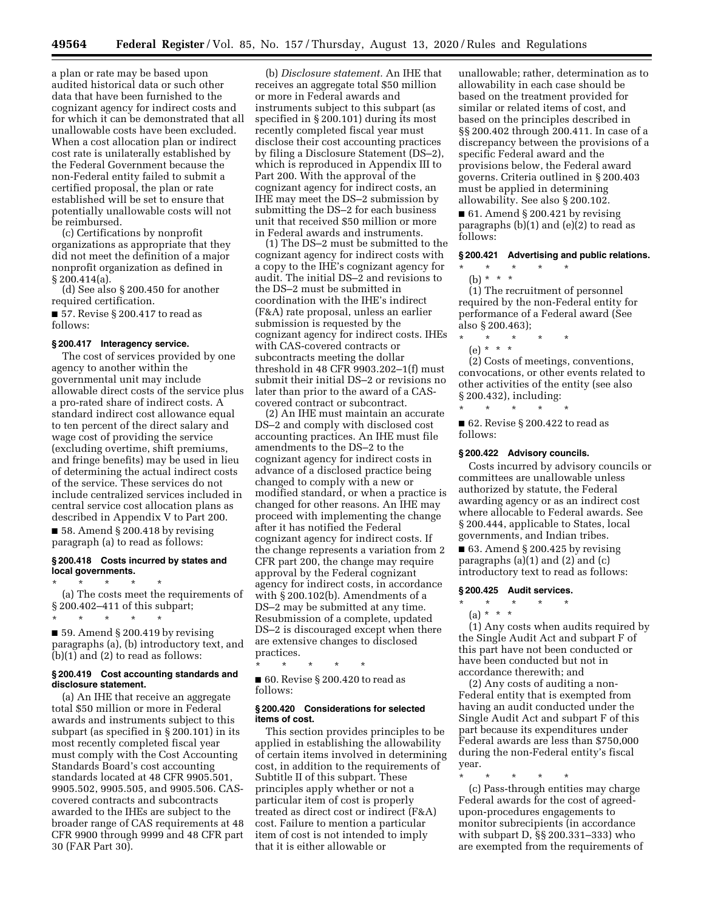a plan or rate may be based upon audited historical data or such other data that have been furnished to the cognizant agency for indirect costs and for which it can be demonstrated that all unallowable costs have been excluded. When a cost allocation plan or indirect cost rate is unilaterally established by the Federal Government because the non-Federal entity failed to submit a certified proposal, the plan or rate established will be set to ensure that potentially unallowable costs will not be reimbursed.

(c) Certifications by nonprofit organizations as appropriate that they did not meet the definition of a major nonprofit organization as defined in § 200.414(a).

(d) See also § 200.450 for another required certification.

■ 57. Revise § 200.417 to read as follows:

**§ 200.417 Interagency service.**

The cost of services provided by one agency to another within the governmental unit may include allowable direct costs of the service plus a pro-rated share of indirect costs. A standard indirect cost allowance equal to ten percent of the direct salary and wage cost of providing the service (excluding overtime, shift premiums, and fringe benefits) may be used in lieu of determining the actual indirect costs of the service. These services do not include centralized services included in central service cost allocation plans as described in Appendix V to Part 200.

■ 58. Amend § 200.418 by revising paragraph (a) to read as follows:

**§ 200.418 Costs incurred by states and local governments.**

\* \* \* \* \*

(a) The costs meet the requirements of § 200.402–411 of this subpart;

\* \* \* \* \*

■ 59. Amend § 200.419 by revising paragraphs (a), (b) introductory text, and (b)(1) and (2) to read as follows:

**§ 200.419 Cost accounting standards and disclosure statement.**

(a) An IHE that receive an aggregate total $50 million or more in Federal awards and instruments subject to this subpart (as specified in § 200.101) in its most recently completed fiscal year must comply with the Cost Accounting Standards Board's cost accounting standards located at 48 CFR 9905.501, 9905.502, 9905.505, and 9905.506. CAS-covered contracts and subcontracts awarded to the IHEs are subject to the broader range of CAS requirements at 48 CFR 9900 through 9999 and 48 CFR part 30 (FAR Part 30).

(b) *Disclosure statement.* An IHE that receives an aggregate total $50 million or more in Federal awards and instruments subject to this subpart (as specified in § 200.101) during its most recently completed fiscal year must disclose their cost accounting practices by filing a Disclosure Statement (DS–2), which is reproduced in Appendix III to Part 200. With the approval of the cognizant agency for indirect costs, an IHE may meet the DS–2 submission by submitting the DS–2 for each business unit that received $50 million or more in Federal awards and instruments.

(1) The DS–2 must be submitted to the cognizant agency for indirect costs with a copy to the IHE's cognizant agency for audit. The initial DS–2 and revisions to the DS–2 must be submitted in coordination with the IHE's indirect (F&A) rate proposal, unless an earlier submission is requested by the cognizant agency for indirect costs. IHEs with CAS-covered contracts or subcontracts meeting the dollar threshold in 48 CFR 9903.202–1(f) must submit their initial DS–2 or revisions no later than prior to the award of a CAS-covered contract or subcontract.

(2) An IHE must maintain an accurate DS–2 and comply with disclosed cost accounting practices. An IHE must file amendments to the DS–2 to the cognizant agency for indirect costs in advance of a disclosed practice being changed to comply with a new or modified standard, or when a practice is changed for other reasons. An IHE may proceed with implementing the change after it has notified the Federal cognizant agency for indirect costs. If the change represents a variation from 2 CFR part 200, the change may require approval by the Federal cognizant agency for indirect costs, in accordance with § 200.102(b). Amendments of a DS–2 may be submitted at any time. Resubmission of a complete, updated DS–2 is discouraged except when there are extensive changes to disclosed practices.

\* \* \* \* \*

■ 60. Revise § 200.420 to read as follows:

**§ 200.420 Considerations for selected items of cost.**

This section provides principles to be applied in establishing the allowability of certain items involved in determining cost, in addition to the requirements of Subtitle II of this subpart. These principles apply whether or not a particular item of cost is properly treated as direct cost or indirect (F&A) cost. Failure to mention a particular item of cost is not intended to imply that it is either allowable or unallowable; rather, determination as to allowability in each case should be based on the treatment provided for similar or related items of cost, and based on the principles described in §§ 200.402 through 200.411. In case of a discrepancy between the provisions of a specific Federal award and the provisions below, the Federal award governs. Criteria outlined in § 200.403 must be applied in determining allowability. See also § 200.102.

■ 61. Amend § 200.421 by revising paragraphs (b)(1) and (e)(2) to read as follows:

**§ 200.421 Advertising and public relations.**

\* \* \* \* \*

(b) \* \* \*

(1) The recruitment of personnel required by the non-Federal entity for performance of a Federal award (See also § 200.463);

\* \* \* \* \*

(e) \* \* \*

(2) Costs of meetings, conventions, convocations, or other events related to other activities of the entity (see also § 200.432), including:

\* \* \* \* \*

■ 62. Revise § 200.422 to read as follows:

**§ 200.422 Advisory councils.**

Costs incurred by advisory councils or committees are unallowable unless authorized by statute, the Federal awarding agency or as an indirect cost where allocable to Federal awards. See § 200.444, applicable to States, local governments, and Indian tribes.

■ 63. Amend § 200.425 by revising paragraphs (a)(1) and (2) and (c) introductory text to read as follows:

**§ 200.425 Audit services.**

\* \* \* \* \*

(a) \* \* \*

(1) Any costs when audits required by the Single Audit Act and subpart F of this part have not been conducted or have been conducted but not in accordance therewith; and

(2) Any costs of auditing a non-Federal entity that is exempted from having an audit conducted under the Single Audit Act and subpart F of this part because its expenditures under Federal awards are less than $750,000 during the non-Federal entity's fiscal year.

\* \* \* \* \*

(c) Pass-through entities may charge Federal awards for the cost of agreed-upon-procedures engagements to monitor subrecipients (in accordance with subpart D, §§ 200.331–333) who are exempted from the requirements of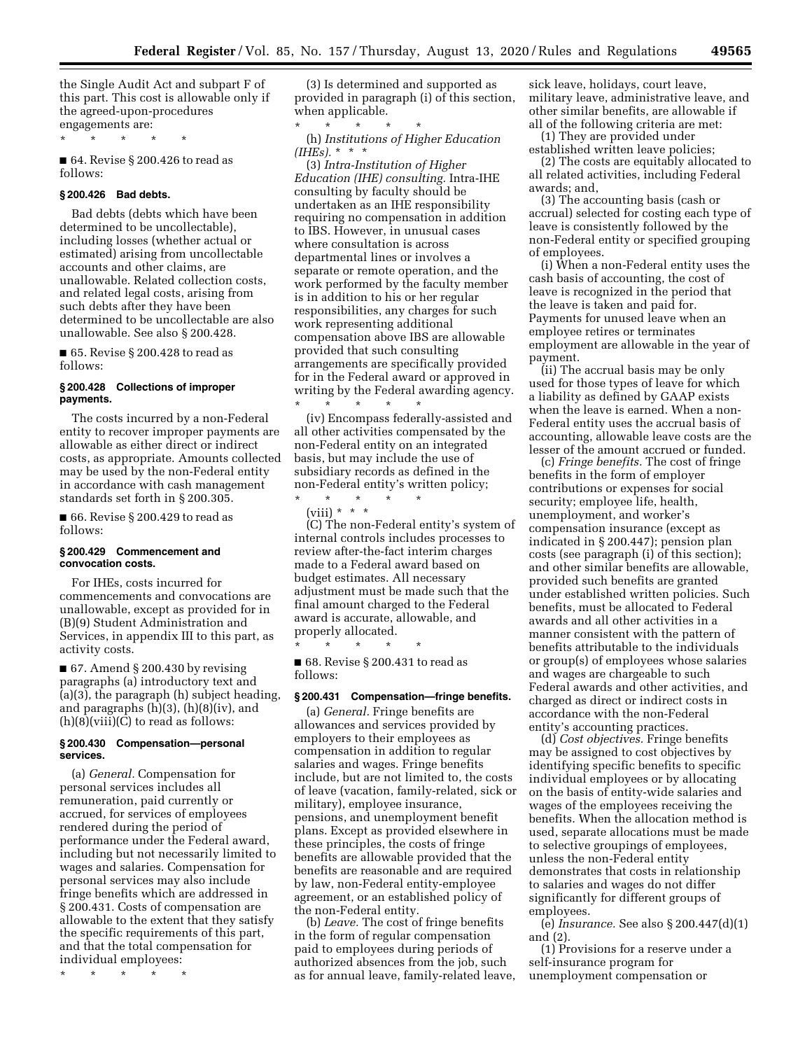the Single Audit Act and subpart F of this part. This cost is allowable only if the agreed-upon-procedures engagements are:

\* \* \* \* \*

■ 64. Revise § 200.426 to read as follows:

### § 200.426 Bad debts.

Bad debts (debts which have been determined to be uncollectable), including losses (whether actual or estimated) arising from uncollectable accounts and other claims, are unallowable. Related collection costs, and related legal costs, arising from such debts after they have been determined to be uncollectable are also unallowable. See also § 200.428.

■ 65. Revise § 200.428 to read as follows:

### § 200.428 Collections of improper payments.

The costs incurred by a non-Federal entity to recover improper payments are allowable as either direct or indirect costs, as appropriate. Amounts collected may be used by the non-Federal entity in accordance with cash management standards set forth in § 200.305.

■ 66. Revise § 200.429 to read as follows:

### § 200.429 Commencement and convocation costs.

For IHEs, costs incurred for commencements and convocations are unallowable, except as provided for in (B)(9) Student Administration and Services, in appendix III to this part, as activity costs.

■ 67. Amend § 200.430 by revising paragraphs (a) introductory text and (a)(3), the paragraph (h) subject heading, and paragraphs (h)(3), (h)(8)(iv), and (h)(8)(viii)(C) to read as follows:

### § 200.430 Compensation—personal services.

(a) *General.* Compensation for personal services includes all remuneration, paid currently or accrued, for services of employees rendered during the period of performance under the Federal award, including but not necessarily limited to wages and salaries. Compensation for personal services may also include fringe benefits which are addressed in § 200.431. Costs of compensation are allowable to the extent that they satisfy the specific requirements of this part, and that the total compensation for individual employees:

\* \* \* \* \*

(3) Is determined and supported as provided in paragraph (i) of this section, when applicable.

\* \* \* \* \*

(h) *Institutions of Higher Education (IHEs).* \* \* \*

(3) *Intra-Institution of Higher Education (IHE) consulting.* Intra-IHE consulting by faculty should be undertaken as an IHE responsibility requiring no compensation in addition to IBS. However, in unusual cases where consultation is across departmental lines or involves a separate or remote operation, and the work performed by the faculty member is in addition to his or her regular responsibilities, any charges for such work representing additional compensation above IBS are allowable provided that such consulting arrangements are specifically provided for in the Federal award or approved in writing by the Federal awarding agency.

\* \* \* \* \*

(iv) Encompass federally-assisted and all other activities compensated by the non-Federal entity on an integrated basis, but may include the use of subsidiary records as defined in the non-Federal entity's written policy;

\* \* \* \* \*

(viii) \* \* \*

(C) The non-Federal entity's system of internal controls includes processes to review after-the-fact interim charges made to a Federal award based on budget estimates. All necessary adjustment must be made such that the final amount charged to the Federal award is accurate, allowable, and properly allocated.

\* \* \* \* \*

■ 68. Revise § 200.431 to read as follows:

### § 200.431 Compensation—fringe benefits.

(a) *General.* Fringe benefits are allowances and services provided by employers to their employees as compensation in addition to regular salaries and wages. Fringe benefits include, but are not limited to, the costs of leave (vacation, family-related, sick or military), employee insurance, pensions, and unemployment benefit plans. Except as provided elsewhere in these principles, the costs of fringe benefits are allowable provided that the benefits are reasonable and are required by law, non-Federal entity-employee agreement, or an established policy of the non-Federal entity.

(b) *Leave.* The cost of fringe benefits in the form of regular compensation paid to employees during periods of authorized absences from the job, such as for annual leave, family-related leave, sick leave, holidays, court leave, military leave, administrative leave, and other similar benefits, are allowable if all of the following criteria are met:

(1) They are provided under established written leave policies;

(2) The costs are equitably allocated to all related activities, including Federal awards; and,

(3) The accounting basis (cash or accrual) selected for costing each type of leave is consistently followed by the non-Federal entity or specified grouping of employees.

(i) When a non-Federal entity uses the cash basis of accounting, the cost of leave is recognized in the period that the leave is taken and paid for. Payments for unused leave when an employee retires or terminates employment are allowable in the year of payment.

(ii) The accrual basis may be only used for those types of leave for which a liability as defined by GAAP exists when the leave is earned. When a non-Federal entity uses the accrual basis of accounting, allowable leave costs are the lesser of the amount accrued or funded.

(c) *Fringe benefits.* The cost of fringe benefits in the form of employer contributions or expenses for social security; employee life, health, unemployment, and worker's compensation insurance (except as indicated in § 200.447); pension plan costs (see paragraph (i) of this section); and other similar benefits are allowable, provided such benefits are granted under established written policies. Such benefits, must be allocated to Federal awards and all other activities in a manner consistent with the pattern of benefits attributable to the individuals or group(s) of employees whose salaries and wages are chargeable to such Federal awards and other activities, and charged as direct or indirect costs in accordance with the non-Federal entity's accounting practices.

(d) *Cost objectives.* Fringe benefits may be assigned to cost objectives by identifying specific benefits to specific individual employees or by allocating on the basis of entity-wide salaries and wages of the employees receiving the benefits. When the allocation method is used, separate allocations must be made to selective groupings of employees, unless the non-Federal entity demonstrates that costs in relationship to salaries and wages do not differ significantly for different groups of employees.

(e) *Insurance.* See also § 200.447(d)(1) and (2).

(1) Provisions for a reserve under a self-insurance program for unemployment compensation or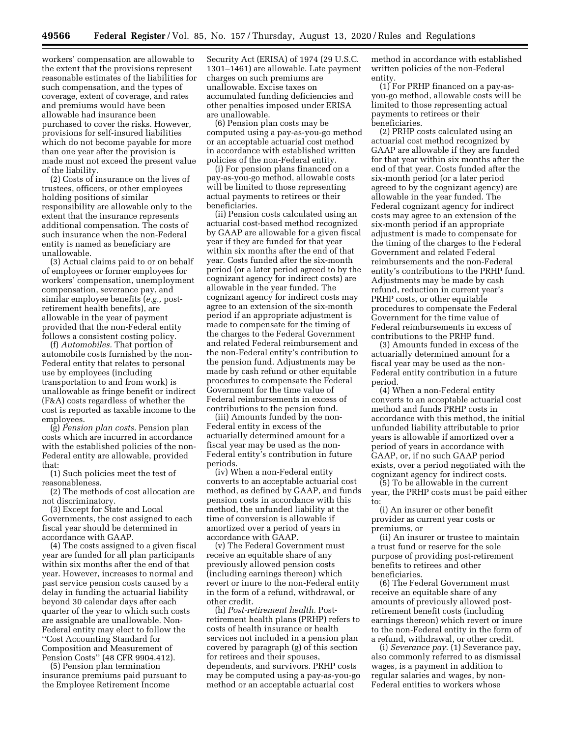workers' compensation are allowable to the extent that the provisions represent reasonable estimates of the liabilities for such compensation, and the types of coverage, extent of coverage, and rates and premiums would have been allowable had insurance been purchased to cover the risks. However, provisions for self-insured liabilities which do not become payable for more than one year after the provision is made must not exceed the present value of the liability.

(2) Costs of insurance on the lives of trustees, officers, or other employees holding positions of similar responsibility are allowable only to the extent that the insurance represents additional compensation. The costs of such insurance when the non-Federal entity is named as beneficiary are unallowable.

(3) Actual claims paid to or on behalf of employees or former employees for workers' compensation, unemployment compensation, severance pay, and similar employee benefits (*e.g.,* post-retirement health benefits), are allowable in the year of payment provided that the non-Federal entity follows a consistent costing policy.

(f) *Automobiles.* That portion of automobile costs furnished by the non-Federal entity that relates to personal use by employees (including transportation to and from work) is unallowable as fringe benefit or indirect (F&A) costs regardless of whether the cost is reported as taxable income to the employees.

(g) *Pension plan costs.* Pension plan costs which are incurred in accordance with the established policies of the non-Federal entity are allowable, provided that:

(1) Such policies meet the test of reasonableness.

(2) The methods of cost allocation are not discriminatory.

(3) Except for State and Local Governments, the cost assigned to each fiscal year should be determined in accordance with GAAP.

(4) The costs assigned to a given fiscal year are funded for all plan participants within six months after the end of that year. However, increases to normal and past service pension costs caused by a delay in funding the actuarial liability beyond 30 calendar days after each quarter of the year to which such costs are assignable are unallowable. Non-Federal entity may elect to follow the ''Cost Accounting Standard for Composition and Measurement of Pension Costs'' (48 CFR 9904.412).

(5) Pension plan termination insurance premiums paid pursuant to the Employee Retirement Income Security Act (ERISA) of 1974 (29 U.S.C. 1301–1461) are allowable. Late payment charges on such premiums are unallowable. Excise taxes on accumulated funding deficiencies and other penalties imposed under ERISA are unallowable.

(6) Pension plan costs may be computed using a pay-as-you-go method or an acceptable actuarial cost method in accordance with established written policies of the non-Federal entity.

(i) For pension plans financed on a pay-as-you-go method, allowable costs will be limited to those representing actual payments to retirees or their beneficiaries.

(ii) Pension costs calculated using an actuarial cost-based method recognized by GAAP are allowable for a given fiscal year if they are funded for that year within six months after the end of that year. Costs funded after the six-month period (or a later period agreed to by the cognizant agency for indirect costs) are allowable in the year funded. The cognizant agency for indirect costs may agree to an extension of the six-month period if an appropriate adjustment is made to compensate for the timing of the charges to the Federal Government and related Federal reimbursement and the non-Federal entity's contribution to the pension fund. Adjustments may be made by cash refund or other equitable procedures to compensate the Federal Government for the time value of Federal reimbursements in excess of contributions to the pension fund.

(iii) Amounts funded by the non-Federal entity in excess of the actuarially determined amount for a fiscal year may be used as the non-Federal entity's contribution in future periods.

(iv) When a non-Federal entity converts to an acceptable actuarial cost method, as defined by GAAP, and funds pension costs in accordance with this method, the unfunded liability at the time of conversion is allowable if amortized over a period of years in accordance with GAAP.

(v) The Federal Government must receive an equitable share of any previously allowed pension costs (including earnings thereon) which revert or inure to the non-Federal entity in the form of a refund, withdrawal, or other credit.

(h) *Post-retirement health.* Post-retirement health plans (PRHP) refers to costs of health insurance or health services not included in a pension plan covered by paragraph (g) of this section for retirees and their spouses, dependents, and survivors. PRHP costs may be computed using a pay-as-you-go method or an acceptable actuarial cost method in accordance with established written policies of the non-Federal entity.

(1) For PRHP financed on a pay-as-you-go method, allowable costs will be limited to those representing actual payments to retirees or their beneficiaries.

(2) PRHP costs calculated using an actuarial cost method recognized by GAAP are allowable if they are funded for that year within six months after the end of that year. Costs funded after the six-month period (or a later period agreed to by the cognizant agency) are allowable in the year funded. The Federal cognizant agency for indirect costs may agree to an extension of the six-month period if an appropriate adjustment is made to compensate for the timing of the charges to the Federal Government and related Federal reimbursements and the non-Federal entity's contributions to the PRHP fund. Adjustments may be made by cash refund, reduction in current year's PRHP costs, or other equitable procedures to compensate the Federal Government for the time value of Federal reimbursements in excess of contributions to the PRHP fund.

(3) Amounts funded in excess of the actuarially determined amount for a fiscal year may be used as the non-Federal entity contribution in a future period.

(4) When a non-Federal entity converts to an acceptable actuarial cost method and funds PRHP costs in accordance with this method, the initial unfunded liability attributable to prior years is allowable if amortized over a period of years in accordance with GAAP, or, if no such GAAP period exists, over a period negotiated with the cognizant agency for indirect costs.

(5) To be allowable in the current year, the PRHP costs must be paid either to:

(i) An insurer or other benefit provider as current year costs or premiums, or

(ii) An insurer or trustee to maintain a trust fund or reserve for the sole purpose of providing post-retirement benefits to retirees and other beneficiaries.

(6) The Federal Government must receive an equitable share of any amounts of previously allowed post-retirement benefit costs (including earnings thereon) which revert or inure to the non-Federal entity in the form of a refund, withdrawal, or other credit.

(i) *Severance pay.* (1) Severance pay, also commonly referred to as dismissal wages, is a payment in addition to regular salaries and wages, by non-Federal entities to workers whose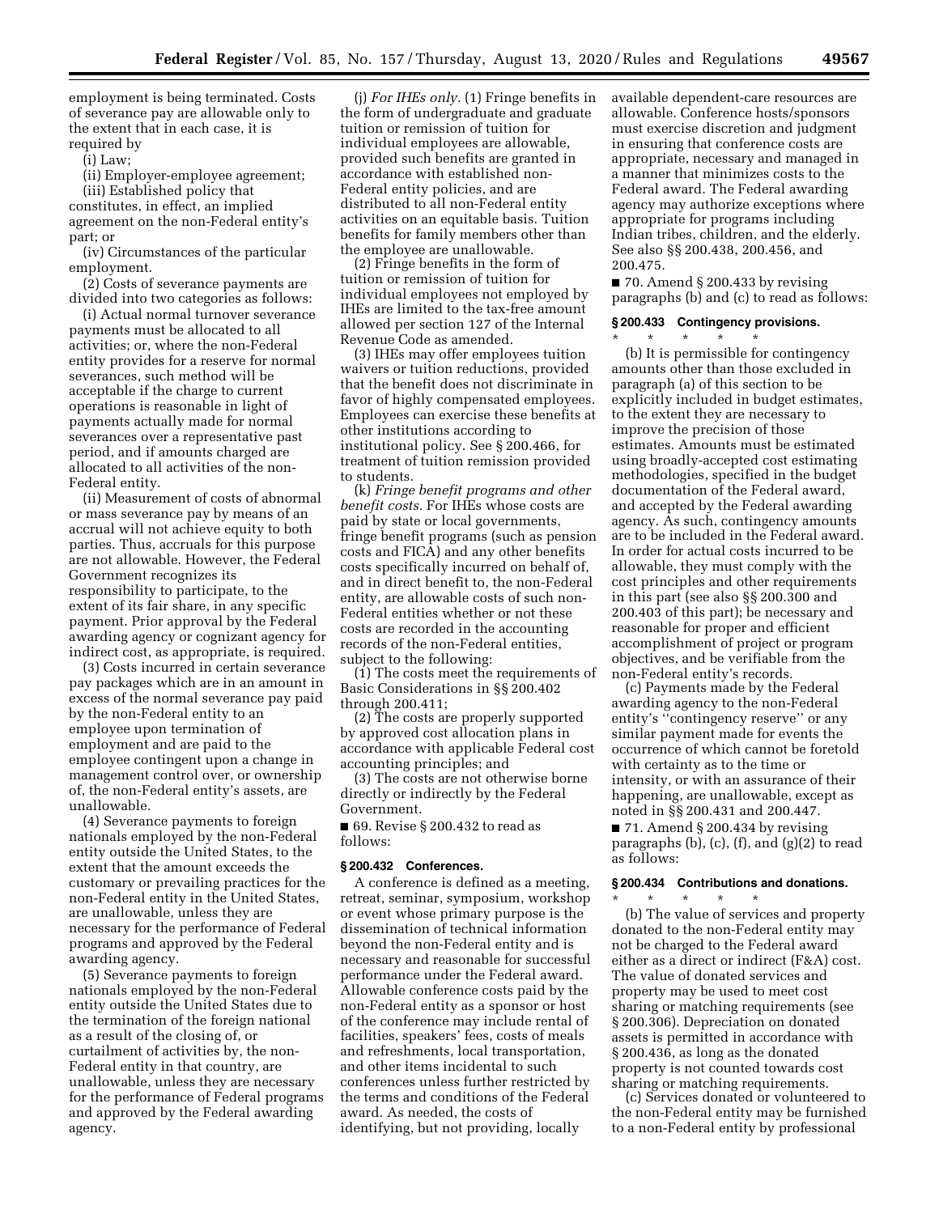employment is being terminated. Costs of severance pay are allowable only to the extent that in each case, it is required by

(i) Law;

(ii) Employer-employee agreement;

(iii) Established policy that constitutes, in effect, an implied agreement on the non-Federal entity's part; or

(iv) Circumstances of the particular employment.

(2) Costs of severance payments are divided into two categories as follows:

(i) Actual normal turnover severance payments must be allocated to all activities; or, where the non-Federal entity provides for a reserve for normal severances, such method will be acceptable if the charge to current operations is reasonable in light of payments actually made for normal severances over a representative past period, and if amounts charged are allocated to all activities of the non-Federal entity.

(ii) Measurement of costs of abnormal or mass severance pay by means of an accrual will not achieve equity to both parties. Thus, accruals for this purpose are not allowable. However, the Federal Government recognizes its responsibility to participate, to the extent of its fair share, in any specific payment. Prior approval by the Federal awarding agency or cognizant agency for indirect cost, as appropriate, is required.

(3) Costs incurred in certain severance pay packages which are in an amount in excess of the normal severance pay paid by the non-Federal entity to an employee upon termination of employment and are paid to the employee contingent upon a change in management control over, or ownership of, the non-Federal entity's assets, are unallowable.

(4) Severance payments to foreign nationals employed by the non-Federal entity outside the United States, to the extent that the amount exceeds the customary or prevailing practices for the non-Federal entity in the United States, are unallowable, unless they are necessary for the performance of Federal programs and approved by the Federal awarding agency.

(5) Severance payments to foreign nationals employed by the non-Federal entity outside the United States due to the termination of the foreign national as a result of the closing of, or curtailment of activities by, the non-Federal entity in that country, are unallowable, unless they are necessary for the performance of Federal programs and approved by the Federal awarding agency.

(j) *For IHEs only.* (1) Fringe benefits in the form of undergraduate and graduate tuition or remission of tuition for individual employees are allowable, provided such benefits are granted in accordance with established non-Federal entity policies, and are distributed to all non-Federal entity activities on an equitable basis. Tuition benefits for family members other than the employee are unallowable.

(2) Fringe benefits in the form of tuition or remission of tuition for individual employees not employed by IHEs are limited to the tax-free amount allowed per section 127 of the Internal Revenue Code as amended.

(3) IHEs may offer employees tuition waivers or tuition reductions, provided that the benefit does not discriminate in favor of highly compensated employees. Employees can exercise these benefits at other institutions according to institutional policy. See § 200.466, for treatment of tuition remission provided to students.

(k) *Fringe benefit programs and other benefit costs.* For IHEs whose costs are paid by state or local governments, fringe benefit programs (such as pension costs and FICA) and any other benefits costs specifically incurred on behalf of, and in direct benefit to, the non-Federal entity, are allowable costs of such non-Federal entities whether or not these costs are recorded in the accounting records of the non-Federal entities, subject to the following:

(1) The costs meet the requirements of Basic Considerations in §§ 200.402 through 200.411;

(2) The costs are properly supported by approved cost allocation plans in accordance with applicable Federal cost accounting principles; and

(3) The costs are not otherwise borne directly or indirectly by the Federal Government.

■ 69. Revise § 200.432 to read as follows:

**§ 200.432 Conferences.**

A conference is defined as a meeting, retreat, seminar, symposium, workshop or event whose primary purpose is the dissemination of technical information beyond the non-Federal entity and is necessary and reasonable for successful performance under the Federal award. Allowable conference costs paid by the non-Federal entity as a sponsor or host of the conference may include rental of facilities, speakers' fees, costs of meals and refreshments, local transportation, and other items incidental to such conferences unless further restricted by the terms and conditions of the Federal award. As needed, the costs of identifying, but not providing, locally available dependent-care resources are allowable. Conference hosts/sponsors must exercise discretion and judgment in ensuring that conference costs are appropriate, necessary and managed in a manner that minimizes costs to the Federal award. The Federal awarding agency may authorize exceptions where appropriate for programs including Indian tribes, children, and the elderly. See also §§ 200.438, 200.456, and 200.475.

■ 70. Amend § 200.433 by revising paragraphs (b) and (c) to read as follows:

**§ 200.433 Contingency provisions.**

\* \* \* \* \*

(b) It is permissible for contingency amounts other than those excluded in paragraph (a) of this section to be explicitly included in budget estimates, to the extent they are necessary to improve the precision of those estimates. Amounts must be estimated using broadly-accepted cost estimating methodologies, specified in the budget documentation of the Federal award, and accepted by the Federal awarding agency. As such, contingency amounts are to be included in the Federal award. In order for actual costs incurred to be allowable, they must comply with the cost principles and other requirements in this part (see also §§ 200.300 and 200.403 of this part); be necessary and reasonable for proper and efficient accomplishment of project or program objectives, and be verifiable from the non-Federal entity's records.

(c) Payments made by the Federal awarding agency to the non-Federal entity's ''contingency reserve'' or any similar payment made for events the occurrence of which cannot be foretold with certainty as to the time or intensity, or with an assurance of their happening, are unallowable, except as noted in §§ 200.431 and 200.447.

■ 71. Amend § 200.434 by revising paragraphs (b), (c), (f), and (g)(2) to read as follows:

**§ 200.434 Contributions and donations.**

\* \* \* \* \*

(b) The value of services and property donated to the non-Federal entity may not be charged to the Federal award either as a direct or indirect (F&A) cost. The value of donated services and property may be used to meet cost sharing or matching requirements (see § 200.306). Depreciation on donated assets is permitted in accordance with § 200.436, as long as the donated property is not counted towards cost sharing or matching requirements.

(c) Services donated or volunteered to the non-Federal entity may be furnished to a non-Federal entity by professional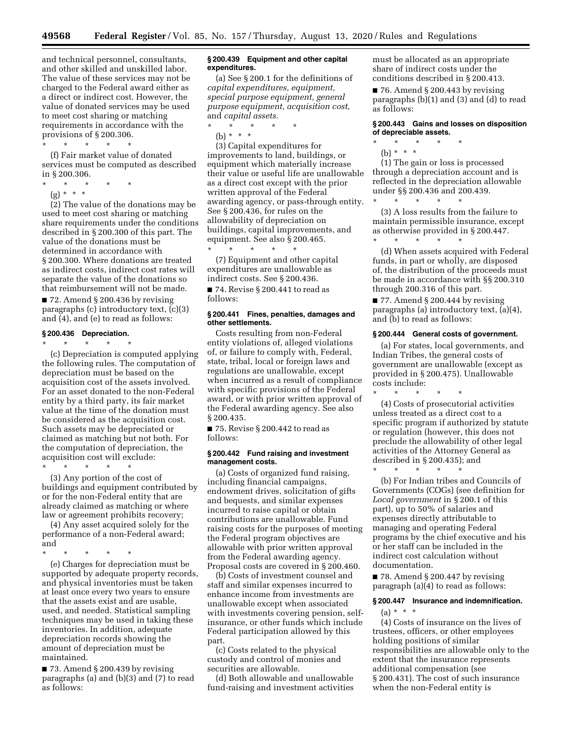and technical personnel, consultants, and other skilled and unskilled labor. The value of these services may not be charged to the Federal award either as a direct or indirect cost. However, the value of donated services may be used to meet cost sharing or matching requirements in accordance with the provisions of § 200.306.

\* \* \* \* \*

(f) Fair market value of donated services must be computed as described in § 200.306.

\* \* \* \* \*

(g) \* \* \*

(2) The value of the donations may be used to meet cost sharing or matching share requirements under the conditions described in § 200.300 of this part. The value of the donations must be determined in accordance with § 200.300. Where donations are treated as indirect costs, indirect cost rates will separate the value of the donations so that reimbursement will not be made.

■ 72. Amend § 200.436 by revising paragraphs (c) introductory text, (c)(3) and (4), and (e) to read as follows:

### § 200.436 Depreciation.

\* \* \* \* \*

(c) Depreciation is computed applying the following rules. The computation of depreciation must be based on the acquisition cost of the assets involved. For an asset donated to the non-Federal entity by a third party, its fair market value at the time of the donation must be considered as the acquisition cost. Such assets may be depreciated or claimed as matching but not both. For the computation of depreciation, the acquisition cost will exclude:

\* \* \* \* \*

(3) Any portion of the cost of buildings and equipment contributed by or for the non-Federal entity that are already claimed as matching or where law or agreement prohibits recovery;

(4) Any asset acquired solely for the performance of a non-Federal award; and

\* \* \* \* \*

(e) Charges for depreciation must be supported by adequate property records, and physical inventories must be taken at least once every two years to ensure that the assets exist and are usable, used, and needed. Statistical sampling techniques may be used in taking these inventories. In addition, adequate depreciation records showing the amount of depreciation must be maintained.

■ 73. Amend § 200.439 by revising paragraphs (a) and (b)(3) and (7) to read as follows:

### § 200.439 Equipment and other capital expenditures.

(a) See § 200.1 for the definitions of *capital expenditures, equipment, special purpose equipment, general purpose equipment, acquisition cost,* and *capital assets.*

\* \* \* \* \*

(b) \* \* \*

(3) Capital expenditures for improvements to land, buildings, or equipment which materially increase their value or useful life are unallowable as a direct cost except with the prior written approval of the Federal awarding agency, or pass-through entity. See § 200.436, for rules on the allowability of depreciation on buildings, capital improvements, and equipment. See also § 200.465.

\* \* \* \* \*

(7) Equipment and other capital expenditures are unallowable as indirect costs. See § 200.436.

■ 74. Revise § 200.441 to read as follows:

### § 200.441 Fines, penalties, damages and other settlements.

Costs resulting from non-Federal entity violations of, alleged violations of, or failure to comply with, Federal, state, tribal, local or foreign laws and regulations are unallowable, except when incurred as a result of compliance with specific provisions of the Federal award, or with prior written approval of the Federal awarding agency. See also § 200.435.

■ 75. Revise § 200.442 to read as follows:

### § 200.442 Fund raising and investment management costs.

(a) Costs of organized fund raising, including financial campaigns, endowment drives, solicitation of gifts and bequests, and similar expenses incurred to raise capital or obtain contributions are unallowable. Fund raising costs for the purposes of meeting the Federal program objectives are allowable with prior written approval from the Federal awarding agency. Proposal costs are covered in § 200.460.

(b) Costs of investment counsel and staff and similar expenses incurred to enhance income from investments are unallowable except when associated with investments covering pension, self-insurance, or other funds which include Federal participation allowed by this part.

(c) Costs related to the physical custody and control of monies and securities are allowable.

(d) Both allowable and unallowable fund-raising and investment activities must be allocated as an appropriate share of indirect costs under the conditions described in § 200.413.

■ 76. Amend § 200.443 by revising paragraphs (b)(1) and (3) and (d) to read as follows:

### § 200.443 Gains and losses on disposition of depreciable assets.

\* \* \* \* \*

(b) \* \* \*

(1) The gain or loss is processed through a depreciation account and is reflected in the depreciation allowable under §§ 200.436 and 200.439.

\* \* \* \* \*

(3) A loss results from the failure to maintain permissible insurance, except as otherwise provided in § 200.447.

\* \* \* \* \*

(d) When assets acquired with Federal funds, in part or wholly, are disposed of, the distribution of the proceeds must be made in accordance with §§ 200.310 through 200.316 of this part.

■ 77. Amend § 200.444 by revising paragraphs (a) introductory text, (a)(4), and (b) to read as follows:

### § 200.444 General costs of government.

(a) For states, local governments, and Indian Tribes, the general costs of government are unallowable (except as provided in § 200.475). Unallowable costs include:

\* \* \* \* \*

(4) Costs of prosecutorial activities unless treated as a direct cost to a specific program if authorized by statute or regulation (however, this does not preclude the allowability of other legal activities of the Attorney General as described in § 200.435); and

\* \* \* \* \*

(b) For Indian tribes and Councils of Governments (COGs) (see definition for *Local government* in § 200.1 of this part), up to 50% of salaries and expenses directly attributable to managing and operating Federal programs by the chief executive and his or her staff can be included in the indirect cost calculation without documentation.

■ 78. Amend § 200.447 by revising paragraph (a)(4) to read as follows:

### § 200.447 Insurance and indemnification.

(a) \* \* \*

(4) Costs of insurance on the lives of trustees, officers, or other employees holding positions of similar responsibilities are allowable only to the extent that the insurance represents additional compensation (see § 200.431). The cost of such insurance when the non-Federal entity is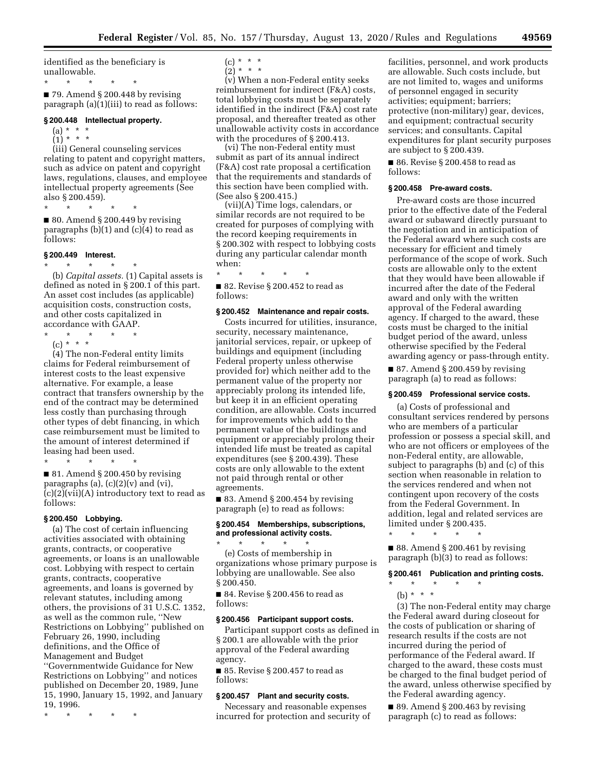identified as the beneficiary is unallowable.

\* \* \* \* \*

■ 79. Amend § 200.448 by revising paragraph (a)(1)(iii) to read as follows:

### § 200.448 Intellectual property.

(a) \* \* \*

(1) \* \* \*

(iii) General counseling services relating to patent and copyright matters, such as advice on patent and copyright laws, regulations, clauses, and employee intellectual property agreements (See also § 200.459).

\* \* \* \* \*

■ 80. Amend § 200.449 by revising paragraphs (b)(1) and (c)(4) to read as follows:

### § 200.449 Interest.

\* \* \* \* \*

(b) *Capital assets.* (1) Capital assets is defined as noted in § 200.1 of this part. An asset cost includes (as applicable) acquisition costs, construction costs, and other costs capitalized in accordance with GAAP.

\* \* \* \* \*

(c) \* \* \*

(4) The non-Federal entity limits claims for Federal reimbursement of interest costs to the least expensive alternative. For example, a lease contract that transfers ownership by the end of the contract may be determined less costly than purchasing through other types of debt financing, in which case reimbursement must be limited to the amount of interest determined if leasing had been used.

\* \* \* \* \*

■ 81. Amend § 200.450 by revising paragraphs (a), (c)(2)(v) and (vi), (c)(2)(vii)(A) introductory text to read as follows:

### § 200.450 Lobbying.

(a) The cost of certain influencing activities associated with obtaining grants, contracts, or cooperative agreements, or loans is an unallowable cost. Lobbying with respect to certain grants, contracts, cooperative agreements, and loans is governed by relevant statutes, including among others, the provisions of 31 U.S.C. 1352, as well as the common rule, ''New Restrictions on Lobbying'' published on February 26, 1990, including definitions, and the Office of Management and Budget ''Governmentwide Guidance for New Restrictions on Lobbying'' and notices published on December 20, 1989, June 15, 1990, January 15, 1992, and January 19, 1996.

\* \* \* \* \*

(c) \* \* \*

(2) \* \* \*

(v) When a non-Federal entity seeks reimbursement for indirect (F&A) costs, total lobbying costs must be separately identified in the indirect (F&A) cost rate proposal, and thereafter treated as other unallowable activity costs in accordance with the procedures of § 200.413.

(vi) The non-Federal entity must submit as part of its annual indirect (F&A) cost rate proposal a certification that the requirements and standards of this section have been complied with. (See also § 200.415.)

(vii)(A) Time logs, calendars, or similar records are not required to be created for purposes of complying with the record keeping requirements in § 200.302 with respect to lobbying costs during any particular calendar month when:

\* \* \* \* \*

■ 82. Revise § 200.452 to read as follows:

### § 200.452 Maintenance and repair costs.

Costs incurred for utilities, insurance, security, necessary maintenance, janitorial services, repair, or upkeep of buildings and equipment (including Federal property unless otherwise provided for) which neither add to the permanent value of the property nor appreciably prolong its intended life, but keep it in an efficient operating condition, are allowable. Costs incurred for improvements which add to the permanent value of the buildings and equipment or appreciably prolong their intended life must be treated as capital expenditures (see § 200.439). These costs are only allowable to the extent not paid through rental or other agreements.

■ 83. Amend § 200.454 by revising paragraph (e) to read as follows:

### § 200.454 Memberships, subscriptions, and professional activity costs.

\* \* \* \* \*

(e) Costs of membership in organizations whose primary purpose is lobbying are unallowable. See also § 200.450.

■ 84. Revise § 200.456 to read as follows:

### § 200.456 Participant support costs.

Participant support costs as defined in § 200.1 are allowable with the prior approval of the Federal awarding agency.

■ 85. Revise § 200.457 to read as follows:

### § 200.457 Plant and security costs.

Necessary and reasonable expenses incurred for protection and security of facilities, personnel, and work products are allowable. Such costs include, but are not limited to, wages and uniforms of personnel engaged in security activities; equipment; barriers; protective (non-military) gear, devices, and equipment; contractual security services; and consultants. Capital expenditures for plant security purposes are subject to § 200.439.

■ 86. Revise § 200.458 to read as follows:

### § 200.458 Pre-award costs.

Pre-award costs are those incurred prior to the effective date of the Federal award or subaward directly pursuant to the negotiation and in anticipation of the Federal award where such costs are necessary for efficient and timely performance of the scope of work. Such costs are allowable only to the extent that they would have been allowable if incurred after the date of the Federal award and only with the written approval of the Federal awarding agency. If charged to the award, these costs must be charged to the initial budget period of the award, unless otherwise specified by the Federal awarding agency or pass-through entity.

■ 87. Amend § 200.459 by revising paragraph (a) to read as follows:

### § 200.459 Professional service costs.

(a) Costs of professional and consultant services rendered by persons who are members of a particular profession or possess a special skill, and who are not officers or employees of the non-Federal entity, are allowable, subject to paragraphs (b) and (c) of this section when reasonable in relation to the services rendered and when not contingent upon recovery of the costs from the Federal Government. In addition, legal and related services are limited under § 200.435.

\* \* \* \* \*

■ 88. Amend § 200.461 by revising paragraph (b)(3) to read as follows:

### § 200.461 Publication and printing costs.

\* \* \* \* \*

(b) \* \* \*

(3) The non-Federal entity may charge the Federal award during closeout for the costs of publication or sharing of research results if the costs are not incurred during the period of performance of the Federal award. If charged to the award, these costs must be charged to the final budget period of the award, unless otherwise specified by the Federal awarding agency.

■ 89. Amend § 200.463 by revising paragraph (c) to read as follows: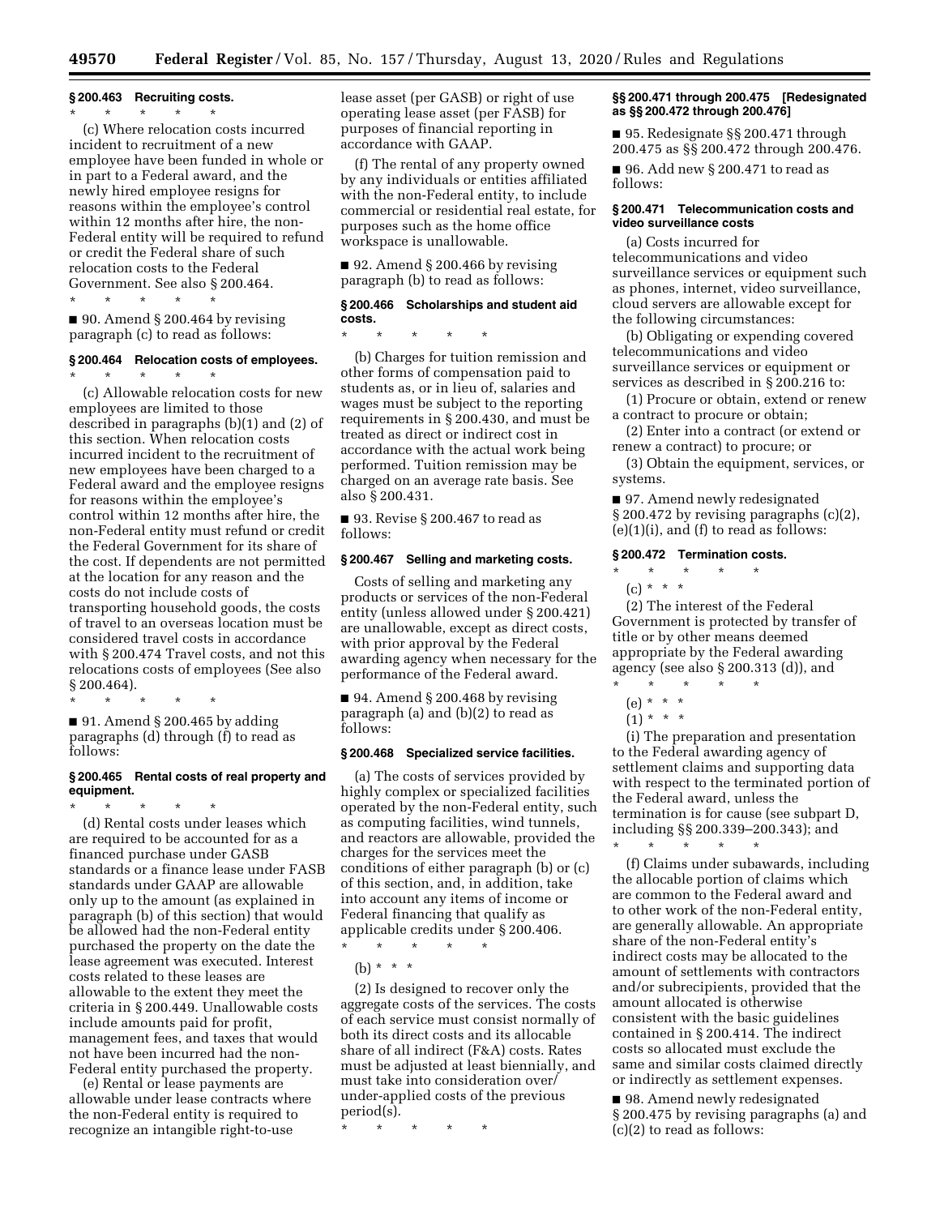**§ 200.463 Recruiting costs.**

\* \* \* \* \*

(c) Where relocation costs incurred incident to recruitment of a new employee have been funded in whole or in part to a Federal award, and the newly hired employee resigns for reasons within the employee's control within 12 months after hire, the non-Federal entity will be required to refund or credit the Federal share of such relocation costs to the Federal Government. See also § 200.464.

\* \* \* \* \*

■ 90. Amend § 200.464 by revising paragraph (c) to read as follows:

**§ 200.464 Relocation costs of employees.**

\* \* \* \* \*

(c) Allowable relocation costs for new employees are limited to those described in paragraphs (b)(1) and (2) of this section. When relocation costs incurred incident to the recruitment of new employees have been charged to a Federal award and the employee resigns for reasons within the employee's control within 12 months after hire, the non-Federal entity must refund or credit the Federal Government for its share of the cost. If dependents are not permitted at the location for any reason and the costs do not include costs of transporting household goods, the costs of travel to an overseas location must be considered travel costs in accordance with § 200.474 Travel costs, and not this relocations costs of employees (See also § 200.464).

\* \* \* \* \*

■ 91. Amend § 200.465 by adding paragraphs (d) through (f) to read as follows:

**§ 200.465 Rental costs of real property and equipment.**

\* \* \* \* \*

(d) Rental costs under leases which are required to be accounted for as a financed purchase under GASB standards or a finance lease under FASB standards under GAAP are allowable only up to the amount (as explained in paragraph (b) of this section) that would be allowed had the non-Federal entity purchased the property on the date the lease agreement was executed. Interest costs related to these leases are allowable to the extent they meet the criteria in § 200.449. Unallowable costs include amounts paid for profit, management fees, and taxes that would not have been incurred had the non-Federal entity purchased the property.

(e) Rental or lease payments are allowable under lease contracts where the non-Federal entity is required to recognize an intangible right-to-use lease asset (per GASB) or right of use operating lease asset (per FASB) for purposes of financial reporting in accordance with GAAP.

(f) The rental of any property owned by any individuals or entities affiliated with the non-Federal entity, to include commercial or residential real estate, for purposes such as the home office workspace is unallowable.

■ 92. Amend § 200.466 by revising paragraph (b) to read as follows:

**§ 200.466 Scholarships and student aid costs.**

\* \* \* \* \*

(b) Charges for tuition remission and other forms of compensation paid to students as, or in lieu of, salaries and wages must be subject to the reporting requirements in § 200.430, and must be treated as direct or indirect cost in accordance with the actual work being performed. Tuition remission may be charged on an average rate basis. See also § 200.431.

■ 93. Revise § 200.467 to read as follows:

**§ 200.467 Selling and marketing costs.**

Costs of selling and marketing any products or services of the non-Federal entity (unless allowed under § 200.421) are unallowable, except as direct costs, with prior approval by the Federal awarding agency when necessary for the performance of the Federal award.

■ 94. Amend § 200.468 by revising paragraph (a) and (b)(2) to read as follows:

**§ 200.468 Specialized service facilities.**

(a) The costs of services provided by highly complex or specialized facilities operated by the non-Federal entity, such as computing facilities, wind tunnels, and reactors are allowable, provided the charges for the services meet the conditions of either paragraph (b) or (c) of this section, and, in addition, take into account any items of income or Federal financing that qualify as applicable credits under § 200.406.

\* \* \* \* \*

(b) \* \* \*

(2) Is designed to recover only the aggregate costs of the services. The costs of each service must consist normally of both its direct costs and its allocable share of all indirect (F&A) costs. Rates must be adjusted at least biennially, and must take into consideration over/under-applied costs of the previous period(s).

\* \* \* \* \*

**§§ 200.471 through 200.475 [Redesignated as §§ 200.472 through 200.476]**

■ 95. Redesignate §§ 200.471 through 200.475 as §§ 200.472 through 200.476.

■ 96. Add new § 200.471 to read as follows:

**§ 200.471 Telecommunication costs and video surveillance costs**

(a) Costs incurred for telecommunications and video surveillance services or equipment such as phones, internet, video surveillance, cloud servers are allowable except for the following circumstances:

(b) Obligating or expending covered telecommunications and video surveillance services or equipment or services as described in § 200.216 to:

(1) Procure or obtain, extend or renew a contract to procure or obtain;

(2) Enter into a contract (or extend or renew a contract) to procure; or

(3) Obtain the equipment, services, or systems.

■ 97. Amend newly redesignated § 200.472 by revising paragraphs (c)(2), (e)(1)(i), and (f) to read as follows:

**§ 200.472 Termination costs.**

\* \* \* \* \*

(c) \* \* \*

(2) The interest of the Federal Government is protected by transfer of title or by other means deemed appropriate by the Federal awarding agency (see also § 200.313 (d)), and

\* \* \* \* \*

(e) \* \* \*

(1) \* \* \*

(i) The preparation and presentation to the Federal awarding agency of settlement claims and supporting data with respect to the terminated portion of the Federal award, unless the termination is for cause (see subpart D, including §§ 200.339–200.343); and

\* \* \* \* \*

(f) Claims under subawards, including the allocable portion of claims which are common to the Federal award and to other work of the non-Federal entity, are generally allowable. An appropriate share of the non-Federal entity's indirect costs may be allocated to the amount of settlements with contractors and/or subrecipients, provided that the amount allocated is otherwise consistent with the basic guidelines contained in § 200.414. The indirect costs so allocated must exclude the same and similar costs claimed directly or indirectly as settlement expenses.

■ 98. Amend newly redesignated § 200.475 by revising paragraphs (a) and (c)(2) to read as follows: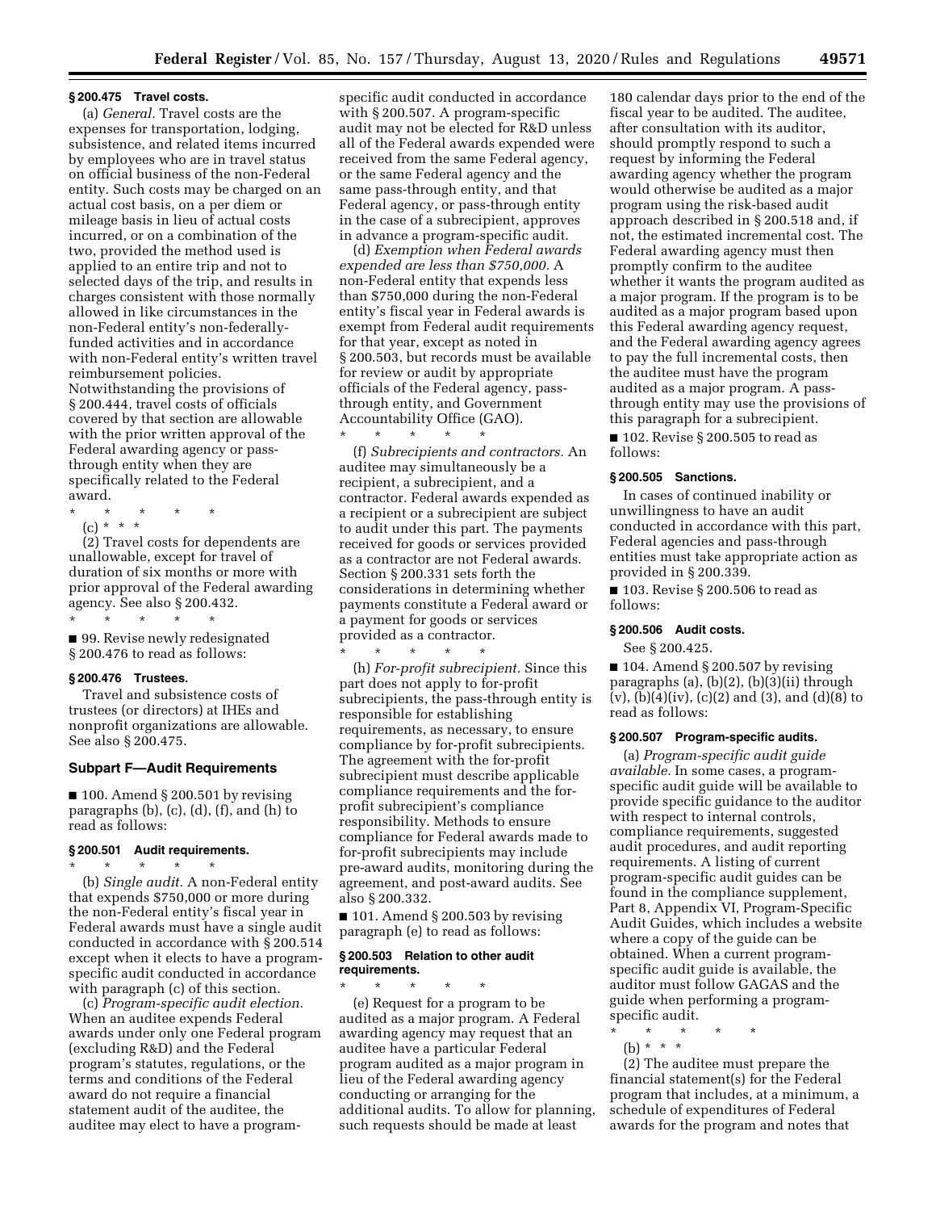**§ 200.475 Travel costs.**

(a) *General.* Travel costs are the expenses for transportation, lodging, subsistence, and related items incurred by employees who are in travel status on official business of the non-Federal entity. Such costs may be charged on an actual cost basis, on a per diem or mileage basis in lieu of actual costs incurred, or on a combination of the two, provided the method used is applied to an entire trip and not to selected days of the trip, and results in charges consistent with those normally allowed in like circumstances in the non-Federal entity's non-federally-funded activities and in accordance with non-Federal entity's written travel reimbursement policies. Notwithstanding the provisions of § 200.444, travel costs of officials covered by that section are allowable with the prior written approval of the Federal awarding agency or pass-through entity when they are specifically related to the Federal award.

\* \* \* \* \*

(c) \* \* \*

(2) Travel costs for dependents are unallowable, except for travel of duration of six months or more with prior approval of the Federal awarding agency. See also § 200.432.

\* \* \* \* \*

■ 99. Revise newly redesignated § 200.476 to read as follows:

**§ 200.476 Trustees.**

Travel and subsistence costs of trustees (or directors) at IHEs and nonprofit organizations are allowable. See also § 200.475.

## Subpart F—Audit Requirements

■ 100. Amend § 200.501 by revising paragraphs (b), (c), (d), (f), and (h) to read as follows:

**§ 200.501 Audit requirements.**

\* \* \* \* \*

(b) *Single audit.* A non-Federal entity that expends $750,000 or more during the non-Federal entity's fiscal year in Federal awards must have a single audit conducted in accordance with § 200.514 except when it elects to have a program-specific audit conducted in accordance with paragraph (c) of this section.

(c) *Program-specific audit election.* When an auditee expends Federal awards under only one Federal program (excluding R&D) and the Federal program's statutes, regulations, or the terms and conditions of the Federal award do not require a financial statement audit of the auditee, the auditee may elect to have a program-specific audit conducted in accordance with § 200.507. A program-specific audit may not be elected for R&D unless all of the Federal awards expended were received from the same Federal agency, or the same Federal agency and the same pass-through entity, and that Federal agency, or pass-through entity in the case of a subrecipient, approves in advance a program-specific audit.

(d) *Exemption when Federal awards expended are less than $750,000.* A non-Federal entity that expends less than $750,000 during the non-Federal entity's fiscal year in Federal awards is exempt from Federal audit requirements for that year, except as noted in § 200.503, but records must be available for review or audit by appropriate officials of the Federal agency, pass-through entity, and Government Accountability Office (GAO).

\* \* \* \* \*

(f) *Subrecipients and contractors.* An auditee may simultaneously be a recipient, a subrecipient, and a contractor. Federal awards expended as a recipient or a subrecipient are subject to audit under this part. The payments received for goods or services provided as a contractor are not Federal awards. Section § 200.331 sets forth the considerations in determining whether payments constitute a Federal award or a payment for goods or services provided as a contractor.

\* \* \* \* \*

(h) *For-profit subrecipient.* Since this part does not apply to for-profit subrecipients, the pass-through entity is responsible for establishing requirements, as necessary, to ensure compliance by for-profit subrecipients. The agreement with the for-profit subrecipient must describe applicable compliance requirements and the for-profit subrecipient's compliance responsibility. Methods to ensure compliance for Federal awards made to for-profit subrecipients may include pre-award audits, monitoring during the agreement, and post-award audits. See also § 200.332.

■ 101. Amend § 200.503 by revising paragraph (e) to read as follows:

**§ 200.503 Relation to other audit requirements.**

\* \* \* \* \*

(e) Request for a program to be audited as a major program. A Federal awarding agency may request that an auditee have a particular Federal program audited as a major program in lieu of the Federal awarding agency conducting or arranging for the additional audits. To allow for planning, such requests should be made at least 180 calendar days prior to the end of the fiscal year to be audited. The auditee, after consultation with its auditor, should promptly respond to such a request by informing the Federal awarding agency whether the program would otherwise be audited as a major program using the risk-based audit approach described in § 200.518 and, if not, the estimated incremental cost. The Federal awarding agency must then promptly confirm to the auditee whether it wants the program audited as a major program. If the program is to be audited as a major program based upon this Federal awarding agency request, and the Federal awarding agency agrees to pay the full incremental costs, then the auditee must have the program audited as a major program. A pass-through entity may use the provisions of this paragraph for a subrecipient.

■ 102. Revise § 200.505 to read as follows:

**§ 200.505 Sanctions.**

In cases of continued inability or unwillingness to have an audit conducted in accordance with this part, Federal agencies and pass-through entities must take appropriate action as provided in § 200.339.

■ 103. Revise § 200.506 to read as follows:

**§ 200.506 Audit costs.**

See § 200.425.

■ 104. Amend § 200.507 by revising paragraphs (a), (b)(2), (b)(3)(ii) through (v), (b)(4)(iv), (c)(2) and (3), and (d)(8) to read as follows:

**§ 200.507 Program-specific audits.**

(a) *Program-specific audit guide available.* In some cases, a program-specific audit guide will be available to provide specific guidance to the auditor with respect to internal controls, compliance requirements, suggested audit procedures, and audit reporting requirements. A listing of current program-specific audit guides can be found in the compliance supplement, Part 8, Appendix VI, Program-Specific Audit Guides, which includes a website where a copy of the guide can be obtained. When a current program-specific audit guide is available, the auditor must follow GAGAS and the guide when performing a program-specific audit.

\* \* \* \* \*

(b) \* \* \*

(2) The auditee must prepare the financial statement(s) for the Federal program that includes, at a minimum, a schedule of expenditures of Federal awards for the program and notes that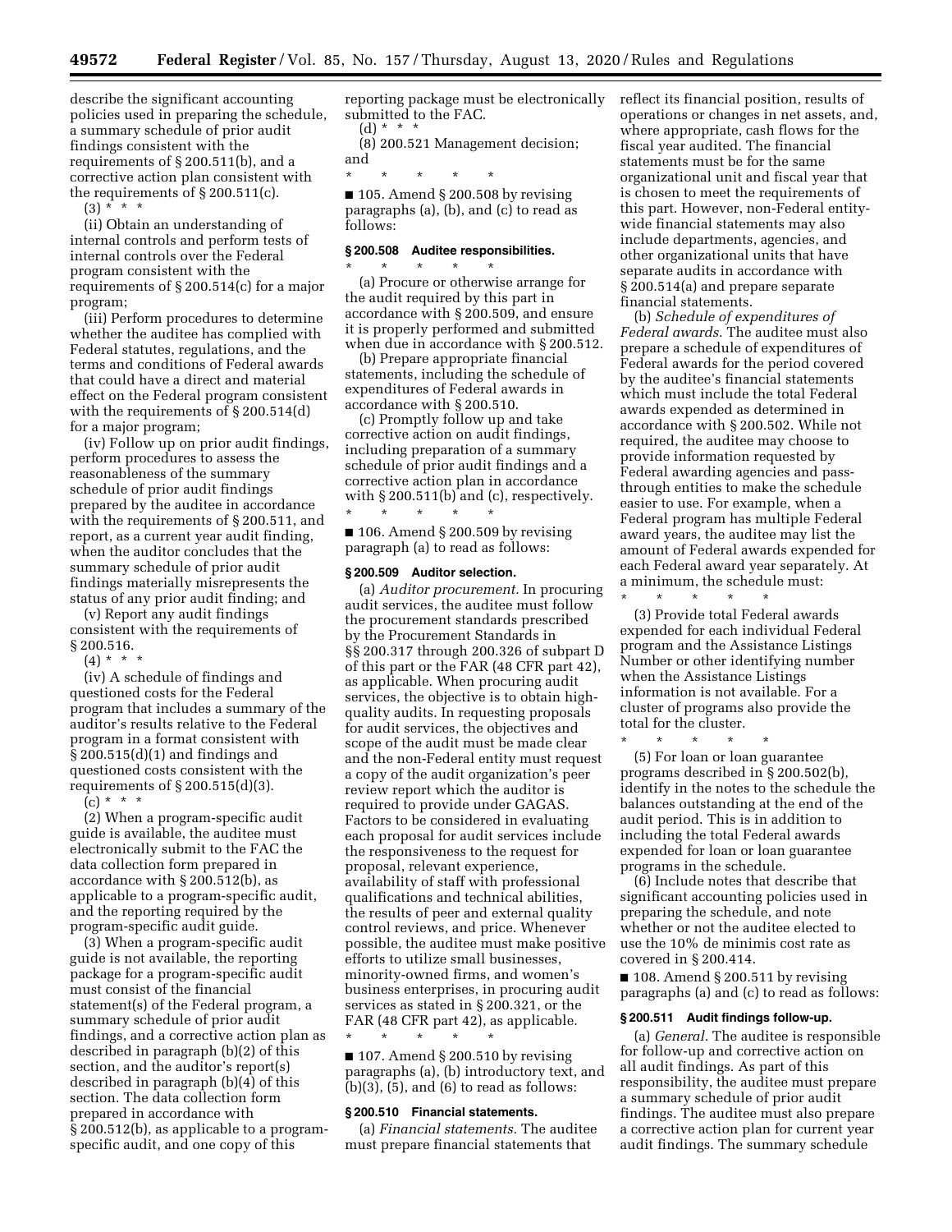describe the significant accounting policies used in preparing the schedule, a summary schedule of prior audit findings consistent with the requirements of § 200.511(b), and a corrective action plan consistent with the requirements of § 200.511(c).

(3) * * *

(ii) Obtain an understanding of internal controls and perform tests of internal controls over the Federal program consistent with the requirements of § 200.514(c) for a major program;

(iii) Perform procedures to determine whether the auditee has complied with Federal statutes, regulations, and the terms and conditions of Federal awards that could have a direct and material effect on the Federal program consistent with the requirements of § 200.514(d) for a major program;

(iv) Follow up on prior audit findings, perform procedures to assess the reasonableness of the summary schedule of prior audit findings prepared by the auditee in accordance with the requirements of § 200.511, and report, as a current year audit finding, when the auditor concludes that the summary schedule of prior audit findings materially misrepresents the status of any prior audit finding; and

(v) Report any audit findings consistent with the requirements of § 200.516.

(4) * * *

(iv) A schedule of findings and questioned costs for the Federal program that includes a summary of the auditor's results relative to the Federal program in a format consistent with § 200.515(d)(1) and findings and questioned costs consistent with the requirements of § 200.515(d)(3).

(c) * * *

(2) When a program-specific audit guide is available, the auditee must electronically submit to the FAC the data collection form prepared in accordance with § 200.512(b), as applicable to a program-specific audit, and the reporting required by the program-specific audit guide.

(3) When a program-specific audit guide is not available, the reporting package for a program-specific audit must consist of the financial statement(s) of the Federal program, a summary schedule of prior audit findings, and a corrective action plan as described in paragraph (b)(2) of this section, and the auditor's report(s) described in paragraph (b)(4) of this section. The data collection form prepared in accordance with § 200.512(b), as applicable to a program-specific audit, and one copy of this reporting package must be electronically submitted to the FAC.

(d) * * *

(8) 200.521 Management decision; and

\* \* \* \* \*

■ 105. Amend § 200.508 by revising paragraphs (a), (b), and (c) to read as follows:

### § 200.508 Auditee responsibilities.

\* \* \* \* \*

(a) Procure or otherwise arrange for the audit required by this part in accordance with § 200.509, and ensure it is properly performed and submitted when due in accordance with § 200.512.

(b) Prepare appropriate financial statements, including the schedule of expenditures of Federal awards in accordance with § 200.510.

(c) Promptly follow up and take corrective action on audit findings, including preparation of a summary schedule of prior audit findings and a corrective action plan in accordance with § 200.511(b) and (c), respectively.

\* \* \* \* \*

■ 106. Amend § 200.509 by revising paragraph (a) to read as follows:

### § 200.509 Auditor selection.

(a) *Auditor procurement.* In procuring audit services, the auditee must follow the procurement standards prescribed by the Procurement Standards in §§ 200.317 through 200.326 of subpart D of this part or the FAR (48 CFR part 42), as applicable. When procuring audit services, the objective is to obtain high-quality audits. In requesting proposals for audit services, the objectives and scope of the audit must be made clear and the non-Federal entity must request a copy of the audit organization's peer review report which the auditor is required to provide under GAGAS. Factors to be considered in evaluating each proposal for audit services include the responsiveness to the request for proposal, relevant experience, availability of staff with professional qualifications and technical abilities, the results of peer and external quality control reviews, and price. Whenever possible, the auditee must make positive efforts to utilize small businesses, minority-owned firms, and women's business enterprises, in procuring audit services as stated in § 200.321, or the FAR (48 CFR part 42), as applicable.

\* \* \* \* \*

■ 107. Amend § 200.510 by revising paragraphs (a), (b) introductory text, and (b)(3), (5), and (6) to read as follows:

### § 200.510 Financial statements.

(a) *Financial statements.* The auditee must prepare financial statements that reflect its financial position, results of operations or changes in net assets, and, where appropriate, cash flows for the fiscal year audited. The financial statements must be for the same organizational unit and fiscal year that is chosen to meet the requirements of this part. However, non-Federal entity-wide financial statements may also include departments, agencies, and other organizational units that have separate audits in accordance with § 200.514(a) and prepare separate financial statements.

(b) *Schedule of expenditures of Federal awards.* The auditee must also prepare a schedule of expenditures of Federal awards for the period covered by the auditee's financial statements which must include the total Federal awards expended as determined in accordance with § 200.502. While not required, the auditee may choose to provide information requested by Federal awarding agencies and pass-through entities to make the schedule easier to use. For example, when a Federal program has multiple Federal award years, the auditee may list the amount of Federal awards expended for each Federal award year separately. At a minimum, the schedule must:

\* \* \* \* \*

(3) Provide total Federal awards expended for each individual Federal program and the Assistance Listings Number or other identifying number when the Assistance Listings information is not available. For a cluster of programs also provide the total for the cluster.

\* \* \* \* \*

(5) For loan or loan guarantee programs described in § 200.502(b), identify in the notes to the schedule the balances outstanding at the end of the audit period. This is in addition to including the total Federal awards expended for loan or loan guarantee programs in the schedule.

(6) Include notes that describe that significant accounting policies used in preparing the schedule, and note whether or not the auditee elected to use the 10% de minimis cost rate as covered in § 200.414.

■ 108. Amend § 200.511 by revising paragraphs (a) and (c) to read as follows:

### § 200.511 Audit findings follow-up.

(a) *General.* The auditee is responsible for follow-up and corrective action on all audit findings. As part of this responsibility, the auditee must prepare a summary schedule of prior audit findings. The auditee must also prepare a corrective action plan for current year audit findings. The summary schedule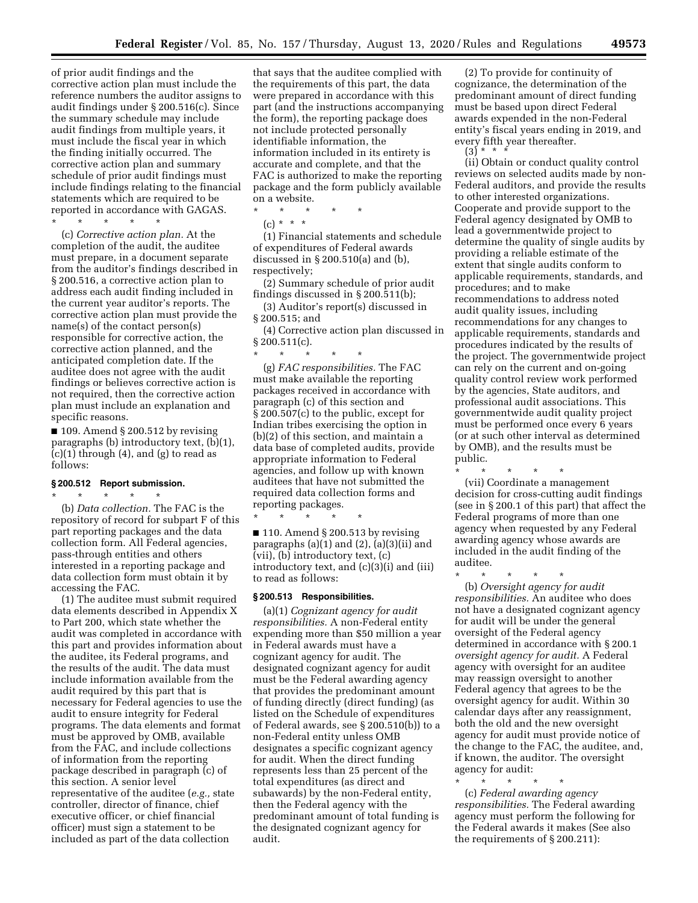of prior audit findings and the corrective action plan must include the reference numbers the auditor assigns to audit findings under § 200.516(c). Since the summary schedule may include audit findings from multiple years, it must include the fiscal year in which the finding initially occurred. The corrective action plan and summary schedule of prior audit findings must include findings relating to the financial statements which are required to be reported in accordance with GAGAS.

\* \* \* \* \*

(c) *Corrective action plan.* At the completion of the audit, the auditee must prepare, in a document separate from the auditor's findings described in § 200.516, a corrective action plan to address each audit finding included in the current year auditor's reports. The corrective action plan must provide the name(s) of the contact person(s) responsible for corrective action, the corrective action planned, and the anticipated completion date. If the auditee does not agree with the audit findings or believes corrective action is not required, then the corrective action plan must include an explanation and specific reasons.

■ 109. Amend § 200.512 by revising paragraphs (b) introductory text, (b)(1), (c)(1) through (4), and (g) to read as follows:

**§ 200.512 Report submission.**

\* \* \* \* \*

(b) *Data collection.* The FAC is the repository of record for subpart F of this part reporting packages and the data collection form. All Federal agencies, pass-through entities and others interested in a reporting package and data collection form must obtain it by accessing the FAC.

(1) The auditee must submit required data elements described in Appendix X to Part 200, which state whether the audit was completed in accordance with this part and provides information about the auditee, its Federal programs, and the results of the audit. The data must include information available from the audit required by this part that is necessary for Federal agencies to use the audit to ensure integrity for Federal programs. The data elements and format must be approved by OMB, available from the FAC, and include collections of information from the reporting package described in paragraph (c) of this section. A senior level representative of the auditee (*e.g.,* state controller, director of finance, chief executive officer, or chief financial officer) must sign a statement to be included as part of the data collection that says that the auditee complied with the requirements of this part, the data were prepared in accordance with this part (and the instructions accompanying the form), the reporting package does not include protected personally identifiable information, the information included in its entirety is accurate and complete, and that the FAC is authorized to make the reporting package and the form publicly available on a website.

\* \* \* \* \*

(c) \* \* \*

(1) Financial statements and schedule of expenditures of Federal awards discussed in § 200.510(a) and (b), respectively;

(2) Summary schedule of prior audit findings discussed in § 200.511(b);

(3) Auditor's report(s) discussed in § 200.515; and

(4) Corrective action plan discussed in § 200.511(c).

\* \* \* \* \*

(g) *FAC responsibilities.* The FAC must make available the reporting packages received in accordance with paragraph (c) of this section and § 200.507(c) to the public, except for Indian tribes exercising the option in (b)(2) of this section, and maintain a data base of completed audits, provide appropriate information to Federal agencies, and follow up with known auditees that have not submitted the required data collection forms and reporting packages.

\* \* \* \* \*

■ 110. Amend § 200.513 by revising paragraphs (a)(1) and (2), (a)(3)(ii) and (vii), (b) introductory text, (c) introductory text, and (c)(3)(i) and (iii) to read as follows:

**§ 200.513 Responsibilities.**

(a)(1) *Cognizant agency for audit responsibilities.* A non-Federal entity expending more than $50 million a year in Federal awards must have a cognizant agency for audit. The designated cognizant agency for audit must be the Federal awarding agency that provides the predominant amount of funding directly (direct funding) (as listed on the Schedule of expenditures of Federal awards, see § 200.510(b)) to a non-Federal entity unless OMB designates a specific cognizant agency for audit. When the direct funding represents less than 25 percent of the total expenditures (as direct and subawards) by the non-Federal entity, then the Federal agency with the predominant amount of total funding is the designated cognizant agency for audit.

(2) To provide for continuity of cognizance, the determination of the predominant amount of direct funding must be based upon direct Federal awards expended in the non-Federal entity's fiscal years ending in 2019, and every fifth year thereafter.

(3) \* \* \*

(ii) Obtain or conduct quality control reviews on selected audits made by non-Federal auditors, and provide the results to other interested organizations. Cooperate and provide support to the Federal agency designated by OMB to lead a governmentwide project to determine the quality of single audits by providing a reliable estimate of the extent that single audits conform to applicable requirements, standards, and procedures; and to make recommendations to address noted audit quality issues, including recommendations for any changes to applicable requirements, standards and procedures indicated by the results of the project. The governmentwide project can rely on the current and on-going quality control review work performed by the agencies, State auditors, and professional audit associations. This governmentwide audit quality project must be performed once every 6 years (or at such other interval as determined by OMB), and the results must be public.

\* \* \* \* \*

(vii) Coordinate a management decision for cross-cutting audit findings (see in § 200.1 of this part) that affect the Federal programs of more than one agency when requested by any Federal awarding agency whose awards are included in the audit finding of the auditee.

\* \* \* \* \*

(b) *Oversight agency for audit responsibilities.* An auditee who does not have a designated cognizant agency for audit will be under the general oversight of the Federal agency determined in accordance with § 200.1 *oversight agency for audit.* A Federal agency with oversight for an auditee may reassign oversight to another Federal agency that agrees to be the oversight agency for audit. Within 30 calendar days after any reassignment, both the old and the new oversight agency for audit must provide notice of the change to the FAC, the auditee, and, if known, the auditor. The oversight agency for audit:

\* \* \* \* \*

(c) *Federal awarding agency responsibilities.* The Federal awarding agency must perform the following for the Federal awards it makes (See also the requirements of § 200.211):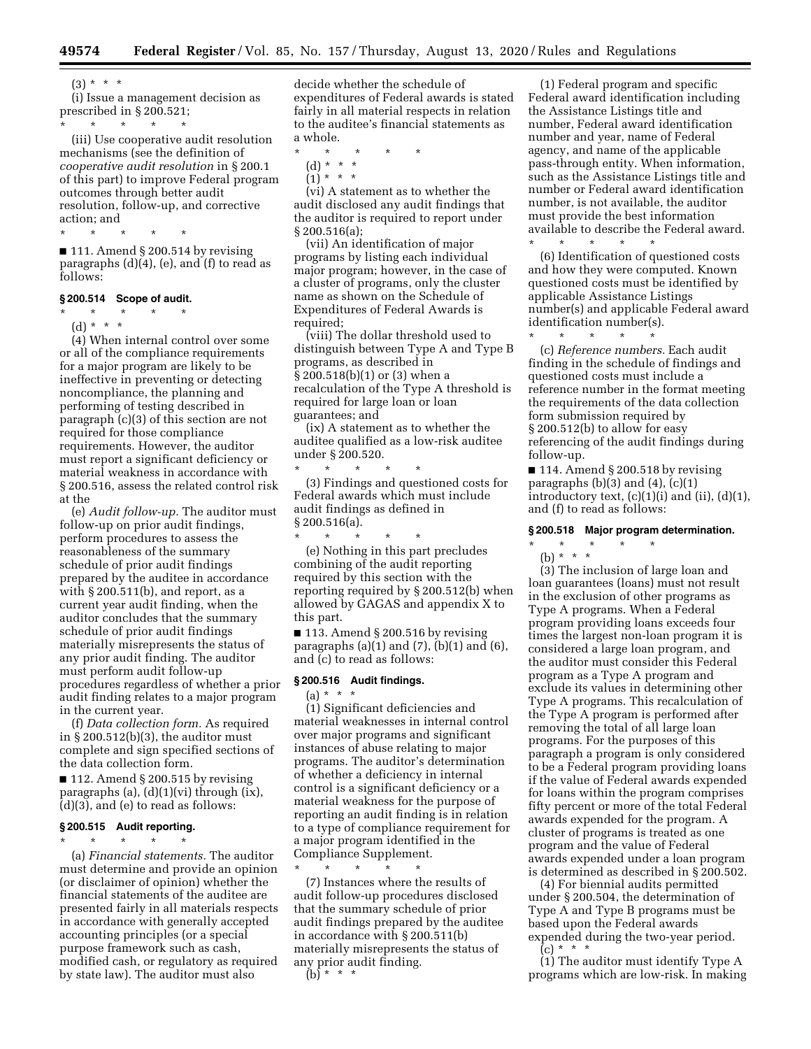(3) * * *

(i) Issue a management decision as prescribed in § 200.521;

\* \* \* \* \*

(iii) Use cooperative audit resolution mechanisms (see the definition of *cooperative audit resolution* in § 200.1 of this part) to improve Federal program outcomes through better audit resolution, follow-up, and corrective action; and

\* \* \* \* \*

■ 111. Amend § 200.514 by revising paragraphs (d)(4), (e), and (f) to read as follows:

**§ 200.514 Scope of audit.**

\* \* \* \* \*

(d) * * *

(4) When internal control over some or all of the compliance requirements for a major program are likely to be ineffective in preventing or detecting noncompliance, the planning and performing of testing described in paragraph (c)(3) of this section are not required for those compliance requirements. However, the auditor must report a significant deficiency or material weakness in accordance with § 200.516, assess the related control risk at the

(e) *Audit follow-up.* The auditor must follow-up on prior audit findings, perform procedures to assess the reasonableness of the summary schedule of prior audit findings prepared by the auditee in accordance with § 200.511(b), and report, as a current year audit finding, when the auditor concludes that the summary schedule of prior audit findings materially misrepresents the status of any prior audit finding. The auditor must perform audit follow-up procedures regardless of whether a prior audit finding relates to a major program in the current year.

(f) *Data collection form.* As required in § 200.512(b)(3), the auditor must complete and sign specified sections of the data collection form.

■ 112. Amend § 200.515 by revising paragraphs (a), (d)(1)(vi) through (ix), (d)(3), and (e) to read as follows:

**§ 200.515 Audit reporting.**

\* \* \* \* \*

(a) *Financial statements.* The auditor must determine and provide an opinion (or disclaimer of opinion) whether the financial statements of the auditee are presented fairly in all materials respects in accordance with generally accepted accounting principles (or a special purpose framework such as cash, modified cash, or regulatory as required by state law). The auditor must also decide whether the schedule of expenditures of Federal awards is stated fairly in all material respects in relation to the auditee's financial statements as a whole.

\* \* \* \* \*

(d) * * *

(1) * * *

(vi) A statement as to whether the audit disclosed any audit findings that the auditor is required to report under § 200.516(a);

(vii) An identification of major programs by listing each individual major program; however, in the case of a cluster of programs, only the cluster name as shown on the Schedule of Expenditures of Federal Awards is required;

(viii) The dollar threshold used to distinguish between Type A and Type B programs, as described in § 200.518(b)(1) or (3) when a recalculation of the Type A threshold is required for large loan or loan guarantees; and

(ix) A statement as to whether the auditee qualified as a low-risk auditee under § 200.520.

\* \* \* \* \*

(3) Findings and questioned costs for Federal awards which must include audit findings as defined in § 200.516(a).

\* \* \* \* \*

(e) Nothing in this part precludes combining of the audit reporting required by this section with the reporting required by § 200.512(b) when allowed by GAGAS and appendix X to this part.

■ 113. Amend § 200.516 by revising paragraphs (a)(1) and (7), (b)(1) and (6), and (c) to read as follows:

**§ 200.516 Audit findings.**

(a) * * *

(1) Significant deficiencies and material weaknesses in internal control over major programs and significant instances of abuse relating to major programs. The auditor's determination of whether a deficiency in internal control is a significant deficiency or a material weakness for the purpose of reporting an audit finding is in relation to a type of compliance requirement for a major program identified in the Compliance Supplement.

\* \* \* \* \*

(7) Instances where the results of audit follow-up procedures disclosed that the summary schedule of prior audit findings prepared by the auditee in accordance with § 200.511(b) materially misrepresents the status of any prior audit finding.

(b) * * *

(1) Federal program and specific Federal award identification including the Assistance Listings title and number, Federal award identification number and year, name of Federal agency, and name of the applicable pass-through entity. When information, such as the Assistance Listings title and number or Federal award identification number, is not available, the auditor must provide the best information available to describe the Federal award.

\* \* \* \* \*

(6) Identification of questioned costs and how they were computed. Known questioned costs must be identified by applicable Assistance Listings number(s) and applicable Federal award identification number(s).

\* \* \* \* \*

(c) *Reference numbers.* Each audit finding in the schedule of findings and questioned costs must include a reference number in the format meeting the requirements of the data collection form submission required by § 200.512(b) to allow for easy referencing of the audit findings during follow-up.

■ 114. Amend § 200.518 by revising paragraphs (b)(3) and (4), (c)(1) introductory text, (c)(1)(i) and (ii), (d)(1), and (f) to read as follows:

**§ 200.518 Major program determination.**

\* \* \* \* \*

(b) * * *

(3) The inclusion of large loan and loan guarantees (loans) must not result in the exclusion of other programs as Type A programs. When a Federal program providing loans exceeds four times the largest non-loan program it is considered a large loan program, and the auditor must consider this Federal program as a Type A program and exclude its values in determining other Type A programs. This recalculation of the Type A program is performed after removing the total of all large loan programs. For the purposes of this paragraph a program is only considered to be a Federal program providing loans if the value of Federal awards expended for loans within the program comprises fifty percent or more of the total Federal awards expended for the program. A cluster of programs is treated as one program and the value of Federal awards expended under a loan program is determined as described in § 200.502.

(4) For biennial audits permitted under § 200.504, the determination of Type A and Type B programs must be based upon the Federal awards expended during the two-year period.

(c) * * *

(1) The auditor must identify Type A programs which are low-risk. In making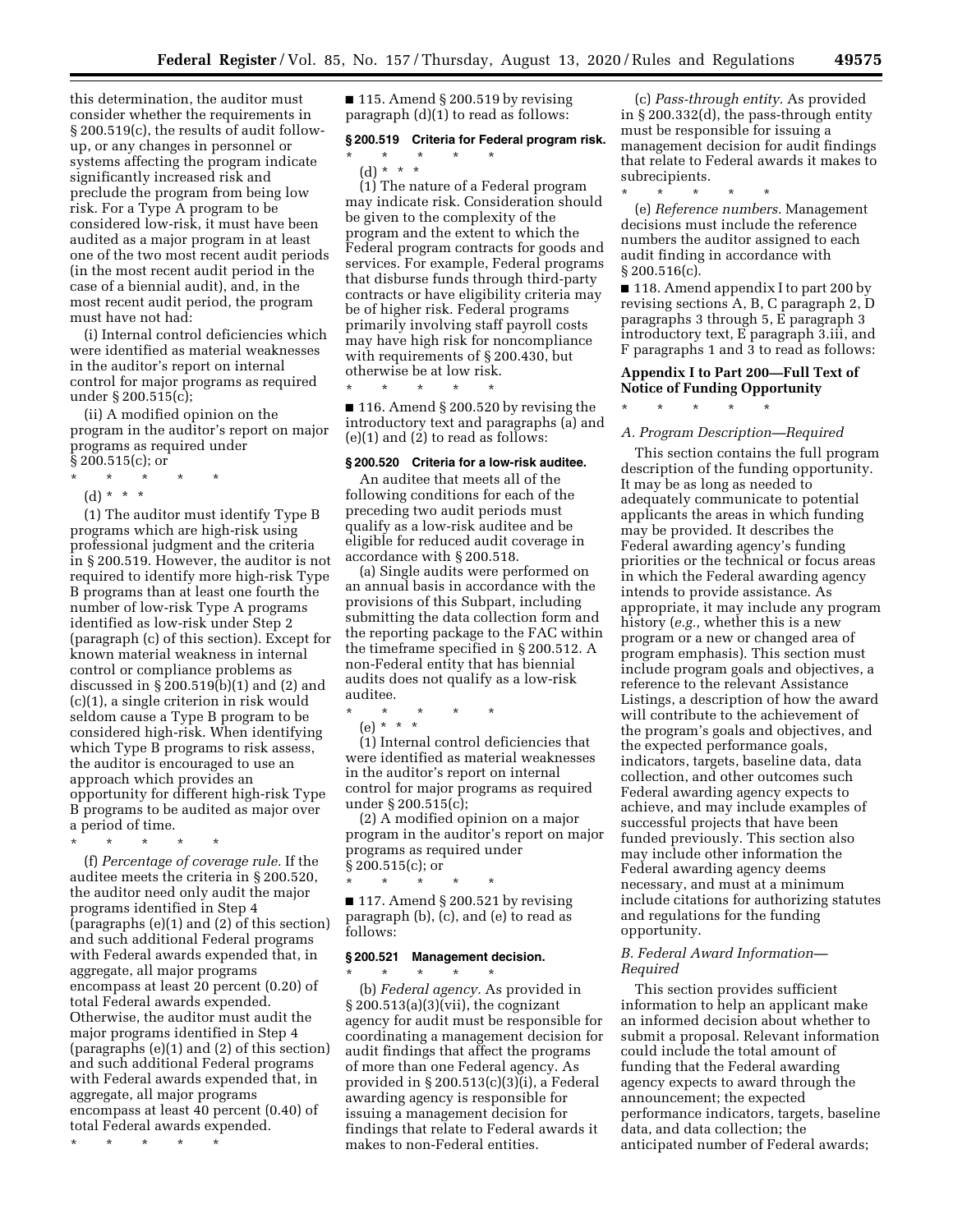this determination, the auditor must consider whether the requirements in § 200.519(c), the results of audit follow-up, or any changes in personnel or systems affecting the program indicate significantly increased risk and preclude the program from being low risk. For a Type A program to be considered low-risk, it must have been audited as a major program in at least one of the two most recent audit periods (in the most recent audit period in the case of a biennial audit), and, in the most recent audit period, the program must have not had:

(i) Internal control deficiencies which were identified as material weaknesses in the auditor's report on internal control for major programs as required under § 200.515(c);

(ii) A modified opinion on the program in the auditor's report on major programs as required under § 200.515(c); or

\* \* \* \* \*

(d) \* \* \*

(1) The auditor must identify Type B programs which are high-risk using professional judgment and the criteria in § 200.519. However, the auditor is not required to identify more high-risk Type B programs than at least one fourth the number of low-risk Type A programs identified as low-risk under Step 2 (paragraph (c) of this section). Except for known material weakness in internal control or compliance problems as discussed in § 200.519(b)(1) and (2) and (c)(1), a single criterion in risk would seldom cause a Type B program to be considered high-risk. When identifying which Type B programs to risk assess, the auditor is encouraged to use an approach which provides an opportunity for different high-risk Type B programs to be audited as major over a period of time.

\* \* \* \* \*

(f) *Percentage of coverage rule.* If the auditee meets the criteria in § 200.520, the auditor need only audit the major programs identified in Step 4 (paragraphs (e)(1) and (2) of this section) and such additional Federal programs with Federal awards expended that, in aggregate, all major programs encompass at least 20 percent (0.20) of total Federal awards expended. Otherwise, the auditor must audit the major programs identified in Step 4 (paragraphs (e)(1) and (2) of this section) and such additional Federal programs with Federal awards expended that, in aggregate, all major programs encompass at least 40 percent (0.40) of total Federal awards expended.

\* \* \* \* \*

■ 115. Amend § 200.519 by revising paragraph (d)(1) to read as follows:

**§ 200.519 Criteria for Federal program risk.**

\* \* \* \* \*

(d) \* \* \*

(1) The nature of a Federal program may indicate risk. Consideration should be given to the complexity of the program and the extent to which the Federal program contracts for goods and services. For example, Federal programs that disburse funds through third-party contracts or have eligibility criteria may be of higher risk. Federal programs primarily involving staff payroll costs may have high risk for noncompliance with requirements of § 200.430, but otherwise be at low risk.

\* \* \* \* \*

■ 116. Amend § 200.520 by revising the introductory text and paragraphs (a) and (e)(1) and (2) to read as follows:

**§ 200.520 Criteria for a low-risk auditee.**

An auditee that meets all of the following conditions for each of the preceding two audit periods must qualify as a low-risk auditee and be eligible for reduced audit coverage in accordance with § 200.518.

(a) Single audits were performed on an annual basis in accordance with the provisions of this Subpart, including submitting the data collection form and the reporting package to the FAC within the timeframe specified in § 200.512. A non-Federal entity that has biennial audits does not qualify as a low-risk auditee.

\* \* \* \* \*

(e) \* \* \*

(1) Internal control deficiencies that were identified as material weaknesses in the auditor's report on internal control for major programs as required under § 200.515(c);

(2) A modified opinion on a major program in the auditor's report on major programs as required under § 200.515(c); or

\* \* \* \* \*

■ 117. Amend § 200.521 by revising paragraph (b), (c), and (e) to read as follows:

**§ 200.521 Management decision.**

\* \* \* \* \*

(b) *Federal agency.* As provided in § 200.513(a)(3)(vii), the cognizant agency for audit must be responsible for coordinating a management decision for audit findings that affect the programs of more than one Federal agency. As provided in § 200.513(c)(3)(i), a Federal awarding agency is responsible for issuing a management decision for findings that relate to Federal awards it makes to non-Federal entities.

(c) *Pass-through entity.* As provided in § 200.332(d), the pass-through entity must be responsible for issuing a management decision for audit findings that relate to Federal awards it makes to subrecipients.

\* \* \* \* \*

(e) *Reference numbers.* Management decisions must include the reference numbers the auditor assigned to each audit finding in accordance with § 200.516(c).

■ 118. Amend appendix I to part 200 by revising sections A, B, C paragraph 2, D paragraphs 3 through 5, E paragraph 3 introductory text, E paragraph 3.iii, and F paragraphs 1 and 3 to read as follows:

**Appendix I to Part 200—Full Text of Notice of Funding Opportunity**

\* \* \* \* \*

*A. Program Description—Required*

This section contains the full program description of the funding opportunity. It may be as long as needed to adequately communicate to potential applicants the areas in which funding may be provided. It describes the Federal awarding agency's funding priorities or the technical or focus areas in which the Federal awarding agency intends to provide assistance. As appropriate, it may include any program history (*e.g.,* whether this is a new program or a new or changed area of program emphasis). This section must include program goals and objectives, a reference to the relevant Assistance Listings, a description of how the award will contribute to the achievement of the program's goals and objectives, and the expected performance goals, indicators, targets, baseline data, data collection, and other outcomes such Federal awarding agency expects to achieve, and may include examples of successful projects that have been funded previously. This section also may include other information the Federal awarding agency deems necessary, and must at a minimum include citations for authorizing statutes and regulations for the funding opportunity.

*B. Federal Award Information—Required*

This section provides sufficient information to help an applicant make an informed decision about whether to submit a proposal. Relevant information could include the total amount of funding that the Federal awarding agency expects to award through the announcement; the expected performance indicators, targets, baseline data, and data collection; the anticipated number of Federal awards;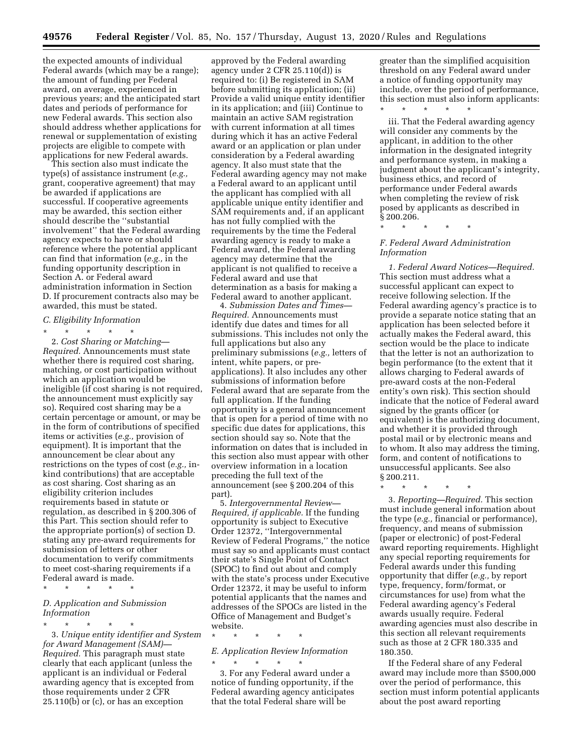the expected amounts of individual Federal awards (which may be a range); the amount of funding per Federal award, on average, experienced in previous years; and the anticipated start dates and periods of performance for new Federal awards. This section also should address whether applications for renewal or supplementation of existing projects are eligible to compete with applications for new Federal awards.

This section also must indicate the type(s) of assistance instrument (*e.g.,* grant, cooperative agreement) that may be awarded if applications are successful. If cooperative agreements may be awarded, this section either should describe the ''substantial involvement'' that the Federal awarding agency expects to have or should reference where the potential applicant can find that information (*e.g.,* in the funding opportunity description in Section A. or Federal award administration information in Section D. If procurement contracts also may be awarded, this must be stated.

### *C. Eligibility Information*

\* \* \* \* \*

2. *Cost Sharing or Matching—Required.* Announcements must state whether there is required cost sharing, matching, or cost participation without which an application would be ineligible (if cost sharing is not required, the announcement must explicitly say so). Required cost sharing may be a certain percentage or amount, or may be in the form of contributions of specified items or activities (*e.g.,* provision of equipment). It is important that the announcement be clear about any restrictions on the types of cost (*e.g.,* in-kind contributions) that are acceptable as cost sharing. Cost sharing as an eligibility criterion includes requirements based in statute or regulation, as described in § 200.306 of this Part. This section should refer to the appropriate portion(s) of section D. stating any pre-award requirements for submission of letters or other documentation to verify commitments to meet cost-sharing requirements if a Federal award is made.

\* \* \* \* \*

### *D. Application and Submission Information*

\* \* \* \* \*

3. *Unique entity identifier and System for Award Management (SAM)—Required.* This paragraph must state clearly that each applicant (unless the applicant is an individual or Federal awarding agency that is excepted from those requirements under 2 CFR 25.110(b) or (c), or has an exception approved by the Federal awarding agency under 2 CFR 25.110(d)) is required to: (i) Be registered in SAM before submitting its application; (ii) Provide a valid unique entity identifier in its application; and (iii) Continue to maintain an active SAM registration with current information at all times during which it has an active Federal award or an application or plan under consideration by a Federal awarding agency. It also must state that the Federal awarding agency may not make a Federal award to an applicant until the applicant has complied with all applicable unique entity identifier and SAM requirements and, if an applicant has not fully complied with the requirements by the time the Federal awarding agency is ready to make a Federal award, the Federal awarding agency may determine that the applicant is not qualified to receive a Federal award and use that determination as a basis for making a Federal award to another applicant.

4. *Submission Dates and Times—Required.* Announcements must identify due dates and times for all submissions. This includes not only the full applications but also any preliminary submissions (*e.g.,* letters of intent, white papers, or pre-applications). It also includes any other submissions of information before Federal award that are separate from the full application. If the funding opportunity is a general announcement that is open for a period of time with no specific due dates for applications, this section should say so. Note that the information on dates that is included in this section also must appear with other overview information in a location preceding the full text of the announcement (see § 200.204 of this part).

5. *Intergovernmental Review—Required, if applicable.* If the funding opportunity is subject to Executive Order 12372, ''Intergovernmental Review of Federal Programs,'' the notice must say so and applicants must contact their state's Single Point of Contact (SPOC) to find out about and comply with the state's process under Executive Order 12372, it may be useful to inform potential applicants that the names and addresses of the SPOCs are listed in the Office of Management and Budget's website.

\* \* \* \* \*

### *E. Application Review Information*

\* \* \* \* \*

3. For any Federal award under a notice of funding opportunity, if the Federal awarding agency anticipates that the total Federal share will be greater than the simplified acquisition threshold on any Federal award under a notice of funding opportunity may include, over the period of performance, this section must also inform applicants:

\* \* \* \* \*

iii. That the Federal awarding agency will consider any comments by the applicant, in addition to the other information in the designated integrity and performance system, in making a judgment about the applicant's integrity, business ethics, and record of performance under Federal awards when completing the review of risk posed by applicants as described in § 200.206.

\* \* \* \* \*

### *F. Federal Award Administration Information*

1. *Federal Award Notices—Required.* This section must address what a successful applicant can expect to receive following selection. If the Federal awarding agency's practice is to provide a separate notice stating that an application has been selected before it actually makes the Federal award, this section would be the place to indicate that the letter is not an authorization to begin performance (to the extent that it allows charging to Federal awards of pre-award costs at the non-Federal entity's own risk). This section should indicate that the notice of Federal award signed by the grants officer (or equivalent) is the authorizing document, and whether it is provided through postal mail or by electronic means and to whom. It also may address the timing, form, and content of notifications to unsuccessful applicants. See also § 200.211.

\* \* \* \* \*

3. *Reporting—Required.* This section must include general information about the type (*e.g.,* financial or performance), frequency, and means of submission (paper or electronic) of post-Federal award reporting requirements. Highlight any special reporting requirements for Federal awards under this funding opportunity that differ (*e.g.,* by report type, frequency, form/format, or circumstances for use) from what the Federal awarding agency's Federal awards usually require. Federal awarding agencies must also describe in this section all relevant requirements such as those at 2 CFR 180.335 and 180.350.

If the Federal share of any Federal award may include more than $500,000 over the period of performance, this section must inform potential applicants about the post award reporting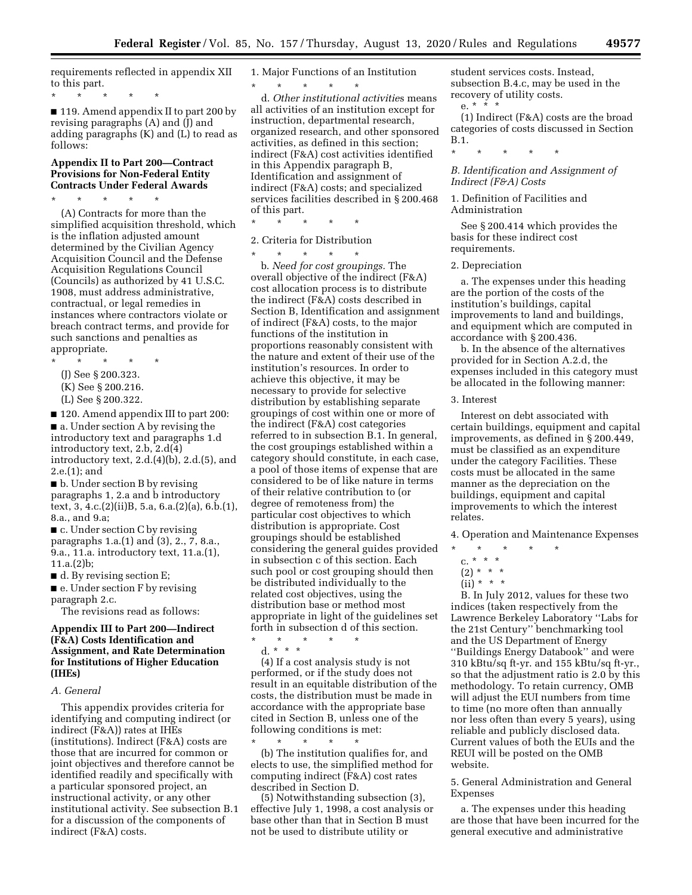requirements reflected in appendix XII to this part.

\* \* \* \* \*

■ 119. Amend appendix II to part 200 by revising paragraphs (A) and (J) and adding paragraphs (K) and (L) to read as follows:

**Appendix II to Part 200—Contract Provisions for Non-Federal Entity Contracts Under Federal Awards**

\* \* \* \* \*

(A) Contracts for more than the simplified acquisition threshold, which is the inflation adjusted amount determined by the Civilian Agency Acquisition Council and the Defense Acquisition Regulations Council (Councils) as authorized by 41 U.S.C. 1908, must address administrative, contractual, or legal remedies in instances where contractors violate or breach contract terms, and provide for such sanctions and penalties as appropriate.

\* \* \* \* \*

(J) See § 200.323.

(K) See § 200.216.

(L) See § 200.322.

■ 120. Amend appendix III to part 200:

■ a. Under section A by revising the introductory text and paragraphs 1.d introductory text, 2.b, 2.d(4) introductory text, 2.d.(4)(b), 2.d.(5), and 2.e.(1); and

■ b. Under section B by revising paragraphs 1, 2.a and b introductory text, 3, 4.c.(2)(ii)B, 5.a, 6.a.(2)(a), 6.b.(1), 8.a., and 9.a;

■ c. Under section C by revising paragraphs 1.a.(1) and (3), 2., 7, 8.a., 9.a., 11.a. introductory text, 11.a.(1), 11.a.(2)b;

■ d. By revising section E;

■ e. Under section F by revising paragraph 2.c.

The revisions read as follows:

**Appendix III to Part 200—Indirect (F&A) Costs Identification and Assignment, and Rate Determination for Institutions of Higher Education (IHEs)**

*A. General*

This appendix provides criteria for identifying and computing indirect (or indirect (F&A)) rates at IHEs (institutions). Indirect (F&A) costs are those that are incurred for common or joint objectives and therefore cannot be identified readily and specifically with a particular sponsored project, an instructional activity, or any other institutional activity. See subsection B.1 for a discussion of the components of indirect (F&A) costs.

1. Major Functions of an Institution

\* \* \* \* \*

d. *Other institutional activities* means all activities of an institution except for instruction, departmental research, organized research, and other sponsored activities, as defined in this section; indirect (F&A) cost activities identified in this Appendix paragraph B, Identification and assignment of indirect (F&A) costs; and specialized services facilities described in § 200.468 of this part.

\* \* \* \* \*

2. Criteria for Distribution

\* \* \* \* \*

b. *Need for cost groupings.* The overall objective of the indirect (F&A) cost allocation process is to distribute the indirect (F&A) costs described in Section B, Identification and assignment of indirect (F&A) costs, to the major functions of the institution in proportions reasonably consistent with the nature and extent of their use of the institution's resources. In order to achieve this objective, it may be necessary to provide for selective distribution by establishing separate groupings of cost within one or more of the indirect (F&A) cost categories referred to in subsection B.1. In general, the cost groupings established within a category should constitute, in each case, a pool of those items of expense that are considered to be of like nature in terms of their relative contribution to (or degree of remoteness from) the particular cost objectives to which distribution is appropriate. Cost groupings should be established considering the general guides provided in subsection c of this section. Each such pool or cost grouping should then be distributed individually to the related cost objectives, using the distribution base or method most appropriate in light of the guidelines set forth in subsection d of this section.

\* \* \* \* \*

d. \* \* \*

(4) If a cost analysis study is not performed, or if the study does not result in an equitable distribution of the costs, the distribution must be made in accordance with the appropriate base cited in Section B, unless one of the following conditions is met:

\* \* \* \* \*

(b) The institution qualifies for, and elects to use, the simplified method for computing indirect (F&A) cost rates described in Section D.

(5) Notwithstanding subsection (3), effective July 1, 1998, a cost analysis or base other than that in Section B must not be used to distribute utility or student services costs. Instead, subsection B.4.c, may be used in the recovery of utility costs.

e. \* \* \*

(1) Indirect (F&A) costs are the broad categories of costs discussed in Section B.1.

\* \* \* \* \*

*B. Identification and Assignment of Indirect (F&A) Costs*

1. Definition of Facilities and Administration

See § 200.414 which provides the basis for these indirect cost requirements.

2. Depreciation

a. The expenses under this heading are the portion of the costs of the institution's buildings, capital improvements to land and buildings, and equipment which are computed in accordance with § 200.436.

b. In the absence of the alternatives provided for in Section A.2.d, the expenses included in this category must be allocated in the following manner:

3. Interest

Interest on debt associated with certain buildings, equipment and capital improvements, as defined in § 200.449, must be classified as an expenditure under the category Facilities. These costs must be allocated in the same manner as the depreciation on the buildings, equipment and capital improvements to which the interest relates.

4. Operation and Maintenance Expenses

\* \* \* \* \*

c. \* \* \*

(2) \* \* \*

(ii) \* \* \*

B. In July 2012, values for these two indices (taken respectively from the Lawrence Berkeley Laboratory ''Labs for the 21st Century'' benchmarking tool and the US Department of Energy ''Buildings Energy Databook'' and were 310 kBtu/sq ft-yr. and 155 kBtu/sq ft-yr., so that the adjustment ratio is 2.0 by this methodology. To retain currency, OMB will adjust the EUI numbers from time to time (no more often than annually nor less often than every 5 years), using reliable and publicly disclosed data. Current values of both the EUIs and the REUI will be posted on the OMB website.

5. General Administration and General Expenses

a. The expenses under this heading are those that have been incurred for the general executive and administrative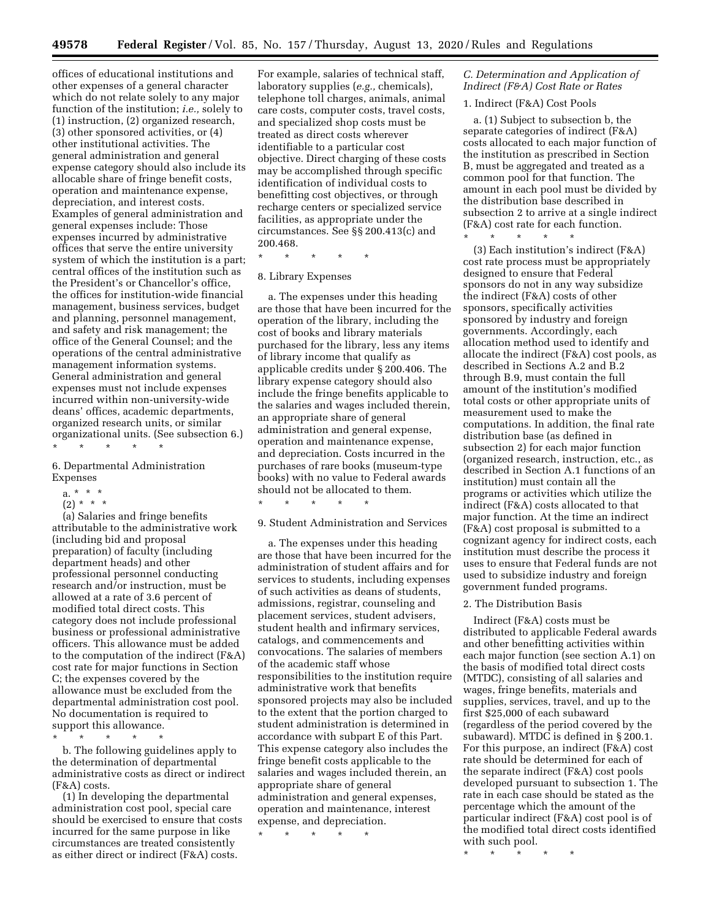offices of educational institutions and other expenses of a general character which do not relate solely to any major function of the institution; *i.e.,* solely to (1) instruction, (2) organized research, (3) other sponsored activities, or (4) other institutional activities. The general administration and general expense category should also include its allocable share of fringe benefit costs, operation and maintenance expense, depreciation, and interest costs. Examples of general administration and general expenses include: Those expenses incurred by administrative offices that serve the entire university system of which the institution is a part; central offices of the institution such as the President's or Chancellor's office, the offices for institution-wide financial management, business services, budget and planning, personnel management, and safety and risk management; the office of the General Counsel; and the operations of the central administrative management information systems. General administration and general expenses must not include expenses incurred within non-university-wide deans' offices, academic departments, organized research units, or similar organizational units. (See subsection 6.)

\* \* \* \* \*

6. Departmental Administration Expenses

a. \* \* \*

(2) \* \* \*

(a) Salaries and fringe benefits attributable to the administrative work (including bid and proposal preparation) of faculty (including department heads) and other professional personnel conducting research and/or instruction, must be allowed at a rate of 3.6 percent of modified total direct costs. This category does not include professional business or professional administrative officers. This allowance must be added to the computation of the indirect (F&A) cost rate for major functions in Section C; the expenses covered by the allowance must be excluded from the departmental administration cost pool. No documentation is required to support this allowance.

\* \* \* \* \*

b. The following guidelines apply to the determination of departmental administrative costs as direct or indirect (F&A) costs.

(1) In developing the departmental administration cost pool, special care should be exercised to ensure that costs incurred for the same purpose in like circumstances are treated consistently as either direct or indirect (F&A) costs. For example, salaries of technical staff, laboratory supplies (*e.g.,* chemicals), telephone toll charges, animals, animal care costs, computer costs, travel costs, and specialized shop costs must be treated as direct costs wherever identifiable to a particular cost objective. Direct charging of these costs may be accomplished through specific identification of individual costs to benefitting cost objectives, or through recharge centers or specialized service facilities, as appropriate under the circumstances. See §§ 200.413(c) and 200.468.

\* \* \* \* \*

8. Library Expenses

a. The expenses under this heading are those that have been incurred for the operation of the library, including the cost of books and library materials purchased for the library, less any items of library income that qualify as applicable credits under § 200.406. The library expense category should also include the fringe benefits applicable to the salaries and wages included therein, an appropriate share of general administration and general expense, operation and maintenance expense, and depreciation. Costs incurred in the purchases of rare books (museum-type books) with no value to Federal awards should not be allocated to them.

\* \* \* \* \*

9. Student Administration and Services

a. The expenses under this heading are those that have been incurred for the administration of student affairs and for services to students, including expenses of such activities as deans of students, admissions, registrar, counseling and placement services, student advisers, student health and infirmary services, catalogs, and commencements and convocations. The salaries of members of the academic staff whose responsibilities to the institution require administrative work that benefits sponsored projects may also be included to the extent that the portion charged to student administration is determined in accordance with subpart E of this Part. This expense category also includes the fringe benefit costs applicable to the salaries and wages included therein, an appropriate share of general administration and general expenses, operation and maintenance, interest expense, and depreciation.

\* \* \* \* \*

*C. Determination and Application of Indirect (F&A) Cost Rate or Rates*

1. Indirect (F&A) Cost Pools

a. (1) Subject to subsection b, the separate categories of indirect (F&A) costs allocated to each major function of the institution as prescribed in Section B, must be aggregated and treated as a common pool for that function. The amount in each pool must be divided by the distribution base described in subsection 2 to arrive at a single indirect (F&A) cost rate for each function.

\* \* \* \* \*

(3) Each institution's indirect (F&A) cost rate process must be appropriately designed to ensure that Federal sponsors do not in any way subsidize the indirect (F&A) costs of other sponsors, specifically activities sponsored by industry and foreign governments. Accordingly, each allocation method used to identify and allocate the indirect (F&A) cost pools, as described in Sections A.2 and B.2 through B.9, must contain the full amount of the institution's modified total costs or other appropriate units of measurement used to make the computations. In addition, the final rate distribution base (as defined in subsection 2) for each major function (organized research, instruction, etc., as described in Section A.1 functions of an institution) must contain all the programs or activities which utilize the indirect (F&A) costs allocated to that major function. At the time an indirect (F&A) cost proposal is submitted to a cognizant agency for indirect costs, each institution must describe the process it uses to ensure that Federal funds are not used to subsidize industry and foreign government funded programs.

2. The Distribution Basis

Indirect (F&A) costs must be distributed to applicable Federal awards and other benefitting activities within each major function (see section A.1) on the basis of modified total direct costs (MTDC), consisting of all salaries and wages, fringe benefits, materials and supplies, services, travel, and up to the first $25,000 of each subaward (regardless of the period covered by the subaward). MTDC is defined in § 200.1. For this purpose, an indirect (F&A) cost rate should be determined for each of the separate indirect (F&A) cost pools developed pursuant to subsection 1. The rate in each case should be stated as the percentage which the amount of the particular indirect (F&A) cost pool is of the modified total direct costs identified with such pool.

\* \* \* \* \*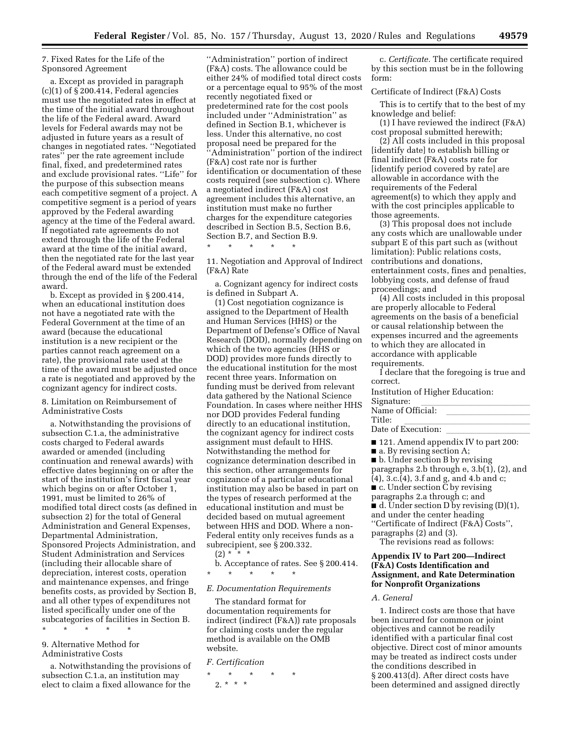7. Fixed Rates for the Life of the Sponsored Agreement

a. Except as provided in paragraph (c)(1) of § 200.414, Federal agencies must use the negotiated rates in effect at the time of the initial award throughout the life of the Federal award. Award levels for Federal awards may not be adjusted in future years as a result of changes in negotiated rates. ''Negotiated rates'' per the rate agreement include final, fixed, and predetermined rates and exclude provisional rates. ''Life'' for the purpose of this subsection means each competitive segment of a project. A competitive segment is a period of years approved by the Federal awarding agency at the time of the Federal award. If negotiated rate agreements do not extend through the life of the Federal award at the time of the initial award, then the negotiated rate for the last year of the Federal award must be extended through the end of the life of the Federal award.

b. Except as provided in § 200.414, when an educational institution does not have a negotiated rate with the Federal Government at the time of an award (because the educational institution is a new recipient or the parties cannot reach agreement on a rate), the provisional rate used at the time of the award must be adjusted once a rate is negotiated and approved by the cognizant agency for indirect costs.

8. Limitation on Reimbursement of Administrative Costs

a. Notwithstanding the provisions of subsection C.1.a, the administrative costs charged to Federal awards awarded or amended (including continuation and renewal awards) with effective dates beginning on or after the start of the institution's first fiscal year which begins on or after October 1, 1991, must be limited to 26% of modified total direct costs (as defined in subsection 2) for the total of General Administration and General Expenses, Departmental Administration, Sponsored Projects Administration, and Student Administration and Services (including their allocable share of depreciation, interest costs, operation and maintenance expenses, and fringe benefits costs, as provided by Section B, and all other types of expenditures not listed specifically under one of the subcategories of facilities in Section B.

\* \* \* \* \*

9. Alternative Method for Administrative Costs

a. Notwithstanding the provisions of subsection C.1.a, an institution may elect to claim a fixed allowance for the ''Administration'' portion of indirect (F&A) costs. The allowance could be either 24% of modified total direct costs or a percentage equal to 95% of the most recently negotiated fixed or predetermined rate for the cost pools included under ''Administration'' as defined in Section B.1, whichever is less. Under this alternative, no cost proposal need be prepared for the ''Administration'' portion of the indirect (F&A) cost rate nor is further identification or documentation of these costs required (see subsection c). Where a negotiated indirect (F&A) cost agreement includes this alternative, an institution must make no further charges for the expenditure categories described in Section B.5, Section B.6, Section B.7, and Section B.9.

\* \* \* \* \*

11. Negotiation and Approval of Indirect (F&A) Rate

a. Cognizant agency for indirect costs is defined in Subpart A.

(1) Cost negotiation cognizance is assigned to the Department of Health and Human Services (HHS) or the Department of Defense's Office of Naval Research (DOD), normally depending on which of the two agencies (HHS or DOD) provides more funds directly to the educational institution for the most recent three years. Information on funding must be derived from relevant data gathered by the National Science Foundation. In cases where neither HHS nor DOD provides Federal funding directly to an educational institution, the cognizant agency for indirect costs assignment must default to HHS. Notwithstanding the method for cognizance determination described in this section, other arrangements for cognizance of a particular educational institution may also be based in part on the types of research performed at the educational institution and must be decided based on mutual agreement between HHS and DOD. Where a non-Federal entity only receives funds as a subrecipient, see § 200.332.

(2) \* \* \*

b. Acceptance of rates. See § 200.414.

\* \* \* \* \*

*E. Documentation Requirements*

The standard format for documentation requirements for indirect (indirect (F&A)) rate proposals for claiming costs under the regular method is available on the OMB website.

*F. Certification*

\* \* \* \* \*

2. \* \* \*

c. *Certificate.* The certificate required by this section must be in the following form:

Certificate of Indirect (F&A) Costs

This is to certify that to the best of my knowledge and belief:

(1) I have reviewed the indirect (F&A) cost proposal submitted herewith;

(2) All costs included in this proposal [identify date] to establish billing or final indirect (F&A) costs rate for [identify period covered by rate] are allowable in accordance with the requirements of the Federal agreement(s) to which they apply and with the cost principles applicable to those agreements.

(3) This proposal does not include any costs which are unallowable under subpart E of this part such as (without limitation): Public relations costs, contributions and donations, entertainment costs, fines and penalties, lobbying costs, and defense of fraud proceedings; and

(4) All costs included in this proposal are properly allocable to Federal agreements on the basis of a beneficial or causal relationship between the expenses incurred and the agreements to which they are allocated in accordance with applicable requirements.

I declare that the foregoing is true and correct.

Institution of Higher Education:
Signature: \_\_\_\_\_\_\_\_\_\_\_\_
Name of Official: \_\_\_\_\_\_\_\_\_\_\_\_
Title: \_\_\_\_\_\_\_\_\_\_\_\_
Date of Execution: \_\_\_\_\_\_\_\_\_\_\_\_

■ 121. Amend appendix IV to part 200:
■ a. By revising section A;
■ b. Under section B by revising paragraphs 2.b through e, 3.b(1), (2), and (4), 3.c.(4), 3.f and g, and 4.b and c;
■ c. Under section C by revising paragraphs 2.a through c; and
■ d. Under section D by revising (D)(1), and under the center heading ''Certificate of Indirect (F&A) Costs'', paragraphs (2) and (3).

The revisions read as follows:

## Appendix IV to Part 200—Indirect (F&A) Costs Identification and Assignment, and Rate Determination for Nonprofit Organizations

*A. General*

1. Indirect costs are those that have been incurred for common or joint objectives and cannot be readily identified with a particular final cost objective. Direct cost of minor amounts may be treated as indirect costs under the conditions described in § 200.413(d). After direct costs have been determined and assigned directly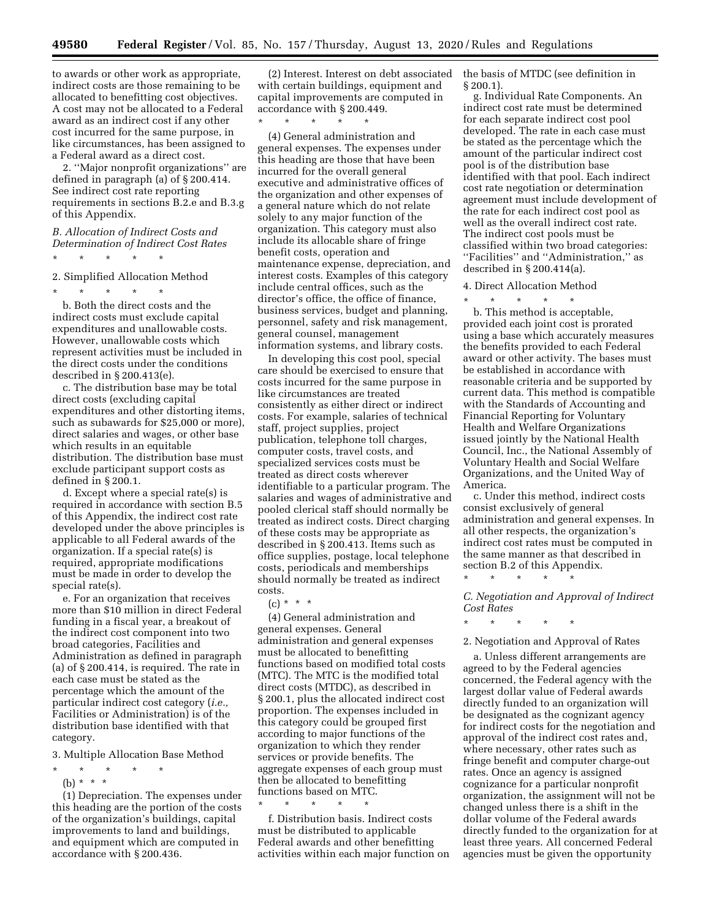to awards or other work as appropriate, indirect costs are those remaining to be allocated to benefitting cost objectives. A cost may not be allocated to a Federal award as an indirect cost if any other cost incurred for the same purpose, in like circumstances, has been assigned to a Federal award as a direct cost.

2. ''Major nonprofit organizations'' are defined in paragraph (a) of § 200.414. See indirect cost rate reporting requirements in sections B.2.e and B.3.g of this Appendix.

*B. Allocation of Indirect Costs and Determination of Indirect Cost Rates*

\* \* \* \* \*

2. Simplified Allocation Method

\* \* \* \* \*

b. Both the direct costs and the indirect costs must exclude capital expenditures and unallowable costs. However, unallowable costs which represent activities must be included in the direct costs under the conditions described in § 200.413(e).

c. The distribution base may be total direct costs (excluding capital expenditures and other distorting items, such as subawards for $25,000 or more), direct salaries and wages, or other base which results in an equitable distribution. The distribution base must exclude participant support costs as defined in § 200.1.

d. Except where a special rate(s) is required in accordance with section B.5 of this Appendix, the indirect cost rate developed under the above principles is applicable to all Federal awards of the organization. If a special rate(s) is required, appropriate modifications must be made in order to develop the special rate(s).

e. For an organization that receives more than $10 million in direct Federal funding in a fiscal year, a breakout of the indirect cost component into two broad categories, Facilities and Administration as defined in paragraph (a) of § 200.414, is required. The rate in each case must be stated as the percentage which the amount of the particular indirect cost category (*i.e.,* Facilities or Administration) is of the distribution base identified with that category.

3. Multiple Allocation Base Method

\* \* \* \* \*

(b) \* \* \*

(1) Depreciation. The expenses under this heading are the portion of the costs of the organization's buildings, capital improvements to land and buildings, and equipment which are computed in accordance with § 200.436.

(2) Interest. Interest on debt associated with certain buildings, equipment and capital improvements are computed in accordance with § 200.449.

\* \* \* \* \*

(4) General administration and general expenses. The expenses under this heading are those that have been incurred for the overall general executive and administrative offices of the organization and other expenses of a general nature which do not relate solely to any major function of the organization. This category must also include its allocable share of fringe benefit costs, operation and maintenance expense, depreciation, and interest costs. Examples of this category include central offices, such as the director's office, the office of finance, business services, budget and planning, personnel, safety and risk management, general counsel, management information systems, and library costs.

In developing this cost pool, special care should be exercised to ensure that costs incurred for the same purpose in like circumstances are treated consistently as either direct or indirect costs. For example, salaries of technical staff, project supplies, project publication, telephone toll charges, computer costs, travel costs, and specialized services costs must be treated as direct costs wherever identifiable to a particular program. The salaries and wages of administrative and pooled clerical staff should normally be treated as indirect costs. Direct charging of these costs may be appropriate as described in § 200.413. Items such as office supplies, postage, local telephone costs, periodicals and memberships should normally be treated as indirect costs.

(c) \* \* \*

(4) General administration and general expenses. General administration and general expenses must be allocated to benefitting functions based on modified total costs (MTC). The MTC is the modified total direct costs (MTDC), as described in § 200.1, plus the allocated indirect cost proportion. The expenses included in this category could be grouped first according to major functions of the organization to which they render services or provide benefits. The aggregate expenses of each group must then be allocated to benefitting functions based on MTC.

\* \* \* \* \*

f. Distribution basis. Indirect costs must be distributed to applicable Federal awards and other benefitting activities within each major function on the basis of MTDC (see definition in § 200.1).

g. Individual Rate Components. An indirect cost rate must be determined for each separate indirect cost pool developed. The rate in each case must be stated as the percentage which the amount of the particular indirect cost pool is of the distribution base identified with that pool. Each indirect cost rate negotiation or determination agreement must include development of the rate for each indirect cost pool as well as the overall indirect cost rate. The indirect cost pools must be classified within two broad categories: ''Facilities'' and ''Administration,'' as described in § 200.414(a).

4. Direct Allocation Method

\* \* \* \* \*

b. This method is acceptable, provided each joint cost is prorated using a base which accurately measures the benefits provided to each Federal award or other activity. The bases must be established in accordance with reasonable criteria and be supported by current data. This method is compatible with the Standards of Accounting and Financial Reporting for Voluntary Health and Welfare Organizations issued jointly by the National Health Council, Inc., the National Assembly of Voluntary Health and Social Welfare Organizations, and the United Way of America.

c. Under this method, indirect costs consist exclusively of general administration and general expenses. In all other respects, the organization's indirect cost rates must be computed in the same manner as that described in section B.2 of this Appendix.

\* \* \* \* \*

*C. Negotiation and Approval of Indirect Cost Rates*

\* \* \* \* \*

2. Negotiation and Approval of Rates

a. Unless different arrangements are agreed to by the Federal agencies concerned, the Federal agency with the largest dollar value of Federal awards directly funded to an organization will be designated as the cognizant agency for indirect costs for the negotiation and approval of the indirect cost rates and, where necessary, other rates such as fringe benefit and computer charge-out rates. Once an agency is assigned cognizance for a particular nonprofit organization, the assignment will not be changed unless there is a shift in the dollar volume of the Federal awards directly funded to the organization for at least three years. All concerned Federal agencies must be given the opportunity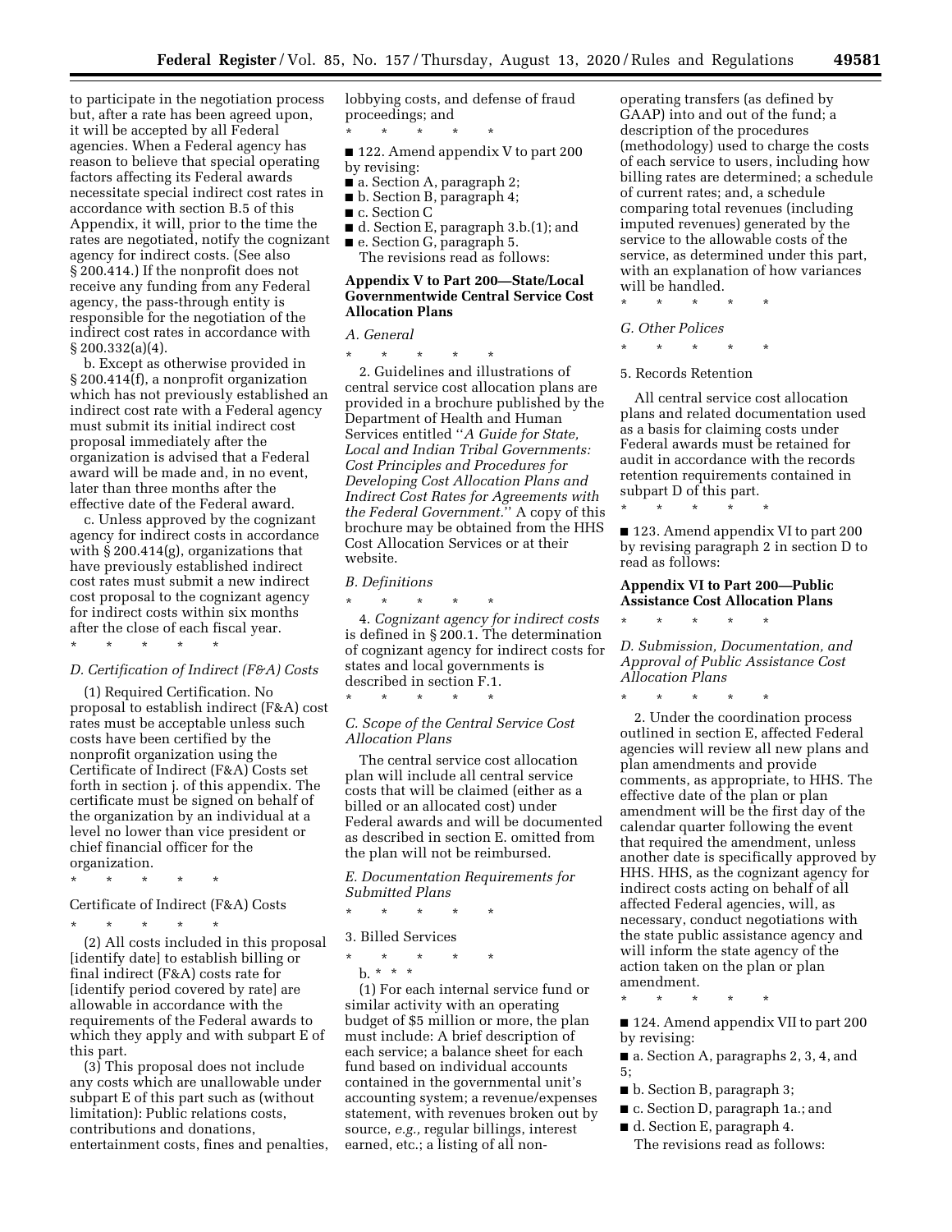to participate in the negotiation process but, after a rate has been agreed upon, it will be accepted by all Federal agencies. When a Federal agency has reason to believe that special operating factors affecting its Federal awards necessitate special indirect cost rates in accordance with section B.5 of this Appendix, it will, prior to the time the rates are negotiated, notify the cognizant agency for indirect costs. (See also § 200.414.) If the nonprofit does not receive any funding from any Federal agency, the pass-through entity is responsible for the negotiation of the indirect cost rates in accordance with § 200.332(a)(4).

b. Except as otherwise provided in § 200.414(f), a nonprofit organization which has not previously established an indirect cost rate with a Federal agency must submit its initial indirect cost proposal immediately after the organization is advised that a Federal award will be made and, in no event, later than three months after the effective date of the Federal award.

c. Unless approved by the cognizant agency for indirect costs in accordance with § 200.414(g), organizations that have previously established indirect cost rates must submit a new indirect cost proposal to the cognizant agency for indirect costs within six months after the close of each fiscal year.

\* \* \* \* \*

*D. Certification of Indirect (F&A) Costs*

(1) Required Certification. No proposal to establish indirect (F&A) cost rates must be acceptable unless such costs have been certified by the nonprofit organization using the Certificate of Indirect (F&A) Costs set forth in section j. of this appendix. The certificate must be signed on behalf of the organization by an individual at a level no lower than vice president or chief financial officer for the organization.

\* \* \* \* \*

Certificate of Indirect (F&A) Costs

\* \* \* \* \*

(2) All costs included in this proposal [identify date] to establish billing or final indirect (F&A) costs rate for [identify period covered by rate] are allowable in accordance with the requirements of the Federal awards to which they apply and with subpart E of this part.

(3) This proposal does not include any costs which are unallowable under subpart E of this part such as (without limitation): Public relations costs, contributions and donations, entertainment costs, fines and penalties, lobbying costs, and defense of fraud proceedings; and

\* \* \* \* \*

■ 122. Amend appendix V to part 200 by revising:

■ a. Section A, paragraph 2;

■ b. Section B, paragraph 4;

■ c. Section C

■ d. Section E, paragraph 3.b.(1); and

■ e. Section G, paragraph 5.

The revisions read as follows:

**Appendix V to Part 200—State/Local Governmentwide Central Service Cost Allocation Plans**

*A. General*

\* \* \* \* \*

2. Guidelines and illustrations of central service cost allocation plans are provided in a brochure published by the Department of Health and Human Services entitled "*A Guide for State, Local and Indian Tribal Governments: Cost Principles and Procedures for Developing Cost Allocation Plans and Indirect Cost Rates for Agreements with the Federal Government.*" A copy of this brochure may be obtained from the HHS Cost Allocation Services or at their website.

*B. Definitions*

\* \* \* \* \*

4. *Cognizant agency for indirect costs* is defined in § 200.1. The determination of cognizant agency for indirect costs for states and local governments is described in section F.1.

\* \* \* \* \*

*C. Scope of the Central Service Cost Allocation Plans*

The central service cost allocation plan will include all central service costs that will be claimed (either as a billed or an allocated cost) under Federal awards and will be documented as described in section E. omitted from the plan will not be reimbursed.

*E. Documentation Requirements for Submitted Plans*

\* \* \* \* \*

3. Billed Services

\* \* \* \* \*

b. \* \* \*

(1) For each internal service fund or similar activity with an operating budget of $5 million or more, the plan must include: A brief description of each service; a balance sheet for each fund based on individual accounts contained in the governmental unit's accounting system; a revenue/expenses statement, with revenues broken out by source, *e.g.,* regular billings, interest earned, etc.; a listing of all non-operating transfers (as defined by GAAP) into and out of the fund; a description of the procedures (methodology) used to charge the costs of each service to users, including how billing rates are determined; a schedule of current rates; and, a schedule comparing total revenues (including imputed revenues) generated by the service to the allowable costs of the service, as determined under this part, with an explanation of how variances will be handled.

\* \* \* \* \*

*G. Other Polices*

\* \* \* \* \*

5. Records Retention

All central service cost allocation plans and related documentation used as a basis for claiming costs under Federal awards must be retained for audit in accordance with the records retention requirements contained in subpart D of this part.

\* \* \* \* \*

■ 123. Amend appendix VI to part 200 by revising paragraph 2 in section D to read as follows:

**Appendix VI to Part 200—Public Assistance Cost Allocation Plans**

\* \* \* \* \*

*D. Submission, Documentation, and Approval of Public Assistance Cost Allocation Plans*

\* \* \* \* \*

2. Under the coordination process outlined in section E, affected Federal agencies will review all new plans and plan amendments and provide comments, as appropriate, to HHS. The effective date of the plan or plan amendment will be the first day of the calendar quarter following the event that required the amendment, unless another date is specifically approved by HHS. HHS, as the cognizant agency for indirect costs acting on behalf of all affected Federal agencies, will, as necessary, conduct negotiations with the state public assistance agency and will inform the state agency of the action taken on the plan or plan amendment.

\* \* \* \* \*

■ 124. Amend appendix VII to part 200 by revising:

■ a. Section A, paragraphs 2, 3, 4, and 5;

■ b. Section B, paragraph 3;

■ c. Section D, paragraph 1a.; and

■ d. Section E, paragraph 4.

The revisions read as follows: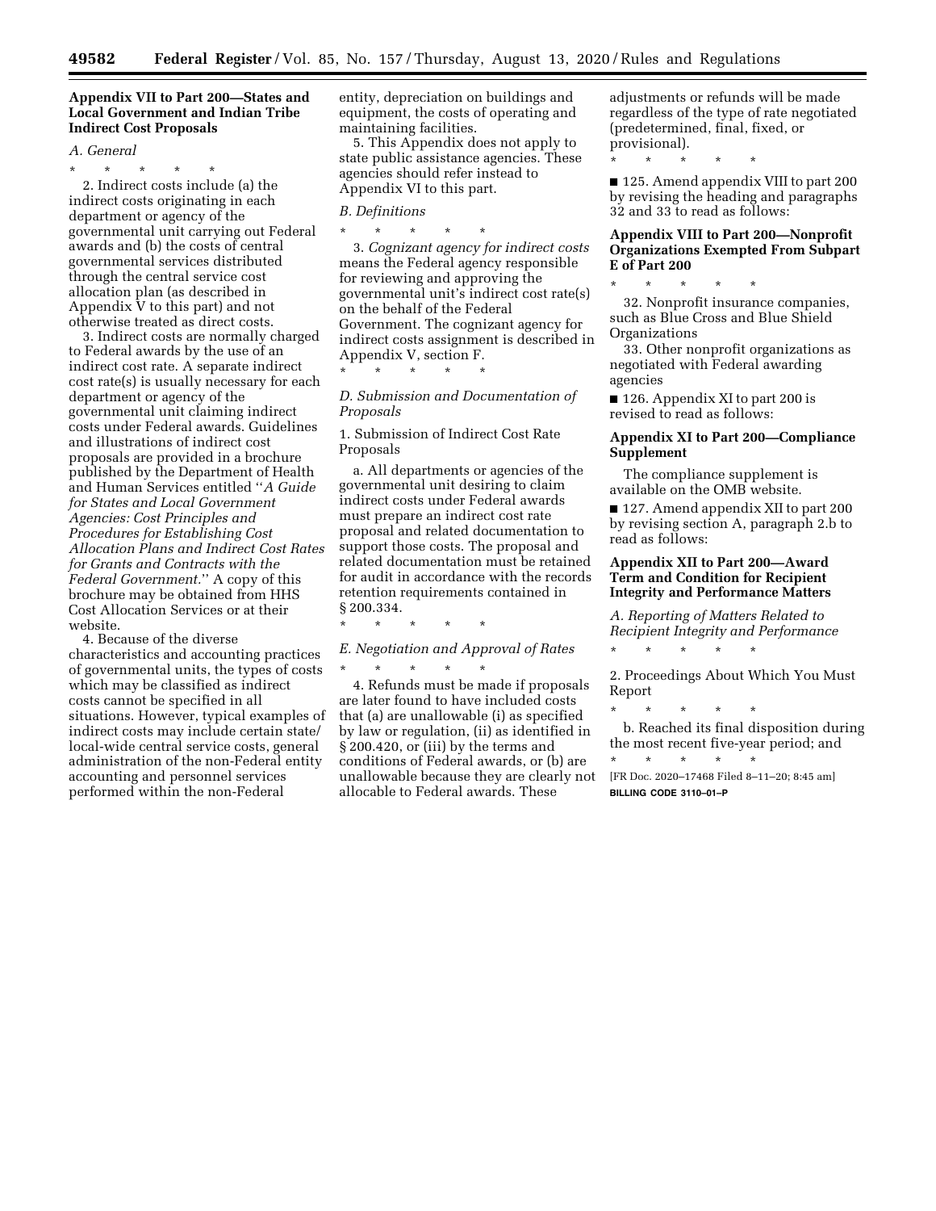### Appendix VII to Part 200—States and Local Government and Indian Tribe Indirect Cost Proposals

*A. General*

\* \* \* \* \*

2. Indirect costs include (a) the indirect costs originating in each department or agency of the governmental unit carrying out Federal awards and (b) the costs of central governmental services distributed through the central service cost allocation plan (as described in Appendix V to this part) and not otherwise treated as direct costs.

3. Indirect costs are normally charged to Federal awards by the use of an indirect cost rate. A separate indirect cost rate(s) is usually necessary for each department or agency of the governmental unit claiming indirect costs under Federal awards. Guidelines and illustrations of indirect cost proposals are provided in a brochure published by the Department of Health and Human Services entitled ''*A Guide for States and Local Government Agencies: Cost Principles and Procedures for Establishing Cost Allocation Plans and Indirect Cost Rates for Grants and Contracts with the Federal Government.*'' A copy of this brochure may be obtained from HHS Cost Allocation Services or at their website.

4. Because of the diverse characteristics and accounting practices of governmental units, the types of costs which may be classified as indirect costs cannot be specified in all situations. However, typical examples of indirect costs may include certain state/local-wide central service costs, general administration of the non-Federal entity accounting and personnel services performed within the non-Federal entity, depreciation on buildings and equipment, the costs of operating and maintaining facilities.

5. This Appendix does not apply to state public assistance agencies. These agencies should refer instead to Appendix VI to this part.

*B. Definitions*

\* \* \* \* \*

3. *Cognizant agency for indirect costs* means the Federal agency responsible for reviewing and approving the governmental unit's indirect cost rate(s) on the behalf of the Federal Government. The cognizant agency for indirect costs assignment is described in Appendix V, section F.

\* \* \* \* \*

*D. Submission and Documentation of Proposals*

1. Submission of Indirect Cost Rate Proposals

a. All departments or agencies of the governmental unit desiring to claim indirect costs under Federal awards must prepare an indirect cost rate proposal and related documentation to support those costs. The proposal and related documentation must be retained for audit in accordance with the records retention requirements contained in § 200.334.

\* \* \* \* \*

*E. Negotiation and Approval of Rates*

\* \* \* \* \*

4. Refunds must be made if proposals are later found to have included costs that (a) are unallowable (i) as specified by law or regulation, (ii) as identified in § 200.420, or (iii) by the terms and conditions of Federal awards, or (b) are unallowable because they are clearly not allocable to Federal awards. These adjustments or refunds will be made regardless of the type of rate negotiated (predetermined, final, fixed, or provisional).

\* \* \* \* \*

■ 125. Amend appendix VIII to part 200 by revising the heading and paragraphs 32 and 33 to read as follows:

### Appendix VIII to Part 200—Nonprofit Organizations Exempted From Subpart E of Part 200

\* \* \* \* \*

32. Nonprofit insurance companies, such as Blue Cross and Blue Shield Organizations

33. Other nonprofit organizations as negotiated with Federal awarding agencies

■ 126. Appendix XI to part 200 is revised to read as follows:

### Appendix XI to Part 200—Compliance Supplement

The compliance supplement is available on the OMB website.

■ 127. Amend appendix XII to part 200 by revising section A, paragraph 2.b to read as follows:

### Appendix XII to Part 200—Award Term and Condition for Recipient Integrity and Performance Matters

*A. Reporting of Matters Related to Recipient Integrity and Performance*

\* \* \* \* \*

2. Proceedings About Which You Must Report

\* \* \* \* \*

b. Reached its final disposition during the most recent five-year period; and

\* \* \* \* \*

[FR Doc. 2020–17468 Filed 8–11–20; 8:45 am]

**BILLING CODE 3110–01–P**